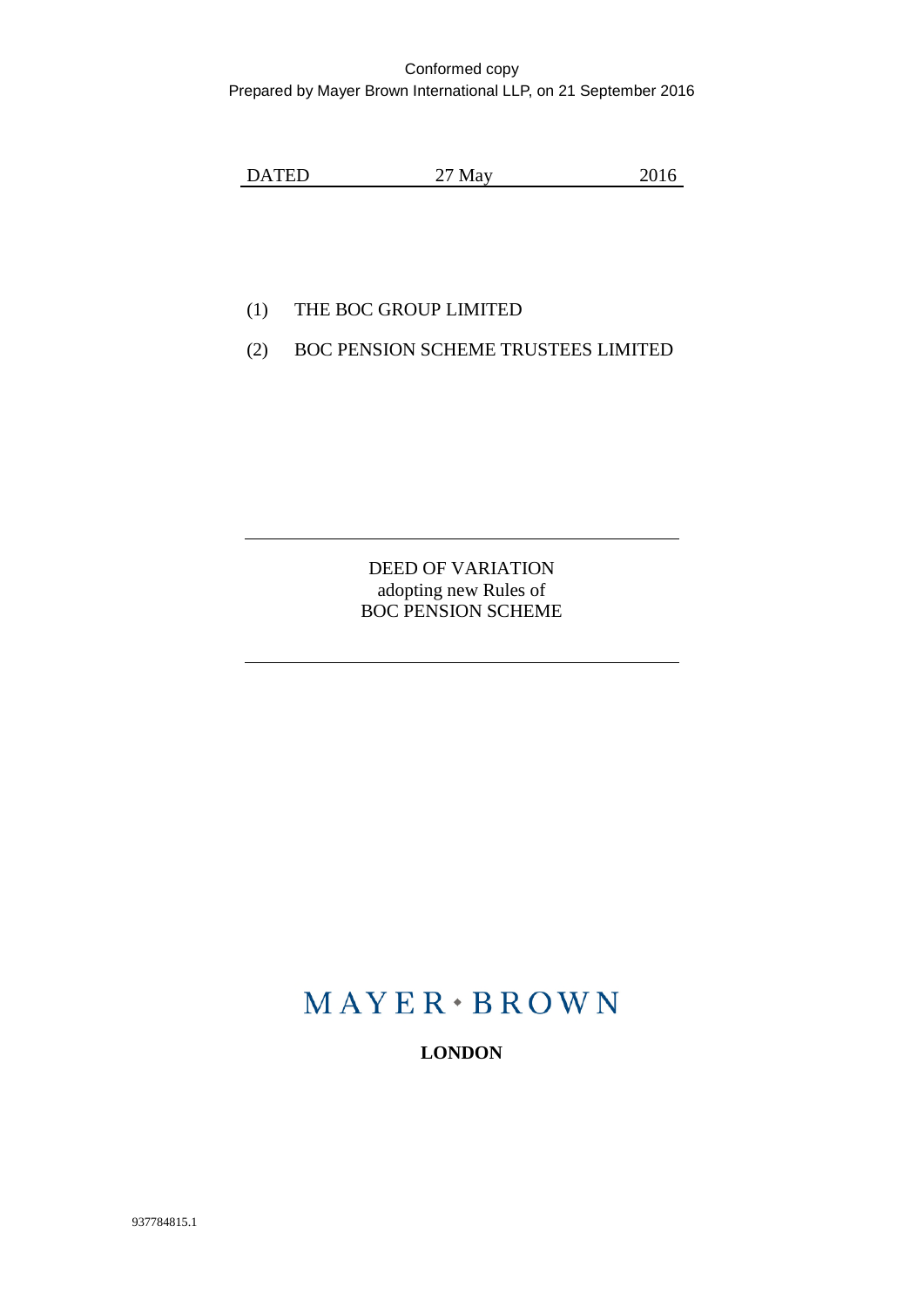Conformed copy
Prepared by Mayer Brown International LLP, on 21 September 2016

DATED 27 May 2016

(1) THE BOC GROUP LIMITED

(2) BOC PENSION SCHEME TRUSTEES LIMITED

---

DEED OF VARIATION
adopting new Rules of
BOC PENSION SCHEME

---

MAYER • BROWN

**LONDON**

937784815.1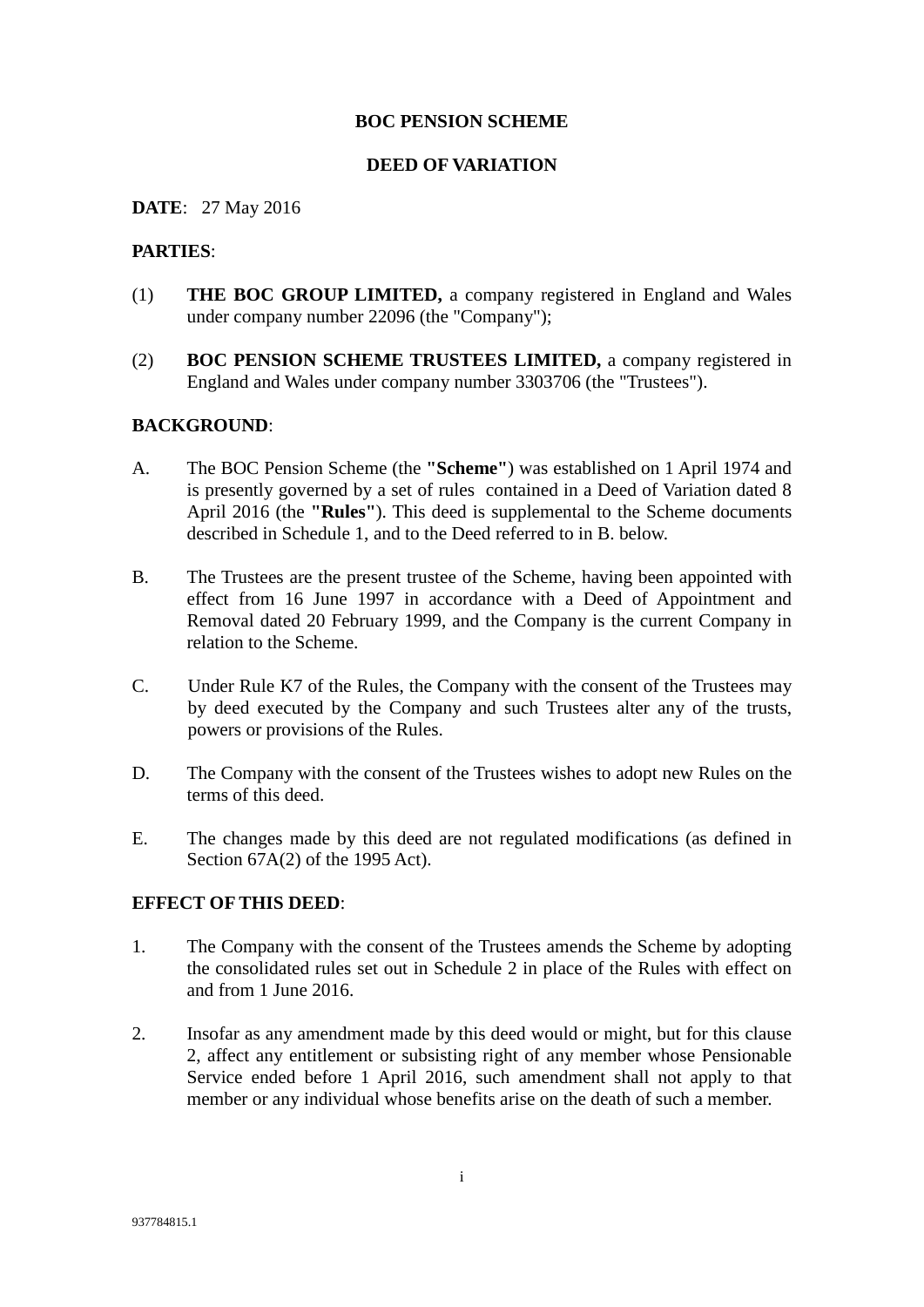**BOC PENSION SCHEME**

**DEED OF VARIATION**

**DATE**: 27 May 2016

**PARTIES**:

(1) **THE BOC GROUP LIMITED,** a company registered in England and Wales under company number 22096 (the "Company");

(2) **BOC PENSION SCHEME TRUSTEES LIMITED,** a company registered in England and Wales under company number 3303706 (the "Trustees").

**BACKGROUND**:

A. The BOC Pension Scheme (the **"Scheme"**) was established on 1 April 1974 and is presently governed by a set of rules contained in a Deed of Variation dated 8 April 2016 (the **"Rules"**). This deed is supplemental to the Scheme documents described in Schedule 1, and to the Deed referred to in B. below.

B. The Trustees are the present trustee of the Scheme, having been appointed with effect from 16 June 1997 in accordance with a Deed of Appointment and Removal dated 20 February 1999, and the Company is the current Company in relation to the Scheme.

C. Under Rule K7 of the Rules, the Company with the consent of the Trustees may by deed executed by the Company and such Trustees alter any of the trusts, powers or provisions of the Rules.

D. The Company with the consent of the Trustees wishes to adopt new Rules on the terms of this deed.

E. The changes made by this deed are not regulated modifications (as defined in Section 67A(2) of the 1995 Act).

**EFFECT OF THIS DEED**:

1. The Company with the consent of the Trustees amends the Scheme by adopting the consolidated rules set out in Schedule 2 in place of the Rules with effect on and from 1 June 2016.

2. Insofar as any amendment made by this deed would or might, but for this clause 2, affect any entitlement or subsisting right of any member whose Pensionable Service ended before 1 April 2016, such amendment shall not apply to that member or any individual whose benefits arise on the death of such a member.

937784815.1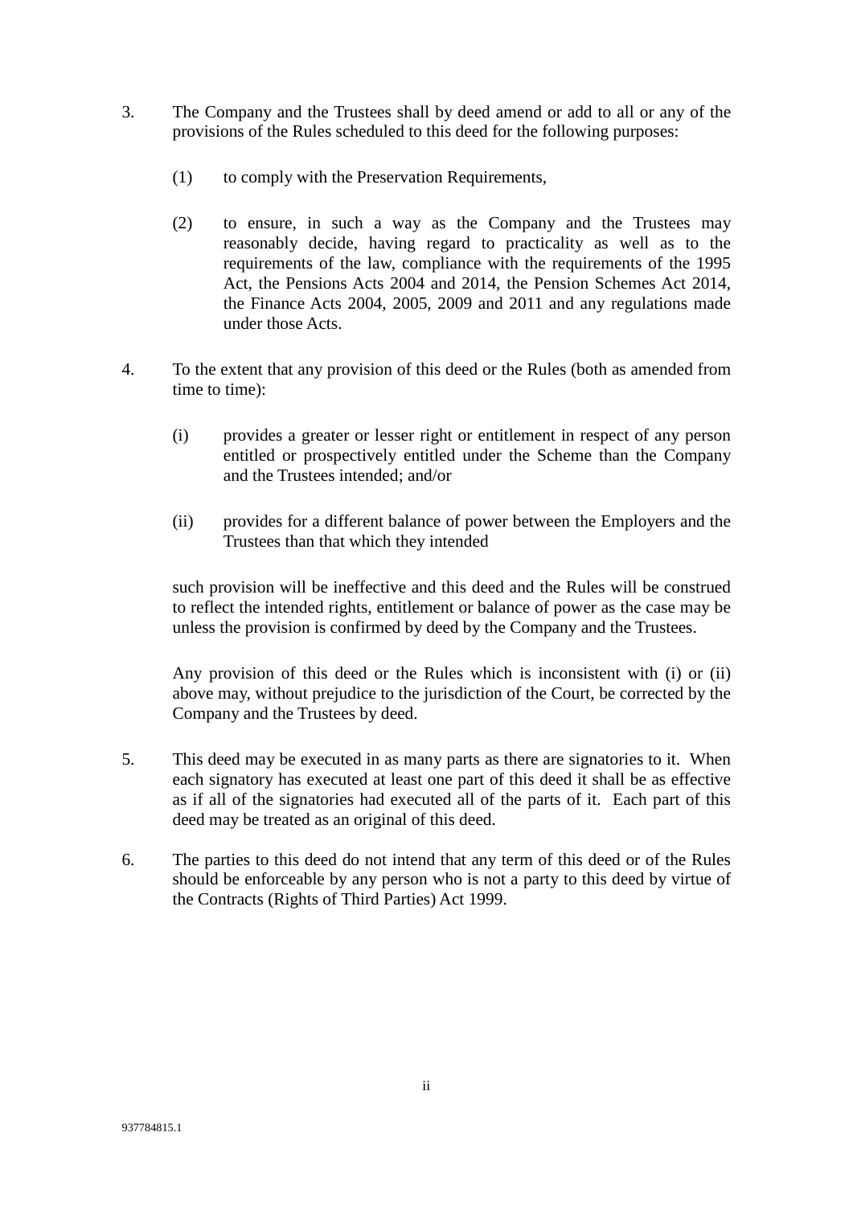3. The Company and the Trustees shall by deed amend or add to all or any of the provisions of the Rules scheduled to this deed for the following purposes:

   (1) to comply with the Preservation Requirements,

   (2) to ensure, in such a way as the Company and the Trustees may reasonably decide, having regard to practicality as well as to the requirements of the law, compliance with the requirements of the 1995 Act, the Pensions Acts 2004 and 2014, the Pension Schemes Act 2014, the Finance Acts 2004, 2005, 2009 and 2011 and any regulations made under those Acts.

4. To the extent that any provision of this deed or the Rules (both as amended from time to time):

   (i) provides a greater or lesser right or entitlement in respect of any person entitled or prospectively entitled under the Scheme than the Company and the Trustees intended; and/or

   (ii) provides for a different balance of power between the Employers and the Trustees than that which they intended

   such provision will be ineffective and this deed and the Rules will be construed to reflect the intended rights, entitlement or balance of power as the case may be unless the provision is confirmed by deed by the Company and the Trustees.

   Any provision of this deed or the Rules which is inconsistent with (i) or (ii) above may, without prejudice to the jurisdiction of the Court, be corrected by the Company and the Trustees by deed.

5. This deed may be executed in as many parts as there are signatories to it. When each signatory has executed at least one part of this deed it shall be as effective as if all of the signatories had executed all of the parts of it. Each part of this deed may be treated as an original of this deed.

6. The parties to this deed do not intend that any term of this deed or of the Rules should be enforceable by any person who is not a party to this deed by virtue of the Contracts (Rights of Third Parties) Act 1999.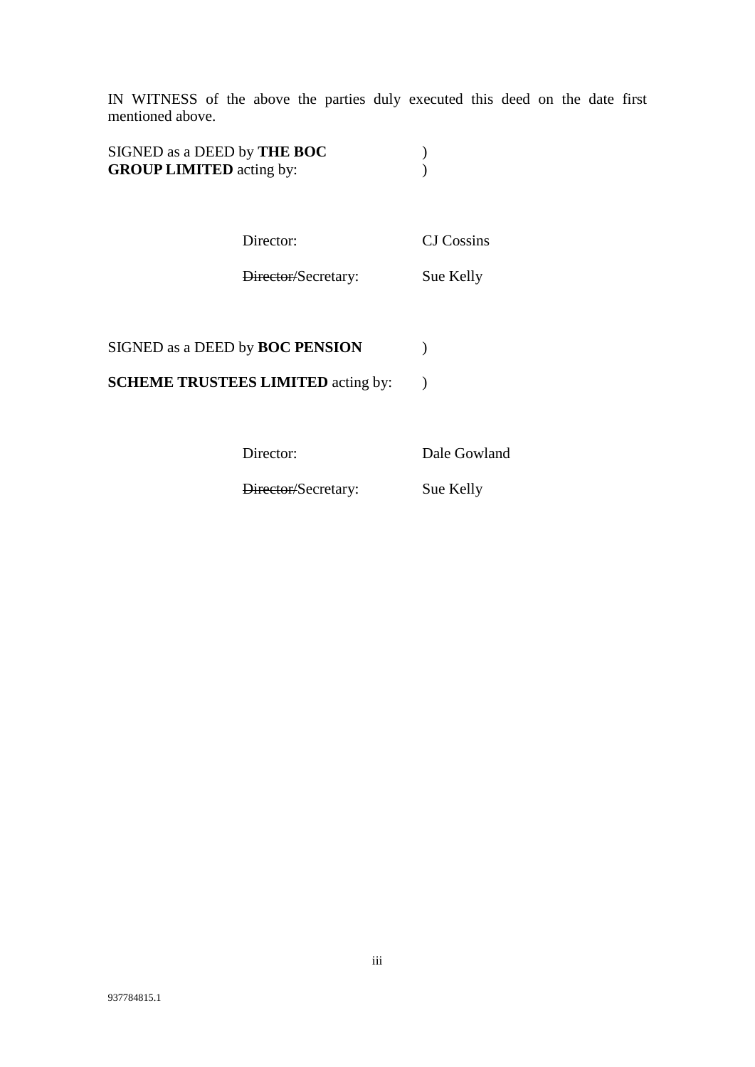IN WITNESS of the above the parties duly executed this deed on the date first mentioned above.

SIGNED as a DEED by **THE BOC GROUP LIMITED** acting by: )

| | |
|---|---|
| Director: | CJ Cossins |
| ~~Director~~/Secretary: | Sue Kelly |

SIGNED as a DEED by **BOC PENSION SCHEME TRUSTEES LIMITED** acting by: )

| | |
|---|---|
| Director: | Dale Gowland |
| ~~Director~~/Secretary: | Sue Kelly |

937784815.1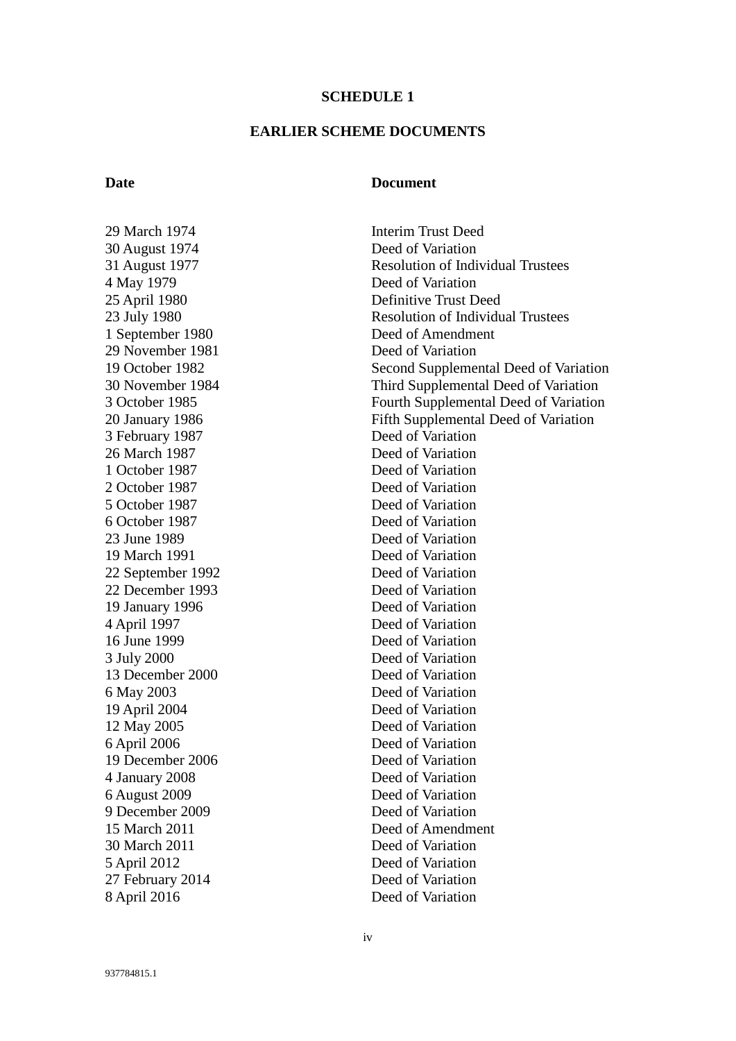# SCHEDULE 1

## EARLIER SCHEME DOCUMENTS

| **Date** | **Document** |
|---|---|
| 29 March 1974 | Interim Trust Deed |
| 30 August 1974 | Deed of Variation |
| 31 August 1977 | Resolution of Individual Trustees |
| 4 May 1979 | Deed of Variation |
| 25 April 1980 | Definitive Trust Deed |
| 23 July 1980 | Resolution of Individual Trustees |
| 1 September 1980 | Deed of Amendment |
| 29 November 1981 | Deed of Variation |
| 19 October 1982 | Second Supplemental Deed of Variation |
| 30 November 1984 | Third Supplemental Deed of Variation |
| 3 October 1985 | Fourth Supplemental Deed of Variation |
| 20 January 1986 | Fifth Supplemental Deed of Variation |
| 3 February 1987 | Deed of Variation |
| 26 March 1987 | Deed of Variation |
| 1 October 1987 | Deed of Variation |
| 2 October 1987 | Deed of Variation |
| 5 October 1987 | Deed of Variation |
| 6 October 1987 | Deed of Variation |
| 23 June 1989 | Deed of Variation |
| 19 March 1991 | Deed of Variation |
| 22 September 1992 | Deed of Variation |
| 22 December 1993 | Deed of Variation |
| 19 January 1996 | Deed of Variation |
| 4 April 1997 | Deed of Variation |
| 16 June 1999 | Deed of Variation |
| 3 July 2000 | Deed of Variation |
| 13 December 2000 | Deed of Variation |
| 6 May 2003 | Deed of Variation |
| 19 April 2004 | Deed of Variation |
| 12 May 2005 | Deed of Variation |
| 6 April 2006 | Deed of Variation |
| 19 December 2006 | Deed of Variation |
| 4 January 2008 | Deed of Variation |
| 6 August 2009 | Deed of Variation |
| 9 December 2009 | Deed of Variation |
| 15 March 2011 | Deed of Amendment |
| 30 March 2011 | Deed of Variation |
| 5 April 2012 | Deed of Variation |
| 27 February 2014 | Deed of Variation |
| 8 April 2016 | Deed of Variation |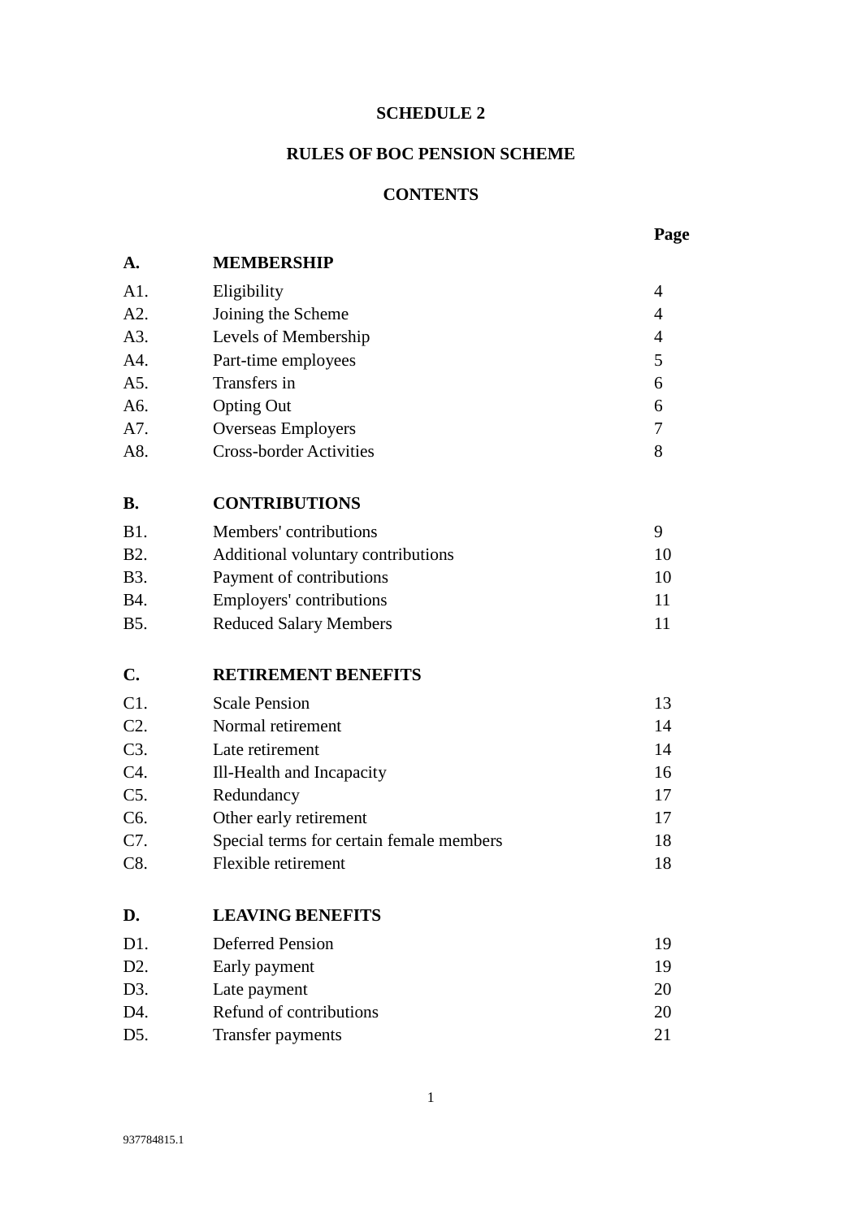**SCHEDULE 2**

**RULES OF BOC PENSION SCHEME**

**CONTENTS**

| | | **Page** |
|---|---|---|
| **A.** | **MEMBERSHIP** | |
| A1. | Eligibility | 4 |
| A2. | Joining the Scheme | 4 |
| A3. | Levels of Membership | 4 |
| A4. | Part-time employees | 5 |
| A5. | Transfers in | 6 |
| A6. | Opting Out | 6 |
| A7. | Overseas Employers | 7 |
| A8. | Cross-border Activities | 8 |
| **B.** | **CONTRIBUTIONS** | |
| B1. | Members' contributions | 9 |
| B2. | Additional voluntary contributions | 10 |
| B3. | Payment of contributions | 10 |
| B4. | Employers' contributions | 11 |
| B5. | Reduced Salary Members | 11 |
| **C.** | **RETIREMENT BENEFITS** | |
| C1. | Scale Pension | 13 |
| C2. | Normal retirement | 14 |
| C3. | Late retirement | 14 |
| C4. | Ill-Health and Incapacity | 16 |
| C5. | Redundancy | 17 |
| C6. | Other early retirement | 17 |
| C7. | Special terms for certain female members | 18 |
| C8. | Flexible retirement | 18 |
| **D.** | **LEAVING BENEFITS** | |
| D1. | Deferred Pension | 19 |
| D2. | Early payment | 19 |
| D3. | Late payment | 20 |
| D4. | Refund of contributions | 20 |
| D5. | Transfer payments | 21 |

937784815.1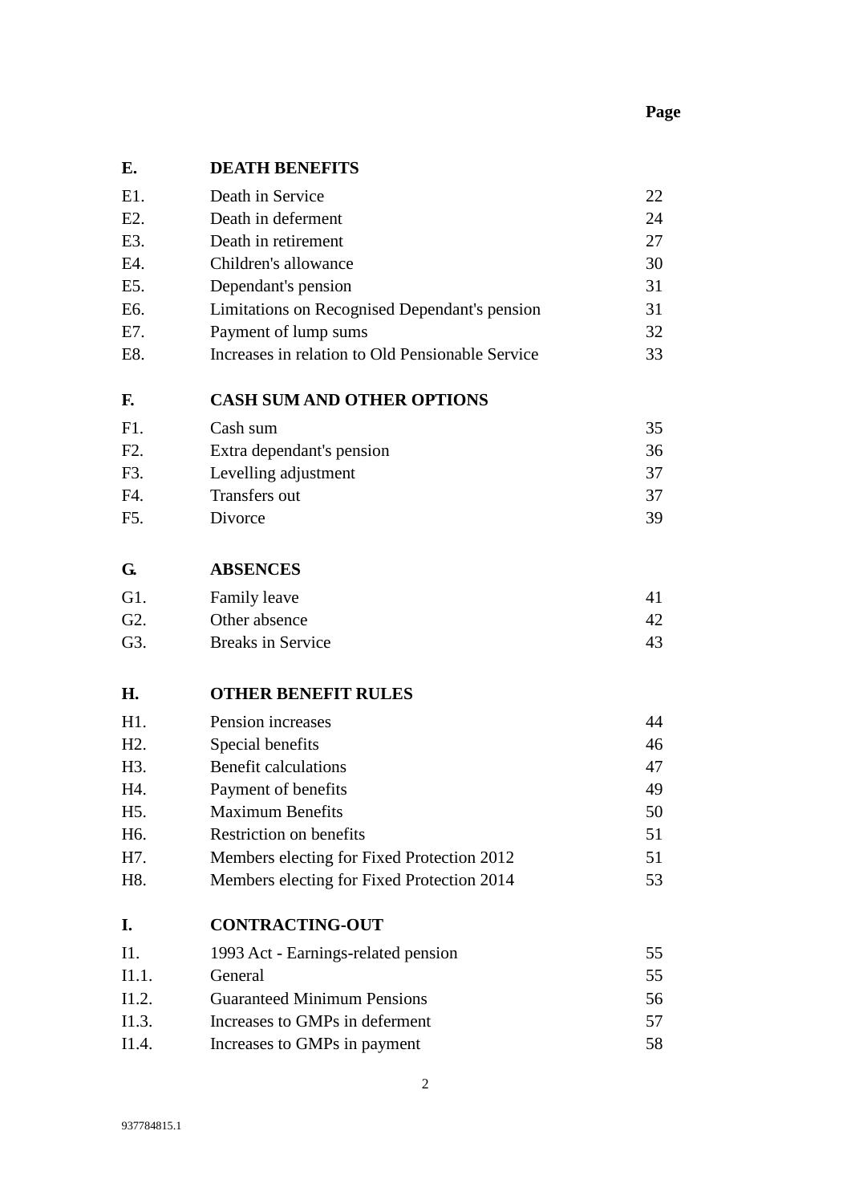| | | Page |
|---|---|---|
| **E.** | **DEATH BENEFITS** | |
| E1. | Death in Service | 22 |
| E2. | Death in deferment | 24 |
| E3. | Death in retirement | 27 |
| E4. | Children's allowance | 30 |
| E5. | Dependant's pension | 31 |
| E6. | Limitations on Recognised Dependant's pension | 31 |
| E7. | Payment of lump sums | 32 |
| E8. | Increases in relation to Old Pensionable Service | 33 |
| **F.** | **CASH SUM AND OTHER OPTIONS** | |
| F1. | Cash sum | 35 |
| F2. | Extra dependant's pension | 36 |
| F3. | Levelling adjustment | 37 |
| F4. | Transfers out | 37 |
| F5. | Divorce | 39 |
| **G.** | **ABSENCES** | |
| G1. | Family leave | 41 |
| G2. | Other absence | 42 |
| G3. | Breaks in Service | 43 |
| **H.** | **OTHER BENEFIT RULES** | |
| H1. | Pension increases | 44 |
| H2. | Special benefits | 46 |
| H3. | Benefit calculations | 47 |
| H4. | Payment of benefits | 49 |
| H5. | Maximum Benefits | 50 |
| H6. | Restriction on benefits | 51 |
| H7. | Members electing for Fixed Protection 2012 | 51 |
| H8. | Members electing for Fixed Protection 2014 | 53 |
| **I.** | **CONTRACTING-OUT** | |
| I1. | 1993 Act - Earnings-related pension | 55 |
| I1.1. | General | 55 |
| I1.2. | Guaranteed Minimum Pensions | 56 |
| I1.3. | Increases to GMPs in deferment | 57 |
| I1.4. | Increases to GMPs in payment | 58 |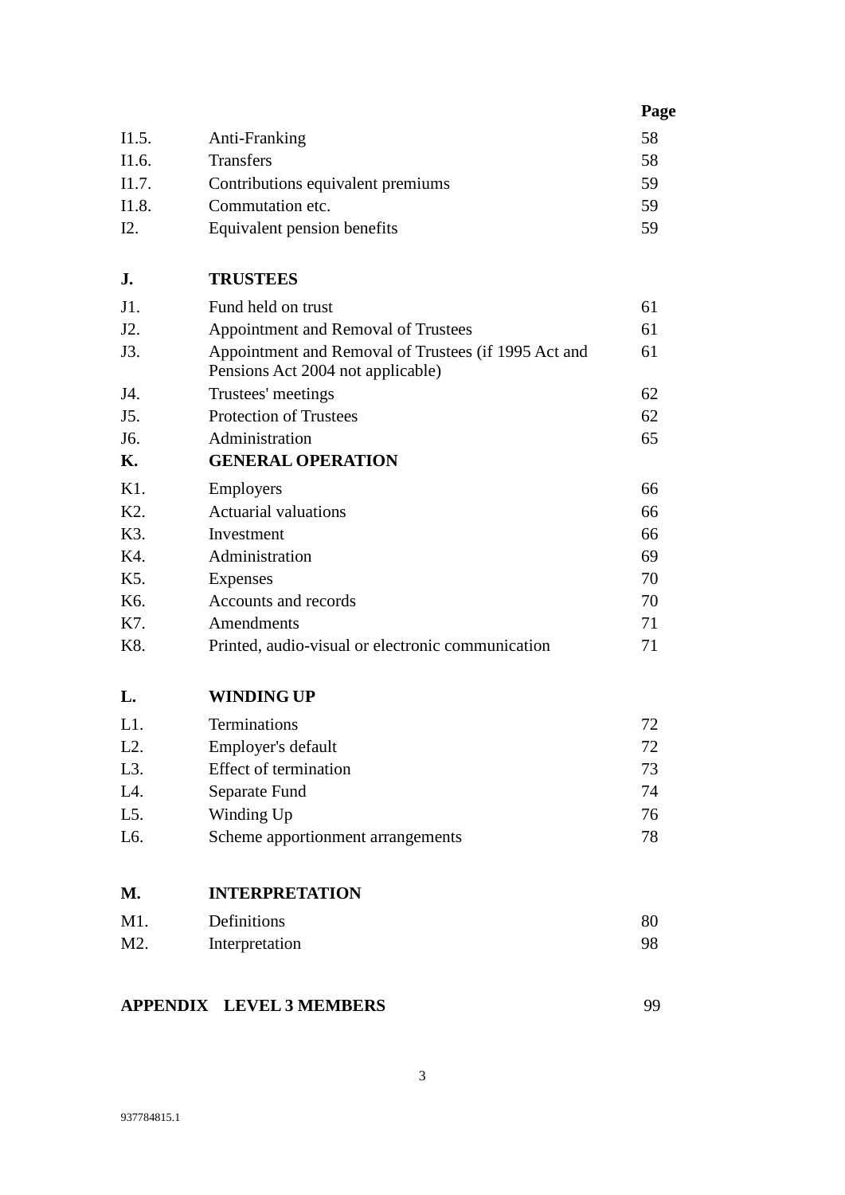| | | Page |
|---|---|---|
| I1.5. | Anti-Franking | 58 |
| I1.6. | Transfers | 58 |
| I1.7. | Contributions equivalent premiums | 59 |
| I1.8. | Commutation etc. | 59 |
| I2. | Equivalent pension benefits | 59 |
| | | |
| **J.** | **TRUSTEES** | |
| J1. | Fund held on trust | 61 |
| J2. | Appointment and Removal of Trustees | 61 |
| J3. | Appointment and Removal of Trustees (if 1995 Act and Pensions Act 2004 not applicable) | 61 |
| J4. | Trustees' meetings | 62 |
| J5. | Protection of Trustees | 62 |
| J6. | Administration | 65 |
| **K.** | **GENERAL OPERATION** | |
| K1. | Employers | 66 |
| K2. | Actuarial valuations | 66 |
| K3. | Investment | 66 |
| K4. | Administration | 69 |
| K5. | Expenses | 70 |
| K6. | Accounts and records | 70 |
| K7. | Amendments | 71 |
| K8. | Printed, audio-visual or electronic communication | 71 |
| | | |
| **L.** | **WINDING UP** | |
| L1. | Terminations | 72 |
| L2. | Employer's default | 72 |
| L3. | Effect of termination | 73 |
| L4. | Separate Fund | 74 |
| L5. | Winding Up | 76 |
| L6. | Scheme apportionment arrangements | 78 |
| | | |
| **M.** | **INTERPRETATION** | |
| M1. | Definitions | 80 |
| M2. | Interpretation | 98 |
| | | |
| **APPENDIX** | **LEVEL 3 MEMBERS** | 99 |

937784815.1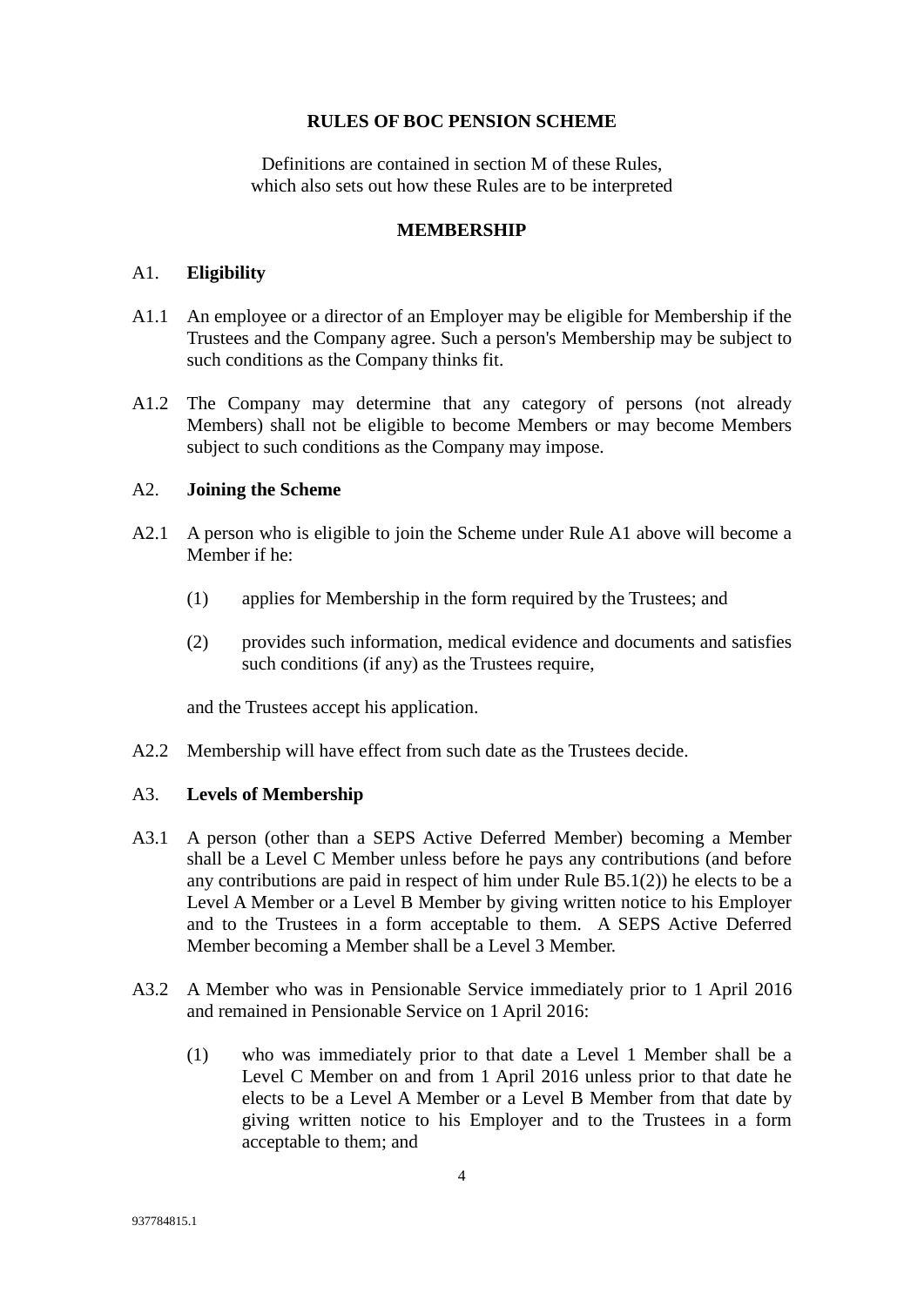# RULES OF BOC PENSION SCHEME

Definitions are contained in section M of these Rules, which also sets out how these Rules are to be interpreted

## MEMBERSHIP

### A1. Eligibility

A1.1 An employee or a director of an Employer may be eligible for Membership if the Trustees and the Company agree. Such a person's Membership may be subject to such conditions as the Company thinks fit.

A1.2 The Company may determine that any category of persons (not already Members) shall not be eligible to become Members or may become Members subject to such conditions as the Company may impose.

### A2. Joining the Scheme

A2.1 A person who is eligible to join the Scheme under Rule A1 above will become a Member if he:

(1) applies for Membership in the form required by the Trustees; and

(2) provides such information, medical evidence and documents and satisfies such conditions (if any) as the Trustees require,

and the Trustees accept his application.

A2.2 Membership will have effect from such date as the Trustees decide.

### A3. Levels of Membership

A3.1 A person (other than a SEPS Active Deferred Member) becoming a Member shall be a Level C Member unless before he pays any contributions (and before any contributions are paid in respect of him under Rule B5.1(2)) he elects to be a Level A Member or a Level B Member by giving written notice to his Employer and to the Trustees in a form acceptable to them. A SEPS Active Deferred Member becoming a Member shall be a Level 3 Member.

A3.2 A Member who was in Pensionable Service immediately prior to 1 April 2016 and remained in Pensionable Service on 1 April 2016:

(1) who was immediately prior to that date a Level 1 Member shall be a Level C Member on and from 1 April 2016 unless prior to that date he elects to be a Level A Member or a Level B Member from that date by giving written notice to his Employer and to the Trustees in a form acceptable to them; and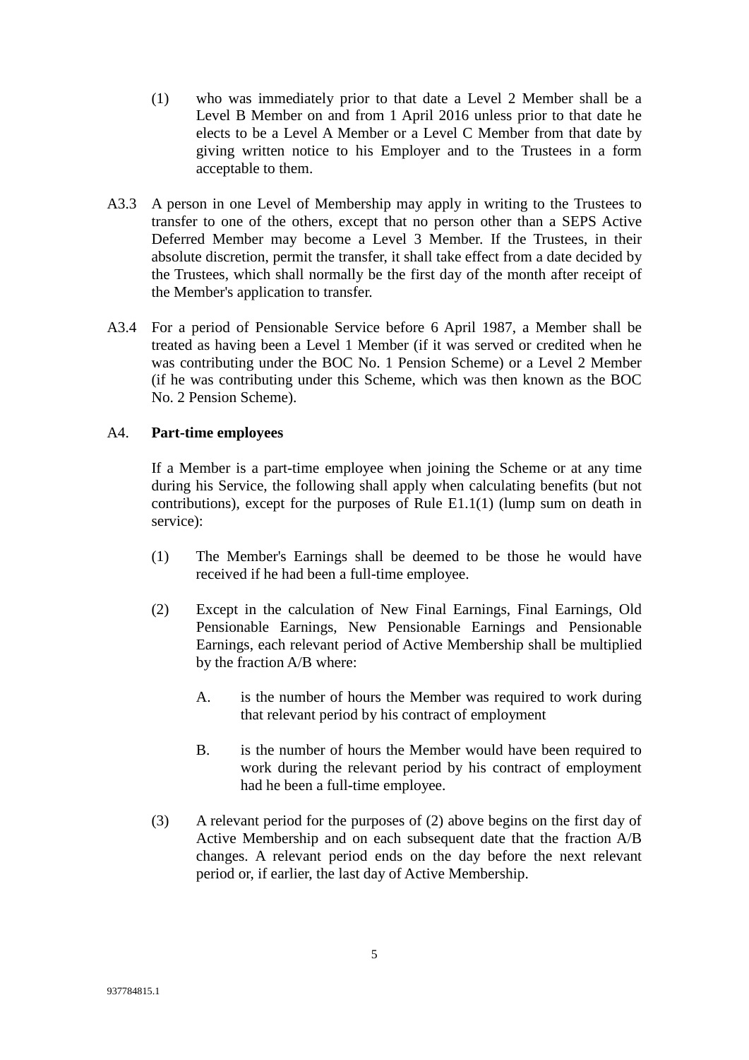(1) who was immediately prior to that date a Level 2 Member shall be a Level B Member on and from 1 April 2016 unless prior to that date he elects to be a Level A Member or a Level C Member from that date by giving written notice to his Employer and to the Trustees in a form acceptable to them.

A3.3 A person in one Level of Membership may apply in writing to the Trustees to transfer to one of the others, except that no person other than a SEPS Active Deferred Member may become a Level 3 Member. If the Trustees, in their absolute discretion, permit the transfer, it shall take effect from a date decided by the Trustees, which shall normally be the first day of the month after receipt of the Member's application to transfer.

A3.4 For a period of Pensionable Service before 6 April 1987, a Member shall be treated as having been a Level 1 Member (if it was served or credited when he was contributing under the BOC No. 1 Pension Scheme) or a Level 2 Member (if he was contributing under this Scheme, which was then known as the BOC No. 2 Pension Scheme).

A4. **Part-time employees**

If a Member is a part-time employee when joining the Scheme or at any time during his Service, the following shall apply when calculating benefits (but not contributions), except for the purposes of Rule E1.1(1) (lump sum on death in service):

(1) The Member's Earnings shall be deemed to be those he would have received if he had been a full-time employee.

(2) Except in the calculation of New Final Earnings, Final Earnings, Old Pensionable Earnings, New Pensionable Earnings and Pensionable Earnings, each relevant period of Active Membership shall be multiplied by the fraction A/B where:

A. is the number of hours the Member was required to work during that relevant period by his contract of employment

B. is the number of hours the Member would have been required to work during the relevant period by his contract of employment had he been a full-time employee.

(3) A relevant period for the purposes of (2) above begins on the first day of Active Membership and on each subsequent date that the fraction A/B changes. A relevant period ends on the day before the next relevant period or, if earlier, the last day of Active Membership.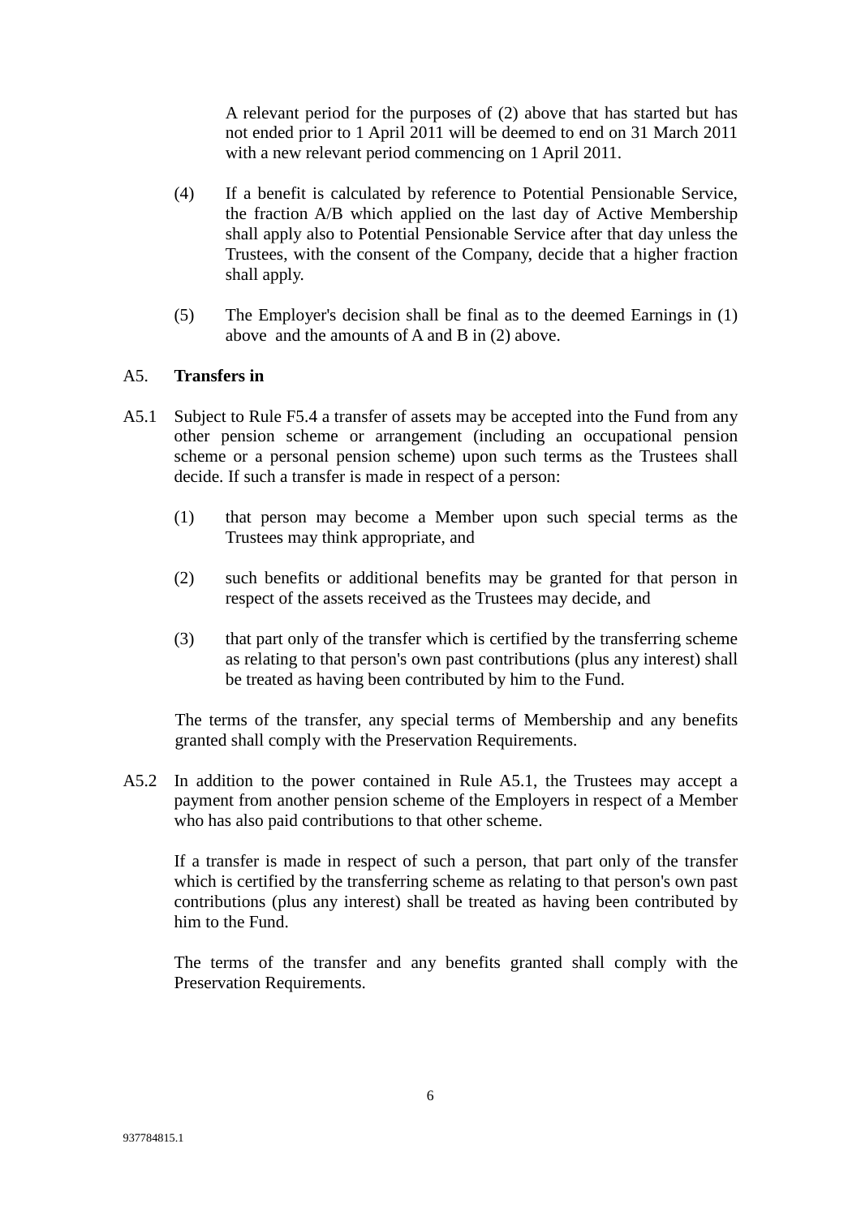A relevant period for the purposes of (2) above that has started but has not ended prior to 1 April 2011 will be deemed to end on 31 March 2011 with a new relevant period commencing on 1 April 2011.

(4) If a benefit is calculated by reference to Potential Pensionable Service, the fraction A/B which applied on the last day of Active Membership shall apply also to Potential Pensionable Service after that day unless the Trustees, with the consent of the Company, decide that a higher fraction shall apply.

(5) The Employer's decision shall be final as to the deemed Earnings in (1) above and the amounts of A and B in (2) above.

A5. **Transfers in**

A5.1 Subject to Rule F5.4 a transfer of assets may be accepted into the Fund from any other pension scheme or arrangement (including an occupational pension scheme or a personal pension scheme) upon such terms as the Trustees shall decide. If such a transfer is made in respect of a person:

(1) that person may become a Member upon such special terms as the Trustees may think appropriate, and

(2) such benefits or additional benefits may be granted for that person in respect of the assets received as the Trustees may decide, and

(3) that part only of the transfer which is certified by the transferring scheme as relating to that person's own past contributions (plus any interest) shall be treated as having been contributed by him to the Fund.

The terms of the transfer, any special terms of Membership and any benefits granted shall comply with the Preservation Requirements.

A5.2 In addition to the power contained in Rule A5.1, the Trustees may accept a payment from another pension scheme of the Employers in respect of a Member who has also paid contributions to that other scheme.

If a transfer is made in respect of such a person, that part only of the transfer which is certified by the transferring scheme as relating to that person's own past contributions (plus any interest) shall be treated as having been contributed by him to the Fund.

The terms of the transfer and any benefits granted shall comply with the Preservation Requirements.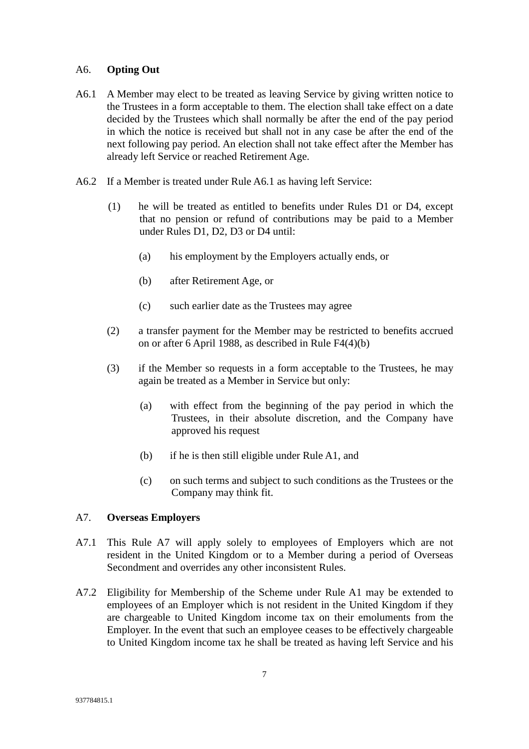## A6. **Opting Out**

A6.1 A Member may elect to be treated as leaving Service by giving written notice to the Trustees in a form acceptable to them. The election shall take effect on a date decided by the Trustees which shall normally be after the end of the pay period in which the notice is received but shall not in any case be after the end of the next following pay period. An election shall not take effect after the Member has already left Service or reached Retirement Age.

A6.2 If a Member is treated under Rule A6.1 as having left Service:

(1) he will be treated as entitled to benefits under Rules D1 or D4, except that no pension or refund of contributions may be paid to a Member under Rules D1, D2, D3 or D4 until:

(a) his employment by the Employers actually ends, or

(b) after Retirement Age, or

(c) such earlier date as the Trustees may agree

(2) a transfer payment for the Member may be restricted to benefits accrued on or after 6 April 1988, as described in Rule F4(4)(b)

(3) if the Member so requests in a form acceptable to the Trustees, he may again be treated as a Member in Service but only:

(a) with effect from the beginning of the pay period in which the Trustees, in their absolute discretion, and the Company have approved his request

(b) if he is then still eligible under Rule A1, and

(c) on such terms and subject to such conditions as the Trustees or the Company may think fit.

## A7. **Overseas Employers**

A7.1 This Rule A7 will apply solely to employees of Employers which are not resident in the United Kingdom or to a Member during a period of Overseas Secondment and overrides any other inconsistent Rules.

A7.2 Eligibility for Membership of the Scheme under Rule A1 may be extended to employees of an Employer which is not resident in the United Kingdom if they are chargeable to United Kingdom income tax on their emoluments from the Employer. In the event that such an employee ceases to be effectively chargeable to United Kingdom income tax he shall be treated as having left Service and his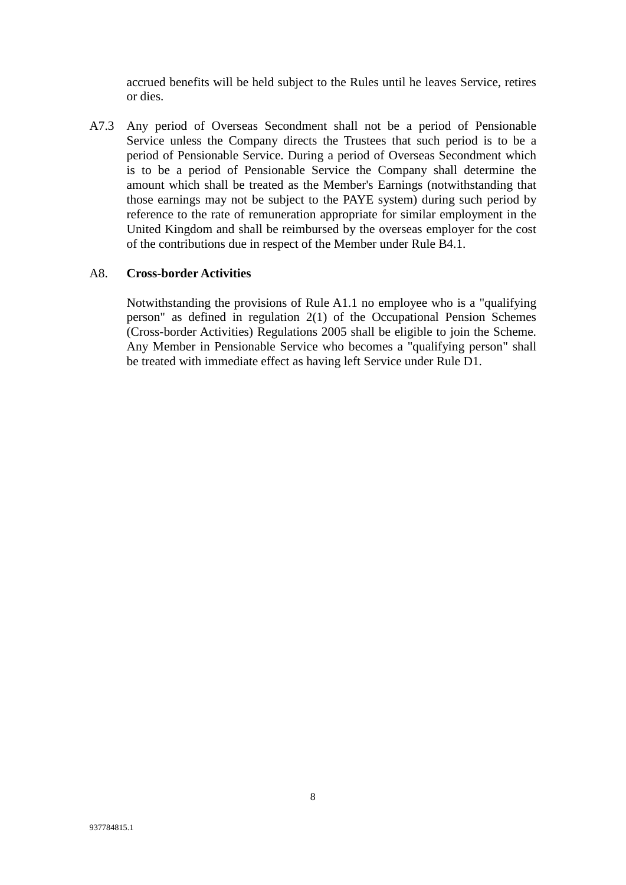accrued benefits will be held subject to the Rules until he leaves Service, retires or dies.

A7.3 Any period of Overseas Secondment shall not be a period of Pensionable Service unless the Company directs the Trustees that such period is to be a period of Pensionable Service. During a period of Overseas Secondment which is to be a period of Pensionable Service the Company shall determine the amount which shall be treated as the Member's Earnings (notwithstanding that those earnings may not be subject to the PAYE system) during such period by reference to the rate of remuneration appropriate for similar employment in the United Kingdom and shall be reimbursed by the overseas employer for the cost of the contributions due in respect of the Member under Rule B4.1.

A8. **Cross-border Activities**

Notwithstanding the provisions of Rule A1.1 no employee who is a "qualifying person" as defined in regulation 2(1) of the Occupational Pension Schemes (Cross-border Activities) Regulations 2005 shall be eligible to join the Scheme. Any Member in Pensionable Service who becomes a "qualifying person" shall be treated with immediate effect as having left Service under Rule D1.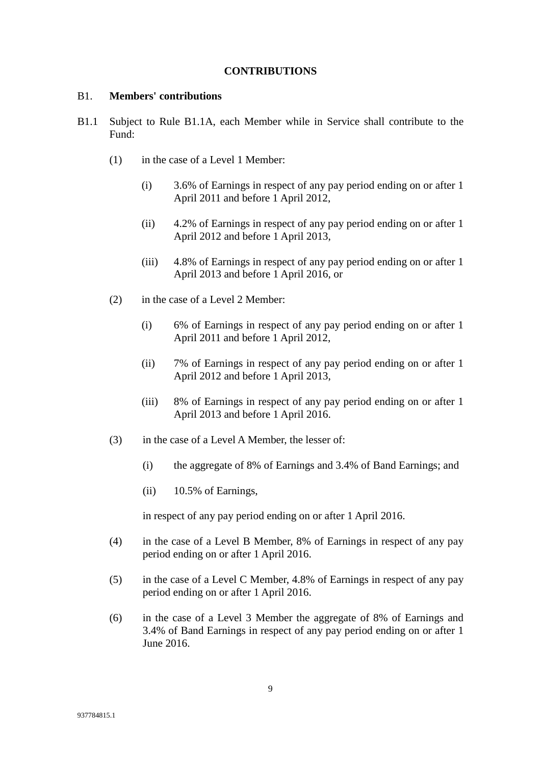## CONTRIBUTIONS

### B1. Members' contributions

B1.1 Subject to Rule B1.1A, each Member while in Service shall contribute to the Fund:

(1) in the case of a Level 1 Member:

(i) 3.6% of Earnings in respect of any pay period ending on or after 1 April 2011 and before 1 April 2012,

(ii) 4.2% of Earnings in respect of any pay period ending on or after 1 April 2012 and before 1 April 2013,

(iii) 4.8% of Earnings in respect of any pay period ending on or after 1 April 2013 and before 1 April 2016, or

(2) in the case of a Level 2 Member:

(i) 6% of Earnings in respect of any pay period ending on or after 1 April 2011 and before 1 April 2012,

(ii) 7% of Earnings in respect of any pay period ending on or after 1 April 2012 and before 1 April 2013,

(iii) 8% of Earnings in respect of any pay period ending on or after 1 April 2013 and before 1 April 2016.

(3) in the case of a Level A Member, the lesser of:

(i) the aggregate of 8% of Earnings and 3.4% of Band Earnings; and

(ii) 10.5% of Earnings,

in respect of any pay period ending on or after 1 April 2016.

(4) in the case of a Level B Member, 8% of Earnings in respect of any pay period ending on or after 1 April 2016.

(5) in the case of a Level C Member, 4.8% of Earnings in respect of any pay period ending on or after 1 April 2016.

(6) in the case of a Level 3 Member the aggregate of 8% of Earnings and 3.4% of Band Earnings in respect of any pay period ending on or after 1 June 2016.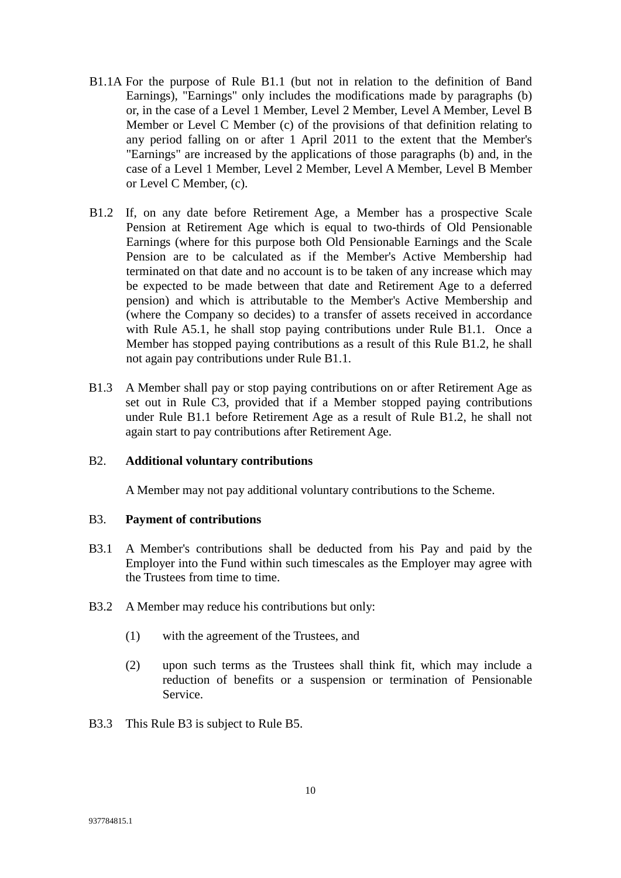B1.1A For the purpose of Rule B1.1 (but not in relation to the definition of Band Earnings), "Earnings" only includes the modifications made by paragraphs (b) or, in the case of a Level 1 Member, Level 2 Member, Level A Member, Level B Member or Level C Member (c) of the provisions of that definition relating to any period falling on or after 1 April 2011 to the extent that the Member's "Earnings" are increased by the applications of those paragraphs (b) and, in the case of a Level 1 Member, Level 2 Member, Level A Member, Level B Member or Level C Member, (c).

B1.2 If, on any date before Retirement Age, a Member has a prospective Scale Pension at Retirement Age which is equal to two-thirds of Old Pensionable Earnings (where for this purpose both Old Pensionable Earnings and the Scale Pension are to be calculated as if the Member's Active Membership had terminated on that date and no account is to be taken of any increase which may be expected to be made between that date and Retirement Age to a deferred pension) and which is attributable to the Member's Active Membership and (where the Company so decides) to a transfer of assets received in accordance with Rule A5.1, he shall stop paying contributions under Rule B1.1. Once a Member has stopped paying contributions as a result of this Rule B1.2, he shall not again pay contributions under Rule B1.1.

B1.3 A Member shall pay or stop paying contributions on or after Retirement Age as set out in Rule C3, provided that if a Member stopped paying contributions under Rule B1.1 before Retirement Age as a result of Rule B1.2, he shall not again start to pay contributions after Retirement Age.

## B2. Additional voluntary contributions

A Member may not pay additional voluntary contributions to the Scheme.

## B3. Payment of contributions

B3.1 A Member's contributions shall be deducted from his Pay and paid by the Employer into the Fund within such timescales as the Employer may agree with the Trustees from time to time.

B3.2 A Member may reduce his contributions but only:

(1) with the agreement of the Trustees, and

(2) upon such terms as the Trustees shall think fit, which may include a reduction of benefits or a suspension or termination of Pensionable Service.

B3.3 This Rule B3 is subject to Rule B5.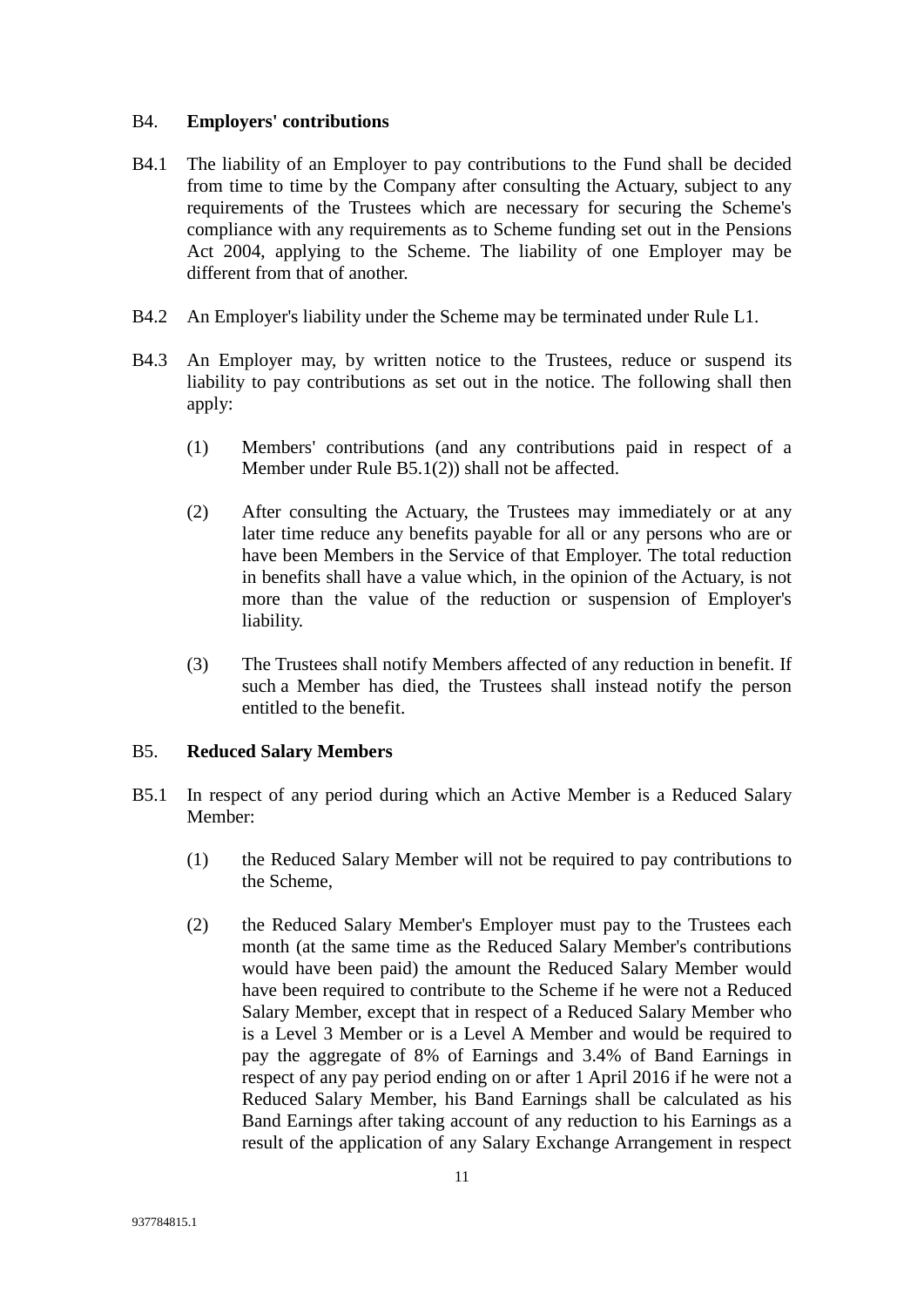## B4. Employers' contributions

B4.1 The liability of an Employer to pay contributions to the Fund shall be decided from time to time by the Company after consulting the Actuary, subject to any requirements of the Trustees which are necessary for securing the Scheme's compliance with any requirements as to Scheme funding set out in the Pensions Act 2004, applying to the Scheme. The liability of one Employer may be different from that of another.

B4.2 An Employer's liability under the Scheme may be terminated under Rule L1.

B4.3 An Employer may, by written notice to the Trustees, reduce or suspend its liability to pay contributions as set out in the notice. The following shall then apply:

(1) Members' contributions (and any contributions paid in respect of a Member under Rule B5.1(2)) shall not be affected.

(2) After consulting the Actuary, the Trustees may immediately or at any later time reduce any benefits payable for all or any persons who are or have been Members in the Service of that Employer. The total reduction in benefits shall have a value which, in the opinion of the Actuary, is not more than the value of the reduction or suspension of Employer's liability.

(3) The Trustees shall notify Members affected of any reduction in benefit. If such a Member has died, the Trustees shall instead notify the person entitled to the benefit.

## B5. Reduced Salary Members

B5.1 In respect of any period during which an Active Member is a Reduced Salary Member:

(1) the Reduced Salary Member will not be required to pay contributions to the Scheme,

(2) the Reduced Salary Member's Employer must pay to the Trustees each month (at the same time as the Reduced Salary Member's contributions would have been paid) the amount the Reduced Salary Member would have been required to contribute to the Scheme if he were not a Reduced Salary Member, except that in respect of a Reduced Salary Member who is a Level 3 Member or is a Level A Member and would be required to pay the aggregate of 8% of Earnings and 3.4% of Band Earnings in respect of any pay period ending on or after 1 April 2016 if he were not a Reduced Salary Member, his Band Earnings shall be calculated as his Band Earnings after taking account of any reduction to his Earnings as a result of the application of any Salary Exchange Arrangement in respect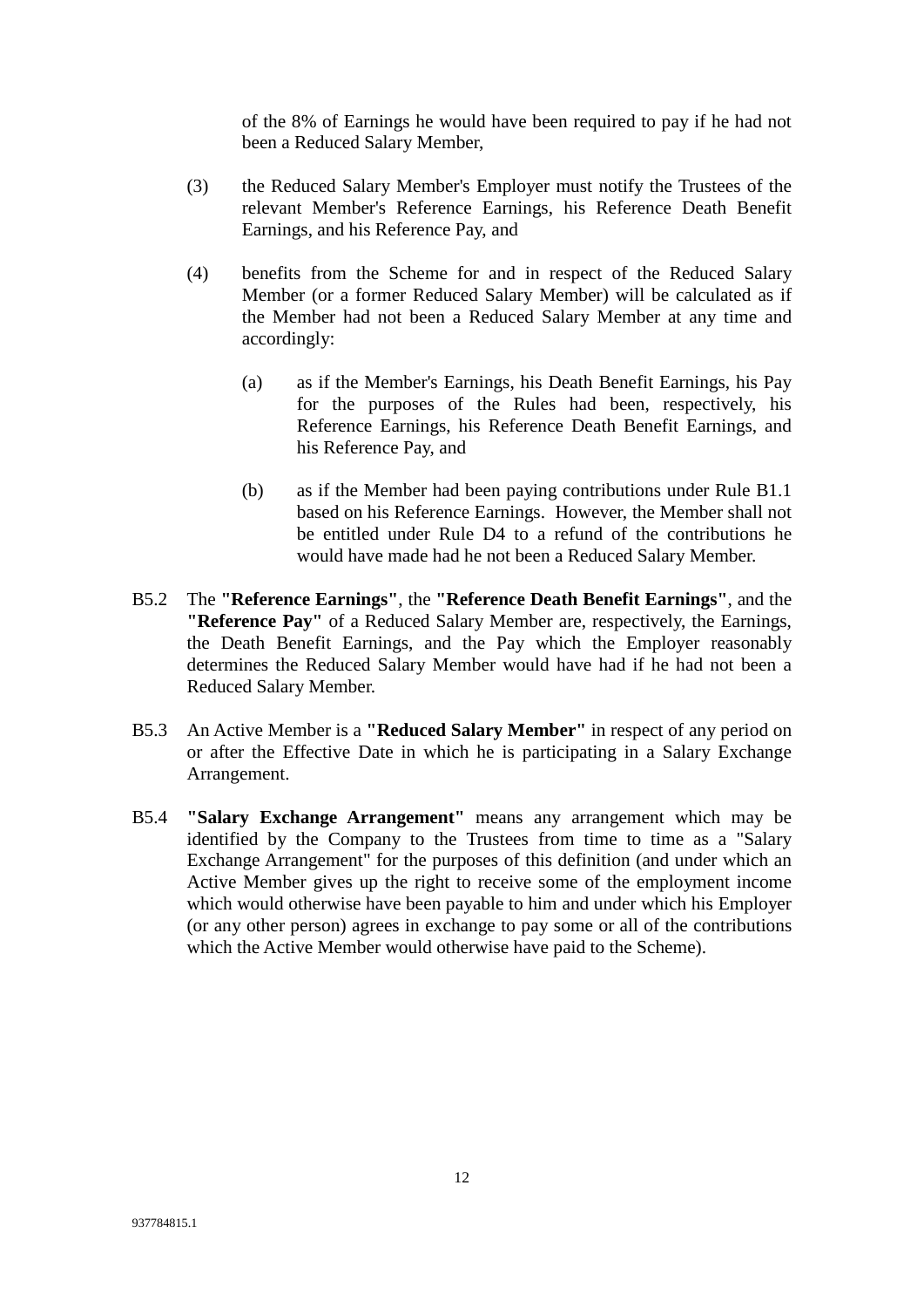of the 8% of Earnings he would have been required to pay if he had not been a Reduced Salary Member,

(3) the Reduced Salary Member's Employer must notify the Trustees of the relevant Member's Reference Earnings, his Reference Death Benefit Earnings, and his Reference Pay, and

(4) benefits from the Scheme for and in respect of the Reduced Salary Member (or a former Reduced Salary Member) will be calculated as if the Member had not been a Reduced Salary Member at any time and accordingly:

   (a) as if the Member's Earnings, his Death Benefit Earnings, his Pay for the purposes of the Rules had been, respectively, his Reference Earnings, his Reference Death Benefit Earnings, and his Reference Pay, and

   (b) as if the Member had been paying contributions under Rule B1.1 based on his Reference Earnings. However, the Member shall not be entitled under Rule D4 to a refund of the contributions he would have made had he not been a Reduced Salary Member.

B5.2 The **"Reference Earnings"**, the **"Reference Death Benefit Earnings"**, and the **"Reference Pay"** of a Reduced Salary Member are, respectively, the Earnings, the Death Benefit Earnings, and the Pay which the Employer reasonably determines the Reduced Salary Member would have had if he had not been a Reduced Salary Member.

B5.3 An Active Member is a **"Reduced Salary Member"** in respect of any period on or after the Effective Date in which he is participating in a Salary Exchange Arrangement.

B5.4 **"Salary Exchange Arrangement"** means any arrangement which may be identified by the Company to the Trustees from time to time as a "Salary Exchange Arrangement" for the purposes of this definition (and under which an Active Member gives up the right to receive some of the employment income which would otherwise have been payable to him and under which his Employer (or any other person) agrees in exchange to pay some or all of the contributions which the Active Member would otherwise have paid to the Scheme).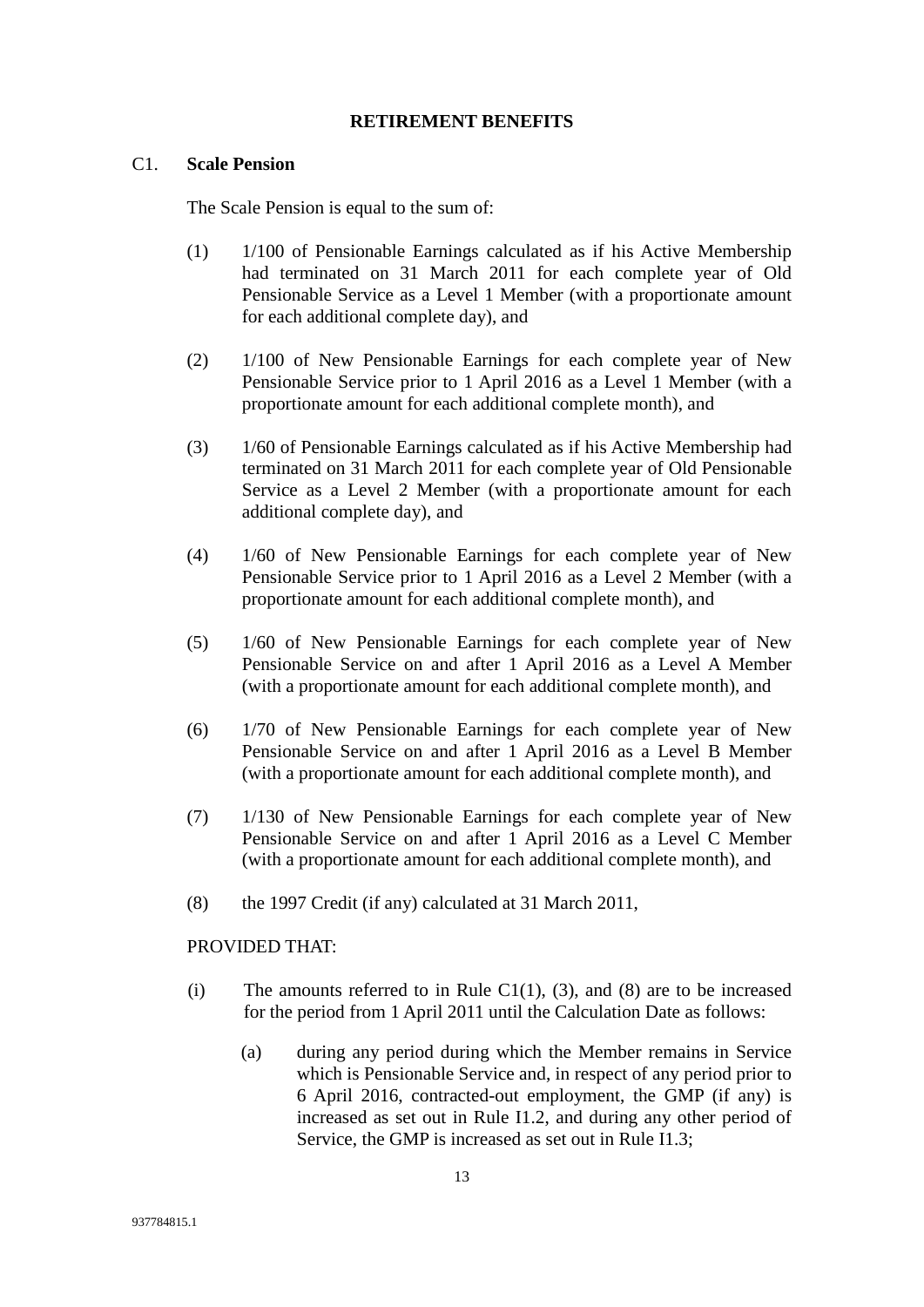# RETIREMENT BENEFITS

C1. **Scale Pension**

The Scale Pension is equal to the sum of:

(1) 1/100 of Pensionable Earnings calculated as if his Active Membership had terminated on 31 March 2011 for each complete year of Old Pensionable Service as a Level 1 Member (with a proportionate amount for each additional complete day), and

(2) 1/100 of New Pensionable Earnings for each complete year of New Pensionable Service prior to 1 April 2016 as a Level 1 Member (with a proportionate amount for each additional complete month), and

(3) 1/60 of Pensionable Earnings calculated as if his Active Membership had terminated on 31 March 2011 for each complete year of Old Pensionable Service as a Level 2 Member (with a proportionate amount for each additional complete day), and

(4) 1/60 of New Pensionable Earnings for each complete year of New Pensionable Service prior to 1 April 2016 as a Level 2 Member (with a proportionate amount for each additional complete month), and

(5) 1/60 of New Pensionable Earnings for each complete year of New Pensionable Service on and after 1 April 2016 as a Level A Member (with a proportionate amount for each additional complete month), and

(6) 1/70 of New Pensionable Earnings for each complete year of New Pensionable Service on and after 1 April 2016 as a Level B Member (with a proportionate amount for each additional complete month), and

(7) 1/130 of New Pensionable Earnings for each complete year of New Pensionable Service on and after 1 April 2016 as a Level C Member (with a proportionate amount for each additional complete month), and

(8) the 1997 Credit (if any) calculated at 31 March 2011,

PROVIDED THAT:

(i) The amounts referred to in Rule C1(1), (3), and (8) are to be increased for the period from 1 April 2011 until the Calculation Date as follows:

   (a) during any period during which the Member remains in Service which is Pensionable Service and, in respect of any period prior to 6 April 2016, contracted-out employment, the GMP (if any) is increased as set out in Rule I1.2, and during any other period of Service, the GMP is increased as set out in Rule I1.3;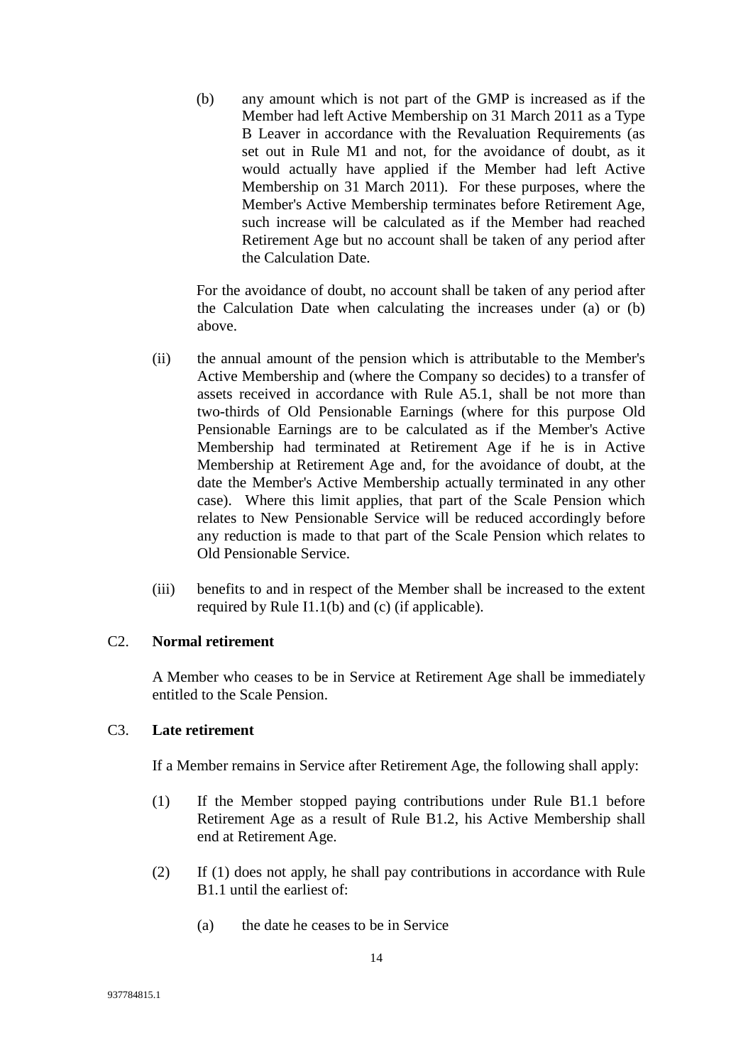(b) any amount which is not part of the GMP is increased as if the Member had left Active Membership on 31 March 2011 as a Type B Leaver in accordance with the Revaluation Requirements (as set out in Rule M1 and not, for the avoidance of doubt, as it would actually have applied if the Member had left Active Membership on 31 March 2011). For these purposes, where the Member's Active Membership terminates before Retirement Age, such increase will be calculated as if the Member had reached Retirement Age but no account shall be taken of any period after the Calculation Date.

For the avoidance of doubt, no account shall be taken of any period after the Calculation Date when calculating the increases under (a) or (b) above.

(ii) the annual amount of the pension which is attributable to the Member's Active Membership and (where the Company so decides) to a transfer of assets received in accordance with Rule A5.1, shall be not more than two-thirds of Old Pensionable Earnings (where for this purpose Old Pensionable Earnings are to be calculated as if the Member's Active Membership had terminated at Retirement Age if he is in Active Membership at Retirement Age and, for the avoidance of doubt, at the date the Member's Active Membership actually terminated in any other case). Where this limit applies, that part of the Scale Pension which relates to New Pensionable Service will be reduced accordingly before any reduction is made to that part of the Scale Pension which relates to Old Pensionable Service.

(iii) benefits to and in respect of the Member shall be increased to the extent required by Rule I1.1(b) and (c) (if applicable).

C2. **Normal retirement**

A Member who ceases to be in Service at Retirement Age shall be immediately entitled to the Scale Pension.

C3. **Late retirement**

If a Member remains in Service after Retirement Age, the following shall apply:

(1) If the Member stopped paying contributions under Rule B1.1 before Retirement Age as a result of Rule B1.2, his Active Membership shall end at Retirement Age.

(2) If (1) does not apply, he shall pay contributions in accordance with Rule B1.1 until the earliest of:

(a) the date he ceases to be in Service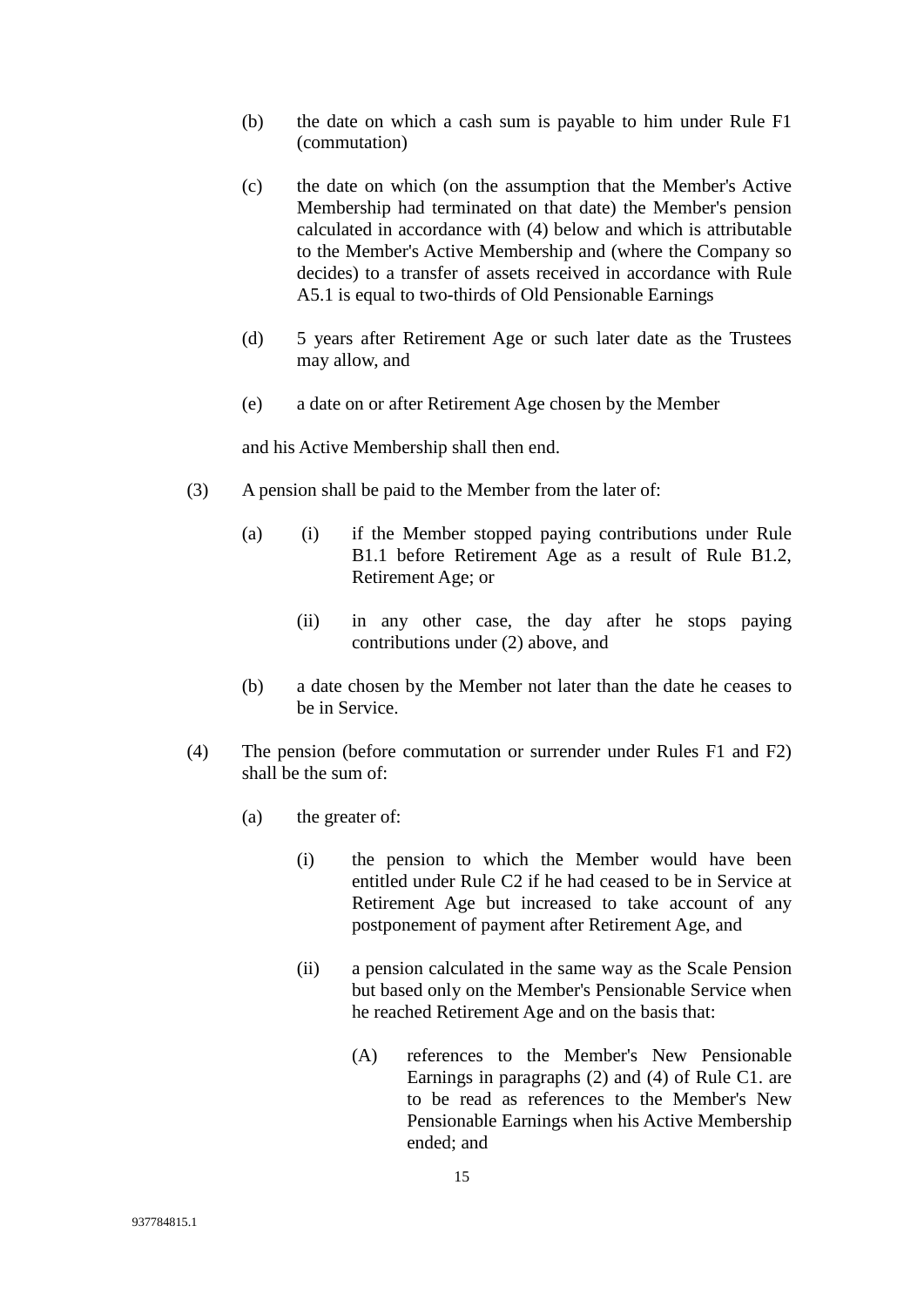(b) the date on which a cash sum is payable to him under Rule F1 (commutation)

(c) the date on which (on the assumption that the Member's Active Membership had terminated on that date) the Member's pension calculated in accordance with (4) below and which is attributable to the Member's Active Membership and (where the Company so decides) to a transfer of assets received in accordance with Rule A5.1 is equal to two-thirds of Old Pensionable Earnings

(d) 5 years after Retirement Age or such later date as the Trustees may allow, and

(e) a date on or after Retirement Age chosen by the Member

and his Active Membership shall then end.

(3) A pension shall be paid to the Member from the later of:

(a) (i) if the Member stopped paying contributions under Rule B1.1 before Retirement Age as a result of Rule B1.2, Retirement Age; or

(ii) in any other case, the day after he stops paying contributions under (2) above, and

(b) a date chosen by the Member not later than the date he ceases to be in Service.

(4) The pension (before commutation or surrender under Rules F1 and F2) shall be the sum of:

(a) the greater of:

(i) the pension to which the Member would have been entitled under Rule C2 if he had ceased to be in Service at Retirement Age but increased to take account of any postponement of payment after Retirement Age, and

(ii) a pension calculated in the same way as the Scale Pension but based only on the Member's Pensionable Service when he reached Retirement Age and on the basis that:

(A) references to the Member's New Pensionable Earnings in paragraphs (2) and (4) of Rule C1. are to be read as references to the Member's New Pensionable Earnings when his Active Membership ended; and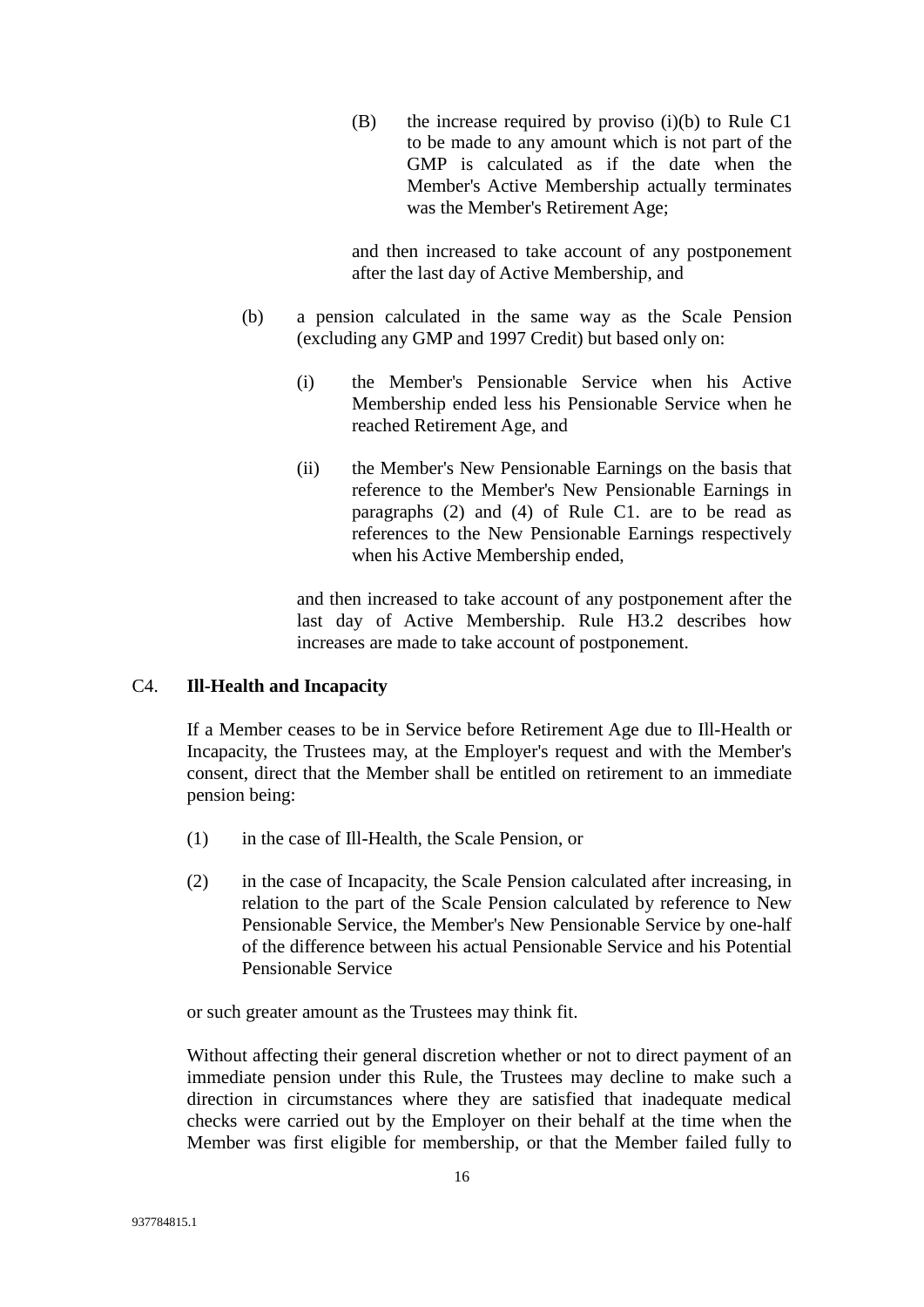(B) the increase required by proviso (i)(b) to Rule C1 to be made to any amount which is not part of the GMP is calculated as if the date when the Member's Active Membership actually terminates was the Member's Retirement Age;

and then increased to take account of any postponement after the last day of Active Membership, and

(b) a pension calculated in the same way as the Scale Pension (excluding any GMP and 1997 Credit) but based only on:

(i) the Member's Pensionable Service when his Active Membership ended less his Pensionable Service when he reached Retirement Age, and

(ii) the Member's New Pensionable Earnings on the basis that reference to the Member's New Pensionable Earnings in paragraphs (2) and (4) of Rule C1. are to be read as references to the New Pensionable Earnings respectively when his Active Membership ended,

and then increased to take account of any postponement after the last day of Active Membership. Rule H3.2 describes how increases are made to take account of postponement.

## C4. Ill-Health and Incapacity

If a Member ceases to be in Service before Retirement Age due to Ill-Health or Incapacity, the Trustees may, at the Employer's request and with the Member's consent, direct that the Member shall be entitled on retirement to an immediate pension being:

(1) in the case of Ill-Health, the Scale Pension, or

(2) in the case of Incapacity, the Scale Pension calculated after increasing, in relation to the part of the Scale Pension calculated by reference to New Pensionable Service, the Member's New Pensionable Service by one-half of the difference between his actual Pensionable Service and his Potential Pensionable Service

or such greater amount as the Trustees may think fit.

Without affecting their general discretion whether or not to direct payment of an immediate pension under this Rule, the Trustees may decline to make such a direction in circumstances where they are satisfied that inadequate medical checks were carried out by the Employer on their behalf at the time when the Member was first eligible for membership, or that the Member failed fully to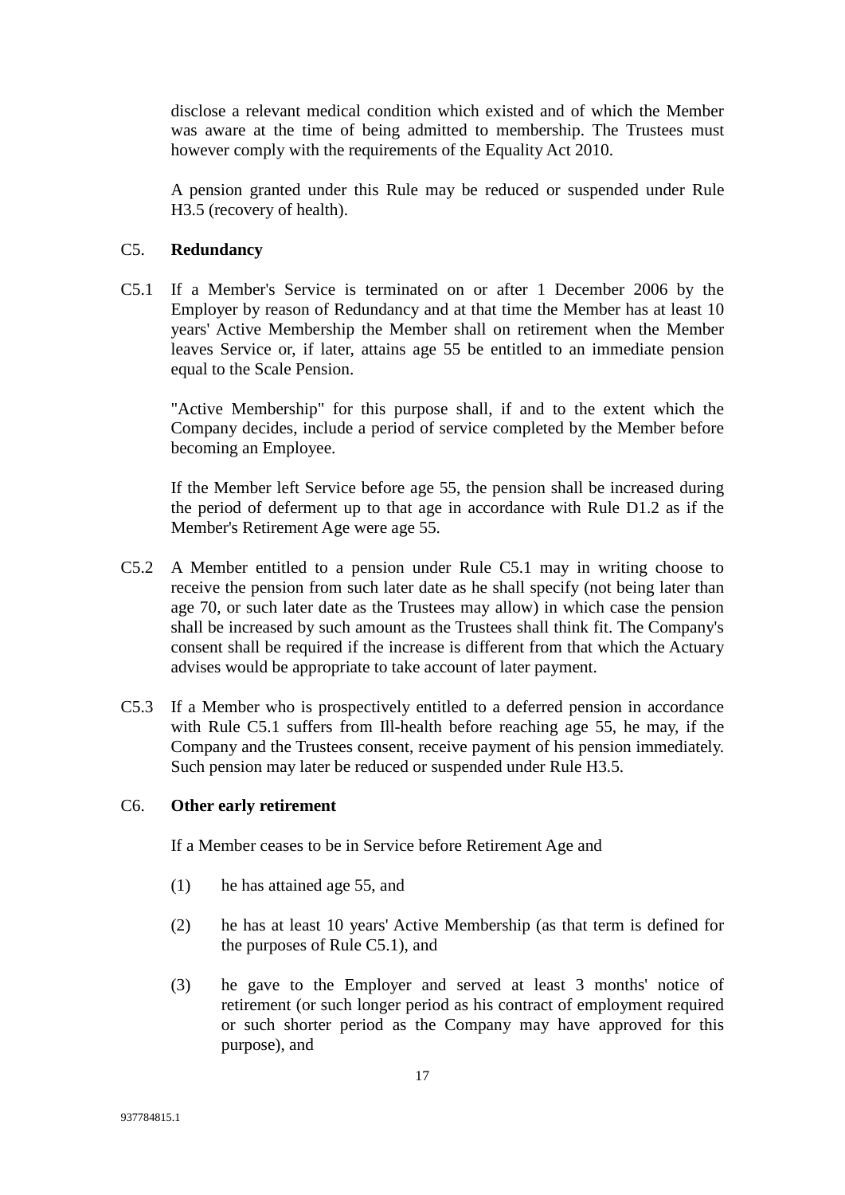disclose a relevant medical condition which existed and of which the Member was aware at the time of being admitted to membership. The Trustees must however comply with the requirements of the Equality Act 2010.

A pension granted under this Rule may be reduced or suspended under Rule H3.5 (recovery of health).

C5. **Redundancy**

C5.1 If a Member's Service is terminated on or after 1 December 2006 by the Employer by reason of Redundancy and at that time the Member has at least 10 years' Active Membership the Member shall on retirement when the Member leaves Service or, if later, attains age 55 be entitled to an immediate pension equal to the Scale Pension.

"Active Membership" for this purpose shall, if and to the extent which the Company decides, include a period of service completed by the Member before becoming an Employee.

If the Member left Service before age 55, the pension shall be increased during the period of deferment up to that age in accordance with Rule D1.2 as if the Member's Retirement Age were age 55.

C5.2 A Member entitled to a pension under Rule C5.1 may in writing choose to receive the pension from such later date as he shall specify (not being later than age 70, or such later date as the Trustees may allow) in which case the pension shall be increased by such amount as the Trustees shall think fit. The Company's consent shall be required if the increase is different from that which the Actuary advises would be appropriate to take account of later payment.

C5.3 If a Member who is prospectively entitled to a deferred pension in accordance with Rule C5.1 suffers from Ill-health before reaching age 55, he may, if the Company and the Trustees consent, receive payment of his pension immediately. Such pension may later be reduced or suspended under Rule H3.5.

C6. **Other early retirement**

If a Member ceases to be in Service before Retirement Age and

(1) he has attained age 55, and

(2) he has at least 10 years' Active Membership (as that term is defined for the purposes of Rule C5.1), and

(3) he gave to the Employer and served at least 3 months' notice of retirement (or such longer period as his contract of employment required or such shorter period as the Company may have approved for this purpose), and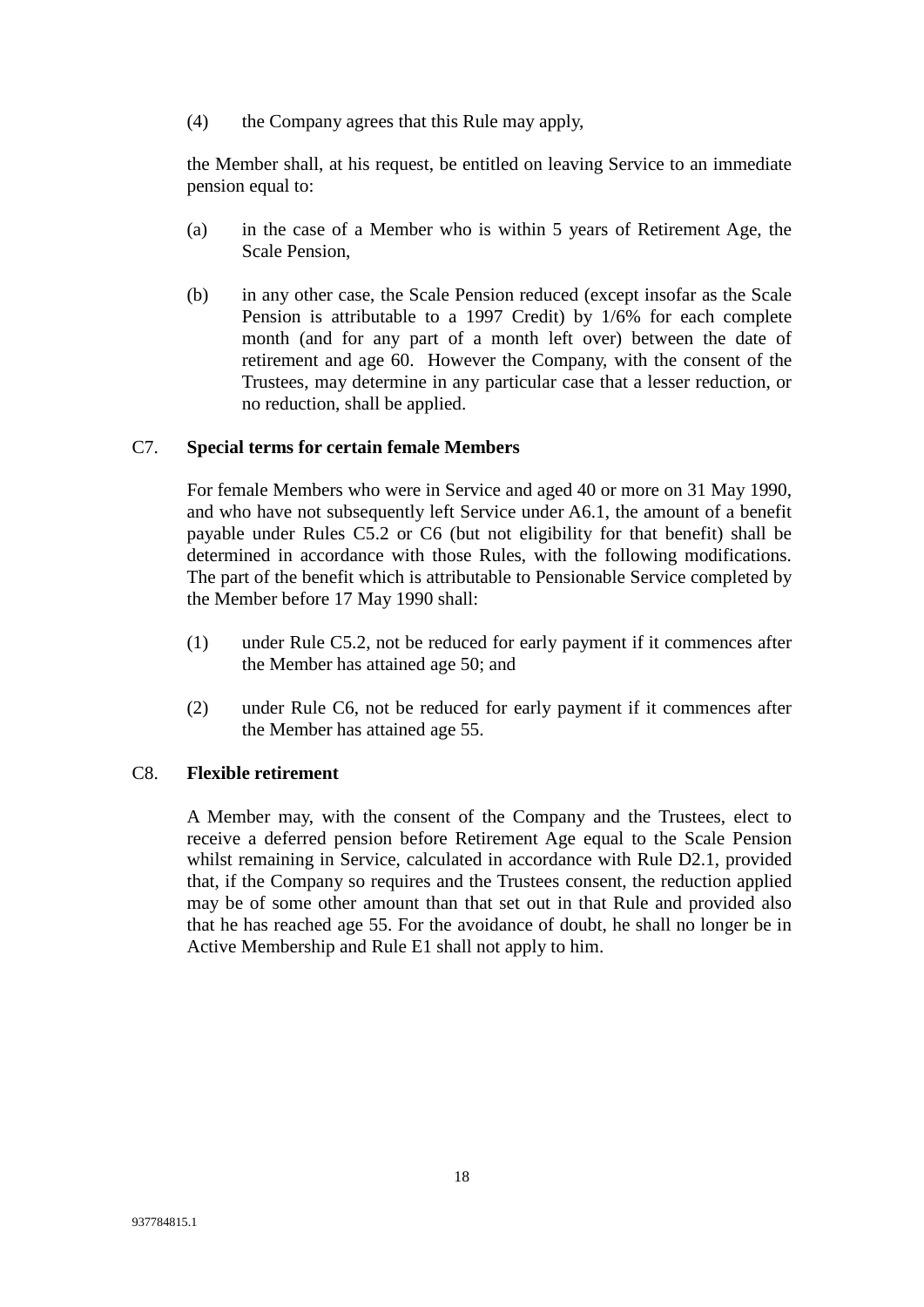(4) the Company agrees that this Rule may apply,

the Member shall, at his request, be entitled on leaving Service to an immediate pension equal to:

(a) in the case of a Member who is within 5 years of Retirement Age, the Scale Pension,

(b) in any other case, the Scale Pension reduced (except insofar as the Scale Pension is attributable to a 1997 Credit) by 1/6% for each complete month (and for any part of a month left over) between the date of retirement and age 60. However the Company, with the consent of the Trustees, may determine in any particular case that a lesser reduction, or no reduction, shall be applied.

C7. **Special terms for certain female Members**

For female Members who were in Service and aged 40 or more on 31 May 1990, and who have not subsequently left Service under A6.1, the amount of a benefit payable under Rules C5.2 or C6 (but not eligibility for that benefit) shall be determined in accordance with those Rules, with the following modifications. The part of the benefit which is attributable to Pensionable Service completed by the Member before 17 May 1990 shall:

(1) under Rule C5.2, not be reduced for early payment if it commences after the Member has attained age 50; and

(2) under Rule C6, not be reduced for early payment if it commences after the Member has attained age 55.

C8. **Flexible retirement**

A Member may, with the consent of the Company and the Trustees, elect to receive a deferred pension before Retirement Age equal to the Scale Pension whilst remaining in Service, calculated in accordance with Rule D2.1, provided that, if the Company so requires and the Trustees consent, the reduction applied may be of some other amount than that set out in that Rule and provided also that he has reached age 55. For the avoidance of doubt, he shall no longer be in Active Membership and Rule E1 shall not apply to him.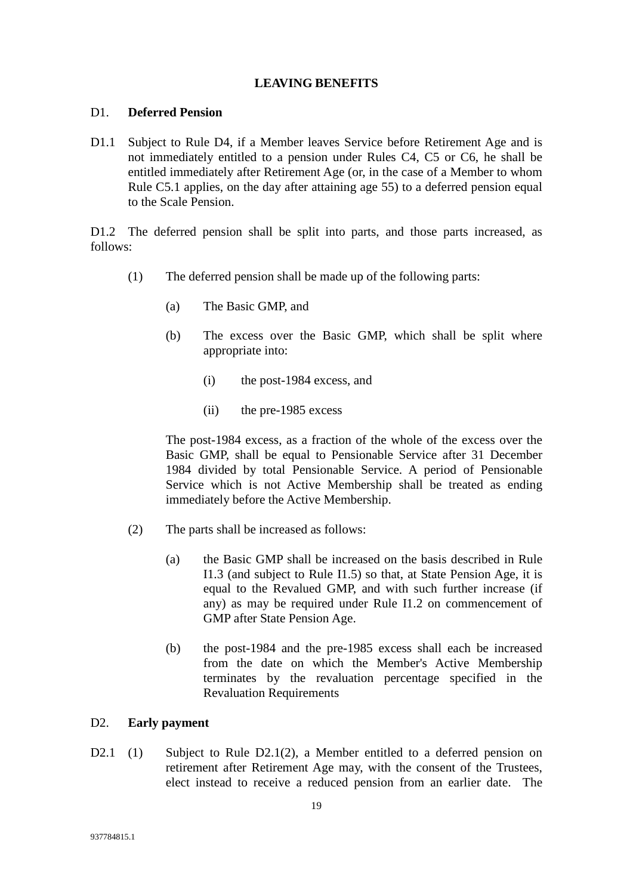## LEAVING BENEFITS

### D1. Deferred Pension

D1.1 Subject to Rule D4, if a Member leaves Service before Retirement Age and is not immediately entitled to a pension under Rules C4, C5 or C6, he shall be entitled immediately after Retirement Age (or, in the case of a Member to whom Rule C5.1 applies, on the day after attaining age 55) to a deferred pension equal to the Scale Pension.

D1.2 The deferred pension shall be split into parts, and those parts increased, as follows:

(1) The deferred pension shall be made up of the following parts:

(a) The Basic GMP, and

(b) The excess over the Basic GMP, which shall be split where appropriate into:

(i) the post-1984 excess, and

(ii) the pre-1985 excess

The post-1984 excess, as a fraction of the whole of the excess over the Basic GMP, shall be equal to Pensionable Service after 31 December 1984 divided by total Pensionable Service. A period of Pensionable Service which is not Active Membership shall be treated as ending immediately before the Active Membership.

(2) The parts shall be increased as follows:

(a) the Basic GMP shall be increased on the basis described in Rule I1.3 (and subject to Rule I1.5) so that, at State Pension Age, it is equal to the Revalued GMP, and with such further increase (if any) as may be required under Rule I1.2 on commencement of GMP after State Pension Age.

(b) the post-1984 and the pre-1985 excess shall each be increased from the date on which the Member's Active Membership terminates by the revaluation percentage specified in the Revaluation Requirements

### D2. Early payment

D2.1 (1) Subject to Rule D2.1(2), a Member entitled to a deferred pension on retirement after Retirement Age may, with the consent of the Trustees, elect instead to receive a reduced pension from an earlier date. The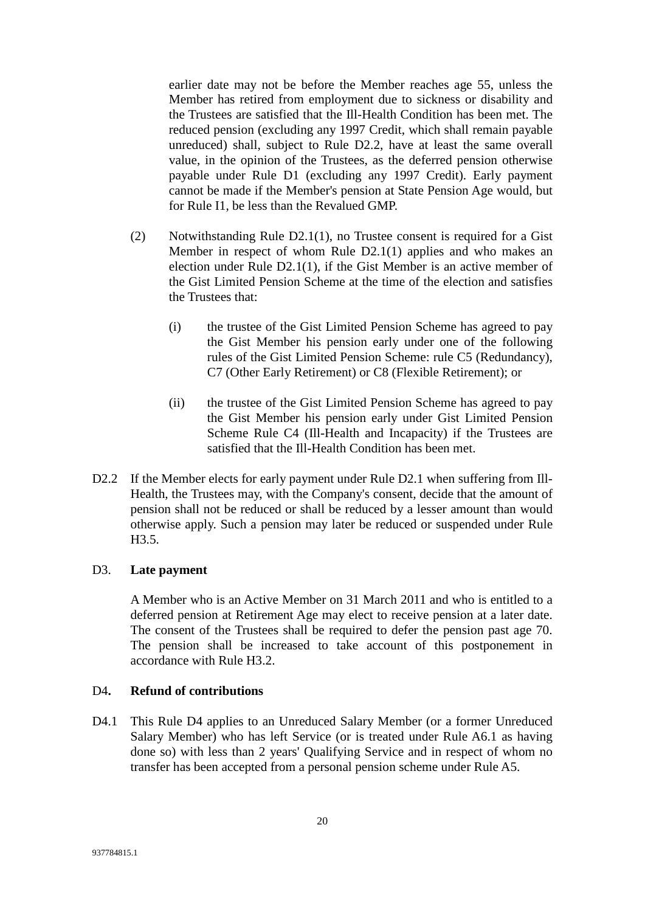earlier date may not be before the Member reaches age 55, unless the Member has retired from employment due to sickness or disability and the Trustees are satisfied that the Ill-Health Condition has been met. The reduced pension (excluding any 1997 Credit, which shall remain payable unreduced) shall, subject to Rule D2.2, have at least the same overall value, in the opinion of the Trustees, as the deferred pension otherwise payable under Rule D1 (excluding any 1997 Credit). Early payment cannot be made if the Member's pension at State Pension Age would, but for Rule I1, be less than the Revalued GMP.

(2) Notwithstanding Rule D2.1(1), no Trustee consent is required for a Gist Member in respect of whom Rule D2.1(1) applies and who makes an election under Rule D2.1(1), if the Gist Member is an active member of the Gist Limited Pension Scheme at the time of the election and satisfies the Trustees that:

(i) the trustee of the Gist Limited Pension Scheme has agreed to pay the Gist Member his pension early under one of the following rules of the Gist Limited Pension Scheme: rule C5 (Redundancy), C7 (Other Early Retirement) or C8 (Flexible Retirement); or

(ii) the trustee of the Gist Limited Pension Scheme has agreed to pay the Gist Member his pension early under Gist Limited Pension Scheme Rule C4 (Ill-Health and Incapacity) if the Trustees are satisfied that the Ill-Health Condition has been met.

D2.2 If the Member elects for early payment under Rule D2.1 when suffering from Ill-Health, the Trustees may, with the Company's consent, decide that the amount of pension shall not be reduced or shall be reduced by a lesser amount than would otherwise apply. Such a pension may later be reduced or suspended under Rule H3.5.

D3. **Late payment**

A Member who is an Active Member on 31 March 2011 and who is entitled to a deferred pension at Retirement Age may elect to receive pension at a later date. The consent of the Trustees shall be required to defer the pension past age 70. The pension shall be increased to take account of this postponement in accordance with Rule H3.2.

D4**. Refund of contributions**

D4.1 This Rule D4 applies to an Unreduced Salary Member (or a former Unreduced Salary Member) who has left Service (or is treated under Rule A6.1 as having done so) with less than 2 years' Qualifying Service and in respect of whom no transfer has been accepted from a personal pension scheme under Rule A5.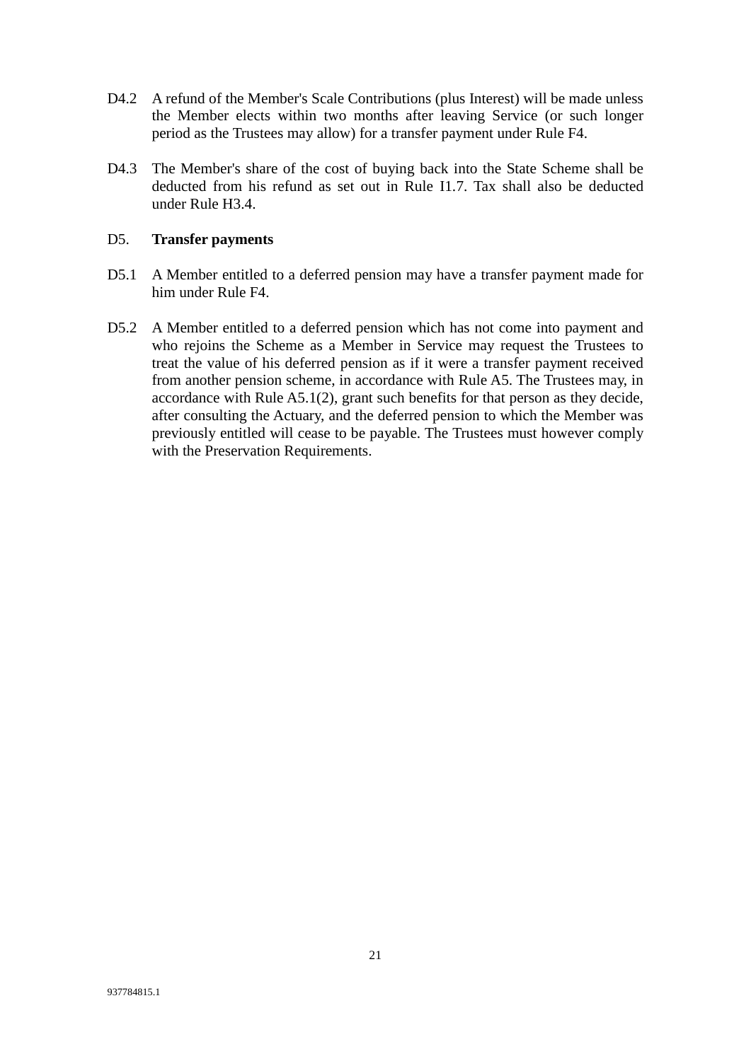D4.2 A refund of the Member's Scale Contributions (plus Interest) will be made unless the Member elects within two months after leaving Service (or such longer period as the Trustees may allow) for a transfer payment under Rule F4.

D4.3 The Member's share of the cost of buying back into the State Scheme shall be deducted from his refund as set out in Rule I1.7. Tax shall also be deducted under Rule H3.4.

D5. **Transfer payments**

D5.1 A Member entitled to a deferred pension may have a transfer payment made for him under Rule F4.

D5.2 A Member entitled to a deferred pension which has not come into payment and who rejoins the Scheme as a Member in Service may request the Trustees to treat the value of his deferred pension as if it were a transfer payment received from another pension scheme, in accordance with Rule A5. The Trustees may, in accordance with Rule A5.1(2), grant such benefits for that person as they decide, after consulting the Actuary, and the deferred pension to which the Member was previously entitled will cease to be payable. The Trustees must however comply with the Preservation Requirements.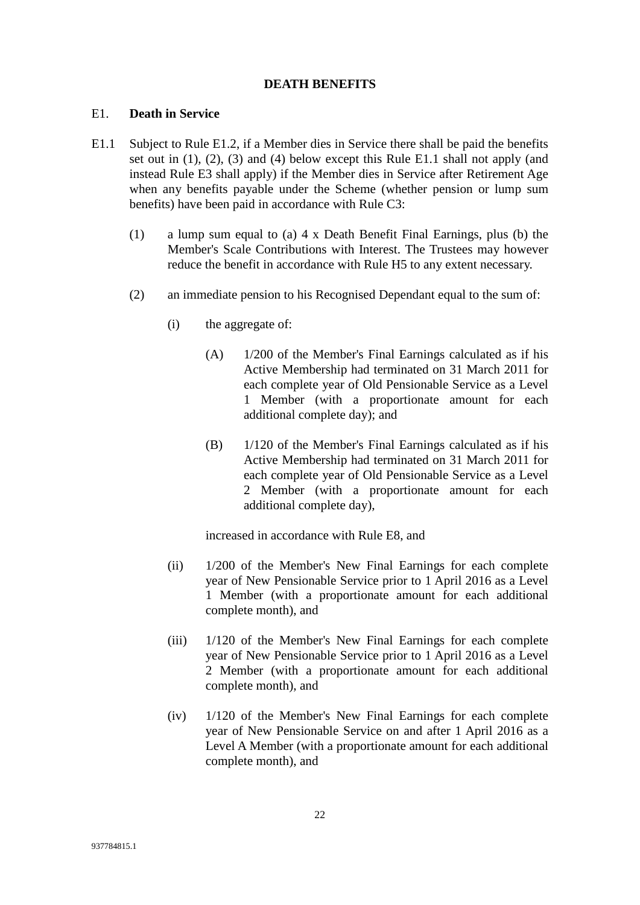## DEATH BENEFITS

### E1. Death in Service

E1.1 Subject to Rule E1.2, if a Member dies in Service there shall be paid the benefits set out in (1), (2), (3) and (4) below except this Rule E1.1 shall not apply (and instead Rule E3 shall apply) if the Member dies in Service after Retirement Age when any benefits payable under the Scheme (whether pension or lump sum benefits) have been paid in accordance with Rule C3:

(1) a lump sum equal to (a) 4 x Death Benefit Final Earnings, plus (b) the Member's Scale Contributions with Interest. The Trustees may however reduce the benefit in accordance with Rule H5 to any extent necessary.

(2) an immediate pension to his Recognised Dependant equal to the sum of:

(i) the aggregate of:

(A) 1/200 of the Member's Final Earnings calculated as if his Active Membership had terminated on 31 March 2011 for each complete year of Old Pensionable Service as a Level 1 Member (with a proportionate amount for each additional complete day); and

(B) 1/120 of the Member's Final Earnings calculated as if his Active Membership had terminated on 31 March 2011 for each complete year of Old Pensionable Service as a Level 2 Member (with a proportionate amount for each additional complete day),

increased in accordance with Rule E8, and

(ii) 1/200 of the Member's New Final Earnings for each complete year of New Pensionable Service prior to 1 April 2016 as a Level 1 Member (with a proportionate amount for each additional complete month), and

(iii) 1/120 of the Member's New Final Earnings for each complete year of New Pensionable Service prior to 1 April 2016 as a Level 2 Member (with a proportionate amount for each additional complete month), and

(iv) 1/120 of the Member's New Final Earnings for each complete year of New Pensionable Service on and after 1 April 2016 as a Level A Member (with a proportionate amount for each additional complete month), and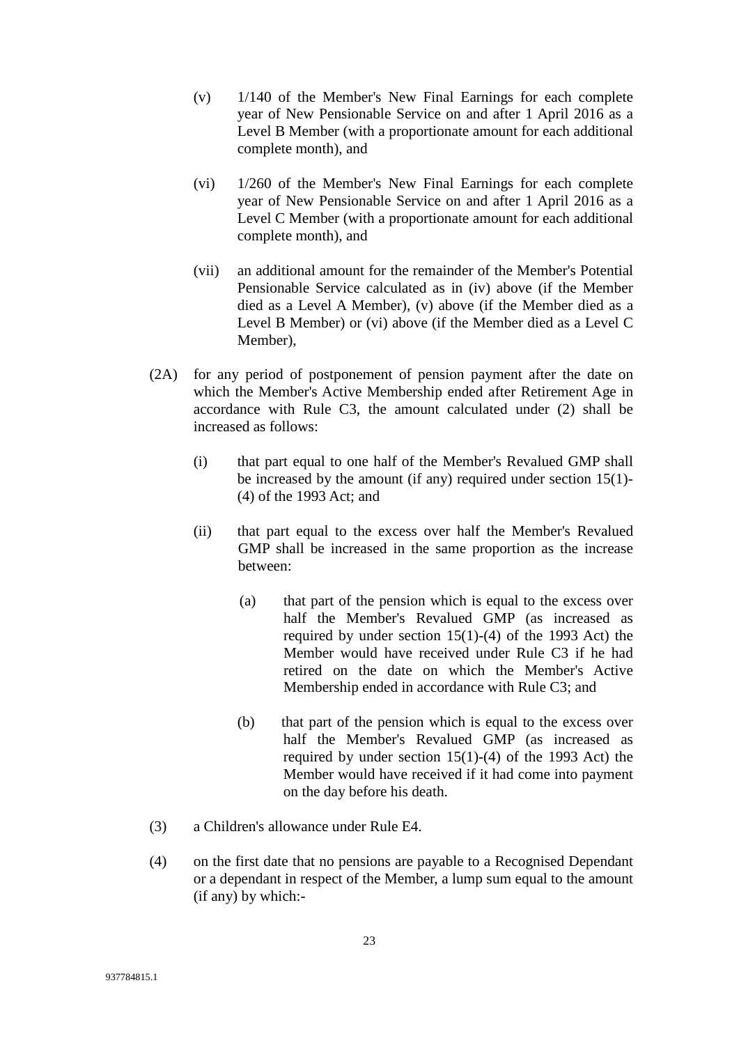(v) 1/140 of the Member's New Final Earnings for each complete year of New Pensionable Service on and after 1 April 2016 as a Level B Member (with a proportionate amount for each additional complete month), and

(vi) 1/260 of the Member's New Final Earnings for each complete year of New Pensionable Service on and after 1 April 2016 as a Level C Member (with a proportionate amount for each additional complete month), and

(vii) an additional amount for the remainder of the Member's Potential Pensionable Service calculated as in (iv) above (if the Member died as a Level A Member), (v) above (if the Member died as a Level B Member) or (vi) above (if the Member died as a Level C Member),

(2A) for any period of postponement of pension payment after the date on which the Member's Active Membership ended after Retirement Age in accordance with Rule C3, the amount calculated under (2) shall be increased as follows:

(i) that part equal to one half of the Member's Revalued GMP shall be increased by the amount (if any) required under section 15(1)-(4) of the 1993 Act; and

(ii) that part equal to the excess over half the Member's Revalued GMP shall be increased in the same proportion as the increase between:

(a) that part of the pension which is equal to the excess over half the Member's Revalued GMP (as increased as required by under section 15(1)-(4) of the 1993 Act) the Member would have received under Rule C3 if he had retired on the date on which the Member's Active Membership ended in accordance with Rule C3; and

(b) that part of the pension which is equal to the excess over half the Member's Revalued GMP (as increased as required by under section 15(1)-(4) of the 1993 Act) the Member would have received if it had come into payment on the day before his death.

(3) a Children's allowance under Rule E4.

(4) on the first date that no pensions are payable to a Recognised Dependant or a dependant in respect of the Member, a lump sum equal to the amount (if any) by which:-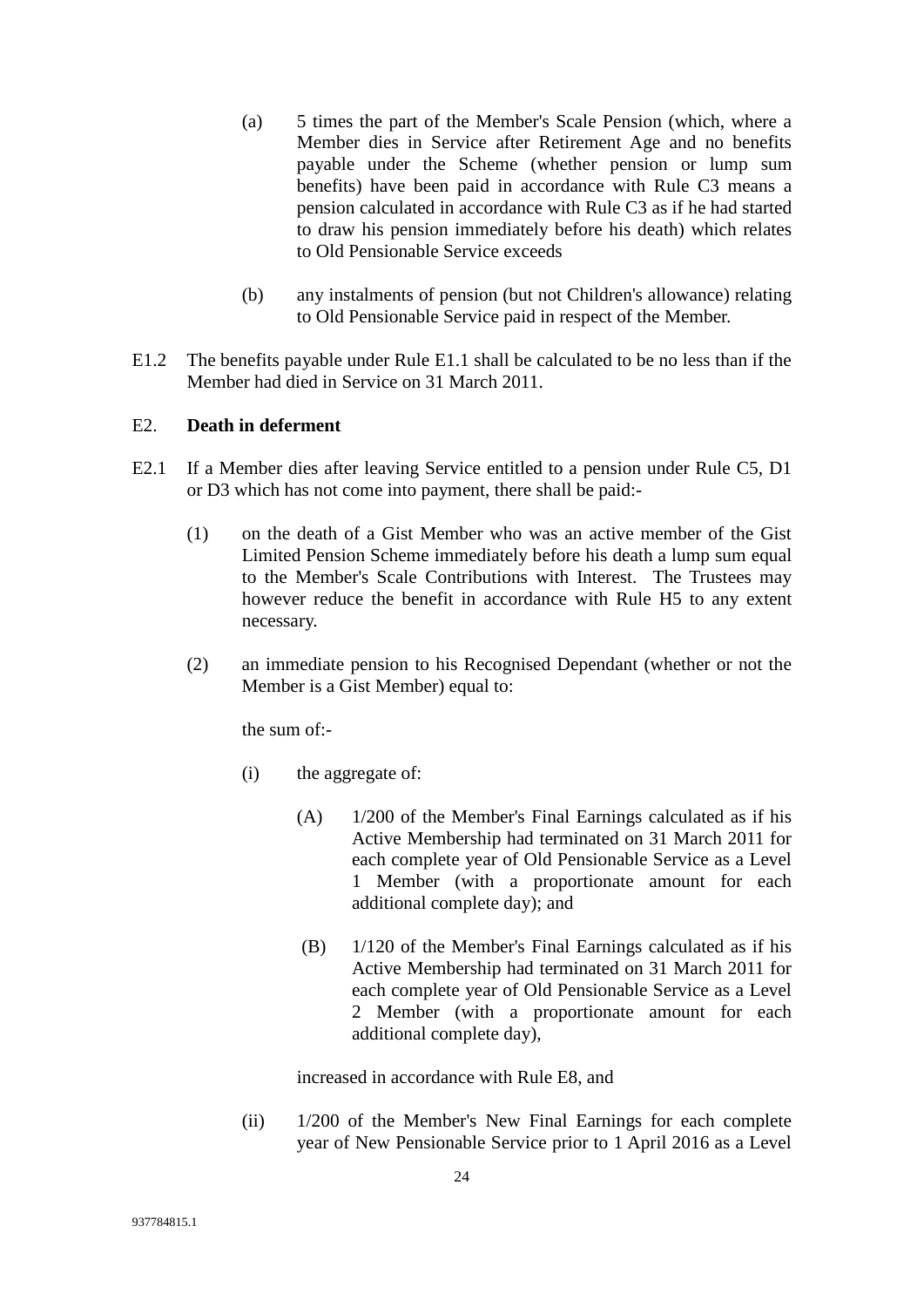(a) 5 times the part of the Member's Scale Pension (which, where a Member dies in Service after Retirement Age and no benefits payable under the Scheme (whether pension or lump sum benefits) have been paid in accordance with Rule C3 means a pension calculated in accordance with Rule C3 as if he had started to draw his pension immediately before his death) which relates to Old Pensionable Service exceeds

(b) any instalments of pension (but not Children's allowance) relating to Old Pensionable Service paid in respect of the Member.

E1.2 The benefits payable under Rule E1.1 shall be calculated to be no less than if the Member had died in Service on 31 March 2011.

## E2. **Death in deferment**

E2.1 If a Member dies after leaving Service entitled to a pension under Rule C5, D1 or D3 which has not come into payment, there shall be paid:-

(1) on the death of a Gist Member who was an active member of the Gist Limited Pension Scheme immediately before his death a lump sum equal to the Member's Scale Contributions with Interest. The Trustees may however reduce the benefit in accordance with Rule H5 to any extent necessary.

(2) an immediate pension to his Recognised Dependant (whether or not the Member is a Gist Member) equal to:

the sum of:-

(i) the aggregate of:

(A) 1/200 of the Member's Final Earnings calculated as if his Active Membership had terminated on 31 March 2011 for each complete year of Old Pensionable Service as a Level 1 Member (with a proportionate amount for each additional complete day); and

(B) 1/120 of the Member's Final Earnings calculated as if his Active Membership had terminated on 31 March 2011 for each complete year of Old Pensionable Service as a Level 2 Member (with a proportionate amount for each additional complete day),

increased in accordance with Rule E8, and

(ii) 1/200 of the Member's New Final Earnings for each complete year of New Pensionable Service prior to 1 April 2016 as a Level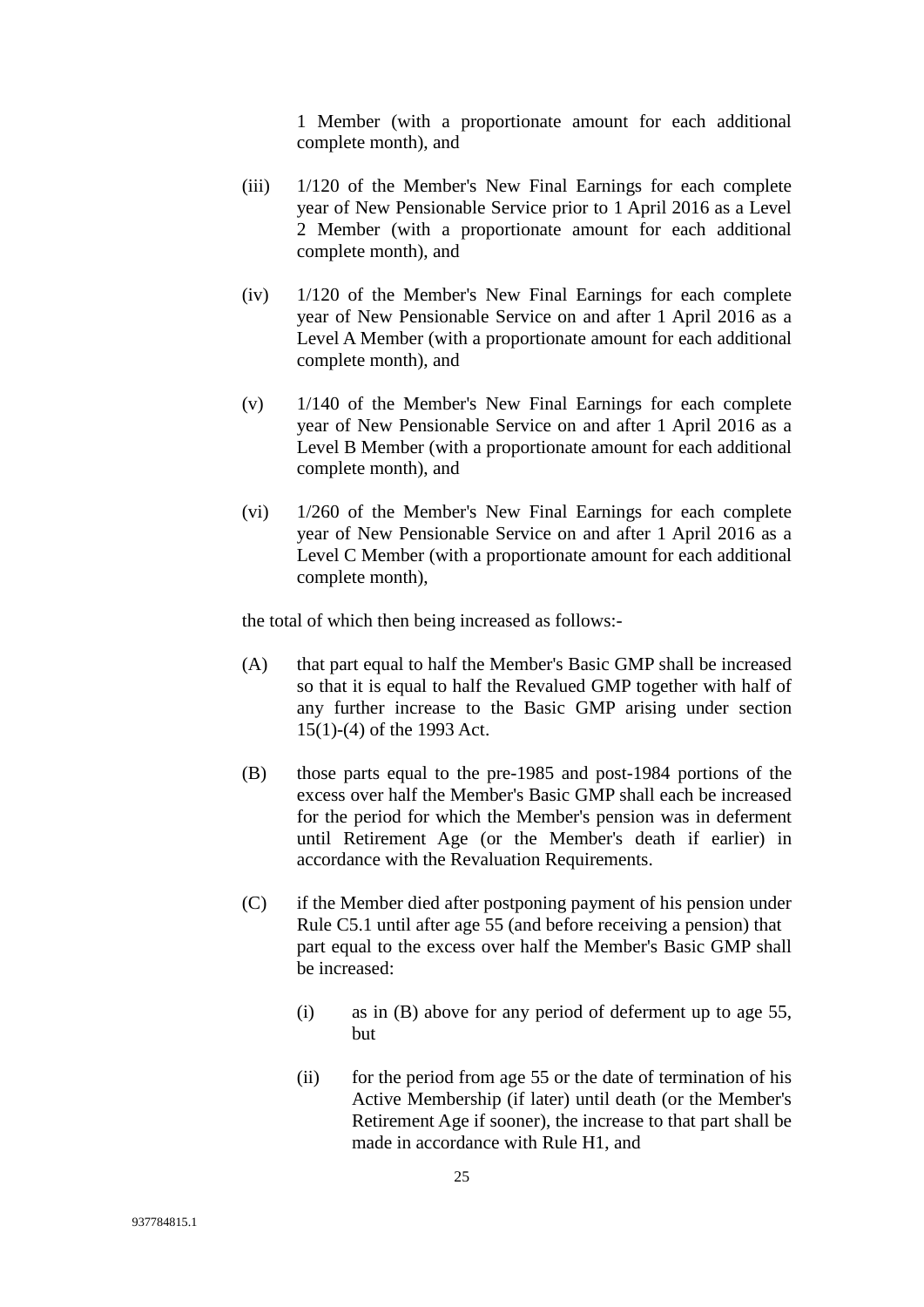1 Member (with a proportionate amount for each additional complete month), and

(iii) 1/120 of the Member's New Final Earnings for each complete year of New Pensionable Service prior to 1 April 2016 as a Level 2 Member (with a proportionate amount for each additional complete month), and

(iv) 1/120 of the Member's New Final Earnings for each complete year of New Pensionable Service on and after 1 April 2016 as a Level A Member (with a proportionate amount for each additional complete month), and

(v) 1/140 of the Member's New Final Earnings for each complete year of New Pensionable Service on and after 1 April 2016 as a Level B Member (with a proportionate amount for each additional complete month), and

(vi) 1/260 of the Member's New Final Earnings for each complete year of New Pensionable Service on and after 1 April 2016 as a Level C Member (with a proportionate amount for each additional complete month),

the total of which then being increased as follows:-

(A) that part equal to half the Member's Basic GMP shall be increased so that it is equal to half the Revalued GMP together with half of any further increase to the Basic GMP arising under section 15(1)-(4) of the 1993 Act.

(B) those parts equal to the pre-1985 and post-1984 portions of the excess over half the Member's Basic GMP shall each be increased for the period for which the Member's pension was in deferment until Retirement Age (or the Member's death if earlier) in accordance with the Revaluation Requirements.

(C) if the Member died after postponing payment of his pension under Rule C5.1 until after age 55 (and before receiving a pension) that part equal to the excess over half the Member's Basic GMP shall be increased:

  (i) as in (B) above for any period of deferment up to age 55, but

  (ii) for the period from age 55 or the date of termination of his Active Membership (if later) until death (or the Member's Retirement Age if sooner), the increase to that part shall be made in accordance with Rule H1, and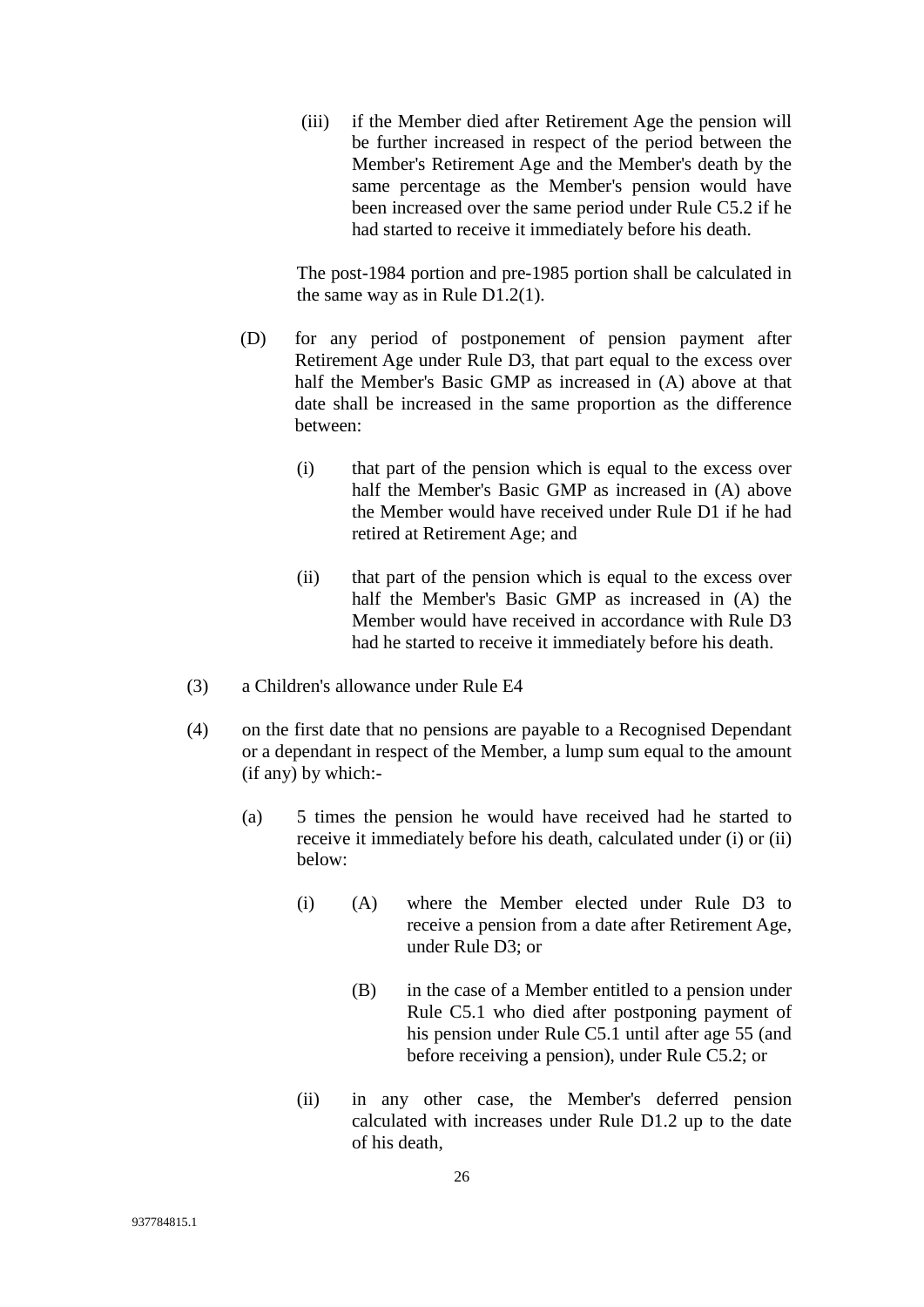(iii) if the Member died after Retirement Age the pension will be further increased in respect of the period between the Member's Retirement Age and the Member's death by the same percentage as the Member's pension would have been increased over the same period under Rule C5.2 if he had started to receive it immediately before his death.

The post-1984 portion and pre-1985 portion shall be calculated in the same way as in Rule D1.2(1).

(D) for any period of postponement of pension payment after Retirement Age under Rule D3, that part equal to the excess over half the Member's Basic GMP as increased in (A) above at that date shall be increased in the same proportion as the difference between:

(i) that part of the pension which is equal to the excess over half the Member's Basic GMP as increased in (A) above the Member would have received under Rule D1 if he had retired at Retirement Age; and

(ii) that part of the pension which is equal to the excess over half the Member's Basic GMP as increased in (A) the Member would have received in accordance with Rule D3 had he started to receive it immediately before his death.

(3) a Children's allowance under Rule E4

(4) on the first date that no pensions are payable to a Recognised Dependant or a dependant in respect of the Member, a lump sum equal to the amount (if any) by which:-

(a) 5 times the pension he would have received had he started to receive it immediately before his death, calculated under (i) or (ii) below:

(i) (A) where the Member elected under Rule D3 to receive a pension from a date after Retirement Age, under Rule D3; or

(B) in the case of a Member entitled to a pension under Rule C5.1 who died after postponing payment of his pension under Rule C5.1 until after age 55 (and before receiving a pension), under Rule C5.2; or

(ii) in any other case, the Member's deferred pension calculated with increases under Rule D1.2 up to the date of his death,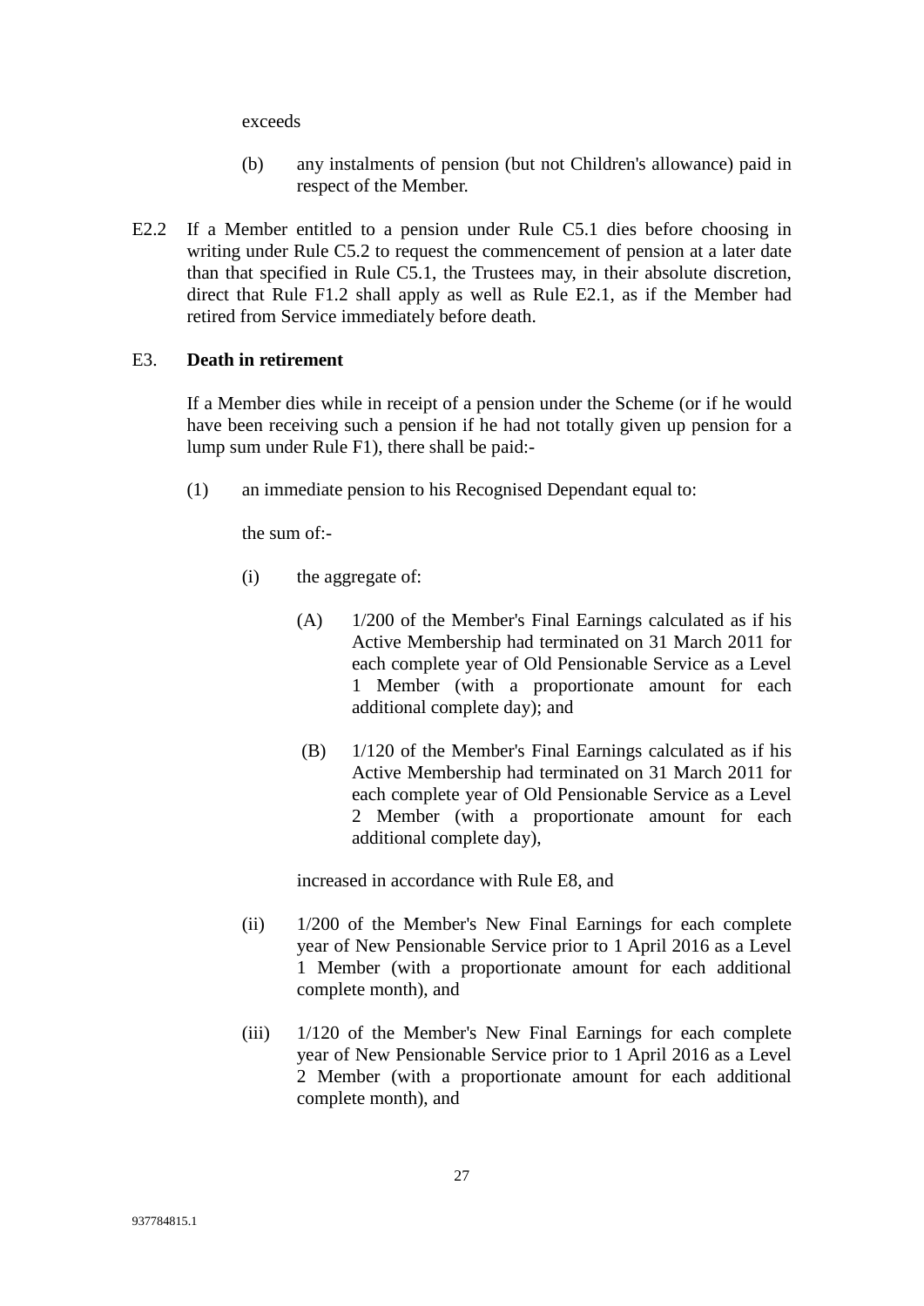exceeds

(b) any instalments of pension (but not Children's allowance) paid in respect of the Member.

E2.2 If a Member entitled to a pension under Rule C5.1 dies before choosing in writing under Rule C5.2 to request the commencement of pension at a later date than that specified in Rule C5.1, the Trustees may, in their absolute discretion, direct that Rule F1.2 shall apply as well as Rule E2.1, as if the Member had retired from Service immediately before death.

E3. **Death in retirement**

If a Member dies while in receipt of a pension under the Scheme (or if he would have been receiving such a pension if he had not totally given up pension for a lump sum under Rule F1), there shall be paid:-

(1) an immediate pension to his Recognised Dependant equal to:

the sum of:-

(i) the aggregate of:

(A) 1/200 of the Member's Final Earnings calculated as if his Active Membership had terminated on 31 March 2011 for each complete year of Old Pensionable Service as a Level 1 Member (with a proportionate amount for each additional complete day); and

(B) 1/120 of the Member's Final Earnings calculated as if his Active Membership had terminated on 31 March 2011 for each complete year of Old Pensionable Service as a Level 2 Member (with a proportionate amount for each additional complete day),

increased in accordance with Rule E8, and

(ii) 1/200 of the Member's New Final Earnings for each complete year of New Pensionable Service prior to 1 April 2016 as a Level 1 Member (with a proportionate amount for each additional complete month), and

(iii) 1/120 of the Member's New Final Earnings for each complete year of New Pensionable Service prior to 1 April 2016 as a Level 2 Member (with a proportionate amount for each additional complete month), and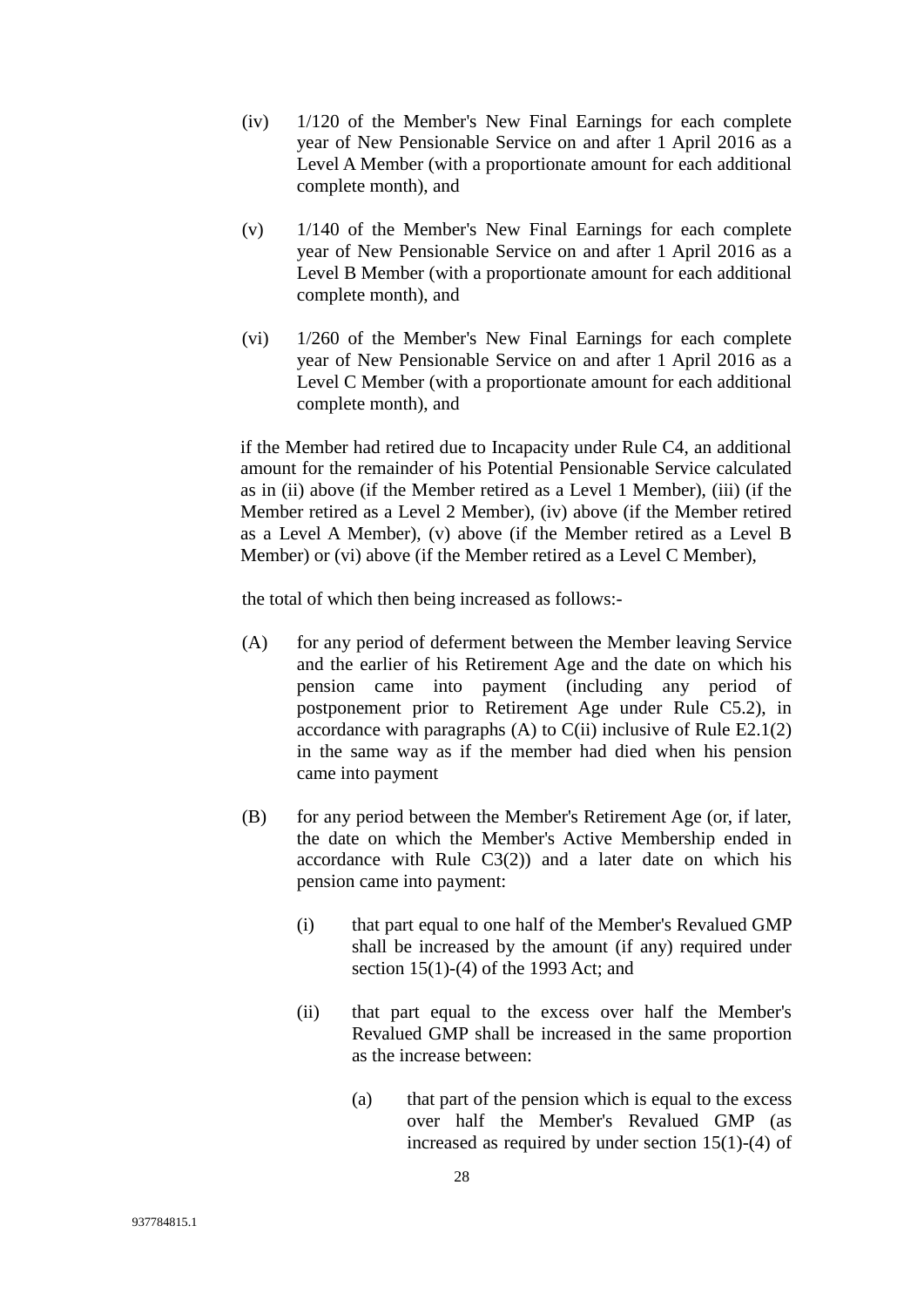(iv) 1/120 of the Member's New Final Earnings for each complete year of New Pensionable Service on and after 1 April 2016 as a Level A Member (with a proportionate amount for each additional complete month), and

(v) 1/140 of the Member's New Final Earnings for each complete year of New Pensionable Service on and after 1 April 2016 as a Level B Member (with a proportionate amount for each additional complete month), and

(vi) 1/260 of the Member's New Final Earnings for each complete year of New Pensionable Service on and after 1 April 2016 as a Level C Member (with a proportionate amount for each additional complete month), and

if the Member had retired due to Incapacity under Rule C4, an additional amount for the remainder of his Potential Pensionable Service calculated as in (ii) above (if the Member retired as a Level 1 Member), (iii) (if the Member retired as a Level 2 Member), (iv) above (if the Member retired as a Level A Member), (v) above (if the Member retired as a Level B Member) or (vi) above (if the Member retired as a Level C Member),

the total of which then being increased as follows:-

(A) for any period of deferment between the Member leaving Service and the earlier of his Retirement Age and the date on which his pension came into payment (including any period of postponement prior to Retirement Age under Rule C5.2), in accordance with paragraphs (A) to C(ii) inclusive of Rule E2.1(2) in the same way as if the member had died when his pension came into payment

(B) for any period between the Member's Retirement Age (or, if later, the date on which the Member's Active Membership ended in accordance with Rule C3(2)) and a later date on which his pension came into payment:

   (i) that part equal to one half of the Member's Revalued GMP shall be increased by the amount (if any) required under section 15(1)-(4) of the 1993 Act; and

   (ii) that part equal to the excess over half the Member's Revalued GMP shall be increased in the same proportion as the increase between:

      (a) that part of the pension which is equal to the excess over half the Member's Revalued GMP (as increased as required by under section 15(1)-(4) of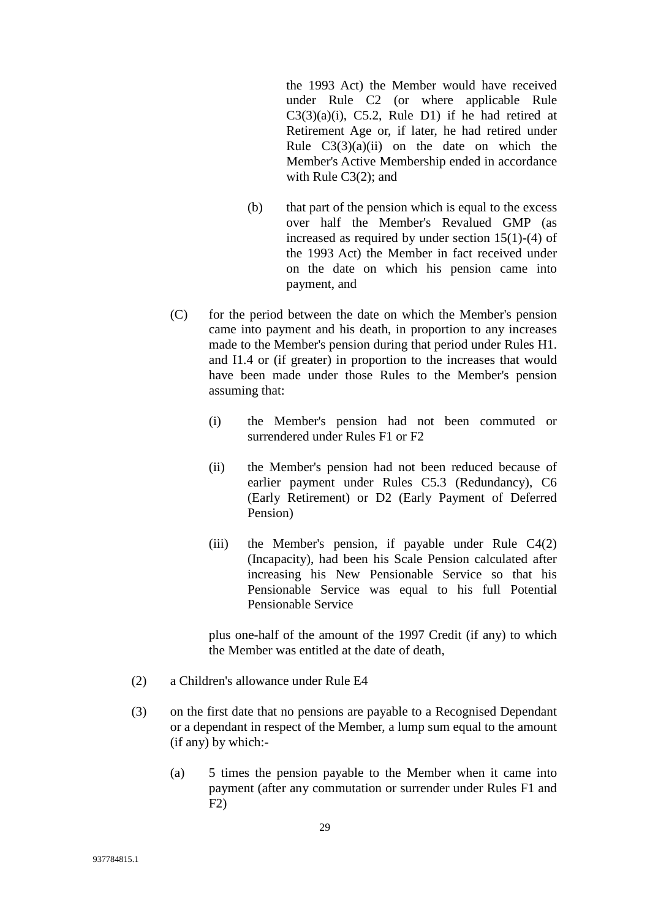the 1993 Act) the Member would have received under Rule C2 (or where applicable Rule C3(3)(a)(i), C5.2, Rule D1) if he had retired at Retirement Age or, if later, he had retired under Rule C3(3)(a)(ii) on the date on which the Member's Active Membership ended in accordance with Rule C3(2); and

(b) that part of the pension which is equal to the excess over half the Member's Revalued GMP (as increased as required by under section 15(1)-(4) of the 1993 Act) the Member in fact received under on the date on which his pension came into payment, and

(C) for the period between the date on which the Member's pension came into payment and his death, in proportion to any increases made to the Member's pension during that period under Rules H1. and I1.4 or (if greater) in proportion to the increases that would have been made under those Rules to the Member's pension assuming that:

(i) the Member's pension had not been commuted or surrendered under Rules F1 or F2

(ii) the Member's pension had not been reduced because of earlier payment under Rules C5.3 (Redundancy), C6 (Early Retirement) or D2 (Early Payment of Deferred Pension)

(iii) the Member's pension, if payable under Rule C4(2) (Incapacity), had been his Scale Pension calculated after increasing his New Pensionable Service so that his Pensionable Service was equal to his full Potential Pensionable Service

plus one-half of the amount of the 1997 Credit (if any) to which the Member was entitled at the date of death,

(2) a Children's allowance under Rule E4

(3) on the first date that no pensions are payable to a Recognised Dependant or a dependant in respect of the Member, a lump sum equal to the amount (if any) by which:-

(a) 5 times the pension payable to the Member when it came into payment (after any commutation or surrender under Rules F1 and F2)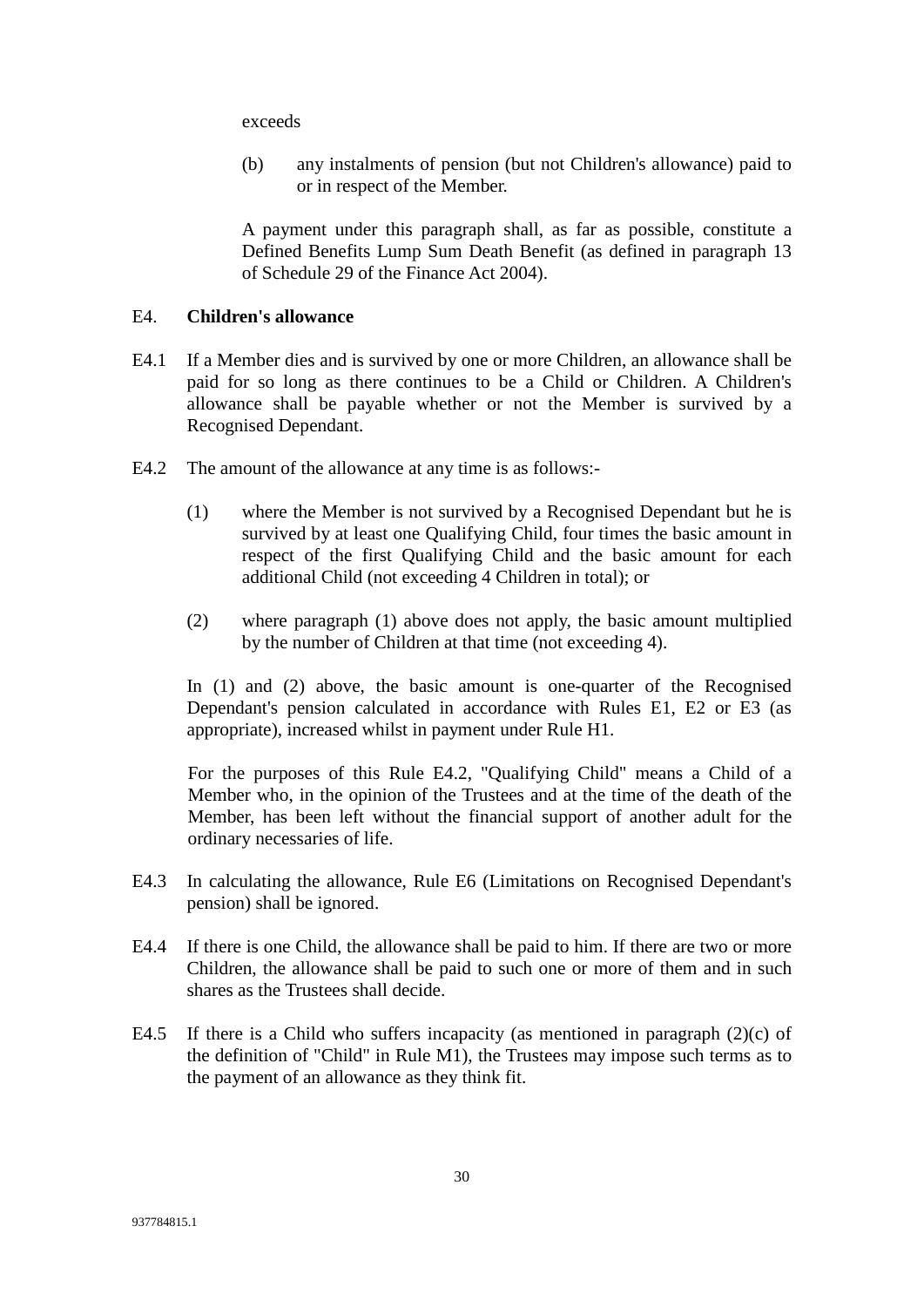exceeds

(b) any instalments of pension (but not Children's allowance) paid to or in respect of the Member.

A payment under this paragraph shall, as far as possible, constitute a Defined Benefits Lump Sum Death Benefit (as defined in paragraph 13 of Schedule 29 of the Finance Act 2004).

## E4. Children's allowance

E4.1 If a Member dies and is survived by one or more Children, an allowance shall be paid for so long as there continues to be a Child or Children. A Children's allowance shall be payable whether or not the Member is survived by a Recognised Dependant.

E4.2 The amount of the allowance at any time is as follows:-

(1) where the Member is not survived by a Recognised Dependant but he is survived by at least one Qualifying Child, four times the basic amount in respect of the first Qualifying Child and the basic amount for each additional Child (not exceeding 4 Children in total); or

(2) where paragraph (1) above does not apply, the basic amount multiplied by the number of Children at that time (not exceeding 4).

In (1) and (2) above, the basic amount is one-quarter of the Recognised Dependant's pension calculated in accordance with Rules E1, E2 or E3 (as appropriate), increased whilst in payment under Rule H1.

For the purposes of this Rule E4.2, "Qualifying Child" means a Child of a Member who, in the opinion of the Trustees and at the time of the death of the Member, has been left without the financial support of another adult for the ordinary necessaries of life.

E4.3 In calculating the allowance, Rule E6 (Limitations on Recognised Dependant's pension) shall be ignored.

E4.4 If there is one Child, the allowance shall be paid to him. If there are two or more Children, the allowance shall be paid to such one or more of them and in such shares as the Trustees shall decide.

E4.5 If there is a Child who suffers incapacity (as mentioned in paragraph (2)(c) of the definition of "Child" in Rule M1), the Trustees may impose such terms as to the payment of an allowance as they think fit.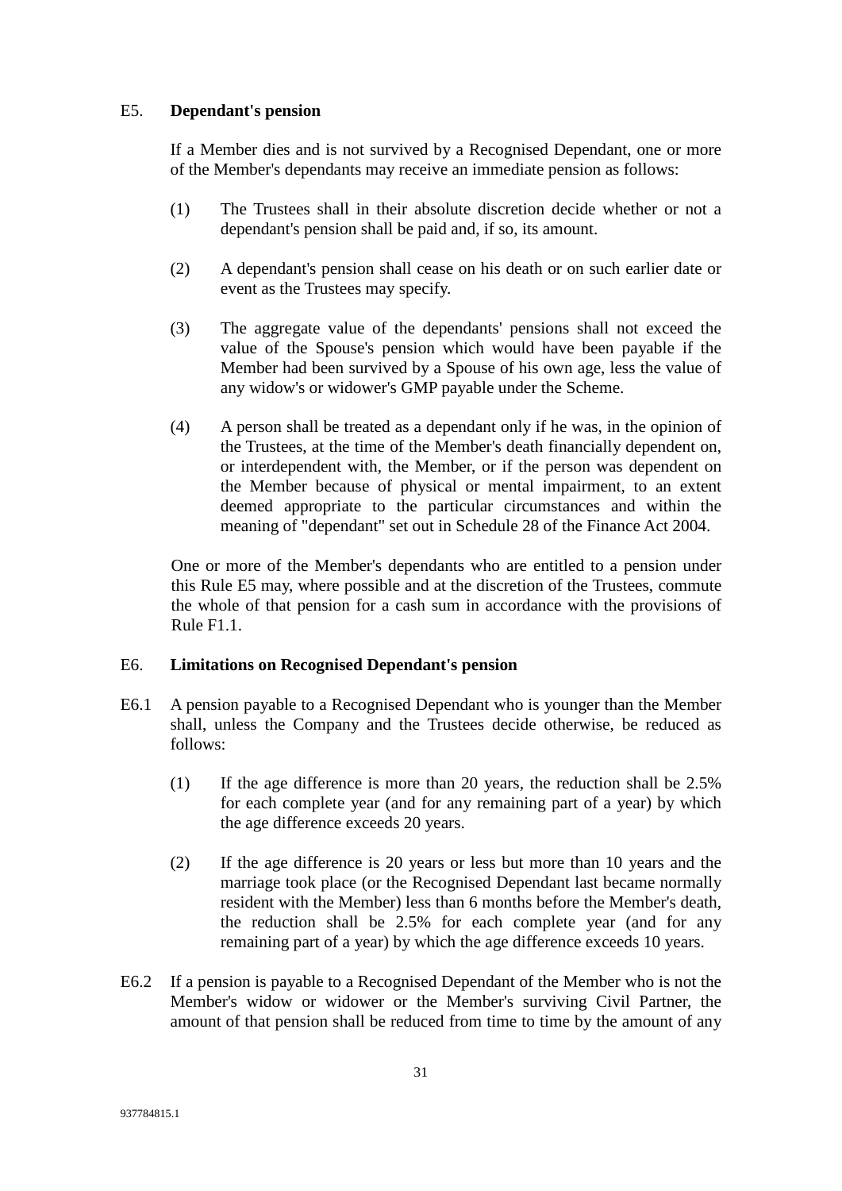### E5. **Dependant's pension**

If a Member dies and is not survived by a Recognised Dependant, one or more of the Member's dependants may receive an immediate pension as follows:

(1) The Trustees shall in their absolute discretion decide whether or not a dependant's pension shall be paid and, if so, its amount.

(2) A dependant's pension shall cease on his death or on such earlier date or event as the Trustees may specify.

(3) The aggregate value of the dependants' pensions shall not exceed the value of the Spouse's pension which would have been payable if the Member had been survived by a Spouse of his own age, less the value of any widow's or widower's GMP payable under the Scheme.

(4) A person shall be treated as a dependant only if he was, in the opinion of the Trustees, at the time of the Member's death financially dependent on, or interdependent with, the Member, or if the person was dependent on the Member because of physical or mental impairment, to an extent deemed appropriate to the particular circumstances and within the meaning of "dependant" set out in Schedule 28 of the Finance Act 2004.

One or more of the Member's dependants who are entitled to a pension under this Rule E5 may, where possible and at the discretion of the Trustees, commute the whole of that pension for a cash sum in accordance with the provisions of Rule F1.1.

### E6. **Limitations on Recognised Dependant's pension**

E6.1 A pension payable to a Recognised Dependant who is younger than the Member shall, unless the Company and the Trustees decide otherwise, be reduced as follows:

(1) If the age difference is more than 20 years, the reduction shall be 2.5% for each complete year (and for any remaining part of a year) by which the age difference exceeds 20 years.

(2) If the age difference is 20 years or less but more than 10 years and the marriage took place (or the Recognised Dependant last became normally resident with the Member) less than 6 months before the Member's death, the reduction shall be 2.5% for each complete year (and for any remaining part of a year) by which the age difference exceeds 10 years.

E6.2 If a pension is payable to a Recognised Dependant of the Member who is not the Member's widow or widower or the Member's surviving Civil Partner, the amount of that pension shall be reduced from time to time by the amount of any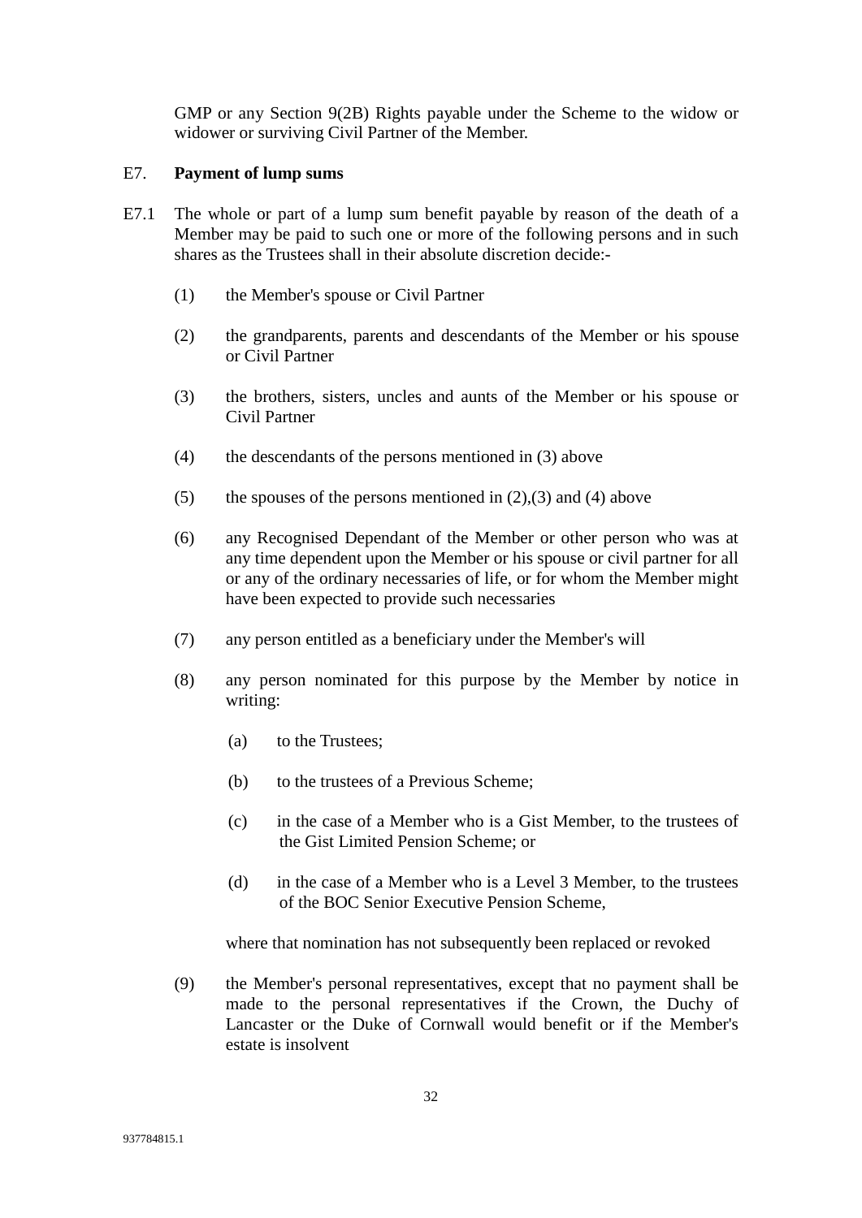GMP or any Section 9(2B) Rights payable under the Scheme to the widow or widower or surviving Civil Partner of the Member.

E7. **Payment of lump sums**

E7.1 The whole or part of a lump sum benefit payable by reason of the death of a Member may be paid to such one or more of the following persons and in such shares as the Trustees shall in their absolute discretion decide:-

(1) the Member's spouse or Civil Partner

(2) the grandparents, parents and descendants of the Member or his spouse or Civil Partner

(3) the brothers, sisters, uncles and aunts of the Member or his spouse or Civil Partner

(4) the descendants of the persons mentioned in (3) above

(5) the spouses of the persons mentioned in (2),(3) and (4) above

(6) any Recognised Dependant of the Member or other person who was at any time dependent upon the Member or his spouse or civil partner for all or any of the ordinary necessaries of life, or for whom the Member might have been expected to provide such necessaries

(7) any person entitled as a beneficiary under the Member's will

(8) any person nominated for this purpose by the Member by notice in writing:

(a) to the Trustees;

(b) to the trustees of a Previous Scheme;

(c) in the case of a Member who is a Gist Member, to the trustees of the Gist Limited Pension Scheme; or

(d) in the case of a Member who is a Level 3 Member, to the trustees of the BOC Senior Executive Pension Scheme,

where that nomination has not subsequently been replaced or revoked

(9) the Member's personal representatives, except that no payment shall be made to the personal representatives if the Crown, the Duchy of Lancaster or the Duke of Cornwall would benefit or if the Member's estate is insolvent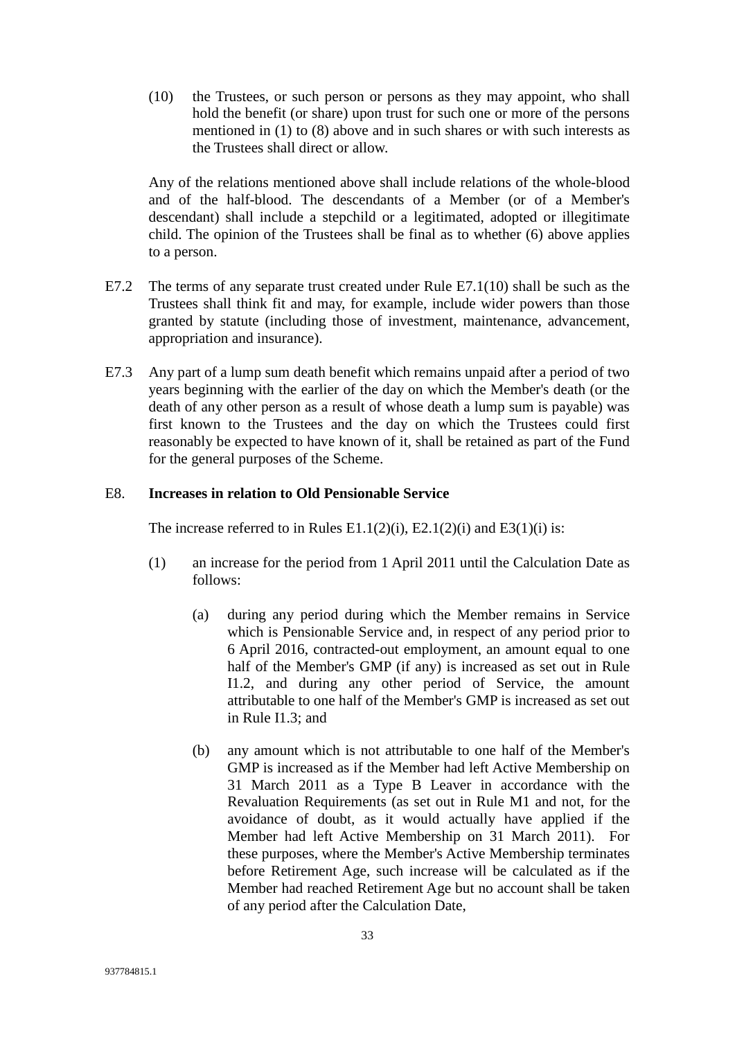(10) the Trustees, or such person or persons as they may appoint, who shall hold the benefit (or share) upon trust for such one or more of the persons mentioned in (1) to (8) above and in such shares or with such interests as the Trustees shall direct or allow.

Any of the relations mentioned above shall include relations of the whole-blood and of the half-blood. The descendants of a Member (or of a Member's descendant) shall include a stepchild or a legitimated, adopted or illegitimate child. The opinion of the Trustees shall be final as to whether (6) above applies to a person.

E7.2 The terms of any separate trust created under Rule E7.1(10) shall be such as the Trustees shall think fit and may, for example, include wider powers than those granted by statute (including those of investment, maintenance, advancement, appropriation and insurance).

E7.3 Any part of a lump sum death benefit which remains unpaid after a period of two years beginning with the earlier of the day on which the Member's death (or the death of any other person as a result of whose death a lump sum is payable) was first known to the Trustees and the day on which the Trustees could first reasonably be expected to have known of it, shall be retained as part of the Fund for the general purposes of the Scheme.

E8. **Increases in relation to Old Pensionable Service**

The increase referred to in Rules E1.1(2)(i), E2.1(2)(i) and E3(1)(i) is:

(1) an increase for the period from 1 April 2011 until the Calculation Date as follows:

(a) during any period during which the Member remains in Service which is Pensionable Service and, in respect of any period prior to 6 April 2016, contracted-out employment, an amount equal to one half of the Member's GMP (if any) is increased as set out in Rule I1.2, and during any other period of Service, the amount attributable to one half of the Member's GMP is increased as set out in Rule I1.3; and

(b) any amount which is not attributable to one half of the Member's GMP is increased as if the Member had left Active Membership on 31 March 2011 as a Type B Leaver in accordance with the Revaluation Requirements (as set out in Rule M1 and not, for the avoidance of doubt, as it would actually have applied if the Member had left Active Membership on 31 March 2011). For these purposes, where the Member's Active Membership terminates before Retirement Age, such increase will be calculated as if the Member had reached Retirement Age but no account shall be taken of any period after the Calculation Date,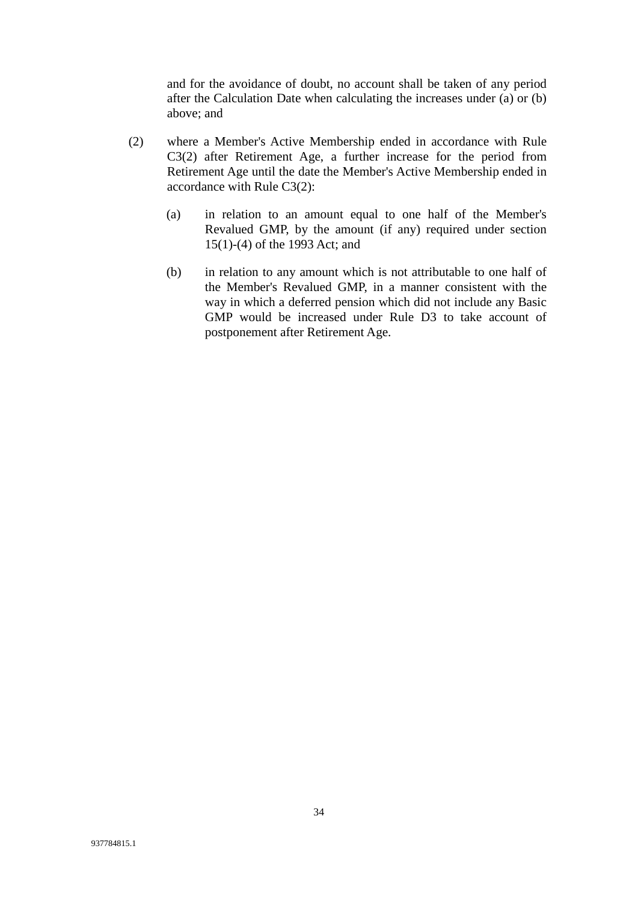and for the avoidance of doubt, no account shall be taken of any period after the Calculation Date when calculating the increases under (a) or (b) above; and

(2) where a Member's Active Membership ended in accordance with Rule C3(2) after Retirement Age, a further increase for the period from Retirement Age until the date the Member's Active Membership ended in accordance with Rule C3(2):

   (a) in relation to an amount equal to one half of the Member's Revalued GMP, by the amount (if any) required under section 15(1)-(4) of the 1993 Act; and

   (b) in relation to any amount which is not attributable to one half of the Member's Revalued GMP, in a manner consistent with the way in which a deferred pension which did not include any Basic GMP would be increased under Rule D3 to take account of postponement after Retirement Age.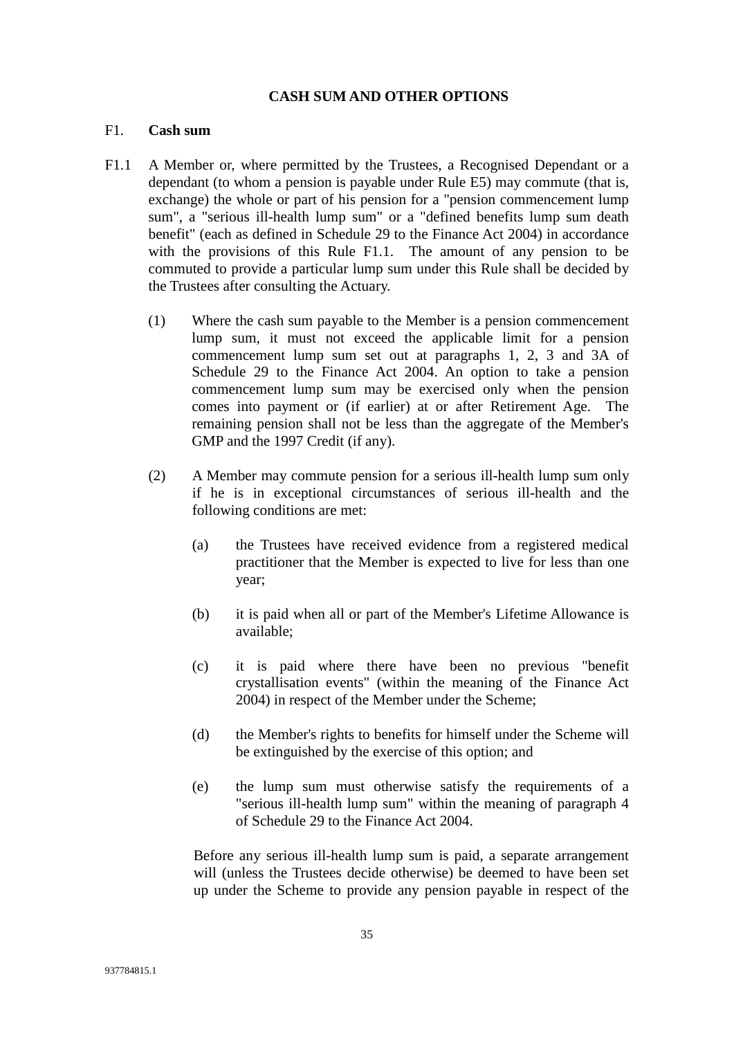## CASH SUM AND OTHER OPTIONS

### F1. Cash sum

F1.1 A Member or, where permitted by the Trustees, a Recognised Dependant or a dependant (to whom a pension is payable under Rule E5) may commute (that is, exchange) the whole or part of his pension for a "pension commencement lump sum", a "serious ill-health lump sum" or a "defined benefits lump sum death benefit" (each as defined in Schedule 29 to the Finance Act 2004) in accordance with the provisions of this Rule F1.1. The amount of any pension to be commuted to provide a particular lump sum under this Rule shall be decided by the Trustees after consulting the Actuary.

(1) Where the cash sum payable to the Member is a pension commencement lump sum, it must not exceed the applicable limit for a pension commencement lump sum set out at paragraphs 1, 2, 3 and 3A of Schedule 29 to the Finance Act 2004. An option to take a pension commencement lump sum may be exercised only when the pension comes into payment or (if earlier) at or after Retirement Age. The remaining pension shall not be less than the aggregate of the Member's GMP and the 1997 Credit (if any).

(2) A Member may commute pension for a serious ill-health lump sum only if he is in exceptional circumstances of serious ill-health and the following conditions are met:

(a) the Trustees have received evidence from a registered medical practitioner that the Member is expected to live for less than one year;

(b) it is paid when all or part of the Member's Lifetime Allowance is available;

(c) it is paid where there have been no previous "benefit crystallisation events" (within the meaning of the Finance Act 2004) in respect of the Member under the Scheme;

(d) the Member's rights to benefits for himself under the Scheme will be extinguished by the exercise of this option; and

(e) the lump sum must otherwise satisfy the requirements of a "serious ill-health lump sum" within the meaning of paragraph 4 of Schedule 29 to the Finance Act 2004.

Before any serious ill-health lump sum is paid, a separate arrangement will (unless the Trustees decide otherwise) be deemed to have been set up under the Scheme to provide any pension payable in respect of the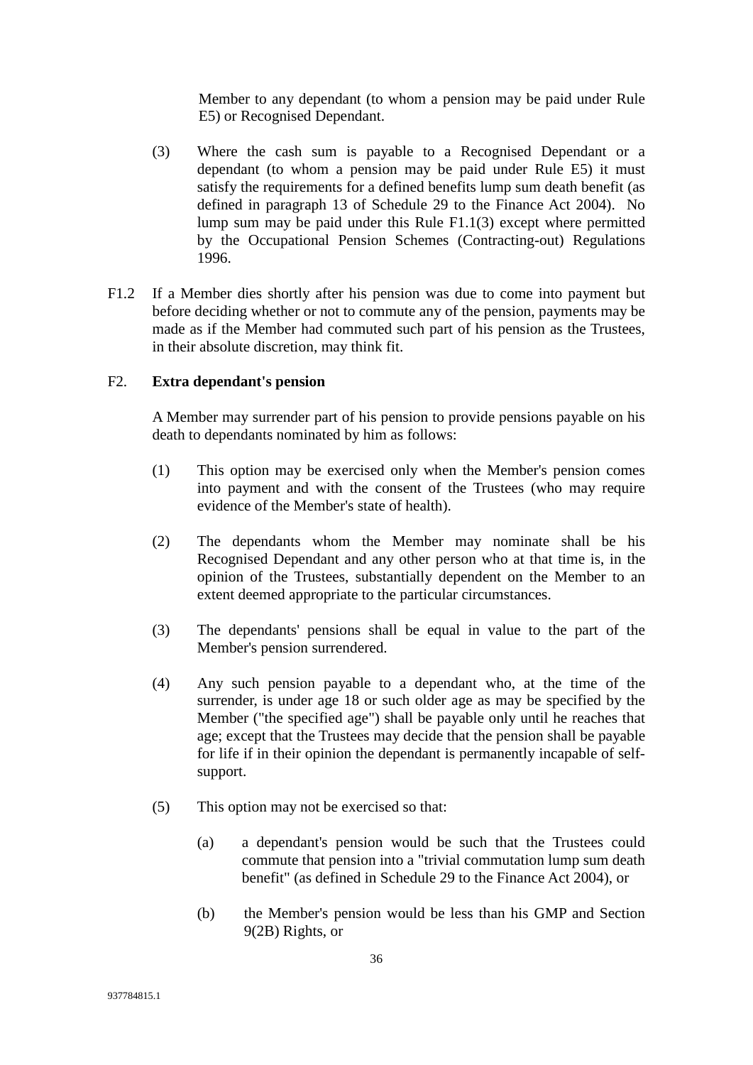Member to any dependant (to whom a pension may be paid under Rule E5) or Recognised Dependant.

(3) Where the cash sum is payable to a Recognised Dependant or a dependant (to whom a pension may be paid under Rule E5) it must satisfy the requirements for a defined benefits lump sum death benefit (as defined in paragraph 13 of Schedule 29 to the Finance Act 2004). No lump sum may be paid under this Rule F1.1(3) except where permitted by the Occupational Pension Schemes (Contracting-out) Regulations 1996.

F1.2 If a Member dies shortly after his pension was due to come into payment but before deciding whether or not to commute any of the pension, payments may be made as if the Member had commuted such part of his pension as the Trustees, in their absolute discretion, may think fit.

F2. **Extra dependant's pension**

A Member may surrender part of his pension to provide pensions payable on his death to dependants nominated by him as follows:

(1) This option may be exercised only when the Member's pension comes into payment and with the consent of the Trustees (who may require evidence of the Member's state of health).

(2) The dependants whom the Member may nominate shall be his Recognised Dependant and any other person who at that time is, in the opinion of the Trustees, substantially dependent on the Member to an extent deemed appropriate to the particular circumstances.

(3) The dependants' pensions shall be equal in value to the part of the Member's pension surrendered.

(4) Any such pension payable to a dependant who, at the time of the surrender, is under age 18 or such older age as may be specified by the Member ("the specified age") shall be payable only until he reaches that age; except that the Trustees may decide that the pension shall be payable for life if in their opinion the dependant is permanently incapable of self-support.

(5) This option may not be exercised so that:

(a) a dependant's pension would be such that the Trustees could commute that pension into a "trivial commutation lump sum death benefit" (as defined in Schedule 29 to the Finance Act 2004), or

(b) the Member's pension would be less than his GMP and Section 9(2B) Rights, or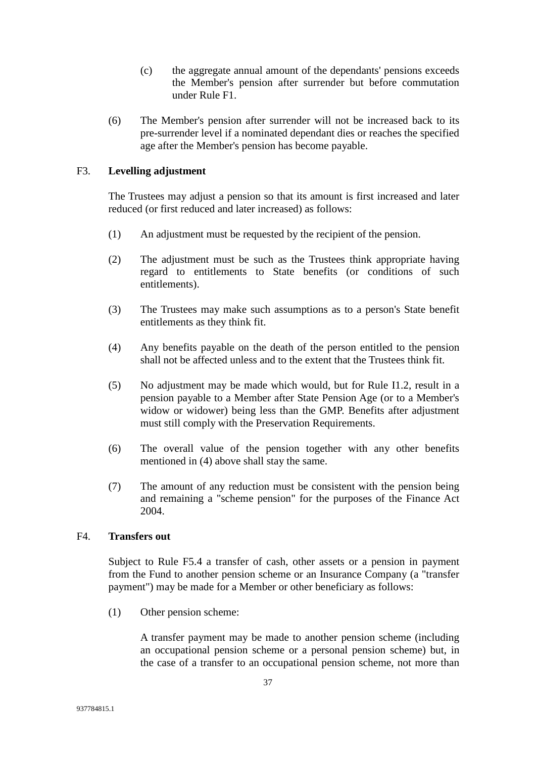(c) the aggregate annual amount of the dependants' pensions exceeds the Member's pension after surrender but before commutation under Rule F1.

(6) The Member's pension after surrender will not be increased back to its pre-surrender level if a nominated dependant dies or reaches the specified age after the Member's pension has become payable.

F3. **Levelling adjustment**

The Trustees may adjust a pension so that its amount is first increased and later reduced (or first reduced and later increased) as follows:

(1) An adjustment must be requested by the recipient of the pension.

(2) The adjustment must be such as the Trustees think appropriate having regard to entitlements to State benefits (or conditions of such entitlements).

(3) The Trustees may make such assumptions as to a person's State benefit entitlements as they think fit.

(4) Any benefits payable on the death of the person entitled to the pension shall not be affected unless and to the extent that the Trustees think fit.

(5) No adjustment may be made which would, but for Rule I1.2, result in a pension payable to a Member after State Pension Age (or to a Member's widow or widower) being less than the GMP. Benefits after adjustment must still comply with the Preservation Requirements.

(6) The overall value of the pension together with any other benefits mentioned in (4) above shall stay the same.

(7) The amount of any reduction must be consistent with the pension being and remaining a "scheme pension" for the purposes of the Finance Act 2004.

F4. **Transfers out**

Subject to Rule F5.4 a transfer of cash, other assets or a pension in payment from the Fund to another pension scheme or an Insurance Company (a "transfer payment") may be made for a Member or other beneficiary as follows:

(1) Other pension scheme:

A transfer payment may be made to another pension scheme (including an occupational pension scheme or a personal pension scheme) but, in the case of a transfer to an occupational pension scheme, not more than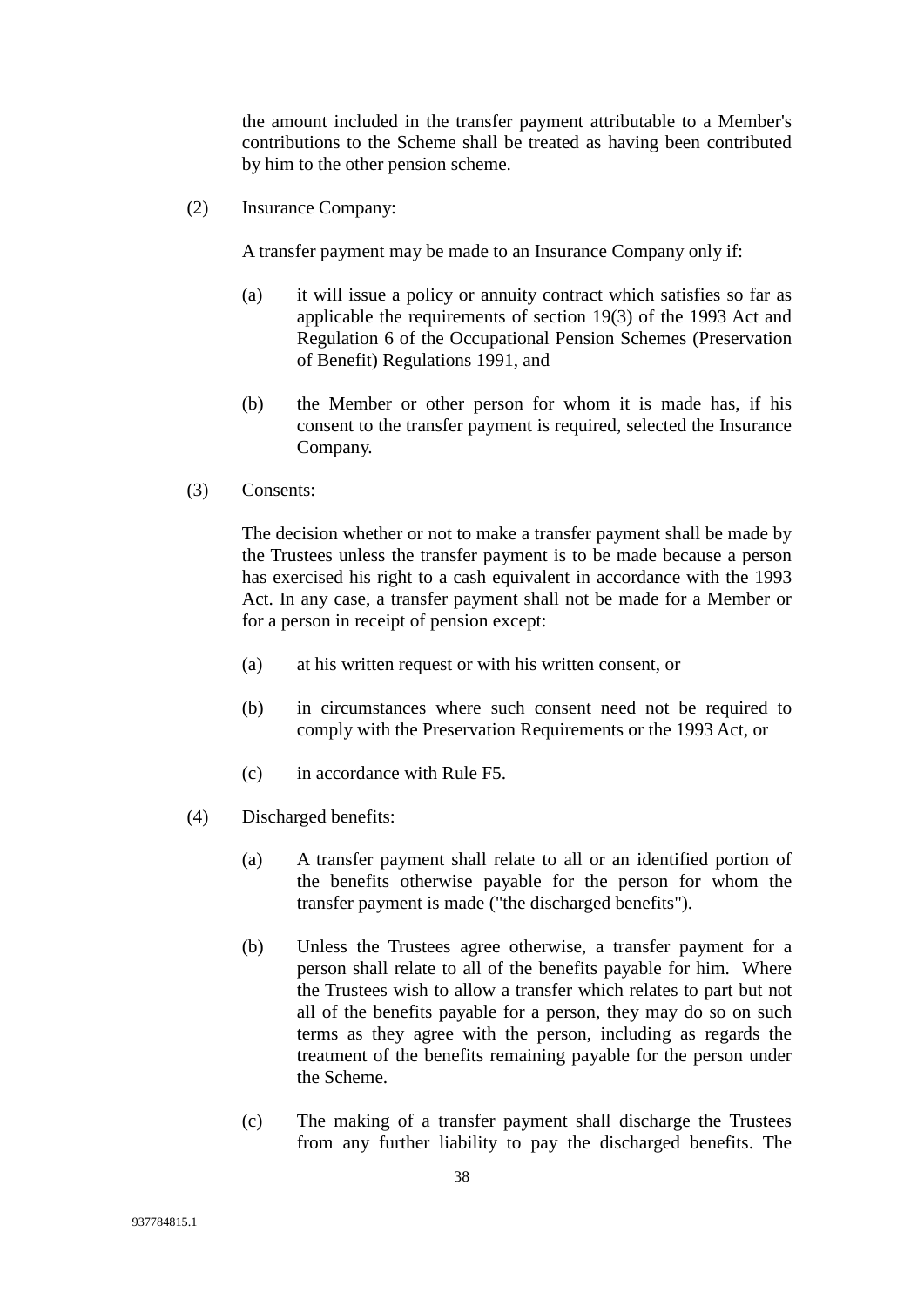the amount included in the transfer payment attributable to a Member's contributions to the Scheme shall be treated as having been contributed by him to the other pension scheme.

(2) Insurance Company:

A transfer payment may be made to an Insurance Company only if:

(a) it will issue a policy or annuity contract which satisfies so far as applicable the requirements of section 19(3) of the 1993 Act and Regulation 6 of the Occupational Pension Schemes (Preservation of Benefit) Regulations 1991, and

(b) the Member or other person for whom it is made has, if his consent to the transfer payment is required, selected the Insurance Company.

(3) Consents:

The decision whether or not to make a transfer payment shall be made by the Trustees unless the transfer payment is to be made because a person has exercised his right to a cash equivalent in accordance with the 1993 Act. In any case, a transfer payment shall not be made for a Member or for a person in receipt of pension except:

(a) at his written request or with his written consent, or

(b) in circumstances where such consent need not be required to comply with the Preservation Requirements or the 1993 Act, or

(c) in accordance with Rule F5.

(4) Discharged benefits:

(a) A transfer payment shall relate to all or an identified portion of the benefits otherwise payable for the person for whom the transfer payment is made ("the discharged benefits").

(b) Unless the Trustees agree otherwise, a transfer payment for a person shall relate to all of the benefits payable for him. Where the Trustees wish to allow a transfer which relates to part but not all of the benefits payable for a person, they may do so on such terms as they agree with the person, including as regards the treatment of the benefits remaining payable for the person under the Scheme.

(c) The making of a transfer payment shall discharge the Trustees from any further liability to pay the discharged benefits. The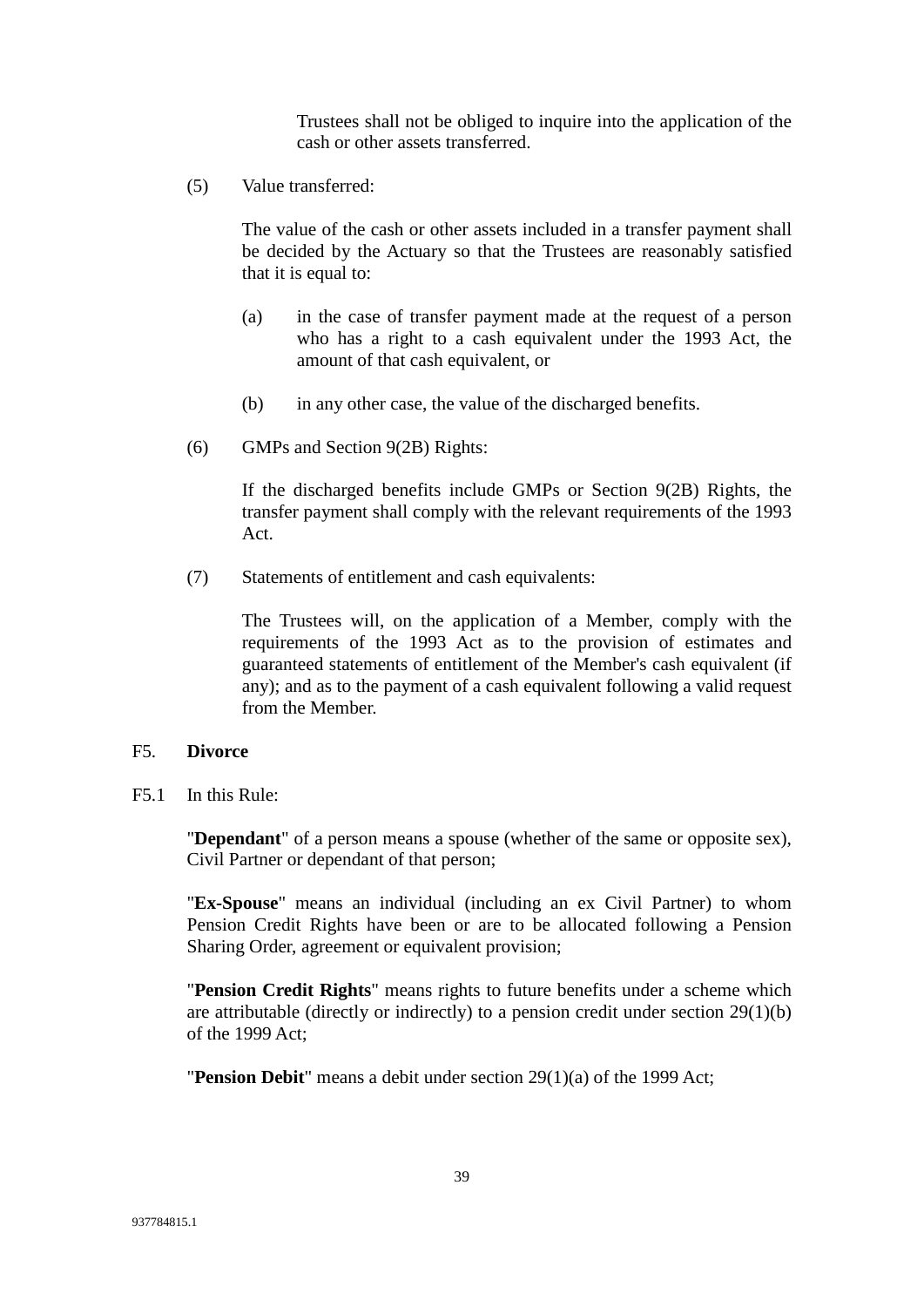Trustees shall not be obliged to inquire into the application of the cash or other assets transferred.

(5) Value transferred:

The value of the cash or other assets included in a transfer payment shall be decided by the Actuary so that the Trustees are reasonably satisfied that it is equal to:

(a) in the case of transfer payment made at the request of a person who has a right to a cash equivalent under the 1993 Act, the amount of that cash equivalent, or

(b) in any other case, the value of the discharged benefits.

(6) GMPs and Section 9(2B) Rights:

If the discharged benefits include GMPs or Section 9(2B) Rights, the transfer payment shall comply with the relevant requirements of the 1993 Act.

(7) Statements of entitlement and cash equivalents:

The Trustees will, on the application of a Member, comply with the requirements of the 1993 Act as to the provision of estimates and guaranteed statements of entitlement of the Member's cash equivalent (if any); and as to the payment of a cash equivalent following a valid request from the Member.

## F5. Divorce

F5.1 In this Rule:

"**Dependant**" of a person means a spouse (whether of the same or opposite sex), Civil Partner or dependant of that person;

"**Ex-Spouse**" means an individual (including an ex Civil Partner) to whom Pension Credit Rights have been or are to be allocated following a Pension Sharing Order, agreement or equivalent provision;

"**Pension Credit Rights**" means rights to future benefits under a scheme which are attributable (directly or indirectly) to a pension credit under section 29(1)(b) of the 1999 Act;

"**Pension Debit**" means a debit under section 29(1)(a) of the 1999 Act;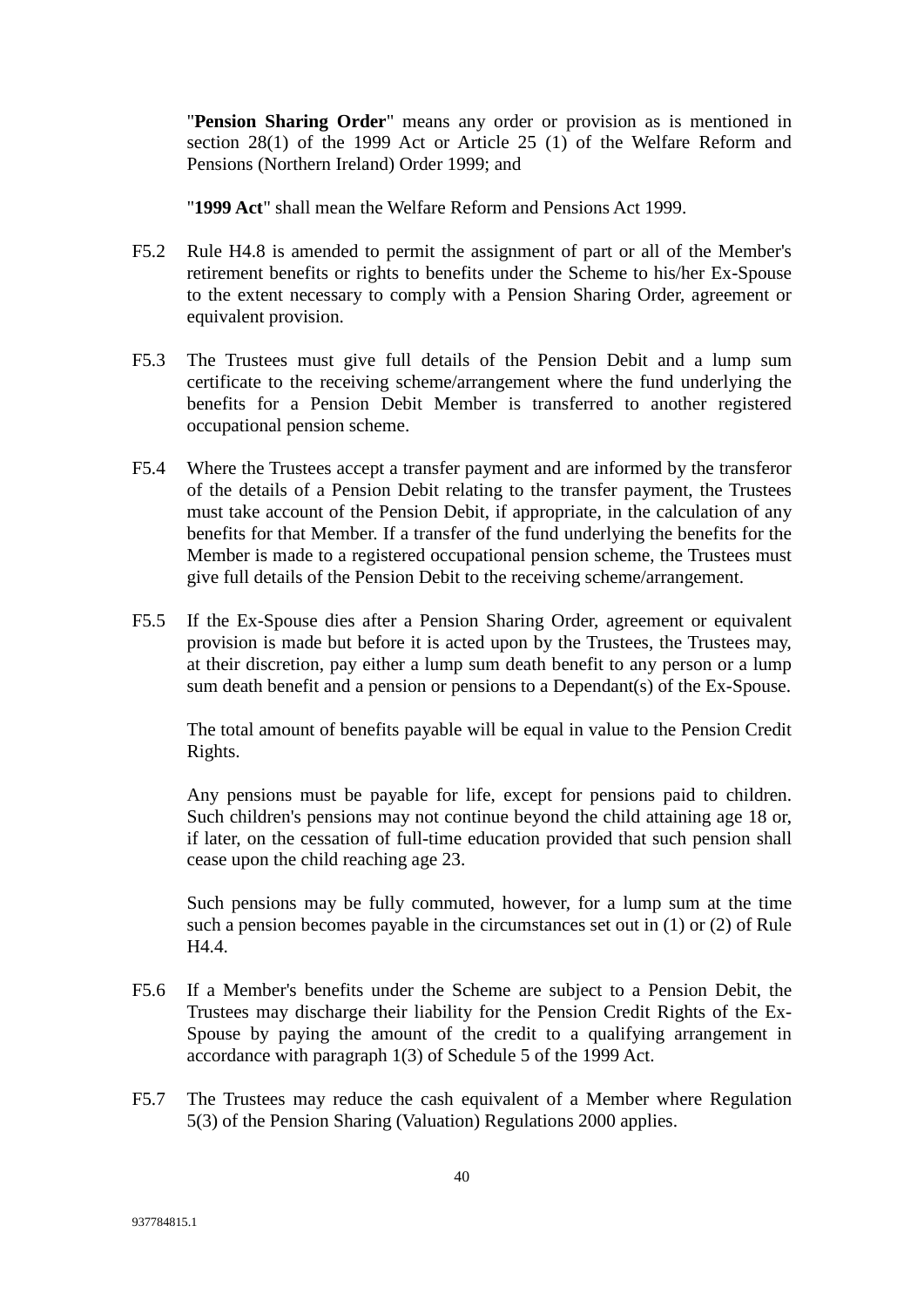"**Pension Sharing Order**" means any order or provision as is mentioned in section 28(1) of the 1999 Act or Article 25 (1) of the Welfare Reform and Pensions (Northern Ireland) Order 1999; and

"**1999 Act**" shall mean the Welfare Reform and Pensions Act 1999.

F5.2 Rule H4.8 is amended to permit the assignment of part or all of the Member's retirement benefits or rights to benefits under the Scheme to his/her Ex-Spouse to the extent necessary to comply with a Pension Sharing Order, agreement or equivalent provision.

F5.3 The Trustees must give full details of the Pension Debit and a lump sum certificate to the receiving scheme/arrangement where the fund underlying the benefits for a Pension Debit Member is transferred to another registered occupational pension scheme.

F5.4 Where the Trustees accept a transfer payment and are informed by the transferor of the details of a Pension Debit relating to the transfer payment, the Trustees must take account of the Pension Debit, if appropriate, in the calculation of any benefits for that Member. If a transfer of the fund underlying the benefits for the Member is made to a registered occupational pension scheme, the Trustees must give full details of the Pension Debit to the receiving scheme/arrangement.

F5.5 If the Ex-Spouse dies after a Pension Sharing Order, agreement or equivalent provision is made but before it is acted upon by the Trustees, the Trustees may, at their discretion, pay either a lump sum death benefit to any person or a lump sum death benefit and a pension or pensions to a Dependant(s) of the Ex-Spouse.

The total amount of benefits payable will be equal in value to the Pension Credit Rights.

Any pensions must be payable for life, except for pensions paid to children. Such children's pensions may not continue beyond the child attaining age 18 or, if later, on the cessation of full-time education provided that such pension shall cease upon the child reaching age 23.

Such pensions may be fully commuted, however, for a lump sum at the time such a pension becomes payable in the circumstances set out in (1) or (2) of Rule H4.4.

F5.6 If a Member's benefits under the Scheme are subject to a Pension Debit, the Trustees may discharge their liability for the Pension Credit Rights of the Ex-Spouse by paying the amount of the credit to a qualifying arrangement in accordance with paragraph 1(3) of Schedule 5 of the 1999 Act.

F5.7 The Trustees may reduce the cash equivalent of a Member where Regulation 5(3) of the Pension Sharing (Valuation) Regulations 2000 applies.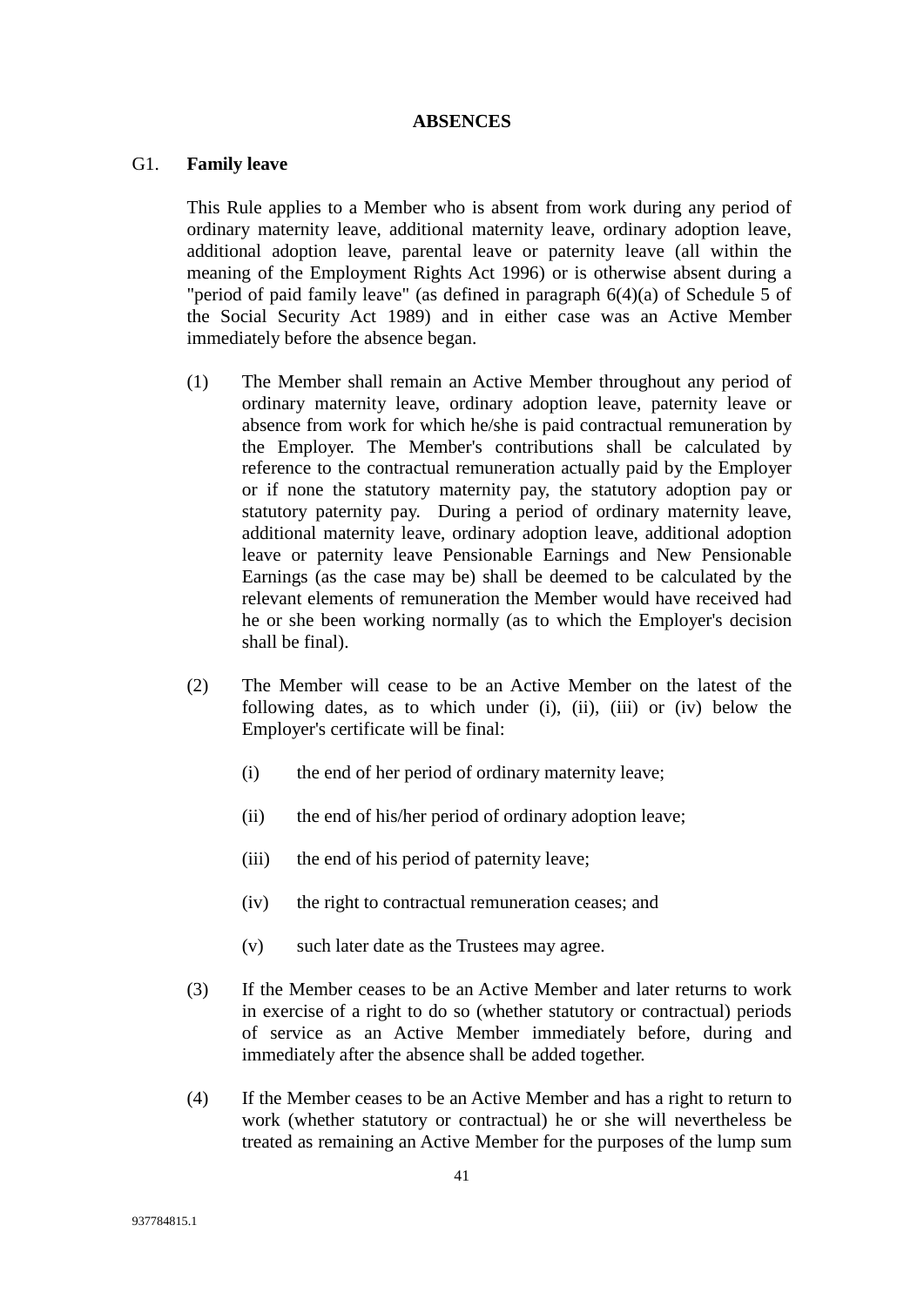## ABSENCES

### G1. Family leave

This Rule applies to a Member who is absent from work during any period of ordinary maternity leave, additional maternity leave, ordinary adoption leave, additional adoption leave, parental leave or paternity leave (all within the meaning of the Employment Rights Act 1996) or is otherwise absent during a "period of paid family leave" (as defined in paragraph 6(4)(a) of Schedule 5 of the Social Security Act 1989) and in either case was an Active Member immediately before the absence began.

(1) The Member shall remain an Active Member throughout any period of ordinary maternity leave, ordinary adoption leave, paternity leave or absence from work for which he/she is paid contractual remuneration by the Employer. The Member's contributions shall be calculated by reference to the contractual remuneration actually paid by the Employer or if none the statutory maternity pay, the statutory adoption pay or statutory paternity pay. During a period of ordinary maternity leave, additional maternity leave, ordinary adoption leave, additional adoption leave or paternity leave Pensionable Earnings and New Pensionable Earnings (as the case may be) shall be deemed to be calculated by the relevant elements of remuneration the Member would have received had he or she been working normally (as to which the Employer's decision shall be final).

(2) The Member will cease to be an Active Member on the latest of the following dates, as to which under (i), (ii), (iii) or (iv) below the Employer's certificate will be final:

   (i) the end of her period of ordinary maternity leave;

   (ii) the end of his/her period of ordinary adoption leave;

   (iii) the end of his period of paternity leave;

   (iv) the right to contractual remuneration ceases; and

   (v) such later date as the Trustees may agree.

(3) If the Member ceases to be an Active Member and later returns to work in exercise of a right to do so (whether statutory or contractual) periods of service as an Active Member immediately before, during and immediately after the absence shall be added together.

(4) If the Member ceases to be an Active Member and has a right to return to work (whether statutory or contractual) he or she will nevertheless be treated as remaining an Active Member for the purposes of the lump sum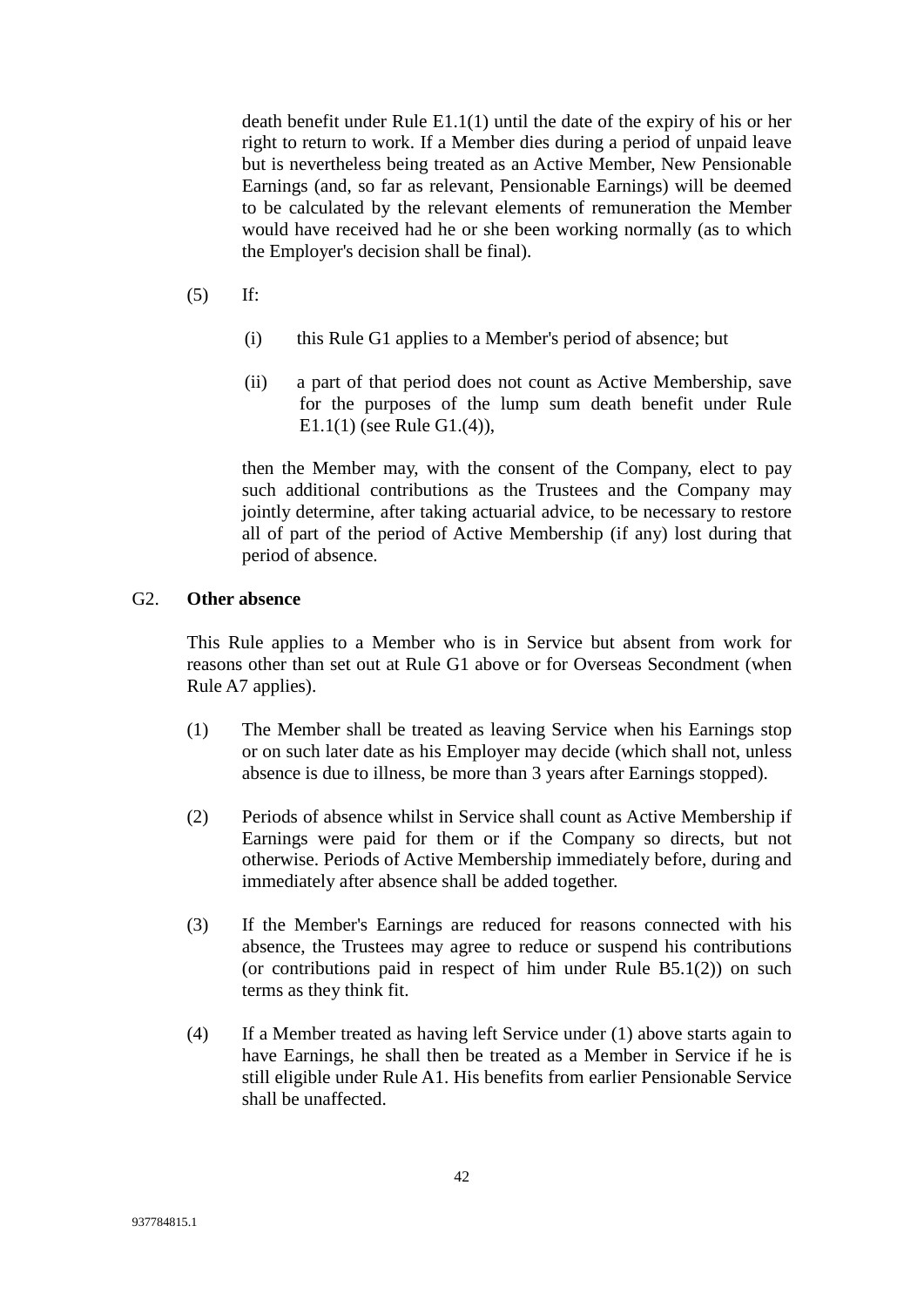death benefit under Rule E1.1(1) until the date of the expiry of his or her right to return to work. If a Member dies during a period of unpaid leave but is nevertheless being treated as an Active Member, New Pensionable Earnings (and, so far as relevant, Pensionable Earnings) will be deemed to be calculated by the relevant elements of remuneration the Member would have received had he or she been working normally (as to which the Employer's decision shall be final).

(5) If:

(i) this Rule G1 applies to a Member's period of absence; but

(ii) a part of that period does not count as Active Membership, save for the purposes of the lump sum death benefit under Rule E1.1(1) (see Rule G1.(4)),

then the Member may, with the consent of the Company, elect to pay such additional contributions as the Trustees and the Company may jointly determine, after taking actuarial advice, to be necessary to restore all of part of the period of Active Membership (if any) lost during that period of absence.

G2. **Other absence**

This Rule applies to a Member who is in Service but absent from work for reasons other than set out at Rule G1 above or for Overseas Secondment (when Rule A7 applies).

(1) The Member shall be treated as leaving Service when his Earnings stop or on such later date as his Employer may decide (which shall not, unless absence is due to illness, be more than 3 years after Earnings stopped).

(2) Periods of absence whilst in Service shall count as Active Membership if Earnings were paid for them or if the Company so directs, but not otherwise. Periods of Active Membership immediately before, during and immediately after absence shall be added together.

(3) If the Member's Earnings are reduced for reasons connected with his absence, the Trustees may agree to reduce or suspend his contributions (or contributions paid in respect of him under Rule B5.1(2)) on such terms as they think fit.

(4) If a Member treated as having left Service under (1) above starts again to have Earnings, he shall then be treated as a Member in Service if he is still eligible under Rule A1. His benefits from earlier Pensionable Service shall be unaffected.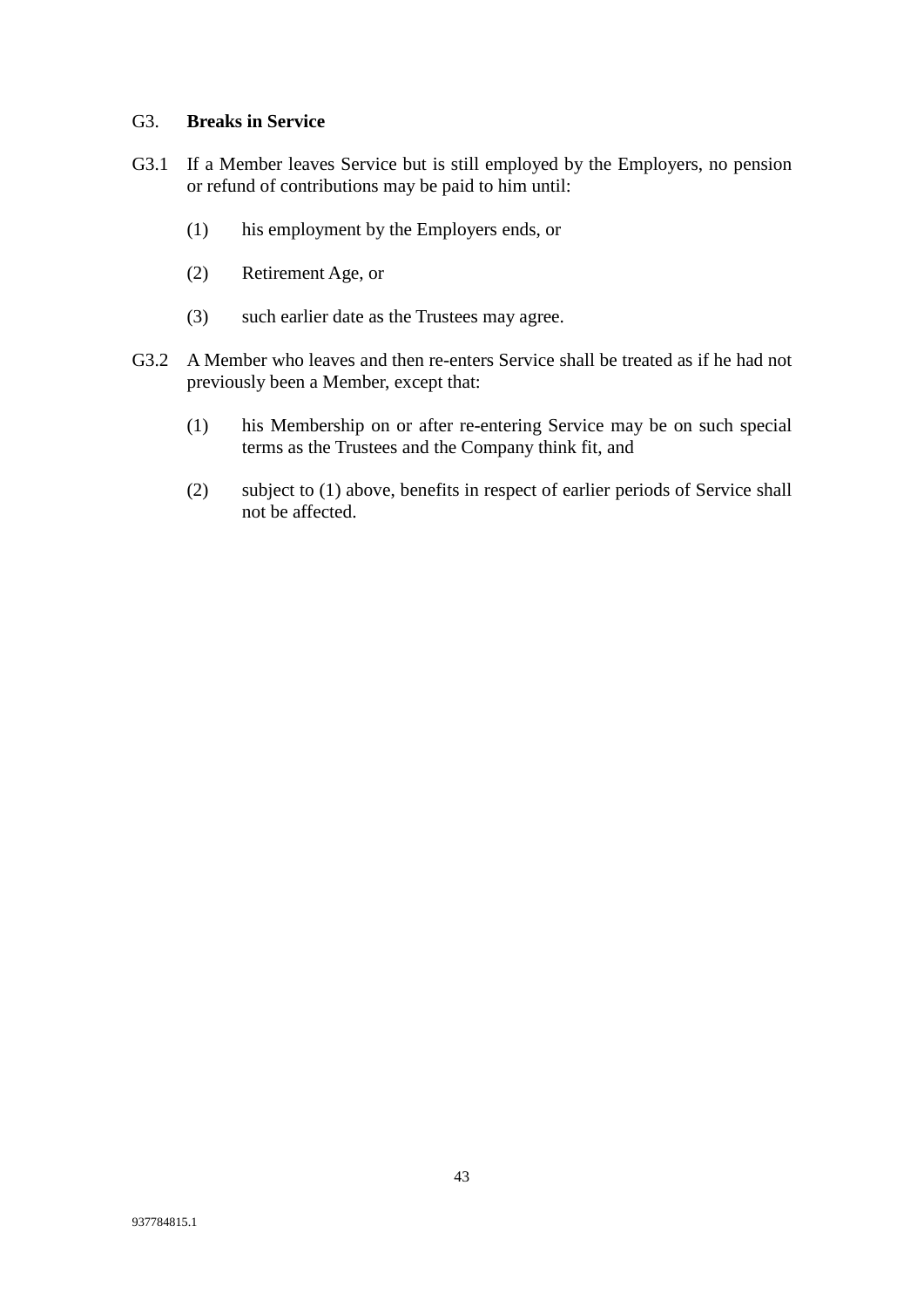## G3. **Breaks in Service**

G3.1 If a Member leaves Service but is still employed by the Employers, no pension or refund of contributions may be paid to him until:

(1) his employment by the Employers ends, or

(2) Retirement Age, or

(3) such earlier date as the Trustees may agree.

G3.2 A Member who leaves and then re-enters Service shall be treated as if he had not previously been a Member, except that:

(1) his Membership on or after re-entering Service may be on such special terms as the Trustees and the Company think fit, and

(2) subject to (1) above, benefits in respect of earlier periods of Service shall not be affected.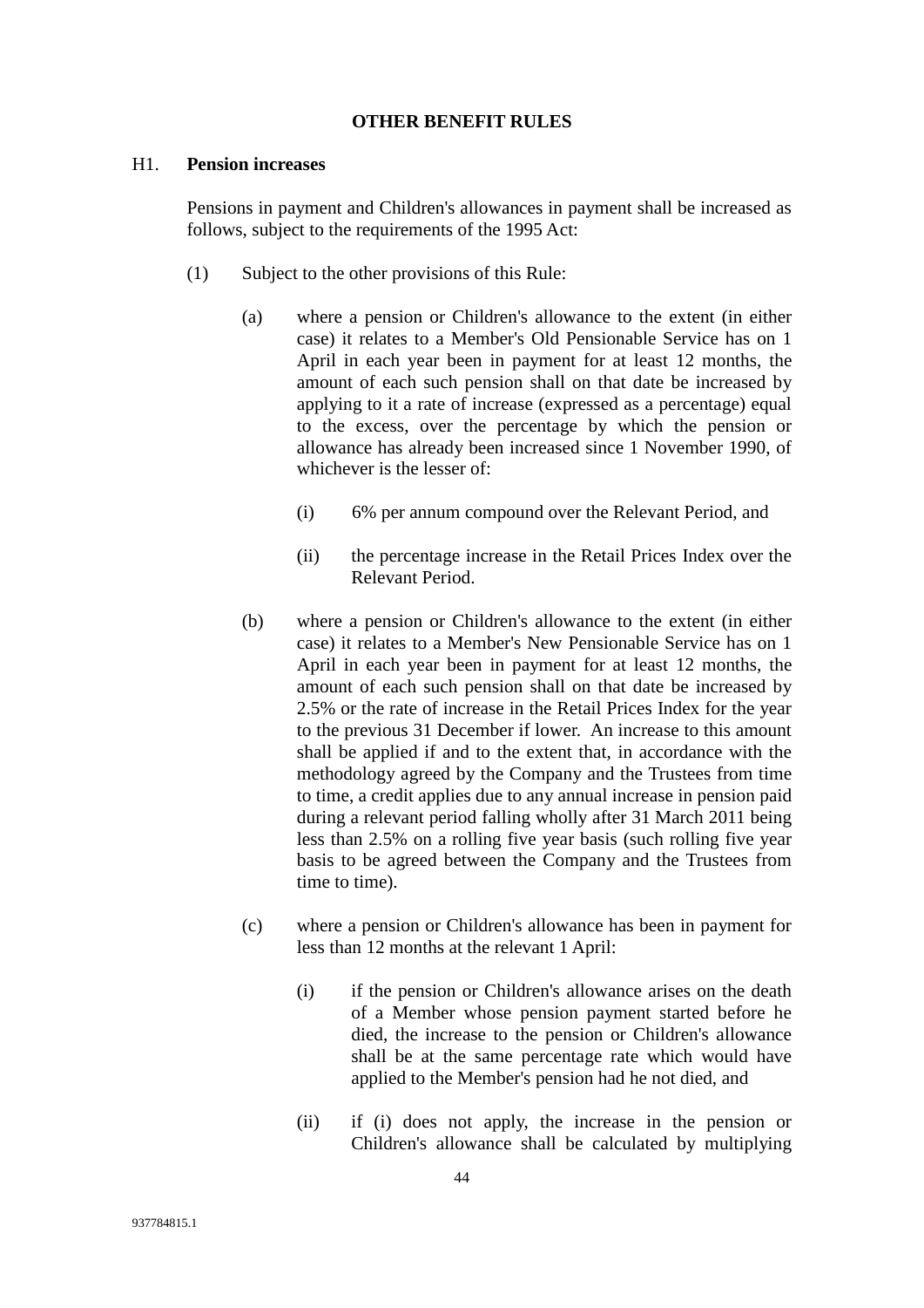## OTHER BENEFIT RULES

H1. **Pension increases**

Pensions in payment and Children's allowances in payment shall be increased as follows, subject to the requirements of the 1995 Act:

(1) Subject to the other provisions of this Rule:

(a) where a pension or Children's allowance to the extent (in either case) it relates to a Member's Old Pensionable Service has on 1 April in each year been in payment for at least 12 months, the amount of each such pension shall on that date be increased by applying to it a rate of increase (expressed as a percentage) equal to the excess, over the percentage by which the pension or allowance has already been increased since 1 November 1990, of whichever is the lesser of:

(i) 6% per annum compound over the Relevant Period, and

(ii) the percentage increase in the Retail Prices Index over the Relevant Period.

(b) where a pension or Children's allowance to the extent (in either case) it relates to a Member's New Pensionable Service has on 1 April in each year been in payment for at least 12 months, the amount of each such pension shall on that date be increased by 2.5% or the rate of increase in the Retail Prices Index for the year to the previous 31 December if lower. An increase to this amount shall be applied if and to the extent that, in accordance with the methodology agreed by the Company and the Trustees from time to time, a credit applies due to any annual increase in pension paid during a relevant period falling wholly after 31 March 2011 being less than 2.5% on a rolling five year basis (such rolling five year basis to be agreed between the Company and the Trustees from time to time).

(c) where a pension or Children's allowance has been in payment for less than 12 months at the relevant 1 April:

(i) if the pension or Children's allowance arises on the death of a Member whose pension payment started before he died, the increase to the pension or Children's allowance shall be at the same percentage rate which would have applied to the Member's pension had he not died, and

(ii) if (i) does not apply, the increase in the pension or Children's allowance shall be calculated by multiplying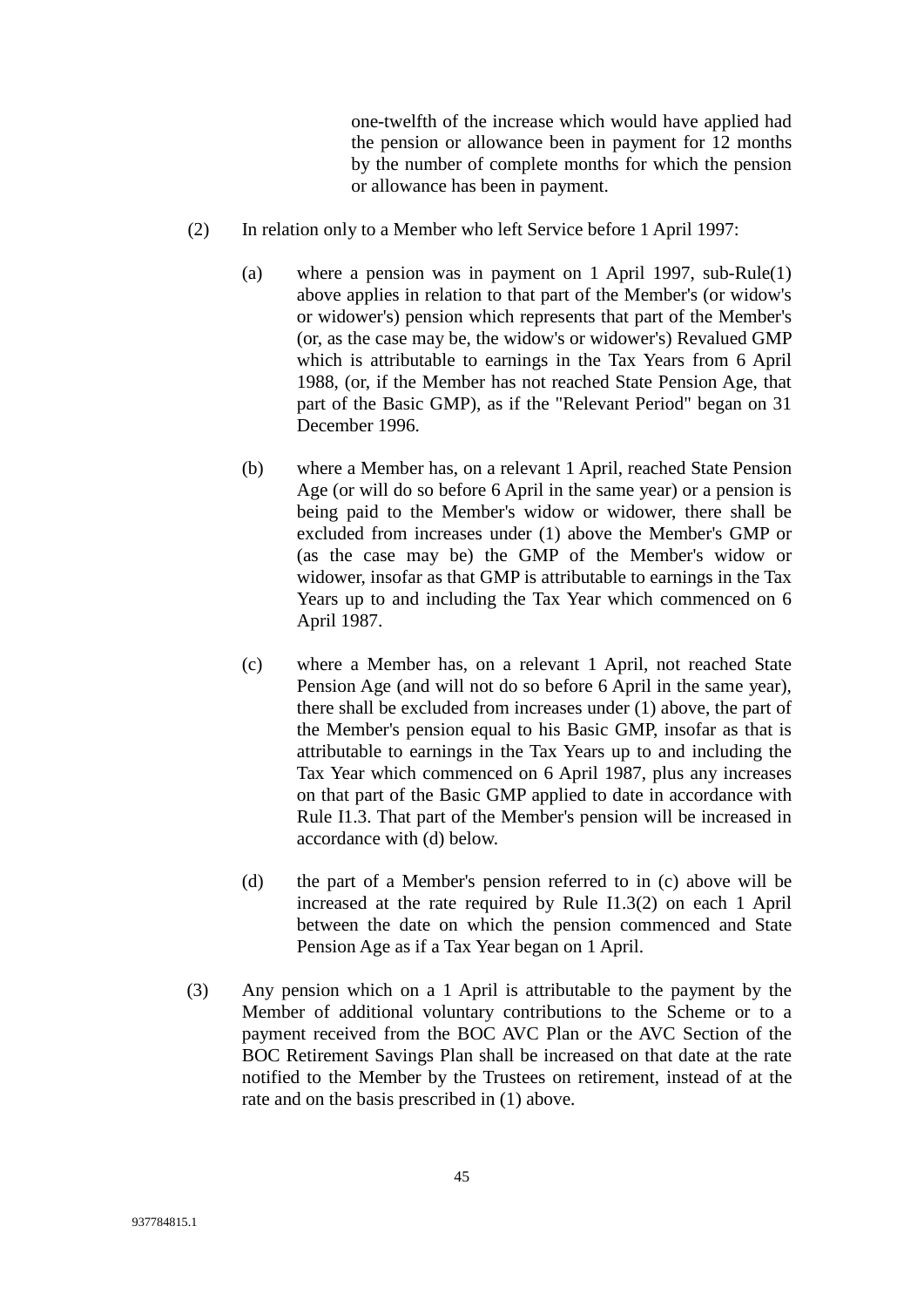one-twelfth of the increase which would have applied had the pension or allowance been in payment for 12 months by the number of complete months for which the pension or allowance has been in payment.

(2) In relation only to a Member who left Service before 1 April 1997:

(a) where a pension was in payment on 1 April 1997, sub-Rule(1) above applies in relation to that part of the Member's (or widow's or widower's) pension which represents that part of the Member's (or, as the case may be, the widow's or widower's) Revalued GMP which is attributable to earnings in the Tax Years from 6 April 1988, (or, if the Member has not reached State Pension Age, that part of the Basic GMP), as if the "Relevant Period" began on 31 December 1996.

(b) where a Member has, on a relevant 1 April, reached State Pension Age (or will do so before 6 April in the same year) or a pension is being paid to the Member's widow or widower, there shall be excluded from increases under (1) above the Member's GMP or (as the case may be) the GMP of the Member's widow or widower, insofar as that GMP is attributable to earnings in the Tax Years up to and including the Tax Year which commenced on 6 April 1987.

(c) where a Member has, on a relevant 1 April, not reached State Pension Age (and will not do so before 6 April in the same year), there shall be excluded from increases under (1) above, the part of the Member's pension equal to his Basic GMP, insofar as that is attributable to earnings in the Tax Years up to and including the Tax Year which commenced on 6 April 1987, plus any increases on that part of the Basic GMP applied to date in accordance with Rule I1.3. That part of the Member's pension will be increased in accordance with (d) below.

(d) the part of a Member's pension referred to in (c) above will be increased at the rate required by Rule I1.3(2) on each 1 April between the date on which the pension commenced and State Pension Age as if a Tax Year began on 1 April.

(3) Any pension which on a 1 April is attributable to the payment by the Member of additional voluntary contributions to the Scheme or to a payment received from the BOC AVC Plan or the AVC Section of the BOC Retirement Savings Plan shall be increased on that date at the rate notified to the Member by the Trustees on retirement, instead of at the rate and on the basis prescribed in (1) above.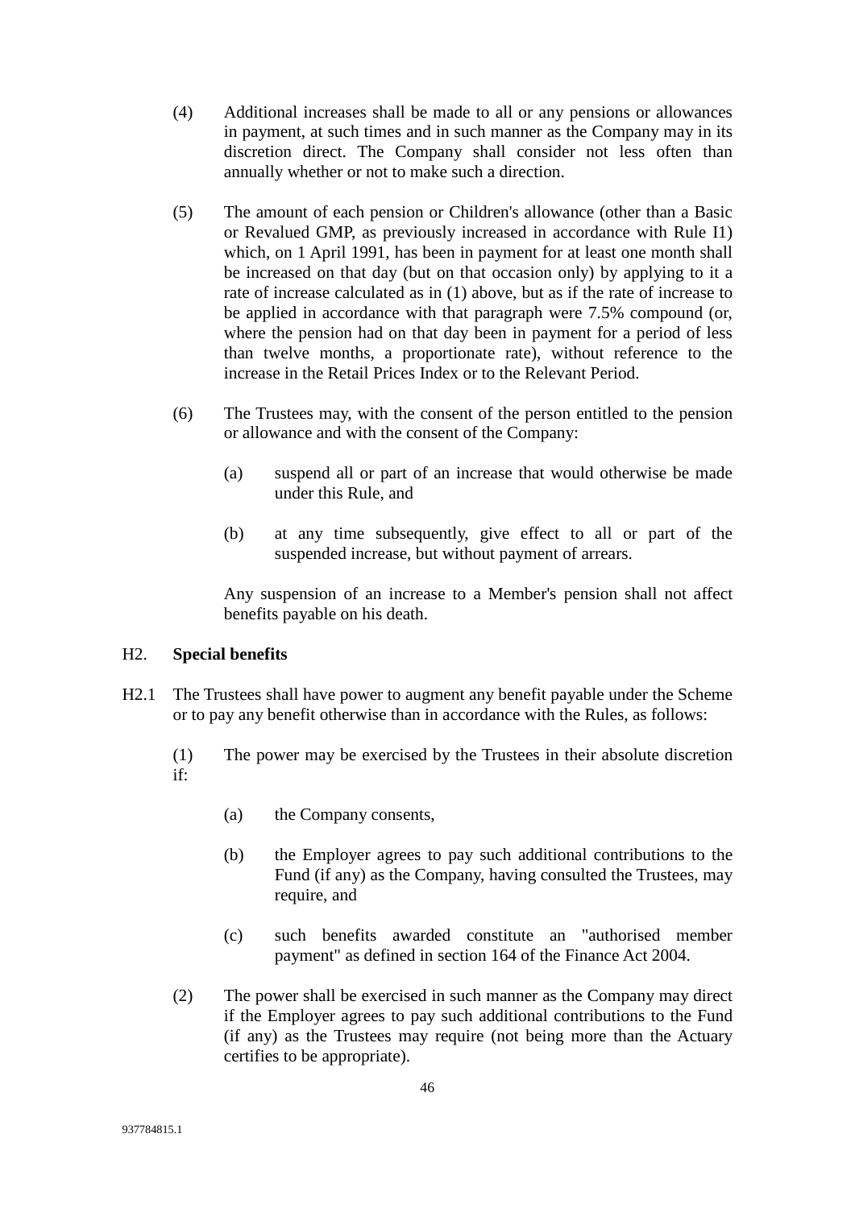(4) Additional increases shall be made to all or any pensions or allowances in payment, at such times and in such manner as the Company may in its discretion direct. The Company shall consider not less often than annually whether or not to make such a direction.

(5) The amount of each pension or Children's allowance (other than a Basic or Revalued GMP, as previously increased in accordance with Rule I1) which, on 1 April 1991, has been in payment for at least one month shall be increased on that day (but on that occasion only) by applying to it a rate of increase calculated as in (1) above, but as if the rate of increase to be applied in accordance with that paragraph were 7.5% compound (or, where the pension had on that day been in payment for a period of less than twelve months, a proportionate rate), without reference to the increase in the Retail Prices Index or to the Relevant Period.

(6) The Trustees may, with the consent of the person entitled to the pension or allowance and with the consent of the Company:

(a) suspend all or part of an increase that would otherwise be made under this Rule, and

(b) at any time subsequently, give effect to all or part of the suspended increase, but without payment of arrears.

Any suspension of an increase to a Member's pension shall not affect benefits payable on his death.

H2. **Special benefits**

H2.1 The Trustees shall have power to augment any benefit payable under the Scheme or to pay any benefit otherwise than in accordance with the Rules, as follows:

(1) The power may be exercised by the Trustees in their absolute discretion if:

(a) the Company consents,

(b) the Employer agrees to pay such additional contributions to the Fund (if any) as the Company, having consulted the Trustees, may require, and

(c) such benefits awarded constitute an "authorised member payment" as defined in section 164 of the Finance Act 2004.

(2) The power shall be exercised in such manner as the Company may direct if the Employer agrees to pay such additional contributions to the Fund (if any) as the Trustees may require (not being more than the Actuary certifies to be appropriate).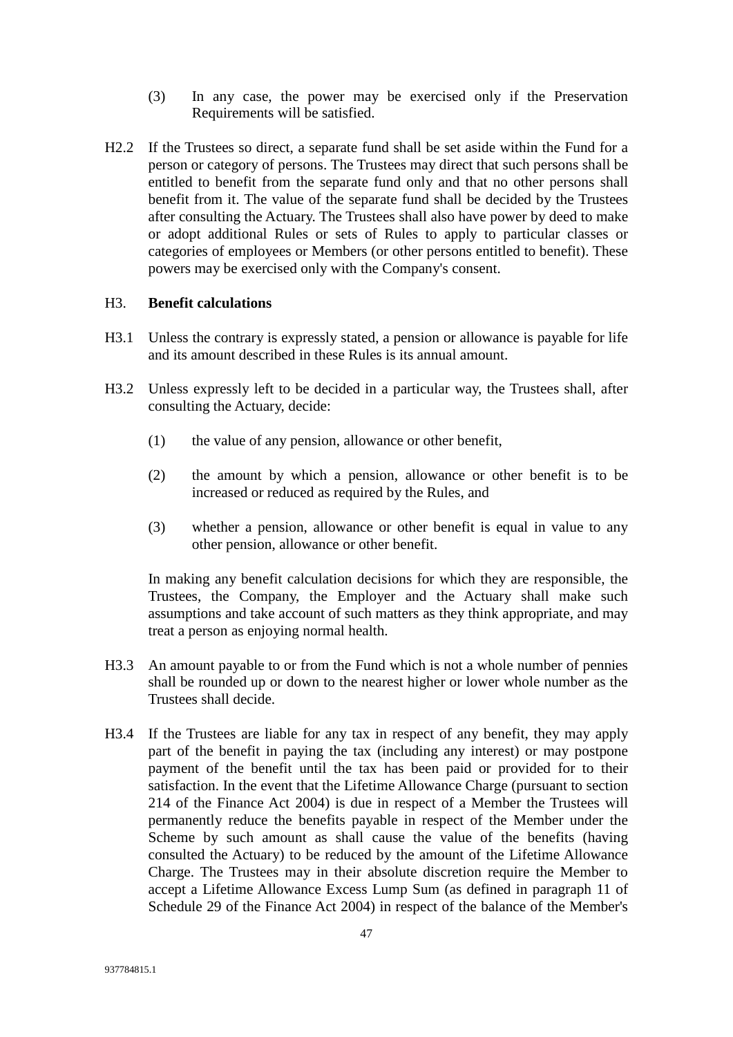(3) In any case, the power may be exercised only if the Preservation Requirements will be satisfied.

H2.2 If the Trustees so direct, a separate fund shall be set aside within the Fund for a person or category of persons. The Trustees may direct that such persons shall be entitled to benefit from the separate fund only and that no other persons shall benefit from it. The value of the separate fund shall be decided by the Trustees after consulting the Actuary. The Trustees shall also have power by deed to make or adopt additional Rules or sets of Rules to apply to particular classes or categories of employees or Members (or other persons entitled to benefit). These powers may be exercised only with the Company's consent.

H3. **Benefit calculations**

H3.1 Unless the contrary is expressly stated, a pension or allowance is payable for life and its amount described in these Rules is its annual amount.

H3.2 Unless expressly left to be decided in a particular way, the Trustees shall, after consulting the Actuary, decide:

(1) the value of any pension, allowance or other benefit,

(2) the amount by which a pension, allowance or other benefit is to be increased or reduced as required by the Rules, and

(3) whether a pension, allowance or other benefit is equal in value to any other pension, allowance or other benefit.

In making any benefit calculation decisions for which they are responsible, the Trustees, the Company, the Employer and the Actuary shall make such assumptions and take account of such matters as they think appropriate, and may treat a person as enjoying normal health.

H3.3 An amount payable to or from the Fund which is not a whole number of pennies shall be rounded up or down to the nearest higher or lower whole number as the Trustees shall decide.

H3.4 If the Trustees are liable for any tax in respect of any benefit, they may apply part of the benefit in paying the tax (including any interest) or may postpone payment of the benefit until the tax has been paid or provided for to their satisfaction. In the event that the Lifetime Allowance Charge (pursuant to section 214 of the Finance Act 2004) is due in respect of a Member the Trustees will permanently reduce the benefits payable in respect of the Member under the Scheme by such amount as shall cause the value of the benefits (having consulted the Actuary) to be reduced by the amount of the Lifetime Allowance Charge. The Trustees may in their absolute discretion require the Member to accept a Lifetime Allowance Excess Lump Sum (as defined in paragraph 11 of Schedule 29 of the Finance Act 2004) in respect of the balance of the Member's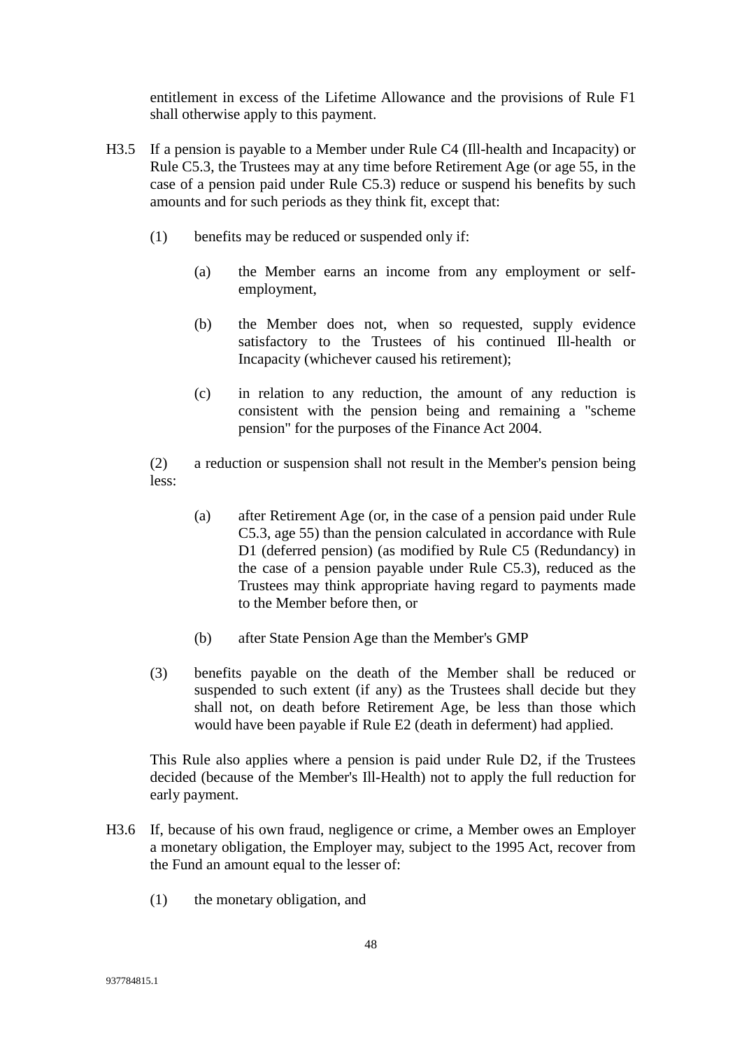entitlement in excess of the Lifetime Allowance and the provisions of Rule F1 shall otherwise apply to this payment.

H3.5 If a pension is payable to a Member under Rule C4 (Ill-health and Incapacity) or Rule C5.3, the Trustees may at any time before Retirement Age (or age 55, in the case of a pension paid under Rule C5.3) reduce or suspend his benefits by such amounts and for such periods as they think fit, except that:

(1) benefits may be reduced or suspended only if:

(a) the Member earns an income from any employment or self-employment,

(b) the Member does not, when so requested, supply evidence satisfactory to the Trustees of his continued Ill-health or Incapacity (whichever caused his retirement);

(c) in relation to any reduction, the amount of any reduction is consistent with the pension being and remaining a "scheme pension" for the purposes of the Finance Act 2004.

(2) a reduction or suspension shall not result in the Member's pension being less:

(a) after Retirement Age (or, in the case of a pension paid under Rule C5.3, age 55) than the pension calculated in accordance with Rule D1 (deferred pension) (as modified by Rule C5 (Redundancy) in the case of a pension payable under Rule C5.3), reduced as the Trustees may think appropriate having regard to payments made to the Member before then, or

(b) after State Pension Age than the Member's GMP

(3) benefits payable on the death of the Member shall be reduced or suspended to such extent (if any) as the Trustees shall decide but they shall not, on death before Retirement Age, be less than those which would have been payable if Rule E2 (death in deferment) had applied.

This Rule also applies where a pension is paid under Rule D2, if the Trustees decided (because of the Member's Ill-Health) not to apply the full reduction for early payment.

H3.6 If, because of his own fraud, negligence or crime, a Member owes an Employer a monetary obligation, the Employer may, subject to the 1995 Act, recover from the Fund an amount equal to the lesser of:

(1) the monetary obligation, and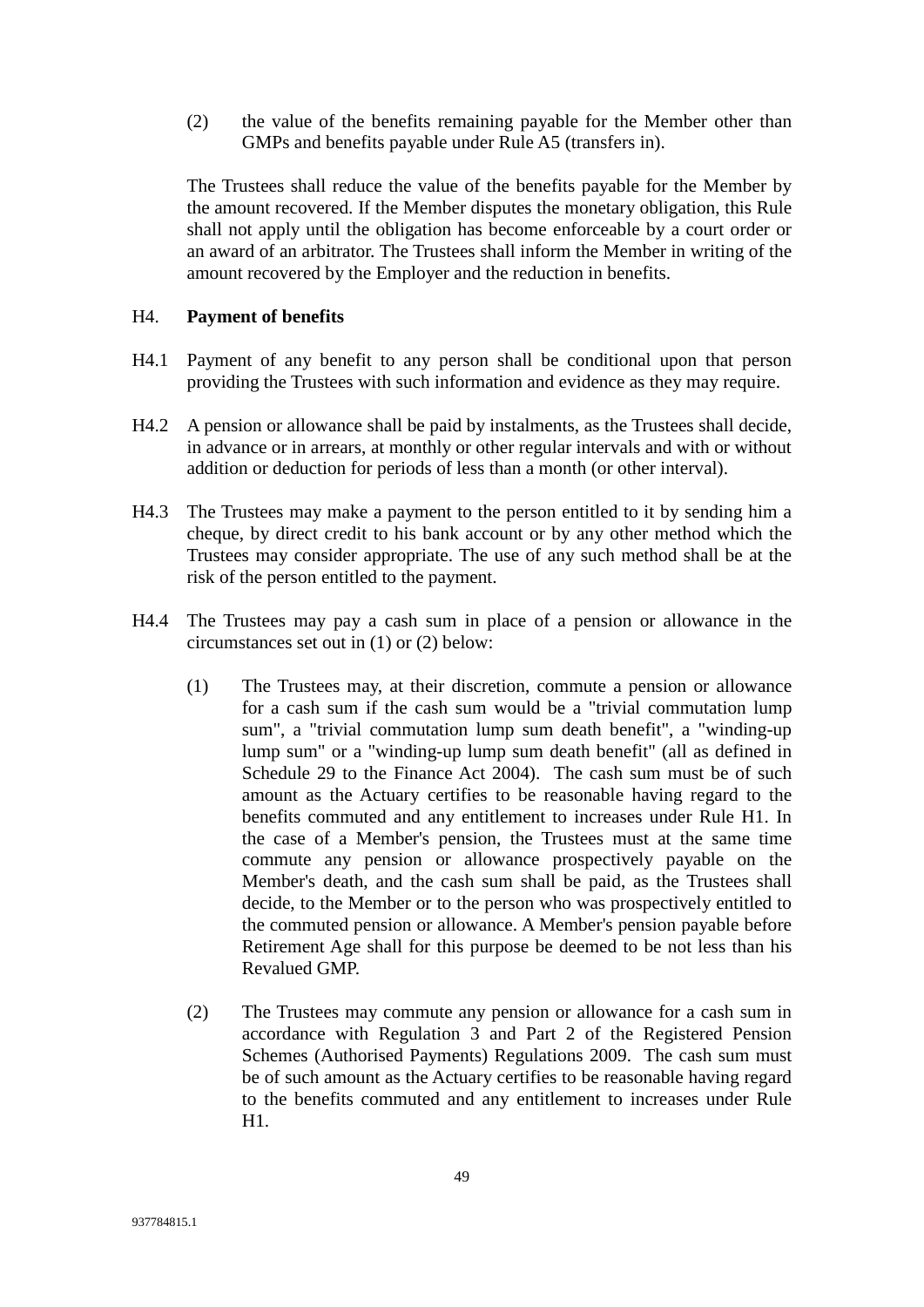(2) the value of the benefits remaining payable for the Member other than GMPs and benefits payable under Rule A5 (transfers in).

The Trustees shall reduce the value of the benefits payable for the Member by the amount recovered. If the Member disputes the monetary obligation, this Rule shall not apply until the obligation has become enforceable by a court order or an award of an arbitrator. The Trustees shall inform the Member in writing of the amount recovered by the Employer and the reduction in benefits.

## H4. Payment of benefits

H4.1 Payment of any benefit to any person shall be conditional upon that person providing the Trustees with such information and evidence as they may require.

H4.2 A pension or allowance shall be paid by instalments, as the Trustees shall decide, in advance or in arrears, at monthly or other regular intervals and with or without addition or deduction for periods of less than a month (or other interval).

H4.3 The Trustees may make a payment to the person entitled to it by sending him a cheque, by direct credit to his bank account or by any other method which the Trustees may consider appropriate. The use of any such method shall be at the risk of the person entitled to the payment.

H4.4 The Trustees may pay a cash sum in place of a pension or allowance in the circumstances set out in (1) or (2) below:

(1) The Trustees may, at their discretion, commute a pension or allowance for a cash sum if the cash sum would be a "trivial commutation lump sum", a "trivial commutation lump sum death benefit", a "winding-up lump sum" or a "winding-up lump sum death benefit" (all as defined in Schedule 29 to the Finance Act 2004). The cash sum must be of such amount as the Actuary certifies to be reasonable having regard to the benefits commuted and any entitlement to increases under Rule H1. In the case of a Member's pension, the Trustees must at the same time commute any pension or allowance prospectively payable on the Member's death, and the cash sum shall be paid, as the Trustees shall decide, to the Member or to the person who was prospectively entitled to the commuted pension or allowance. A Member's pension payable before Retirement Age shall for this purpose be deemed to be not less than his Revalued GMP.

(2) The Trustees may commute any pension or allowance for a cash sum in accordance with Regulation 3 and Part 2 of the Registered Pension Schemes (Authorised Payments) Regulations 2009. The cash sum must be of such amount as the Actuary certifies to be reasonable having regard to the benefits commuted and any entitlement to increases under Rule H1.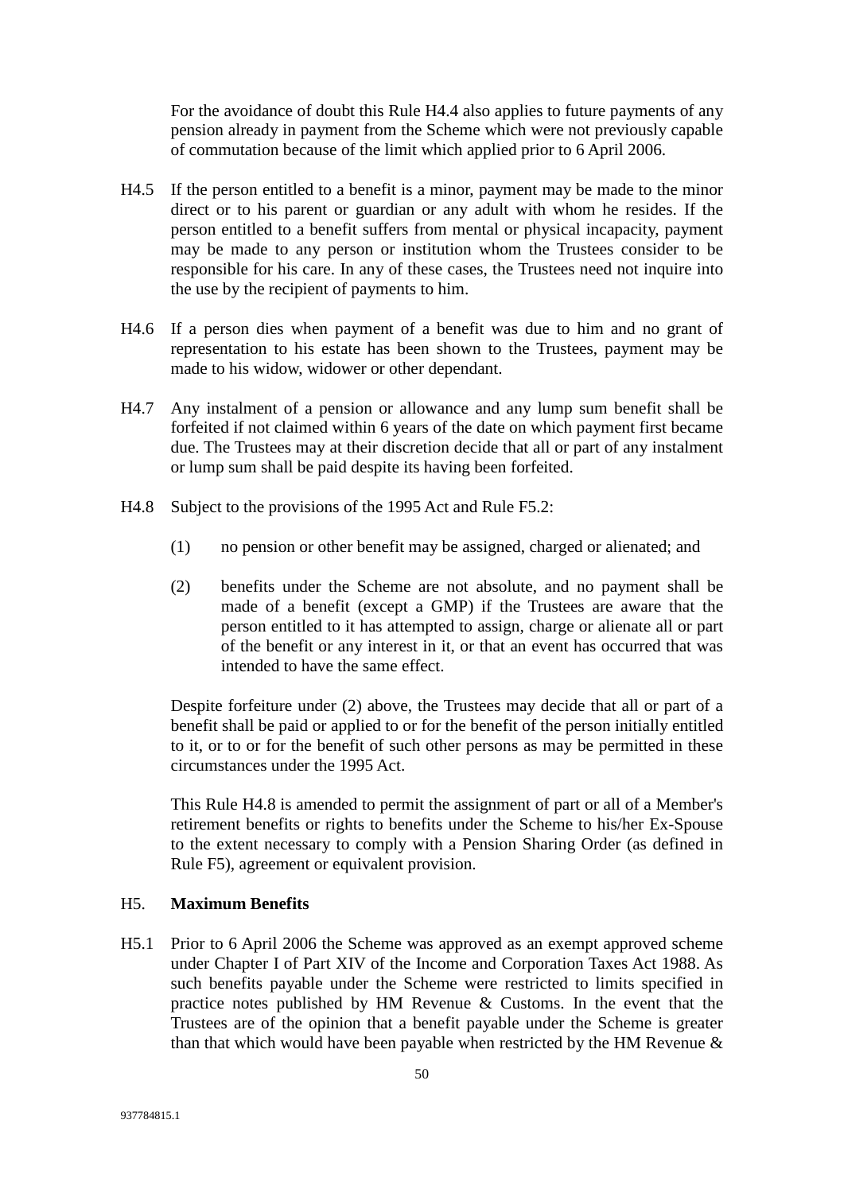For the avoidance of doubt this Rule H4.4 also applies to future payments of any pension already in payment from the Scheme which were not previously capable of commutation because of the limit which applied prior to 6 April 2006.

H4.5 If the person entitled to a benefit is a minor, payment may be made to the minor direct or to his parent or guardian or any adult with whom he resides. If the person entitled to a benefit suffers from mental or physical incapacity, payment may be made to any person or institution whom the Trustees consider to be responsible for his care. In any of these cases, the Trustees need not inquire into the use by the recipient of payments to him.

H4.6 If a person dies when payment of a benefit was due to him and no grant of representation to his estate has been shown to the Trustees, payment may be made to his widow, widower or other dependant.

H4.7 Any instalment of a pension or allowance and any lump sum benefit shall be forfeited if not claimed within 6 years of the date on which payment first became due. The Trustees may at their discretion decide that all or part of any instalment or lump sum shall be paid despite its having been forfeited.

H4.8 Subject to the provisions of the 1995 Act and Rule F5.2:

(1) no pension or other benefit may be assigned, charged or alienated; and

(2) benefits under the Scheme are not absolute, and no payment shall be made of a benefit (except a GMP) if the Trustees are aware that the person entitled to it has attempted to assign, charge or alienate all or part of the benefit or any interest in it, or that an event has occurred that was intended to have the same effect.

Despite forfeiture under (2) above, the Trustees may decide that all or part of a benefit shall be paid or applied to or for the benefit of the person initially entitled to it, or to or for the benefit of such other persons as may be permitted in these circumstances under the 1995 Act.

This Rule H4.8 is amended to permit the assignment of part or all of a Member's retirement benefits or rights to benefits under the Scheme to his/her Ex-Spouse to the extent necessary to comply with a Pension Sharing Order (as defined in Rule F5), agreement or equivalent provision.

H5. **Maximum Benefits**

H5.1 Prior to 6 April 2006 the Scheme was approved as an exempt approved scheme under Chapter I of Part XIV of the Income and Corporation Taxes Act 1988. As such benefits payable under the Scheme were restricted to limits specified in practice notes published by HM Revenue & Customs. In the event that the Trustees are of the opinion that a benefit payable under the Scheme is greater than that which would have been payable when restricted by the HM Revenue &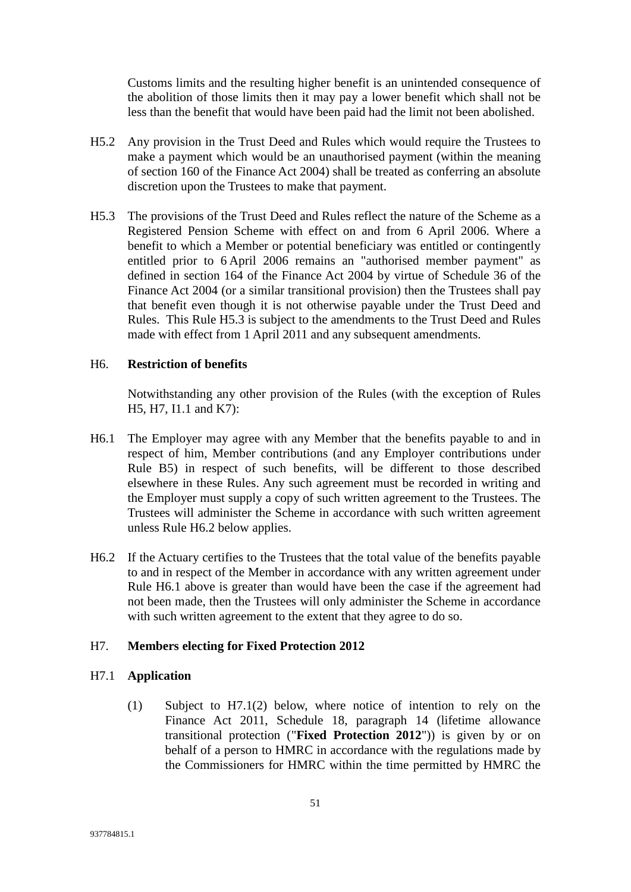Customs limits and the resulting higher benefit is an unintended consequence of the abolition of those limits then it may pay a lower benefit which shall not be less than the benefit that would have been paid had the limit not been abolished.

H5.2 Any provision in the Trust Deed and Rules which would require the Trustees to make a payment which would be an unauthorised payment (within the meaning of section 160 of the Finance Act 2004) shall be treated as conferring an absolute discretion upon the Trustees to make that payment.

H5.3 The provisions of the Trust Deed and Rules reflect the nature of the Scheme as a Registered Pension Scheme with effect on and from 6 April 2006. Where a benefit to which a Member or potential beneficiary was entitled or contingently entitled prior to 6 April 2006 remains an "authorised member payment" as defined in section 164 of the Finance Act 2004 by virtue of Schedule 36 of the Finance Act 2004 (or a similar transitional provision) then the Trustees shall pay that benefit even though it is not otherwise payable under the Trust Deed and Rules. This Rule H5.3 is subject to the amendments to the Trust Deed and Rules made with effect from 1 April 2011 and any subsequent amendments.

## H6. Restriction of benefits

Notwithstanding any other provision of the Rules (with the exception of Rules H5, H7, I1.1 and K7):

H6.1 The Employer may agree with any Member that the benefits payable to and in respect of him, Member contributions (and any Employer contributions under Rule B5) in respect of such benefits, will be different to those described elsewhere in these Rules. Any such agreement must be recorded in writing and the Employer must supply a copy of such written agreement to the Trustees. The Trustees will administer the Scheme in accordance with such written agreement unless Rule H6.2 below applies.

H6.2 If the Actuary certifies to the Trustees that the total value of the benefits payable to and in respect of the Member in accordance with any written agreement under Rule H6.1 above is greater than would have been the case if the agreement had not been made, then the Trustees will only administer the Scheme in accordance with such written agreement to the extent that they agree to do so.

## H7. Members electing for Fixed Protection 2012

### H7.1 Application

(1) Subject to H7.1(2) below, where notice of intention to rely on the Finance Act 2011, Schedule 18, paragraph 14 (lifetime allowance transitional protection ("**Fixed Protection 2012**")) is given by or on behalf of a person to HMRC in accordance with the regulations made by the Commissioners for HMRC within the time permitted by HMRC the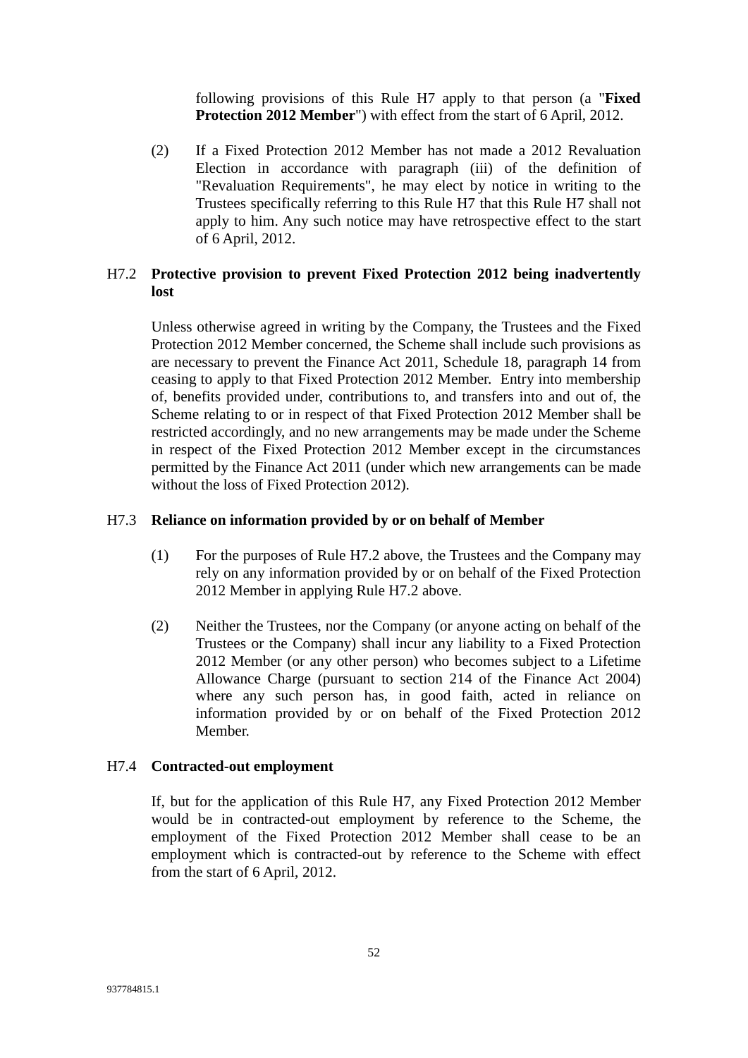following provisions of this Rule H7 apply to that person (a "**Fixed Protection 2012 Member**") with effect from the start of 6 April, 2012.

(2) If a Fixed Protection 2012 Member has not made a 2012 Revaluation Election in accordance with paragraph (iii) of the definition of "Revaluation Requirements", he may elect by notice in writing to the Trustees specifically referring to this Rule H7 that this Rule H7 shall not apply to him. Any such notice may have retrospective effect to the start of 6 April, 2012.

H7.2 **Protective provision to prevent Fixed Protection 2012 being inadvertently lost**

Unless otherwise agreed in writing by the Company, the Trustees and the Fixed Protection 2012 Member concerned, the Scheme shall include such provisions as are necessary to prevent the Finance Act 2011, Schedule 18, paragraph 14 from ceasing to apply to that Fixed Protection 2012 Member. Entry into membership of, benefits provided under, contributions to, and transfers into and out of, the Scheme relating to or in respect of that Fixed Protection 2012 Member shall be restricted accordingly, and no new arrangements may be made under the Scheme in respect of the Fixed Protection 2012 Member except in the circumstances permitted by the Finance Act 2011 (under which new arrangements can be made without the loss of Fixed Protection 2012).

H7.3 **Reliance on information provided by or on behalf of Member**

(1) For the purposes of Rule H7.2 above, the Trustees and the Company may rely on any information provided by or on behalf of the Fixed Protection 2012 Member in applying Rule H7.2 above.

(2) Neither the Trustees, nor the Company (or anyone acting on behalf of the Trustees or the Company) shall incur any liability to a Fixed Protection 2012 Member (or any other person) who becomes subject to a Lifetime Allowance Charge (pursuant to section 214 of the Finance Act 2004) where any such person has, in good faith, acted in reliance on information provided by or on behalf of the Fixed Protection 2012 Member.

H7.4 **Contracted-out employment**

If, but for the application of this Rule H7, any Fixed Protection 2012 Member would be in contracted-out employment by reference to the Scheme, the employment of the Fixed Protection 2012 Member shall cease to be an employment which is contracted-out by reference to the Scheme with effect from the start of 6 April, 2012.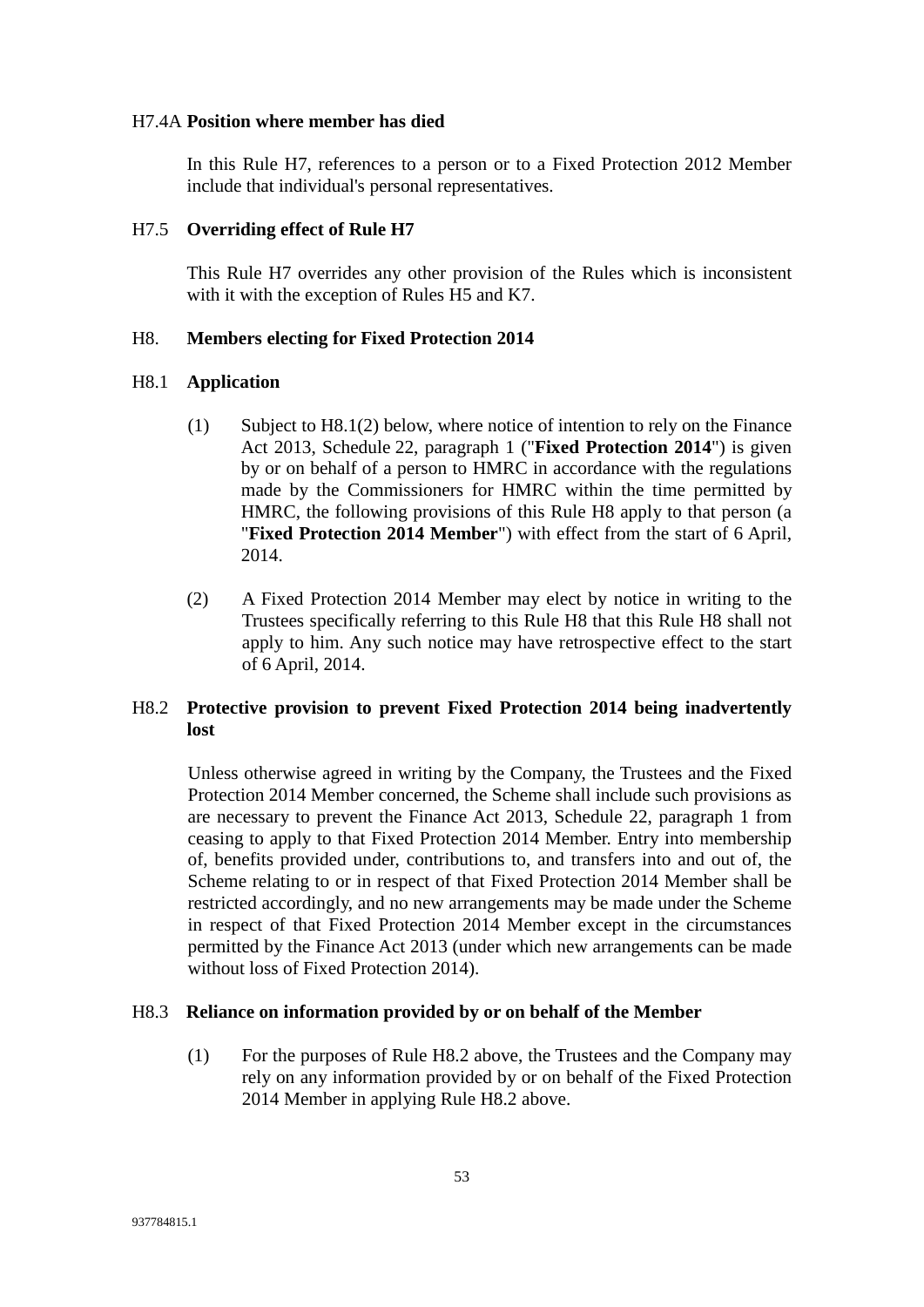H7.4A **Position where member has died**

In this Rule H7, references to a person or to a Fixed Protection 2012 Member include that individual's personal representatives.

H7.5 **Overriding effect of Rule H7**

This Rule H7 overrides any other provision of the Rules which is inconsistent with it with the exception of Rules H5 and K7.

H8. **Members electing for Fixed Protection 2014**

H8.1 **Application**

(1) Subject to H8.1(2) below, where notice of intention to rely on the Finance Act 2013, Schedule 22, paragraph 1 ("**Fixed Protection 2014**") is given by or on behalf of a person to HMRC in accordance with the regulations made by the Commissioners for HMRC within the time permitted by HMRC, the following provisions of this Rule H8 apply to that person (a "**Fixed Protection 2014 Member**") with effect from the start of 6 April, 2014.

(2) A Fixed Protection 2014 Member may elect by notice in writing to the Trustees specifically referring to this Rule H8 that this Rule H8 shall not apply to him. Any such notice may have retrospective effect to the start of 6 April, 2014.

H8.2 **Protective provision to prevent Fixed Protection 2014 being inadvertently lost**

Unless otherwise agreed in writing by the Company, the Trustees and the Fixed Protection 2014 Member concerned, the Scheme shall include such provisions as are necessary to prevent the Finance Act 2013, Schedule 22, paragraph 1 from ceasing to apply to that Fixed Protection 2014 Member. Entry into membership of, benefits provided under, contributions to, and transfers into and out of, the Scheme relating to or in respect of that Fixed Protection 2014 Member shall be restricted accordingly, and no new arrangements may be made under the Scheme in respect of that Fixed Protection 2014 Member except in the circumstances permitted by the Finance Act 2013 (under which new arrangements can be made without loss of Fixed Protection 2014).

H8.3 **Reliance on information provided by or on behalf of the Member**

(1) For the purposes of Rule H8.2 above, the Trustees and the Company may rely on any information provided by or on behalf of the Fixed Protection 2014 Member in applying Rule H8.2 above.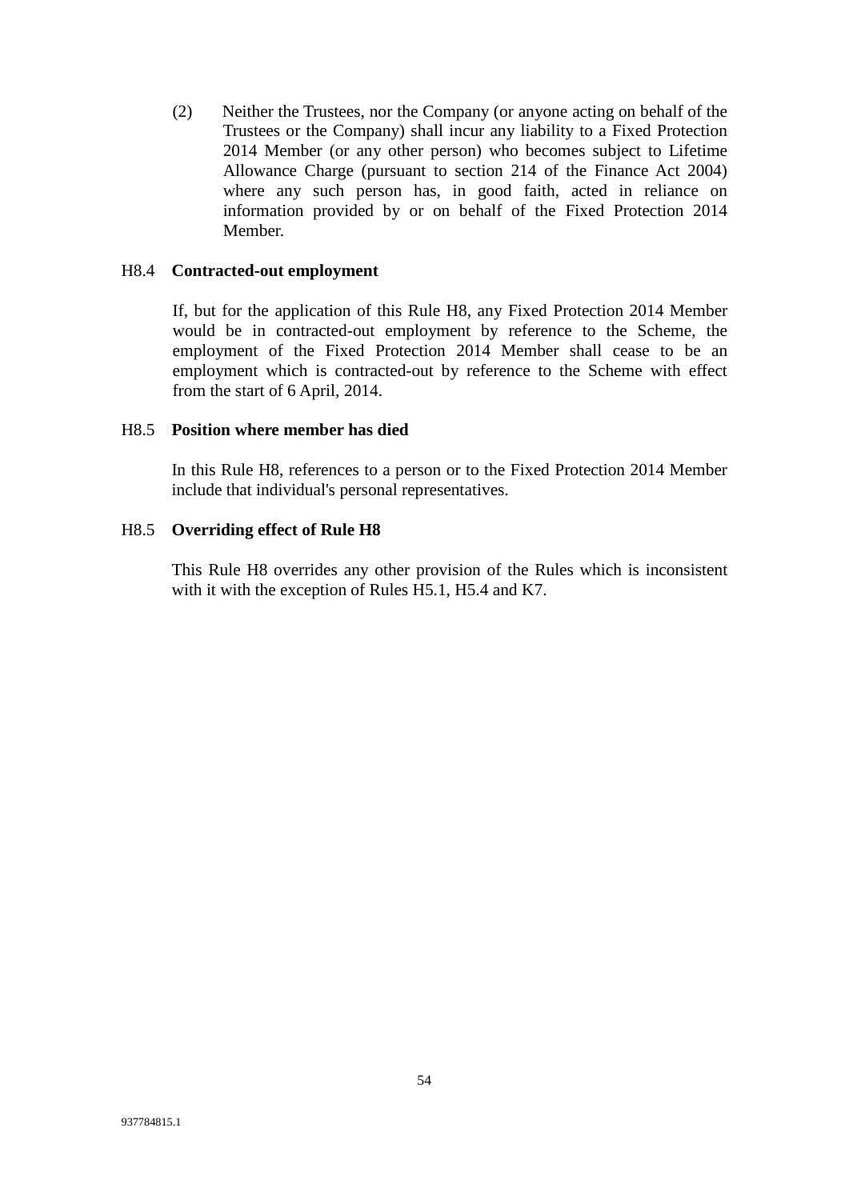(2) Neither the Trustees, nor the Company (or anyone acting on behalf of the Trustees or the Company) shall incur any liability to a Fixed Protection 2014 Member (or any other person) who becomes subject to Lifetime Allowance Charge (pursuant to section 214 of the Finance Act 2004) where any such person has, in good faith, acted in reliance on information provided by or on behalf of the Fixed Protection 2014 Member.

H8.4 **Contracted-out employment**

If, but for the application of this Rule H8, any Fixed Protection 2014 Member would be in contracted-out employment by reference to the Scheme, the employment of the Fixed Protection 2014 Member shall cease to be an employment which is contracted-out by reference to the Scheme with effect from the start of 6 April, 2014.

H8.5 **Position where member has died**

In this Rule H8, references to a person or to the Fixed Protection 2014 Member include that individual's personal representatives.

H8.5 **Overriding effect of Rule H8**

This Rule H8 overrides any other provision of the Rules which is inconsistent with it with the exception of Rules H5.1, H5.4 and K7.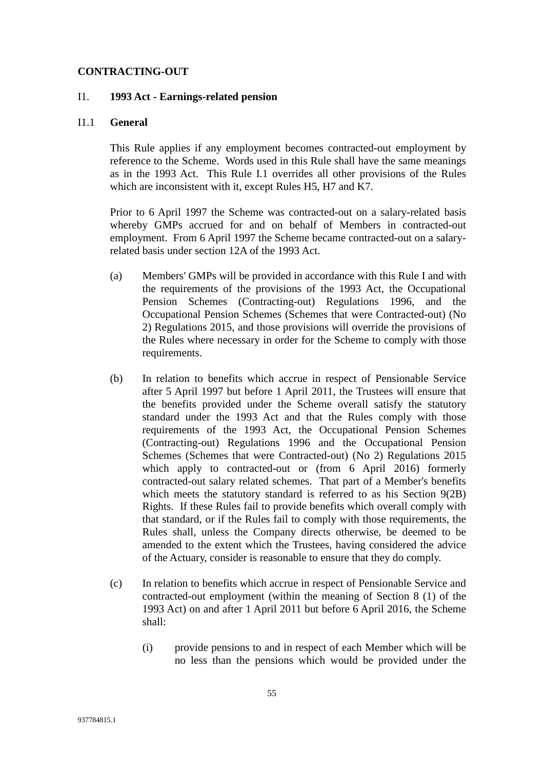## CONTRACTING-OUT

### I1. 1993 Act - Earnings-related pension

### I1.1 General

This Rule applies if any employment becomes contracted-out employment by reference to the Scheme. Words used in this Rule shall have the same meanings as in the 1993 Act. This Rule I.1 overrides all other provisions of the Rules which are inconsistent with it, except Rules H5, H7 and K7.

Prior to 6 April 1997 the Scheme was contracted-out on a salary-related basis whereby GMPs accrued for and on behalf of Members in contracted-out employment. From 6 April 1997 the Scheme became contracted-out on a salary-related basis under section 12A of the 1993 Act.

(a) Members' GMPs will be provided in accordance with this Rule I and with the requirements of the provisions of the 1993 Act, the Occupational Pension Schemes (Contracting-out) Regulations 1996, and the Occupational Pension Schemes (Schemes that were Contracted-out) (No 2) Regulations 2015, and those provisions will override the provisions of the Rules where necessary in order for the Scheme to comply with those requirements.

(b) In relation to benefits which accrue in respect of Pensionable Service after 5 April 1997 but before 1 April 2011, the Trustees will ensure that the benefits provided under the Scheme overall satisfy the statutory standard under the 1993 Act and that the Rules comply with those requirements of the 1993 Act, the Occupational Pension Schemes (Contracting-out) Regulations 1996 and the Occupational Pension Schemes (Schemes that were Contracted-out) (No 2) Regulations 2015 which apply to contracted-out or (from 6 April 2016) formerly contracted-out salary related schemes. That part of a Member's benefits which meets the statutory standard is referred to as his Section 9(2B) Rights. If these Rules fail to provide benefits which overall comply with that standard, or if the Rules fail to comply with those requirements, the Rules shall, unless the Company directs otherwise, be deemed to be amended to the extent which the Trustees, having considered the advice of the Actuary, consider is reasonable to ensure that they do comply.

(c) In relation to benefits which accrue in respect of Pensionable Service and contracted-out employment (within the meaning of Section 8 (1) of the 1993 Act) on and after 1 April 2011 but before 6 April 2016, the Scheme shall:

   (i) provide pensions to and in respect of each Member which will be no less than the pensions which would be provided under the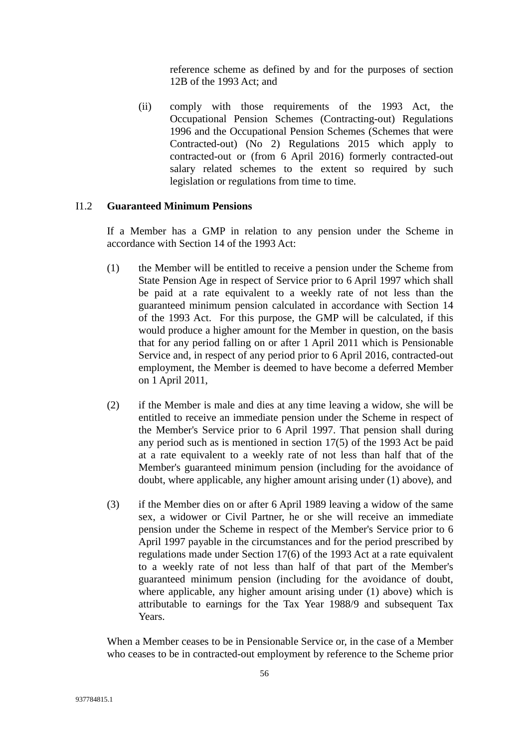reference scheme as defined by and for the purposes of section 12B of the 1993 Act; and

(ii) comply with those requirements of the 1993 Act, the Occupational Pension Schemes (Contracting-out) Regulations 1996 and the Occupational Pension Schemes (Schemes that were Contracted-out) (No 2) Regulations 2015 which apply to contracted-out or (from 6 April 2016) formerly contracted-out salary related schemes to the extent so required by such legislation or regulations from time to time.

I1.2 **Guaranteed Minimum Pensions**

If a Member has a GMP in relation to any pension under the Scheme in accordance with Section 14 of the 1993 Act:

(1) the Member will be entitled to receive a pension under the Scheme from State Pension Age in respect of Service prior to 6 April 1997 which shall be paid at a rate equivalent to a weekly rate of not less than the guaranteed minimum pension calculated in accordance with Section 14 of the 1993 Act. For this purpose, the GMP will be calculated, if this would produce a higher amount for the Member in question, on the basis that for any period falling on or after 1 April 2011 which is Pensionable Service and, in respect of any period prior to 6 April 2016, contracted-out employment, the Member is deemed to have become a deferred Member on 1 April 2011,

(2) if the Member is male and dies at any time leaving a widow, she will be entitled to receive an immediate pension under the Scheme in respect of the Member's Service prior to 6 April 1997. That pension shall during any period such as is mentioned in section 17(5) of the 1993 Act be paid at a rate equivalent to a weekly rate of not less than half that of the Member's guaranteed minimum pension (including for the avoidance of doubt, where applicable, any higher amount arising under (1) above), and

(3) if the Member dies on or after 6 April 1989 leaving a widow of the same sex, a widower or Civil Partner, he or she will receive an immediate pension under the Scheme in respect of the Member's Service prior to 6 April 1997 payable in the circumstances and for the period prescribed by regulations made under Section 17(6) of the 1993 Act at a rate equivalent to a weekly rate of not less than half of that part of the Member's guaranteed minimum pension (including for the avoidance of doubt, where applicable, any higher amount arising under (1) above) which is attributable to earnings for the Tax Year 1988/9 and subsequent Tax Years.

When a Member ceases to be in Pensionable Service or, in the case of a Member who ceases to be in contracted-out employment by reference to the Scheme prior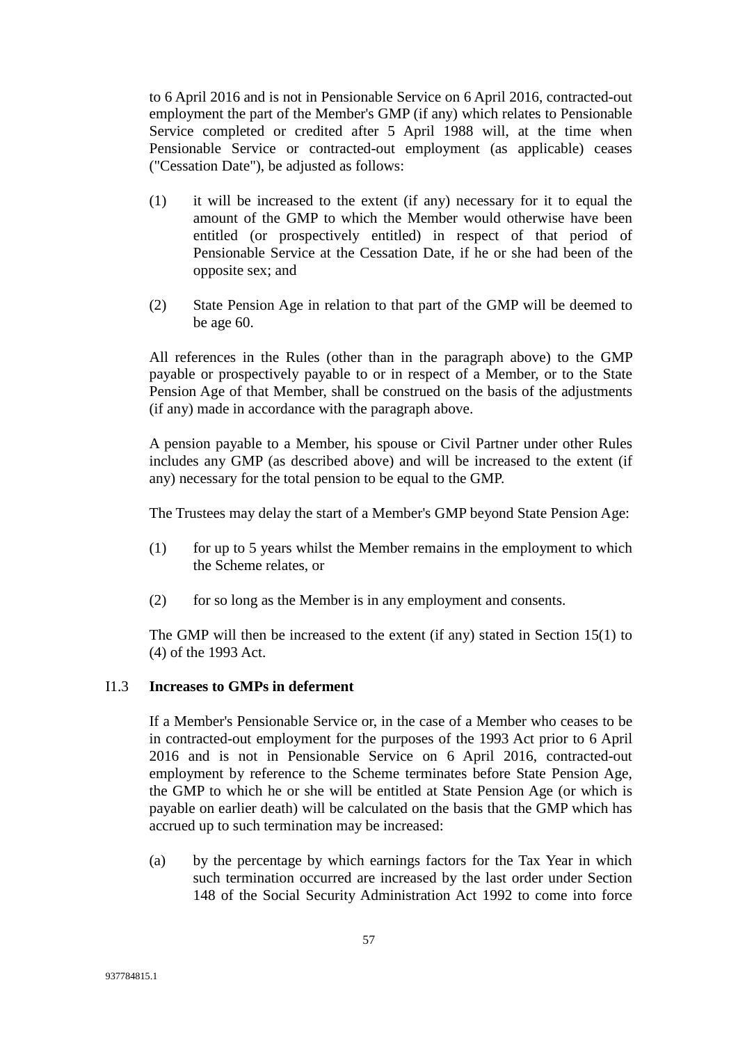to 6 April 2016 and is not in Pensionable Service on 6 April 2016, contracted-out employment the part of the Member's GMP (if any) which relates to Pensionable Service completed or credited after 5 April 1988 will, at the time when Pensionable Service or contracted-out employment (as applicable) ceases ("Cessation Date"), be adjusted as follows:

(1) it will be increased to the extent (if any) necessary for it to equal the amount of the GMP to which the Member would otherwise have been entitled (or prospectively entitled) in respect of that period of Pensionable Service at the Cessation Date, if he or she had been of the opposite sex; and

(2) State Pension Age in relation to that part of the GMP will be deemed to be age 60.

All references in the Rules (other than in the paragraph above) to the GMP payable or prospectively payable to or in respect of a Member, or to the State Pension Age of that Member, shall be construed on the basis of the adjustments (if any) made in accordance with the paragraph above.

A pension payable to a Member, his spouse or Civil Partner under other Rules includes any GMP (as described above) and will be increased to the extent (if any) necessary for the total pension to be equal to the GMP.

The Trustees may delay the start of a Member's GMP beyond State Pension Age:

(1) for up to 5 years whilst the Member remains in the employment to which the Scheme relates, or

(2) for so long as the Member is in any employment and consents.

The GMP will then be increased to the extent (if any) stated in Section 15(1) to (4) of the 1993 Act.

### I1.3 Increases to GMPs in deferment

If a Member's Pensionable Service or, in the case of a Member who ceases to be in contracted-out employment for the purposes of the 1993 Act prior to 6 April 2016 and is not in Pensionable Service on 6 April 2016, contracted-out employment by reference to the Scheme terminates before State Pension Age, the GMP to which he or she will be entitled at State Pension Age (or which is payable on earlier death) will be calculated on the basis that the GMP which has accrued up to such termination may be increased:

(a) by the percentage by which earnings factors for the Tax Year in which such termination occurred are increased by the last order under Section 148 of the Social Security Administration Act 1992 to come into force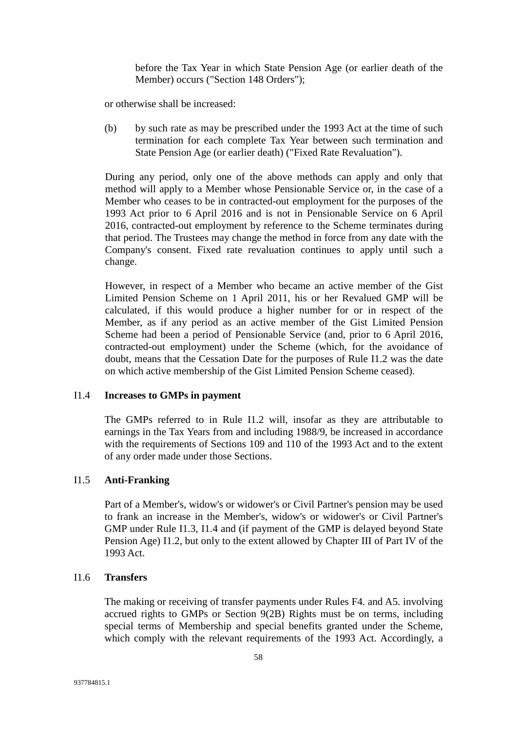before the Tax Year in which State Pension Age (or earlier death of the Member) occurs ("Section 148 Orders");

or otherwise shall be increased:

(b) by such rate as may be prescribed under the 1993 Act at the time of such termination for each complete Tax Year between such termination and State Pension Age (or earlier death) ("Fixed Rate Revaluation").

During any period, only one of the above methods can apply and only that method will apply to a Member whose Pensionable Service or, in the case of a Member who ceases to be in contracted-out employment for the purposes of the 1993 Act prior to 6 April 2016 and is not in Pensionable Service on 6 April 2016, contracted-out employment by reference to the Scheme terminates during that period. The Trustees may change the method in force from any date with the Company's consent. Fixed rate revaluation continues to apply until such a change.

However, in respect of a Member who became an active member of the Gist Limited Pension Scheme on 1 April 2011, his or her Revalued GMP will be calculated, if this would produce a higher number for or in respect of the Member, as if any period as an active member of the Gist Limited Pension Scheme had been a period of Pensionable Service (and, prior to 6 April 2016, contracted-out employment) under the Scheme (which, for the avoidance of doubt, means that the Cessation Date for the purposes of Rule I1.2 was the date on which active membership of the Gist Limited Pension Scheme ceased).

### I1.4 Increases to GMPs in payment

The GMPs referred to in Rule I1.2 will, insofar as they are attributable to earnings in the Tax Years from and including 1988/9, be increased in accordance with the requirements of Sections 109 and 110 of the 1993 Act and to the extent of any order made under those Sections.

### I1.5 Anti-Franking

Part of a Member's, widow's or widower's or Civil Partner's pension may be used to frank an increase in the Member's, widow's or widower's or Civil Partner's GMP under Rule I1.3, I1.4 and (if payment of the GMP is delayed beyond State Pension Age) I1.2, but only to the extent allowed by Chapter III of Part IV of the 1993 Act.

### I1.6 Transfers

The making or receiving of transfer payments under Rules F4. and A5. involving accrued rights to GMPs or Section 9(2B) Rights must be on terms, including special terms of Membership and special benefits granted under the Scheme, which comply with the relevant requirements of the 1993 Act. Accordingly, a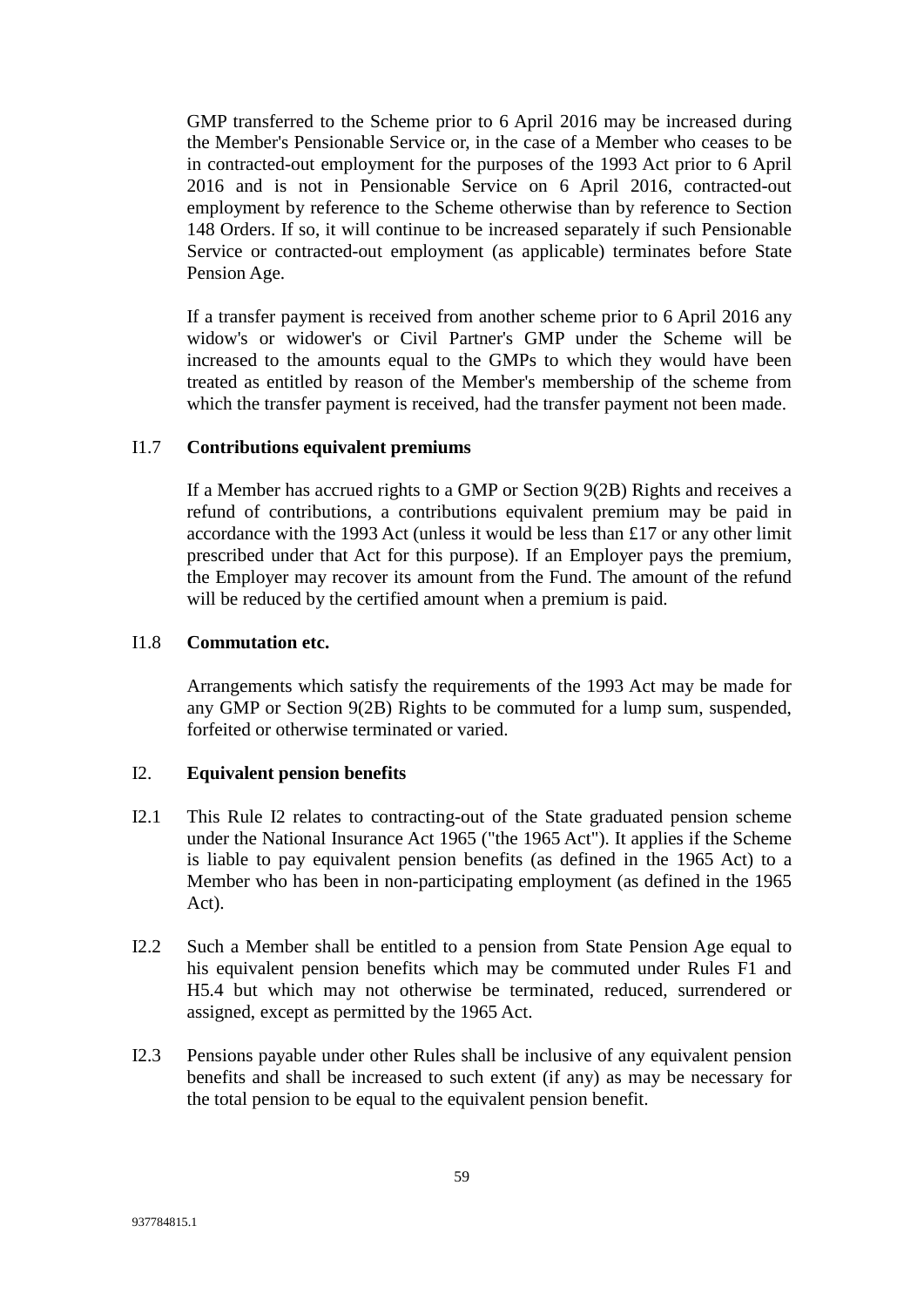GMP transferred to the Scheme prior to 6 April 2016 may be increased during the Member's Pensionable Service or, in the case of a Member who ceases to be in contracted-out employment for the purposes of the 1993 Act prior to 6 April 2016 and is not in Pensionable Service on 6 April 2016, contracted-out employment by reference to the Scheme otherwise than by reference to Section 148 Orders. If so, it will continue to be increased separately if such Pensionable Service or contracted-out employment (as applicable) terminates before State Pension Age.

If a transfer payment is received from another scheme prior to 6 April 2016 any widow's or widower's or Civil Partner's GMP under the Scheme will be increased to the amounts equal to the GMPs to which they would have been treated as entitled by reason of the Member's membership of the scheme from which the transfer payment is received, had the transfer payment not been made.

I1.7 **Contributions equivalent premiums**

If a Member has accrued rights to a GMP or Section 9(2B) Rights and receives a refund of contributions, a contributions equivalent premium may be paid in accordance with the 1993 Act (unless it would be less than £17 or any other limit prescribed under that Act for this purpose). If an Employer pays the premium, the Employer may recover its amount from the Fund. The amount of the refund will be reduced by the certified amount when a premium is paid.

I1.8 **Commutation etc.**

Arrangements which satisfy the requirements of the 1993 Act may be made for any GMP or Section 9(2B) Rights to be commuted for a lump sum, suspended, forfeited or otherwise terminated or varied.

I2. **Equivalent pension benefits**

I2.1 This Rule I2 relates to contracting-out of the State graduated pension scheme under the National Insurance Act 1965 ("the 1965 Act"). It applies if the Scheme is liable to pay equivalent pension benefits (as defined in the 1965 Act) to a Member who has been in non-participating employment (as defined in the 1965 Act).

I2.2 Such a Member shall be entitled to a pension from State Pension Age equal to his equivalent pension benefits which may be commuted under Rules F1 and H5.4 but which may not otherwise be terminated, reduced, surrendered or assigned, except as permitted by the 1965 Act.

I2.3 Pensions payable under other Rules shall be inclusive of any equivalent pension benefits and shall be increased to such extent (if any) as may be necessary for the total pension to be equal to the equivalent pension benefit.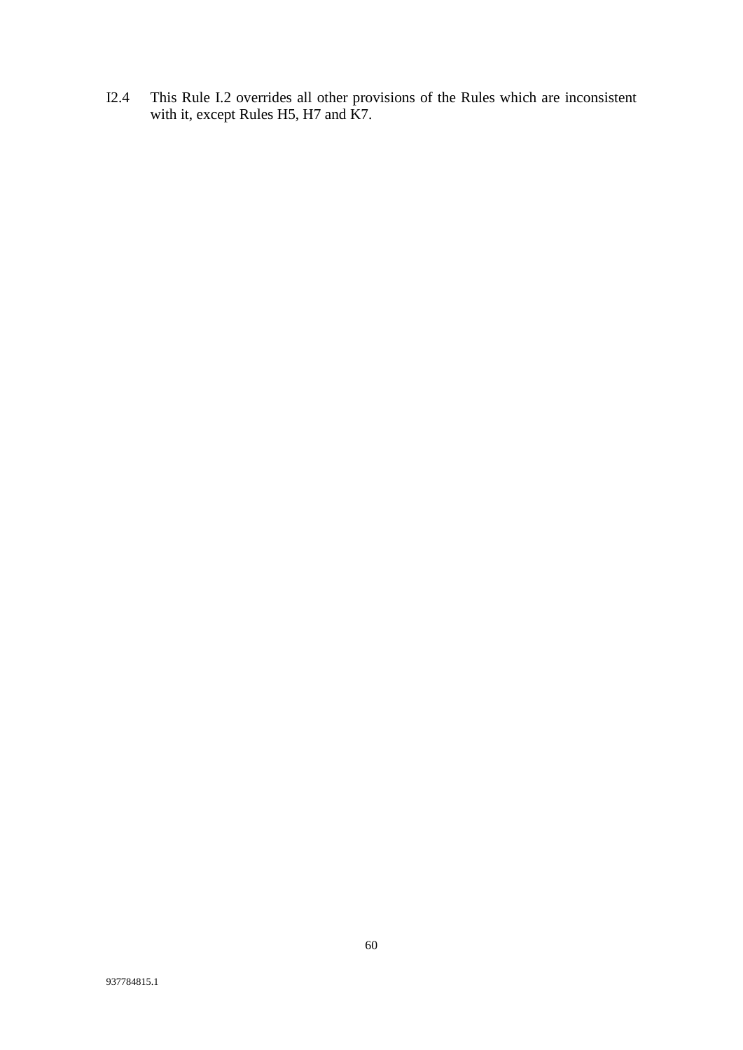I2.4 This Rule I.2 overrides all other provisions of the Rules which are inconsistent with it, except Rules H5, H7 and K7.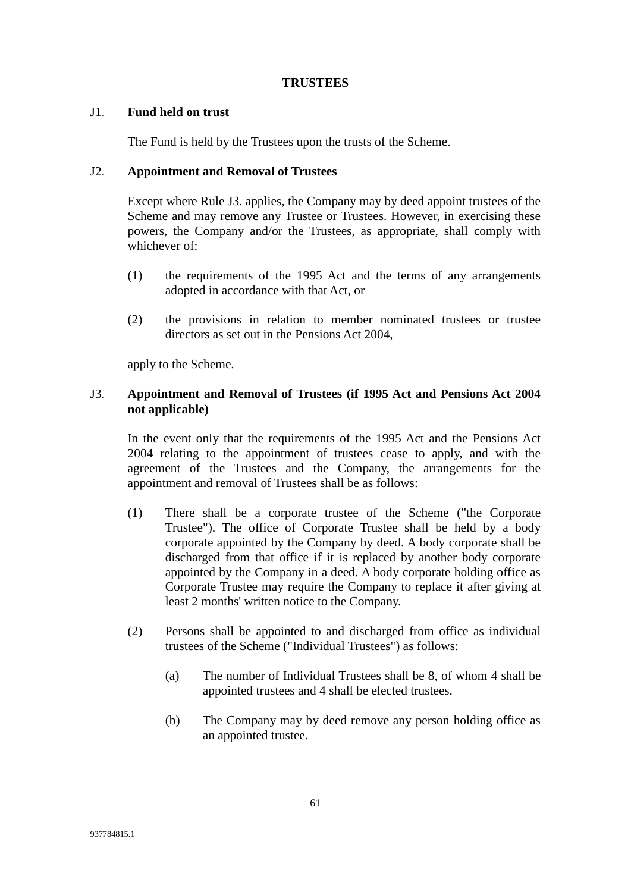## TRUSTEES

J1. **Fund held on trust**

The Fund is held by the Trustees upon the trusts of the Scheme.

J2. **Appointment and Removal of Trustees**

Except where Rule J3. applies, the Company may by deed appoint trustees of the Scheme and may remove any Trustee or Trustees. However, in exercising these powers, the Company and/or the Trustees, as appropriate, shall comply with whichever of:

(1) the requirements of the 1995 Act and the terms of any arrangements adopted in accordance with that Act, or

(2) the provisions in relation to member nominated trustees or trustee directors as set out in the Pensions Act 2004,

apply to the Scheme.

J3. **Appointment and Removal of Trustees (if 1995 Act and Pensions Act 2004 not applicable)**

In the event only that the requirements of the 1995 Act and the Pensions Act 2004 relating to the appointment of trustees cease to apply, and with the agreement of the Trustees and the Company, the arrangements for the appointment and removal of Trustees shall be as follows:

(1) There shall be a corporate trustee of the Scheme ("the Corporate Trustee"). The office of Corporate Trustee shall be held by a body corporate appointed by the Company by deed. A body corporate shall be discharged from that office if it is replaced by another body corporate appointed by the Company in a deed. A body corporate holding office as Corporate Trustee may require the Company to replace it after giving at least 2 months' written notice to the Company.

(2) Persons shall be appointed to and discharged from office as individual trustees of the Scheme ("Individual Trustees") as follows:

(a) The number of Individual Trustees shall be 8, of whom 4 shall be appointed trustees and 4 shall be elected trustees.

(b) The Company may by deed remove any person holding office as an appointed trustee.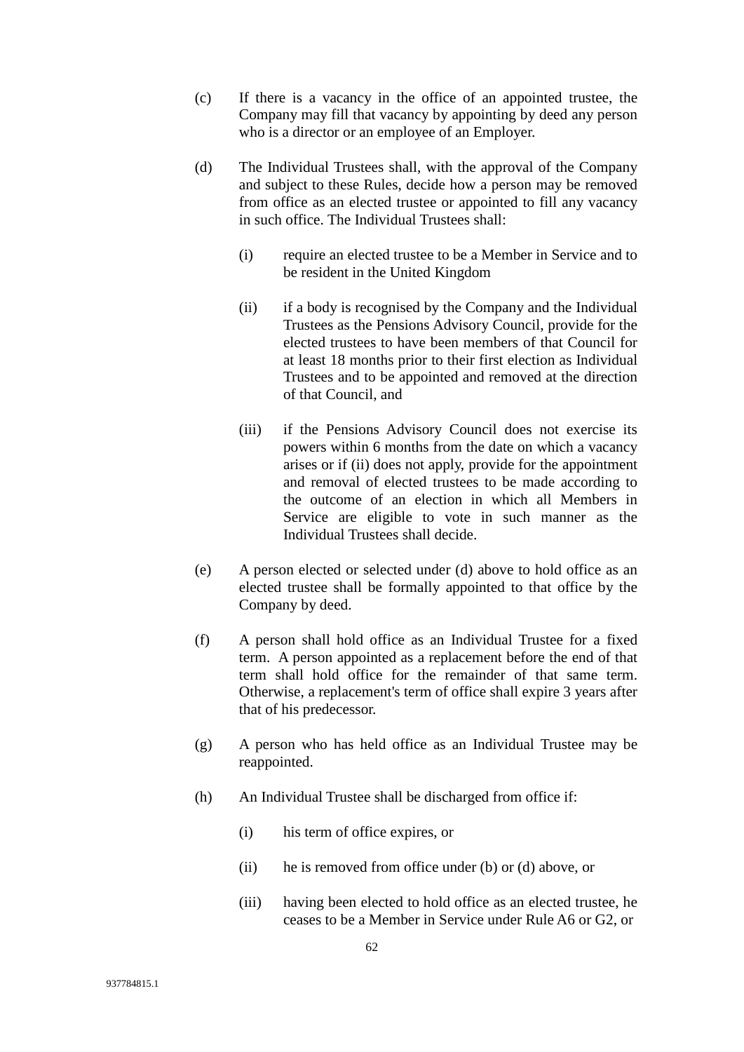(c) If there is a vacancy in the office of an appointed trustee, the Company may fill that vacancy by appointing by deed any person who is a director or an employee of an Employer.

(d) The Individual Trustees shall, with the approval of the Company and subject to these Rules, decide how a person may be removed from office as an elected trustee or appointed to fill any vacancy in such office. The Individual Trustees shall:

  (i) require an elected trustee to be a Member in Service and to be resident in the United Kingdom

  (ii) if a body is recognised by the Company and the Individual Trustees as the Pensions Advisory Council, provide for the elected trustees to have been members of that Council for at least 18 months prior to their first election as Individual Trustees and to be appointed and removed at the direction of that Council, and

  (iii) if the Pensions Advisory Council does not exercise its powers within 6 months from the date on which a vacancy arises or if (ii) does not apply, provide for the appointment and removal of elected trustees to be made according to the outcome of an election in which all Members in Service are eligible to vote in such manner as the Individual Trustees shall decide.

(e) A person elected or selected under (d) above to hold office as an elected trustee shall be formally appointed to that office by the Company by deed.

(f) A person shall hold office as an Individual Trustee for a fixed term. A person appointed as a replacement before the end of that term shall hold office for the remainder of that same term. Otherwise, a replacement's term of office shall expire 3 years after that of his predecessor.

(g) A person who has held office as an Individual Trustee may be reappointed.

(h) An Individual Trustee shall be discharged from office if:

  (i) his term of office expires, or

  (ii) he is removed from office under (b) or (d) above, or

  (iii) having been elected to hold office as an elected trustee, he ceases to be a Member in Service under Rule A6 or G2, or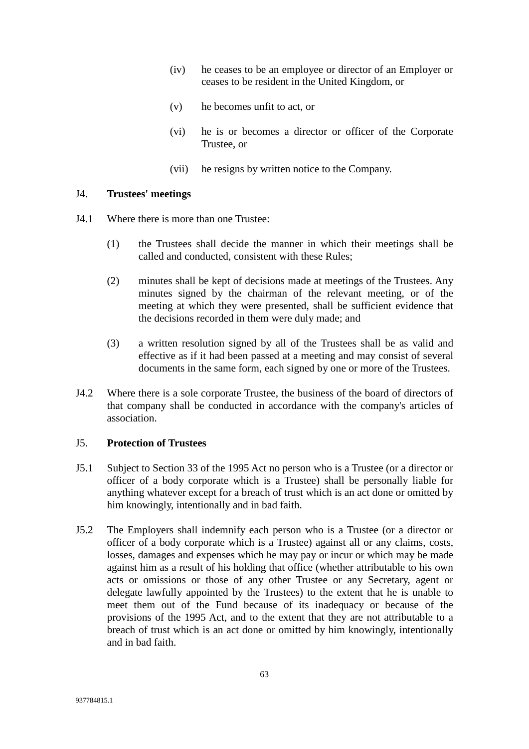(iv) he ceases to be an employee or director of an Employer or ceases to be resident in the United Kingdom, or

(v) he becomes unfit to act, or

(vi) he is or becomes a director or officer of the Corporate Trustee, or

(vii) he resigns by written notice to the Company.

## J4. **Trustees' meetings**

J4.1 Where there is more than one Trustee:

(1) the Trustees shall decide the manner in which their meetings shall be called and conducted, consistent with these Rules;

(2) minutes shall be kept of decisions made at meetings of the Trustees. Any minutes signed by the chairman of the relevant meeting, or of the meeting at which they were presented, shall be sufficient evidence that the decisions recorded in them were duly made; and

(3) a written resolution signed by all of the Trustees shall be as valid and effective as if it had been passed at a meeting and may consist of several documents in the same form, each signed by one or more of the Trustees.

J4.2 Where there is a sole corporate Trustee, the business of the board of directors of that company shall be conducted in accordance with the company's articles of association.

## J5. **Protection of Trustees**

J5.1 Subject to Section 33 of the 1995 Act no person who is a Trustee (or a director or officer of a body corporate which is a Trustee) shall be personally liable for anything whatever except for a breach of trust which is an act done or omitted by him knowingly, intentionally and in bad faith.

J5.2 The Employers shall indemnify each person who is a Trustee (or a director or officer of a body corporate which is a Trustee) against all or any claims, costs, losses, damages and expenses which he may pay or incur or which may be made against him as a result of his holding that office (whether attributable to his own acts or omissions or those of any other Trustee or any Secretary, agent or delegate lawfully appointed by the Trustees) to the extent that he is unable to meet them out of the Fund because of its inadequacy or because of the provisions of the 1995 Act, and to the extent that they are not attributable to a breach of trust which is an act done or omitted by him knowingly, intentionally and in bad faith.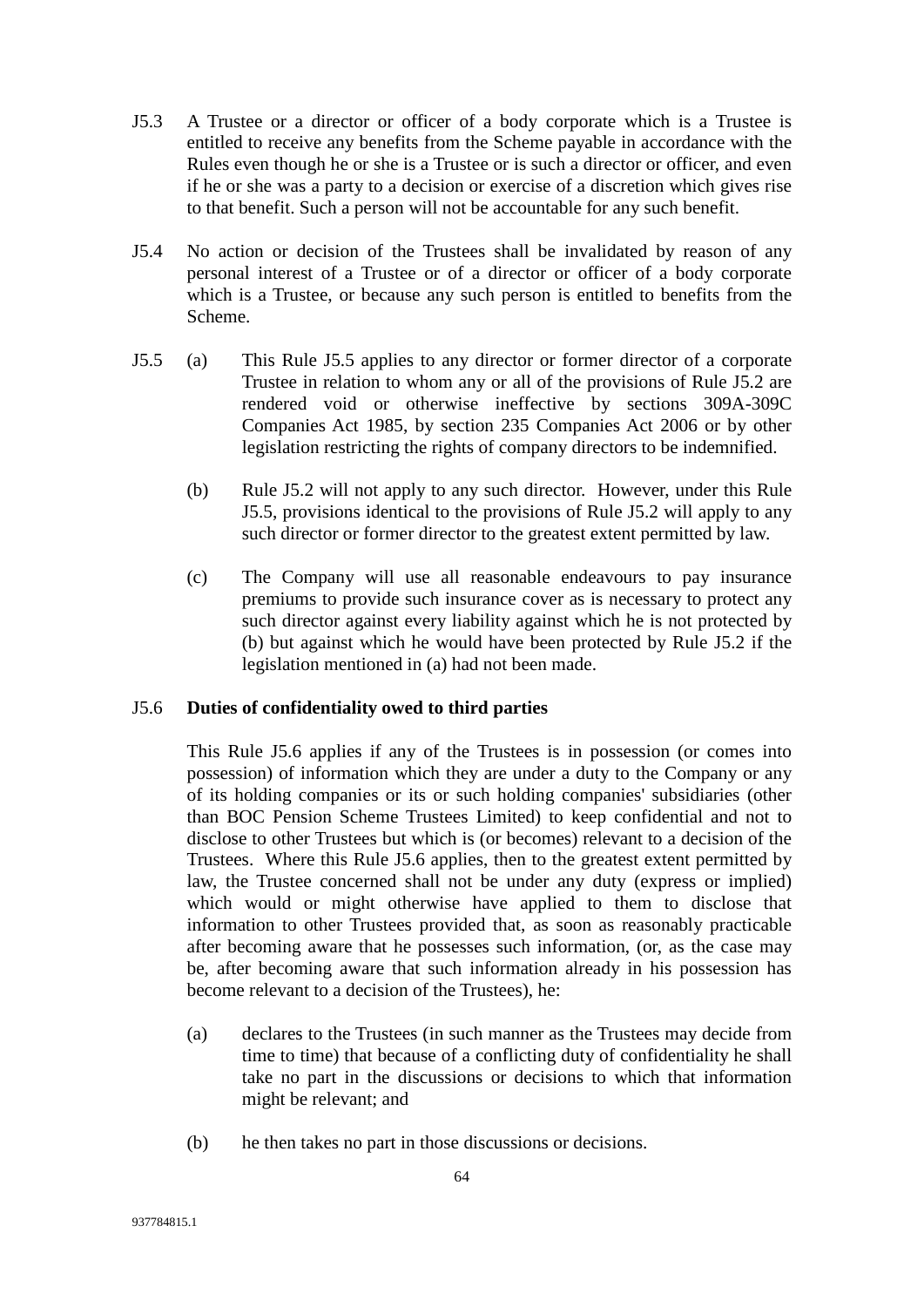J5.3 A Trustee or a director or officer of a body corporate which is a Trustee is entitled to receive any benefits from the Scheme payable in accordance with the Rules even though he or she is a Trustee or is such a director or officer, and even if he or she was a party to a decision or exercise of a discretion which gives rise to that benefit. Such a person will not be accountable for any such benefit.

J5.4 No action or decision of the Trustees shall be invalidated by reason of any personal interest of a Trustee or of a director or officer of a body corporate which is a Trustee, or because any such person is entitled to benefits from the Scheme.

J5.5 (a) This Rule J5.5 applies to any director or former director of a corporate Trustee in relation to whom any or all of the provisions of Rule J5.2 are rendered void or otherwise ineffective by sections 309A-309C Companies Act 1985, by section 235 Companies Act 2006 or by other legislation restricting the rights of company directors to be indemnified.

(b) Rule J5.2 will not apply to any such director. However, under this Rule J5.5, provisions identical to the provisions of Rule J5.2 will apply to any such director or former director to the greatest extent permitted by law.

(c) The Company will use all reasonable endeavours to pay insurance premiums to provide such insurance cover as is necessary to protect any such director against every liability against which he is not protected by (b) but against which he would have been protected by Rule J5.2 if the legislation mentioned in (a) had not been made.

J5.6 **Duties of confidentiality owed to third parties**

This Rule J5.6 applies if any of the Trustees is in possession (or comes into possession) of information which they are under a duty to the Company or any of its holding companies or its or such holding companies' subsidiaries (other than BOC Pension Scheme Trustees Limited) to keep confidential and not to disclose to other Trustees but which is (or becomes) relevant to a decision of the Trustees. Where this Rule J5.6 applies, then to the greatest extent permitted by law, the Trustee concerned shall not be under any duty (express or implied) which would or might otherwise have applied to them to disclose that information to other Trustees provided that, as soon as reasonably practicable after becoming aware that he possesses such information, (or, as the case may be, after becoming aware that such information already in his possession has become relevant to a decision of the Trustees), he:

(a) declares to the Trustees (in such manner as the Trustees may decide from time to time) that because of a conflicting duty of confidentiality he shall take no part in the discussions or decisions to which that information might be relevant; and

(b) he then takes no part in those discussions or decisions.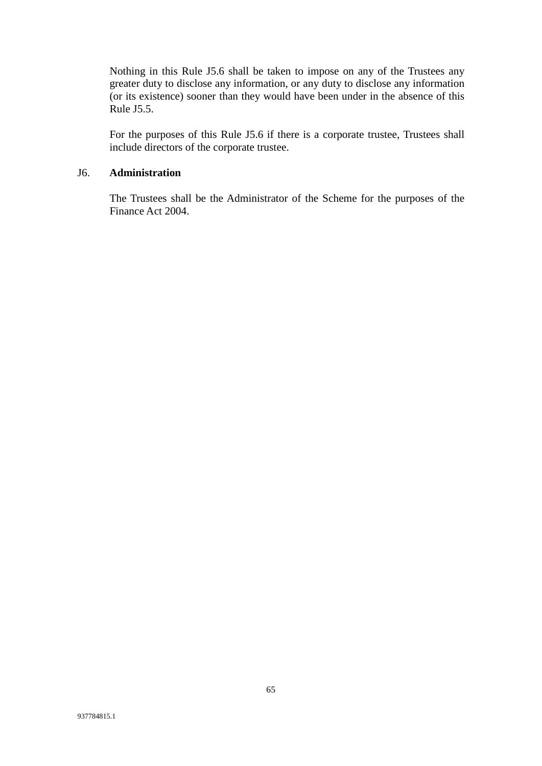Nothing in this Rule J5.6 shall be taken to impose on any of the Trustees any greater duty to disclose any information, or any duty to disclose any information (or its existence) sooner than they would have been under in the absence of this Rule J5.5.

For the purposes of this Rule J5.6 if there is a corporate trustee, Trustees shall include directors of the corporate trustee.

J6. **Administration**

The Trustees shall be the Administrator of the Scheme for the purposes of the Finance Act 2004.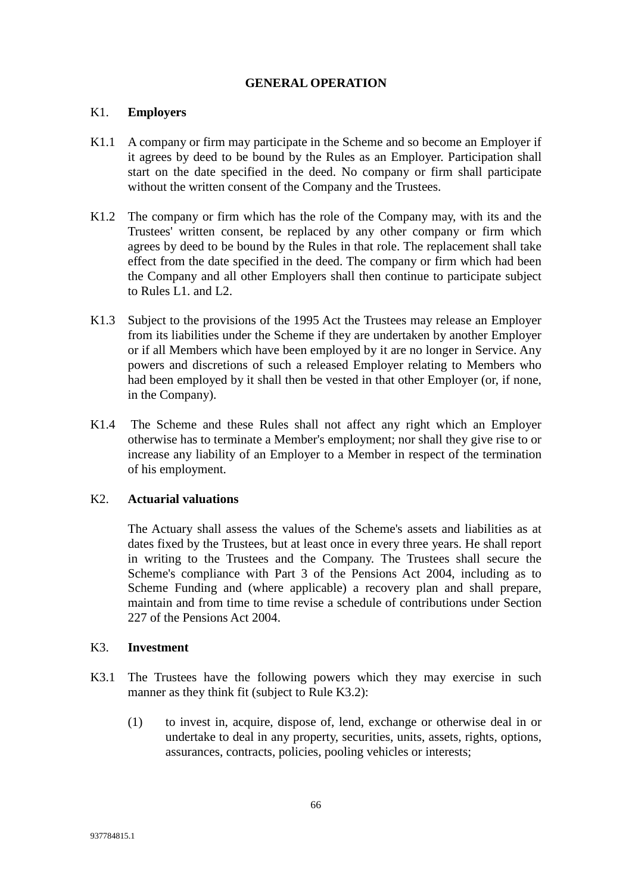## GENERAL OPERATION

K1. **Employers**

K1.1 A company or firm may participate in the Scheme and so become an Employer if it agrees by deed to be bound by the Rules as an Employer. Participation shall start on the date specified in the deed. No company or firm shall participate without the written consent of the Company and the Trustees.

K1.2 The company or firm which has the role of the Company may, with its and the Trustees' written consent, be replaced by any other company or firm which agrees by deed to be bound by the Rules in that role. The replacement shall take effect from the date specified in the deed. The company or firm which had been the Company and all other Employers shall then continue to participate subject to Rules L1. and L2.

K1.3 Subject to the provisions of the 1995 Act the Trustees may release an Employer from its liabilities under the Scheme if they are undertaken by another Employer or if all Members which have been employed by it are no longer in Service. Any powers and discretions of such a released Employer relating to Members who had been employed by it shall then be vested in that other Employer (or, if none, in the Company).

K1.4 The Scheme and these Rules shall not affect any right which an Employer otherwise has to terminate a Member's employment; nor shall they give rise to or increase any liability of an Employer to a Member in respect of the termination of his employment.

K2. **Actuarial valuations**

The Actuary shall assess the values of the Scheme's assets and liabilities as at dates fixed by the Trustees, but at least once in every three years. He shall report in writing to the Trustees and the Company. The Trustees shall secure the Scheme's compliance with Part 3 of the Pensions Act 2004, including as to Scheme Funding and (where applicable) a recovery plan and shall prepare, maintain and from time to time revise a schedule of contributions under Section 227 of the Pensions Act 2004.

K3. **Investment**

K3.1 The Trustees have the following powers which they may exercise in such manner as they think fit (subject to Rule K3.2):

(1) to invest in, acquire, dispose of, lend, exchange or otherwise deal in or undertake to deal in any property, securities, units, assets, rights, options, assurances, contracts, policies, pooling vehicles or interests;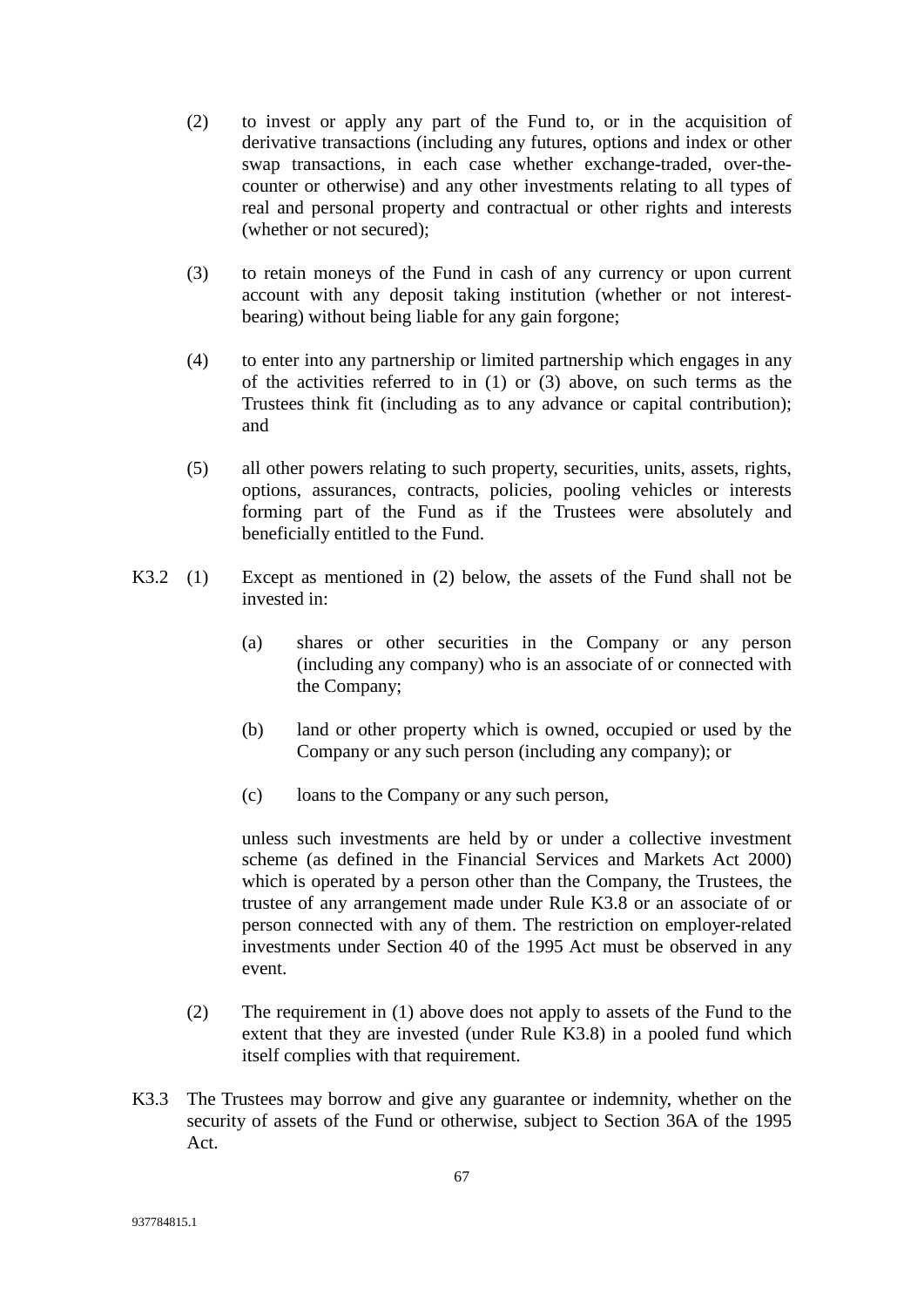(2) to invest or apply any part of the Fund to, or in the acquisition of derivative transactions (including any futures, options and index or other swap transactions, in each case whether exchange-traded, over-the-counter or otherwise) and any other investments relating to all types of real and personal property and contractual or other rights and interests (whether or not secured);

(3) to retain moneys of the Fund in cash of any currency or upon current account with any deposit taking institution (whether or not interest-bearing) without being liable for any gain forgone;

(4) to enter into any partnership or limited partnership which engages in any of the activities referred to in (1) or (3) above, on such terms as the Trustees think fit (including as to any advance or capital contribution); and

(5) all other powers relating to such property, securities, units, assets, rights, options, assurances, contracts, policies, pooling vehicles or interests forming part of the Fund as if the Trustees were absolutely and beneficially entitled to the Fund.

K3.2 (1) Except as mentioned in (2) below, the assets of the Fund shall not be invested in:

(a) shares or other securities in the Company or any person (including any company) who is an associate of or connected with the Company;

(b) land or other property which is owned, occupied or used by the Company or any such person (including any company); or

(c) loans to the Company or any such person,

unless such investments are held by or under a collective investment scheme (as defined in the Financial Services and Markets Act 2000) which is operated by a person other than the Company, the Trustees, the trustee of any arrangement made under Rule K3.8 or an associate of or person connected with any of them. The restriction on employer-related investments under Section 40 of the 1995 Act must be observed in any event.

(2) The requirement in (1) above does not apply to assets of the Fund to the extent that they are invested (under Rule K3.8) in a pooled fund which itself complies with that requirement.

K3.3 The Trustees may borrow and give any guarantee or indemnity, whether on the security of assets of the Fund or otherwise, subject to Section 36A of the 1995 Act.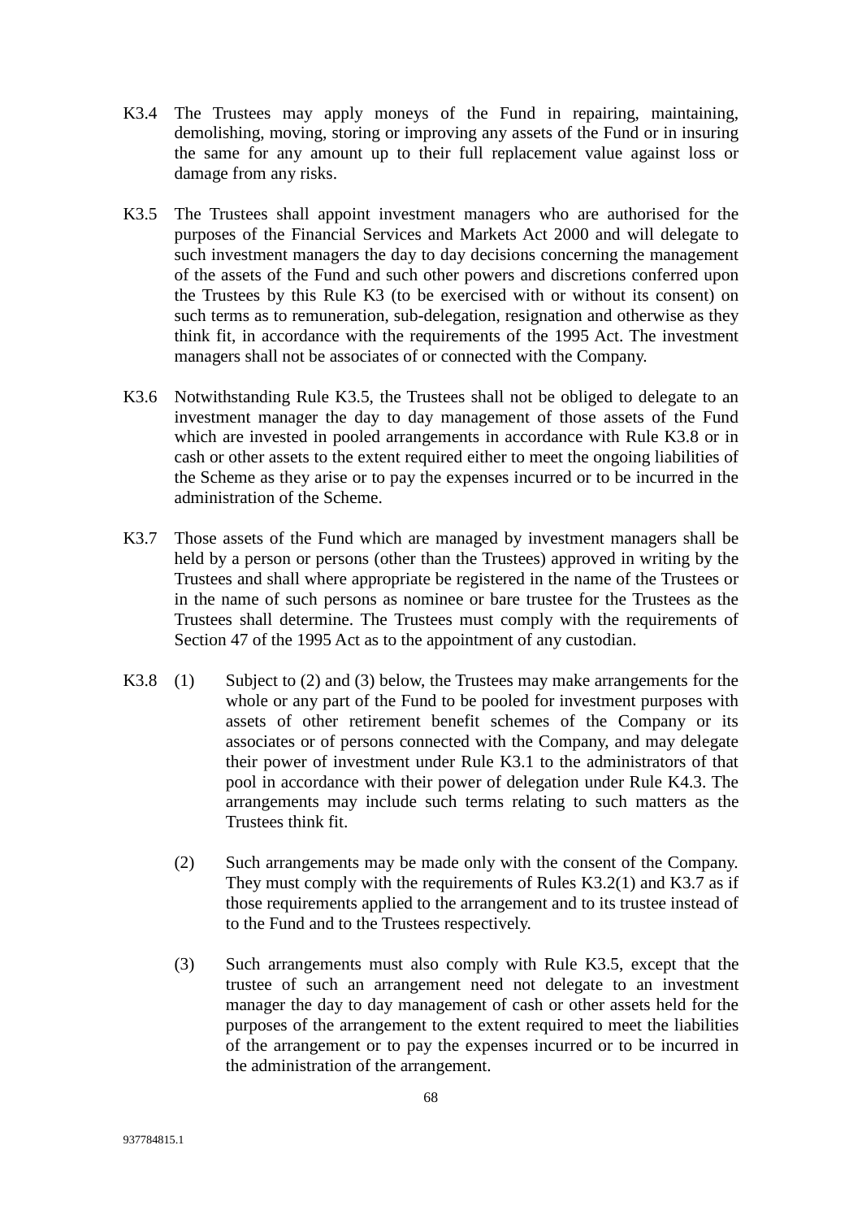K3.4 The Trustees may apply moneys of the Fund in repairing, maintaining, demolishing, moving, storing or improving any assets of the Fund or in insuring the same for any amount up to their full replacement value against loss or damage from any risks.

K3.5 The Trustees shall appoint investment managers who are authorised for the purposes of the Financial Services and Markets Act 2000 and will delegate to such investment managers the day to day decisions concerning the management of the assets of the Fund and such other powers and discretions conferred upon the Trustees by this Rule K3 (to be exercised with or without its consent) on such terms as to remuneration, sub-delegation, resignation and otherwise as they think fit, in accordance with the requirements of the 1995 Act. The investment managers shall not be associates of or connected with the Company.

K3.6 Notwithstanding Rule K3.5, the Trustees shall not be obliged to delegate to an investment manager the day to day management of those assets of the Fund which are invested in pooled arrangements in accordance with Rule K3.8 or in cash or other assets to the extent required either to meet the ongoing liabilities of the Scheme as they arise or to pay the expenses incurred or to be incurred in the administration of the Scheme.

K3.7 Those assets of the Fund which are managed by investment managers shall be held by a person or persons (other than the Trustees) approved in writing by the Trustees and shall where appropriate be registered in the name of the Trustees or in the name of such persons as nominee or bare trustee for the Trustees as the Trustees shall determine. The Trustees must comply with the requirements of Section 47 of the 1995 Act as to the appointment of any custodian.

K3.8 (1) Subject to (2) and (3) below, the Trustees may make arrangements for the whole or any part of the Fund to be pooled for investment purposes with assets of other retirement benefit schemes of the Company or its associates or of persons connected with the Company, and may delegate their power of investment under Rule K3.1 to the administrators of that pool in accordance with their power of delegation under Rule K4.3. The arrangements may include such terms relating to such matters as the Trustees think fit.

(2) Such arrangements may be made only with the consent of the Company. They must comply with the requirements of Rules K3.2(1) and K3.7 as if those requirements applied to the arrangement and to its trustee instead of to the Fund and to the Trustees respectively.

(3) Such arrangements must also comply with Rule K3.5, except that the trustee of such an arrangement need not delegate to an investment manager the day to day management of cash or other assets held for the purposes of the arrangement to the extent required to meet the liabilities of the arrangement or to pay the expenses incurred or to be incurred in the administration of the arrangement.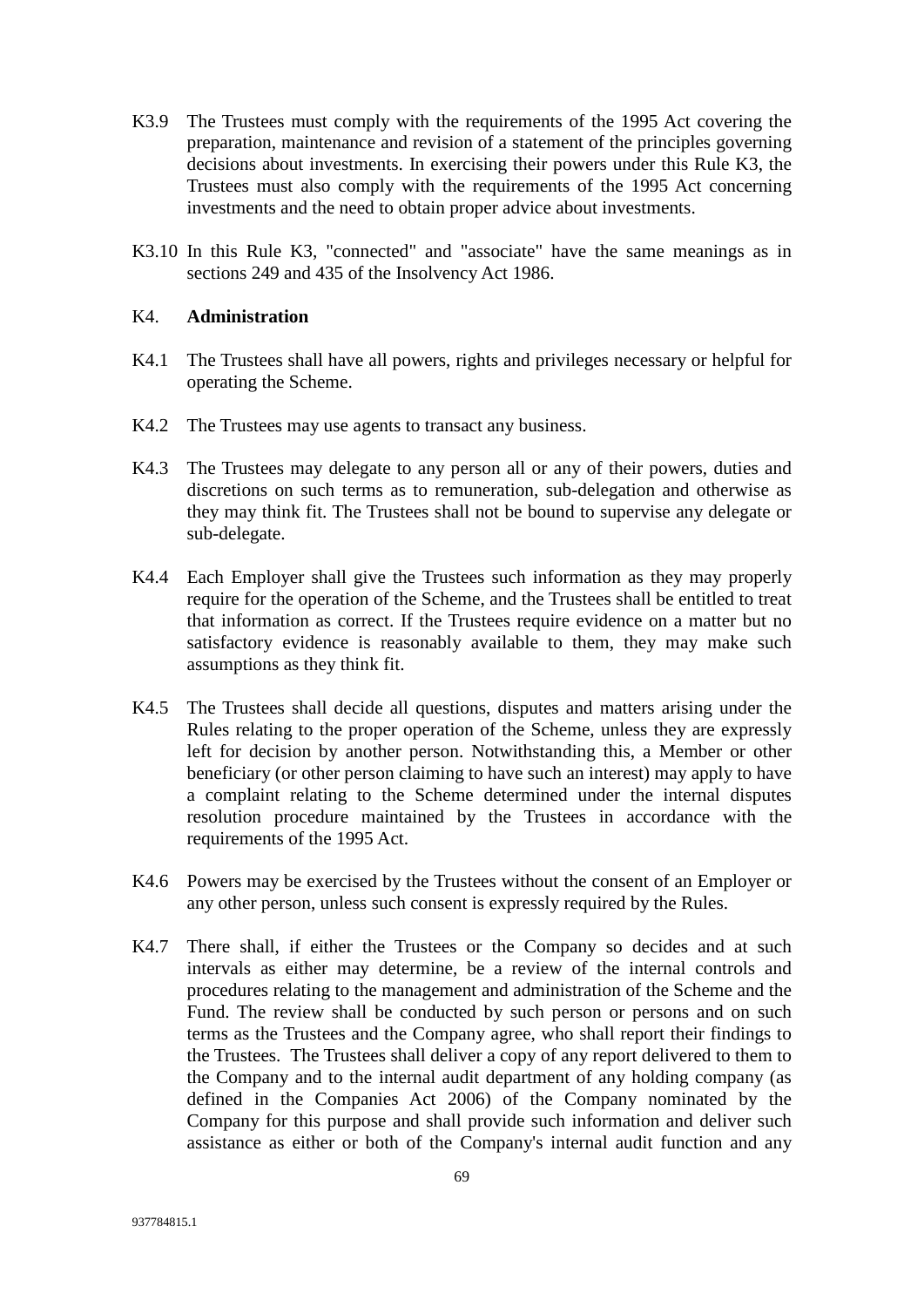K3.9 The Trustees must comply with the requirements of the 1995 Act covering the preparation, maintenance and revision of a statement of the principles governing decisions about investments. In exercising their powers under this Rule K3, the Trustees must also comply with the requirements of the 1995 Act concerning investments and the need to obtain proper advice about investments.

K3.10 In this Rule K3, "connected" and "associate" have the same meanings as in sections 249 and 435 of the Insolvency Act 1986.

## K4. **Administration**

K4.1 The Trustees shall have all powers, rights and privileges necessary or helpful for operating the Scheme.

K4.2 The Trustees may use agents to transact any business.

K4.3 The Trustees may delegate to any person all or any of their powers, duties and discretions on such terms as to remuneration, sub-delegation and otherwise as they may think fit. The Trustees shall not be bound to supervise any delegate or sub-delegate.

K4.4 Each Employer shall give the Trustees such information as they may properly require for the operation of the Scheme, and the Trustees shall be entitled to treat that information as correct. If the Trustees require evidence on a matter but no satisfactory evidence is reasonably available to them, they may make such assumptions as they think fit.

K4.5 The Trustees shall decide all questions, disputes and matters arising under the Rules relating to the proper operation of the Scheme, unless they are expressly left for decision by another person. Notwithstanding this, a Member or other beneficiary (or other person claiming to have such an interest) may apply to have a complaint relating to the Scheme determined under the internal disputes resolution procedure maintained by the Trustees in accordance with the requirements of the 1995 Act.

K4.6 Powers may be exercised by the Trustees without the consent of an Employer or any other person, unless such consent is expressly required by the Rules.

K4.7 There shall, if either the Trustees or the Company so decides and at such intervals as either may determine, be a review of the internal controls and procedures relating to the management and administration of the Scheme and the Fund. The review shall be conducted by such person or persons and on such terms as the Trustees and the Company agree, who shall report their findings to the Trustees. The Trustees shall deliver a copy of any report delivered to them to the Company and to the internal audit department of any holding company (as defined in the Companies Act 2006) of the Company nominated by the Company for this purpose and shall provide such information and deliver such assistance as either or both of the Company's internal audit function and any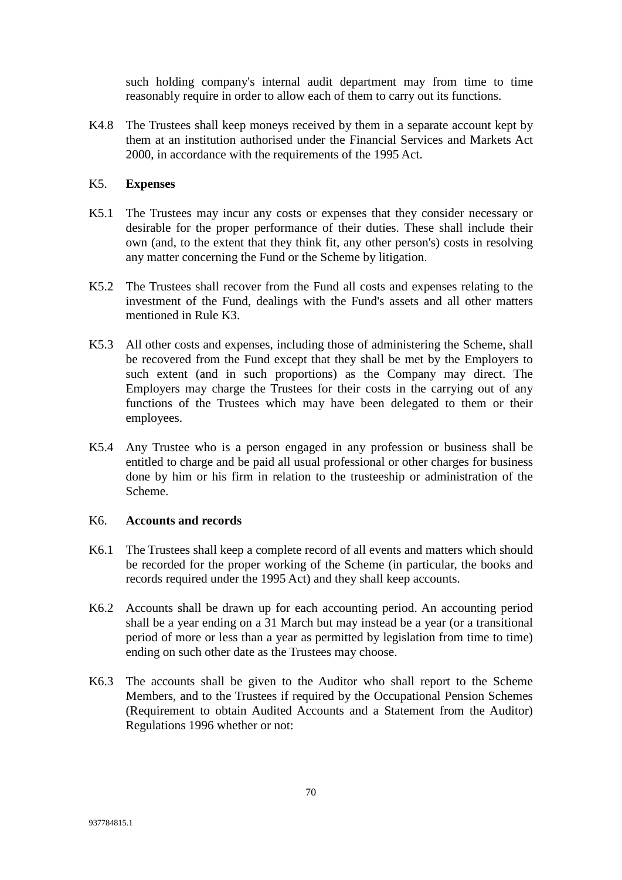such holding company's internal audit department may from time to time reasonably require in order to allow each of them to carry out its functions.

K4.8 The Trustees shall keep moneys received by them in a separate account kept by them at an institution authorised under the Financial Services and Markets Act 2000, in accordance with the requirements of the 1995 Act.

## K5. **Expenses**

K5.1 The Trustees may incur any costs or expenses that they consider necessary or desirable for the proper performance of their duties. These shall include their own (and, to the extent that they think fit, any other person's) costs in resolving any matter concerning the Fund or the Scheme by litigation.

K5.2 The Trustees shall recover from the Fund all costs and expenses relating to the investment of the Fund, dealings with the Fund's assets and all other matters mentioned in Rule K3.

K5.3 All other costs and expenses, including those of administering the Scheme, shall be recovered from the Fund except that they shall be met by the Employers to such extent (and in such proportions) as the Company may direct. The Employers may charge the Trustees for their costs in the carrying out of any functions of the Trustees which may have been delegated to them or their employees.

K5.4 Any Trustee who is a person engaged in any profession or business shall be entitled to charge and be paid all usual professional or other charges for business done by him or his firm in relation to the trusteeship or administration of the Scheme.

## K6. **Accounts and records**

K6.1 The Trustees shall keep a complete record of all events and matters which should be recorded for the proper working of the Scheme (in particular, the books and records required under the 1995 Act) and they shall keep accounts.

K6.2 Accounts shall be drawn up for each accounting period. An accounting period shall be a year ending on a 31 March but may instead be a year (or a transitional period of more or less than a year as permitted by legislation from time to time) ending on such other date as the Trustees may choose.

K6.3 The accounts shall be given to the Auditor who shall report to the Scheme Members, and to the Trustees if required by the Occupational Pension Schemes (Requirement to obtain Audited Accounts and a Statement from the Auditor) Regulations 1996 whether or not: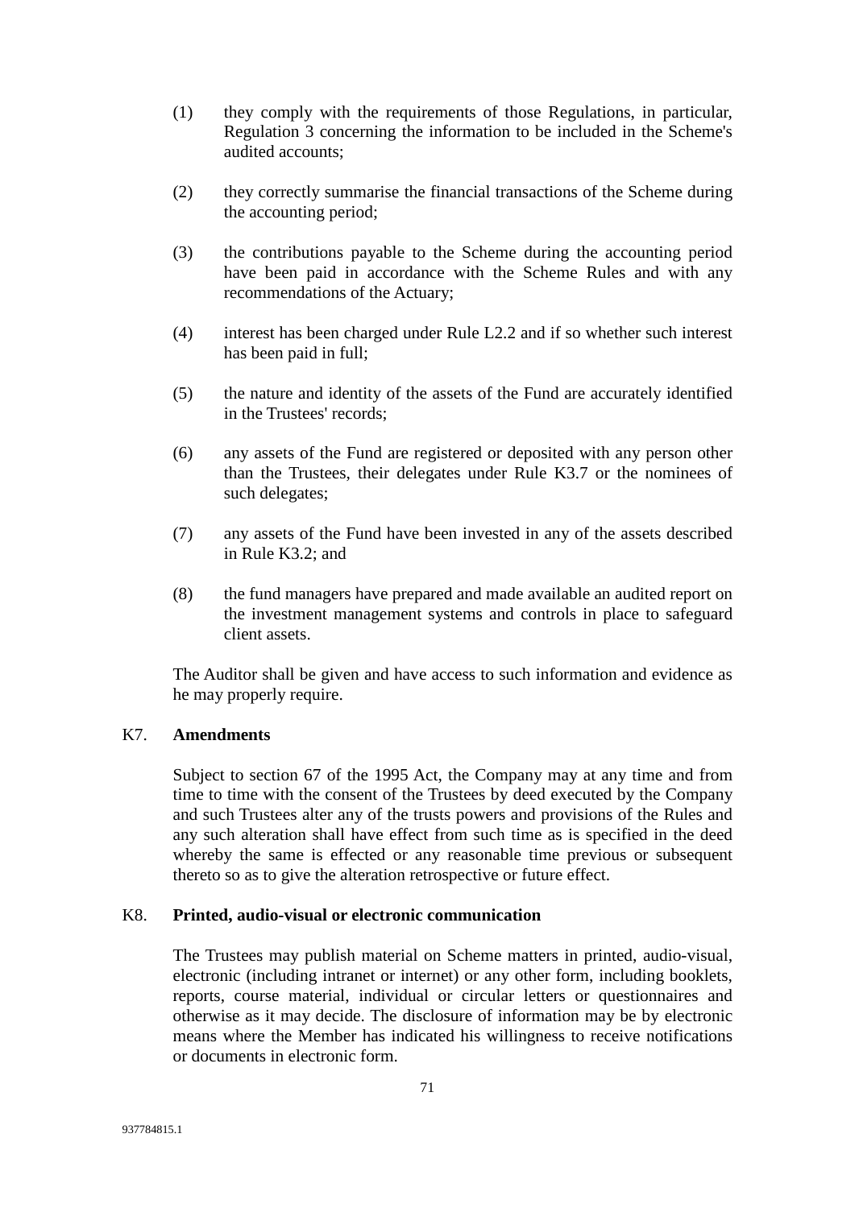(1) they comply with the requirements of those Regulations, in particular, Regulation 3 concerning the information to be included in the Scheme's audited accounts;

(2) they correctly summarise the financial transactions of the Scheme during the accounting period;

(3) the contributions payable to the Scheme during the accounting period have been paid in accordance with the Scheme Rules and with any recommendations of the Actuary;

(4) interest has been charged under Rule L2.2 and if so whether such interest has been paid in full;

(5) the nature and identity of the assets of the Fund are accurately identified in the Trustees' records;

(6) any assets of the Fund are registered or deposited with any person other than the Trustees, their delegates under Rule K3.7 or the nominees of such delegates;

(7) any assets of the Fund have been invested in any of the assets described in Rule K3.2; and

(8) the fund managers have prepared and made available an audited report on the investment management systems and controls in place to safeguard client assets.

The Auditor shall be given and have access to such information and evidence as he may properly require.

K7. **Amendments**

Subject to section 67 of the 1995 Act, the Company may at any time and from time to time with the consent of the Trustees by deed executed by the Company and such Trustees alter any of the trusts powers and provisions of the Rules and any such alteration shall have effect from such time as is specified in the deed whereby the same is effected or any reasonable time previous or subsequent thereto so as to give the alteration retrospective or future effect.

K8. **Printed, audio-visual or electronic communication**

The Trustees may publish material on Scheme matters in printed, audio-visual, electronic (including intranet or internet) or any other form, including booklets, reports, course material, individual or circular letters or questionnaires and otherwise as it may decide. The disclosure of information may be by electronic means where the Member has indicated his willingness to receive notifications or documents in electronic form.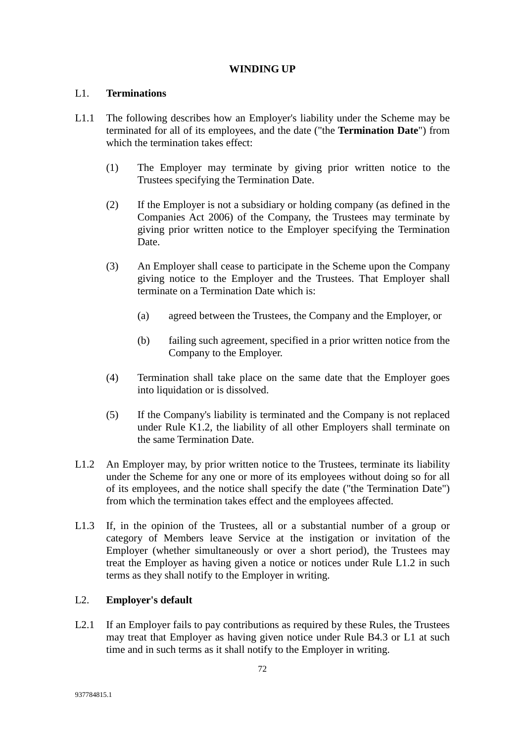# WINDING UP

## L1. Terminations

L1.1 The following describes how an Employer's liability under the Scheme may be terminated for all of its employees, and the date ("the **Termination Date**") from which the termination takes effect:

(1) The Employer may terminate by giving prior written notice to the Trustees specifying the Termination Date.

(2) If the Employer is not a subsidiary or holding company (as defined in the Companies Act 2006) of the Company, the Trustees may terminate by giving prior written notice to the Employer specifying the Termination Date.

(3) An Employer shall cease to participate in the Scheme upon the Company giving notice to the Employer and the Trustees. That Employer shall terminate on a Termination Date which is:

(a) agreed between the Trustees, the Company and the Employer, or

(b) failing such agreement, specified in a prior written notice from the Company to the Employer.

(4) Termination shall take place on the same date that the Employer goes into liquidation or is dissolved.

(5) If the Company's liability is terminated and the Company is not replaced under Rule K1.2, the liability of all other Employers shall terminate on the same Termination Date.

L1.2 An Employer may, by prior written notice to the Trustees, terminate its liability under the Scheme for any one or more of its employees without doing so for all of its employees, and the notice shall specify the date ("the Termination Date") from which the termination takes effect and the employees affected.

L1.3 If, in the opinion of the Trustees, all or a substantial number of a group or category of Members leave Service at the instigation or invitation of the Employer (whether simultaneously or over a short period), the Trustees may treat the Employer as having given a notice or notices under Rule L1.2 in such terms as they shall notify to the Employer in writing.

## L2. Employer's default

L2.1 If an Employer fails to pay contributions as required by these Rules, the Trustees may treat that Employer as having given notice under Rule B4.3 or L1 at such time and in such terms as it shall notify to the Employer in writing.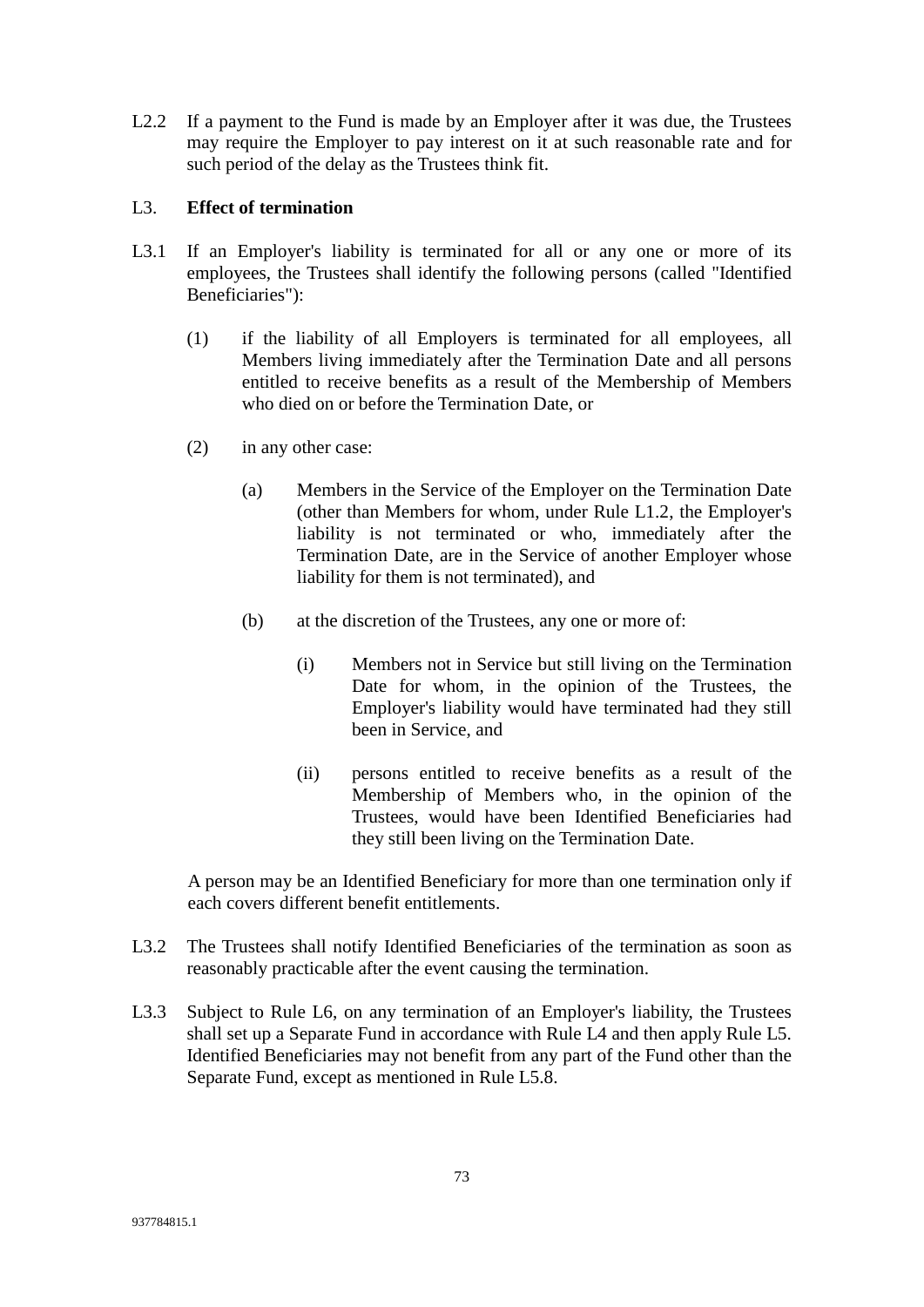L2.2 If a payment to the Fund is made by an Employer after it was due, the Trustees may require the Employer to pay interest on it at such reasonable rate and for such period of the delay as the Trustees think fit.

L3. **Effect of termination**

L3.1 If an Employer's liability is terminated for all or any one or more of its employees, the Trustees shall identify the following persons (called "Identified Beneficiaries"):

(1) if the liability of all Employers is terminated for all employees, all Members living immediately after the Termination Date and all persons entitled to receive benefits as a result of the Membership of Members who died on or before the Termination Date, or

(2) in any other case:

(a) Members in the Service of the Employer on the Termination Date (other than Members for whom, under Rule L1.2, the Employer's liability is not terminated or who, immediately after the Termination Date, are in the Service of another Employer whose liability for them is not terminated), and

(b) at the discretion of the Trustees, any one or more of:

(i) Members not in Service but still living on the Termination Date for whom, in the opinion of the Trustees, the Employer's liability would have terminated had they still been in Service, and

(ii) persons entitled to receive benefits as a result of the Membership of Members who, in the opinion of the Trustees, would have been Identified Beneficiaries had they still been living on the Termination Date.

A person may be an Identified Beneficiary for more than one termination only if each covers different benefit entitlements.

L3.2 The Trustees shall notify Identified Beneficiaries of the termination as soon as reasonably practicable after the event causing the termination.

L3.3 Subject to Rule L6, on any termination of an Employer's liability, the Trustees shall set up a Separate Fund in accordance with Rule L4 and then apply Rule L5. Identified Beneficiaries may not benefit from any part of the Fund other than the Separate Fund, except as mentioned in Rule L5.8.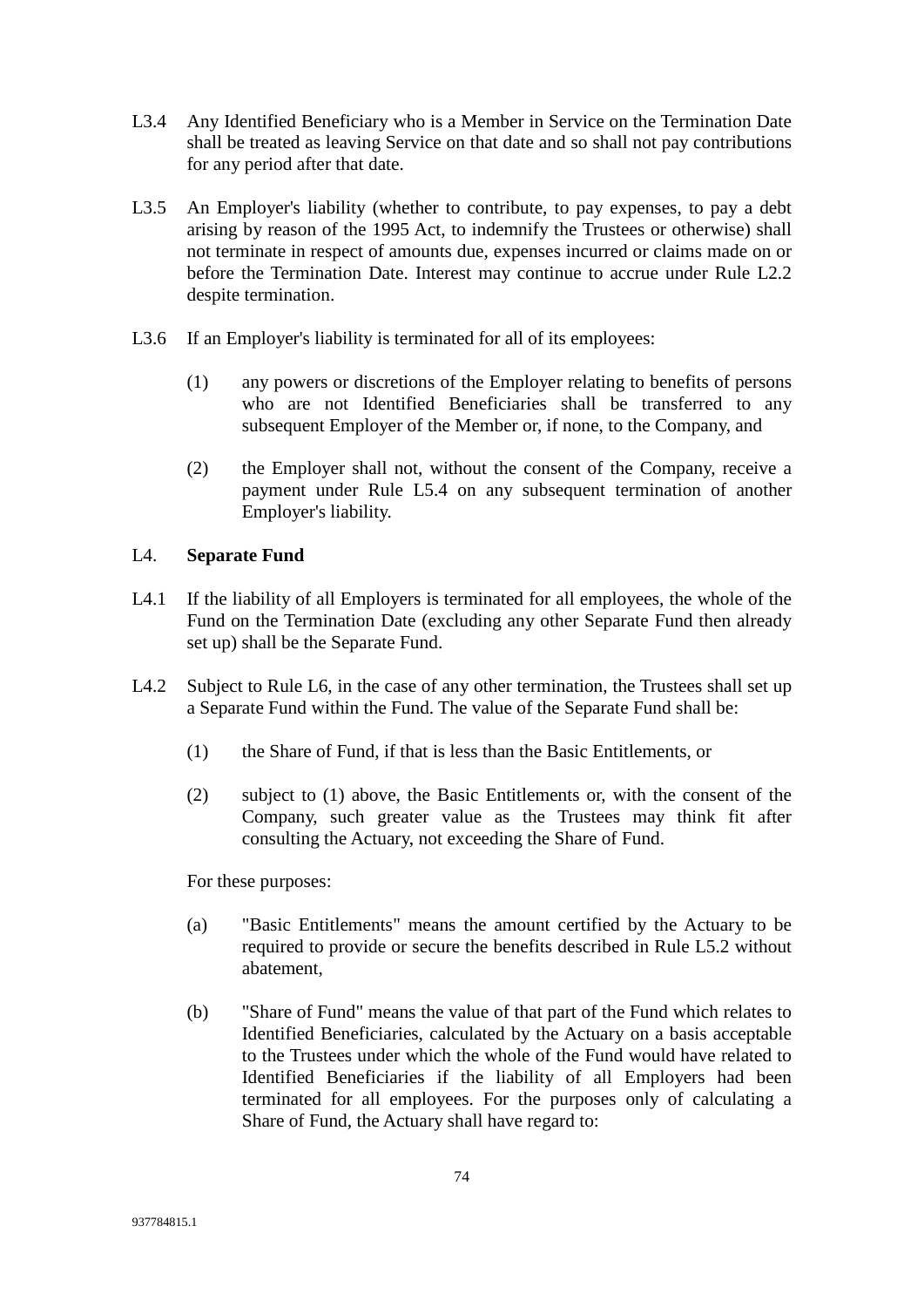L3.4 Any Identified Beneficiary who is a Member in Service on the Termination Date shall be treated as leaving Service on that date and so shall not pay contributions for any period after that date.

L3.5 An Employer's liability (whether to contribute, to pay expenses, to pay a debt arising by reason of the 1995 Act, to indemnify the Trustees or otherwise) shall not terminate in respect of amounts due, expenses incurred or claims made on or before the Termination Date. Interest may continue to accrue under Rule L2.2 despite termination.

L3.6 If an Employer's liability is terminated for all of its employees:

(1) any powers or discretions of the Employer relating to benefits of persons who are not Identified Beneficiaries shall be transferred to any subsequent Employer of the Member or, if none, to the Company, and

(2) the Employer shall not, without the consent of the Company, receive a payment under Rule L5.4 on any subsequent termination of another Employer's liability.

## L4. **Separate Fund**

L4.1 If the liability of all Employers is terminated for all employees, the whole of the Fund on the Termination Date (excluding any other Separate Fund then already set up) shall be the Separate Fund.

L4.2 Subject to Rule L6, in the case of any other termination, the Trustees shall set up a Separate Fund within the Fund. The value of the Separate Fund shall be:

(1) the Share of Fund, if that is less than the Basic Entitlements, or

(2) subject to (1) above, the Basic Entitlements or, with the consent of the Company, such greater value as the Trustees may think fit after consulting the Actuary, not exceeding the Share of Fund.

For these purposes:

(a) "Basic Entitlements" means the amount certified by the Actuary to be required to provide or secure the benefits described in Rule L5.2 without abatement,

(b) "Share of Fund" means the value of that part of the Fund which relates to Identified Beneficiaries, calculated by the Actuary on a basis acceptable to the Trustees under which the whole of the Fund would have related to Identified Beneficiaries if the liability of all Employers had been terminated for all employees. For the purposes only of calculating a Share of Fund, the Actuary shall have regard to: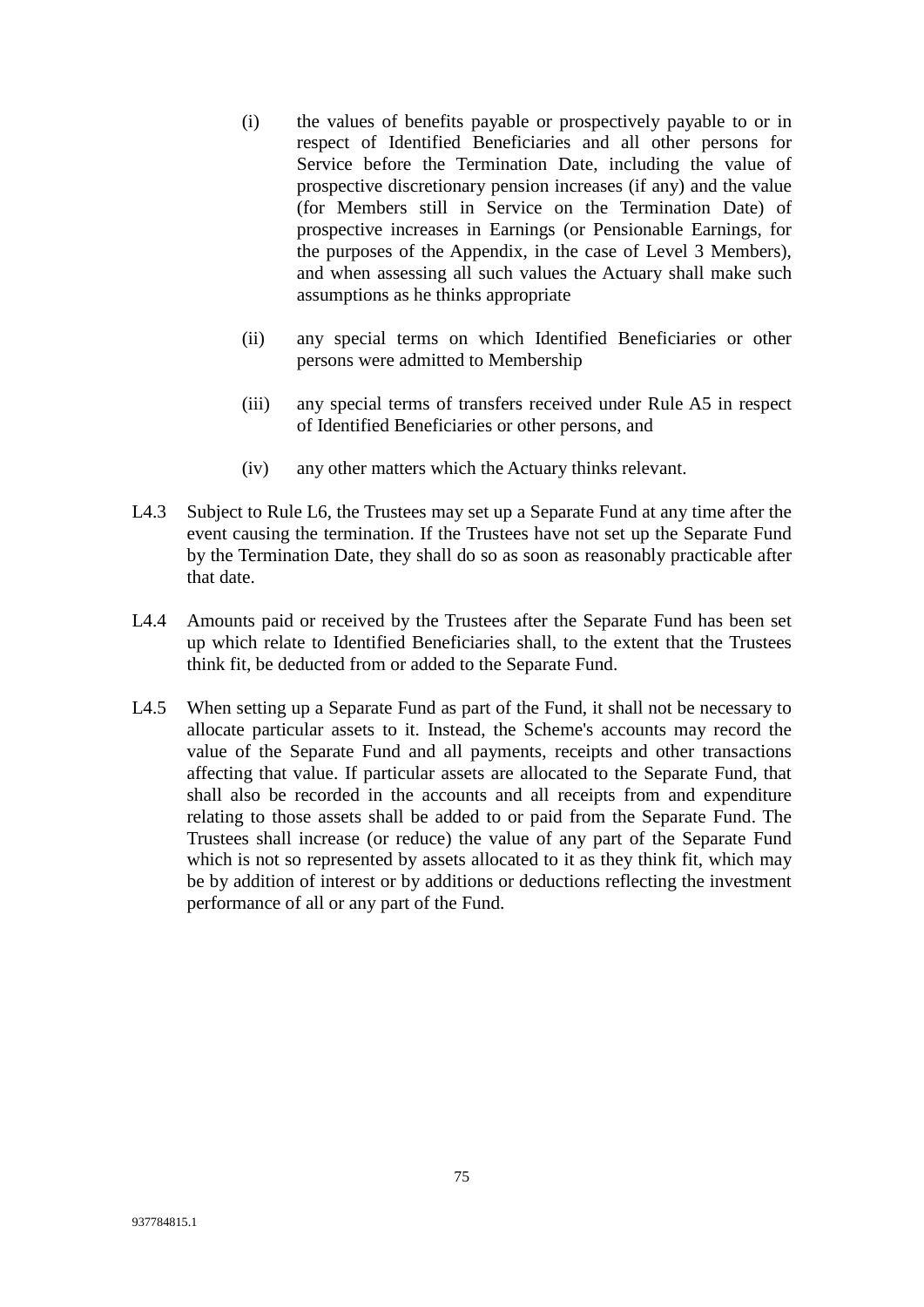(i) the values of benefits payable or prospectively payable to or in respect of Identified Beneficiaries and all other persons for Service before the Termination Date, including the value of prospective discretionary pension increases (if any) and the value (for Members still in Service on the Termination Date) of prospective increases in Earnings (or Pensionable Earnings, for the purposes of the Appendix, in the case of Level 3 Members), and when assessing all such values the Actuary shall make such assumptions as he thinks appropriate

(ii) any special terms on which Identified Beneficiaries or other persons were admitted to Membership

(iii) any special terms of transfers received under Rule A5 in respect of Identified Beneficiaries or other persons, and

(iv) any other matters which the Actuary thinks relevant.

L4.3 Subject to Rule L6, the Trustees may set up a Separate Fund at any time after the event causing the termination. If the Trustees have not set up the Separate Fund by the Termination Date, they shall do so as soon as reasonably practicable after that date.

L4.4 Amounts paid or received by the Trustees after the Separate Fund has been set up which relate to Identified Beneficiaries shall, to the extent that the Trustees think fit, be deducted from or added to the Separate Fund.

L4.5 When setting up a Separate Fund as part of the Fund, it shall not be necessary to allocate particular assets to it. Instead, the Scheme's accounts may record the value of the Separate Fund and all payments, receipts and other transactions affecting that value. If particular assets are allocated to the Separate Fund, that shall also be recorded in the accounts and all receipts from and expenditure relating to those assets shall be added to or paid from the Separate Fund. The Trustees shall increase (or reduce) the value of any part of the Separate Fund which is not so represented by assets allocated to it as they think fit, which may be by addition of interest or by additions or deductions reflecting the investment performance of all or any part of the Fund.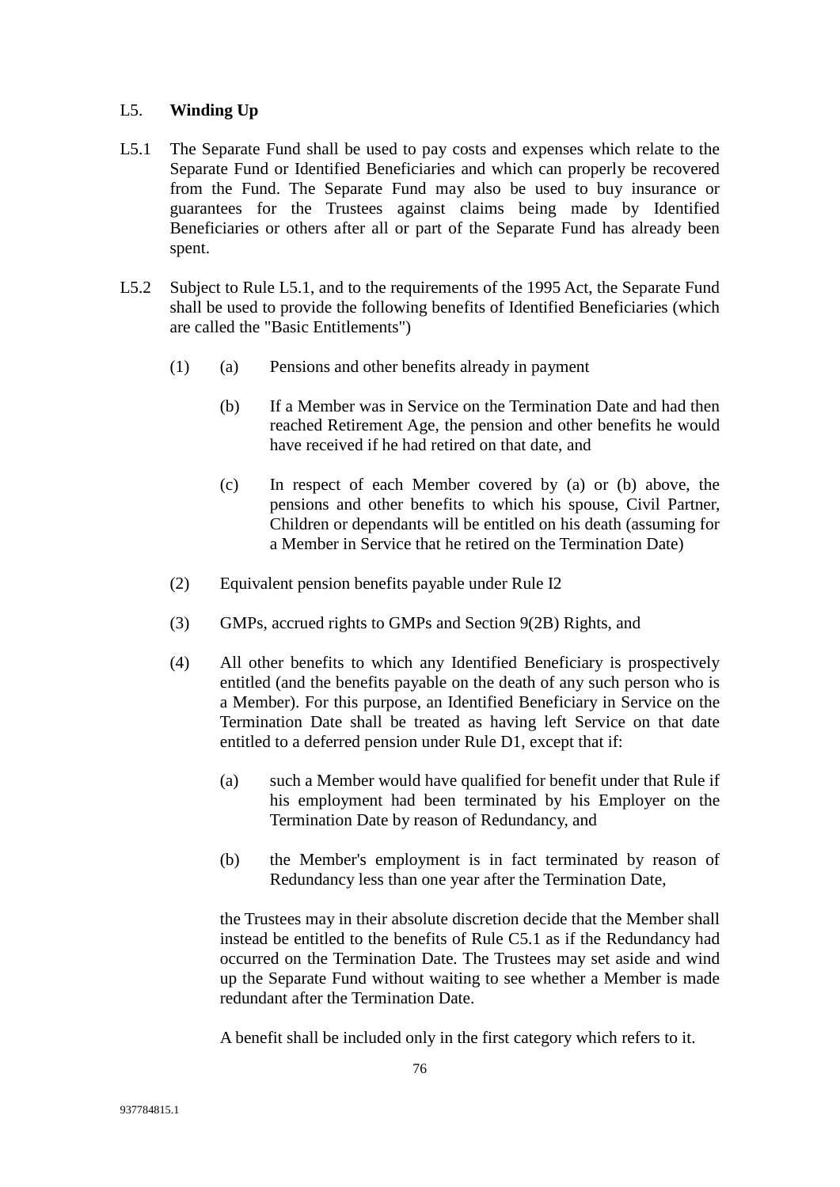## L5. **Winding Up**

L5.1 The Separate Fund shall be used to pay costs and expenses which relate to the Separate Fund or Identified Beneficiaries and which can properly be recovered from the Fund. The Separate Fund may also be used to buy insurance or guarantees for the Trustees against claims being made by Identified Beneficiaries or others after all or part of the Separate Fund has already been spent.

L5.2 Subject to Rule L5.1, and to the requirements of the 1995 Act, the Separate Fund shall be used to provide the following benefits of Identified Beneficiaries (which are called the "Basic Entitlements")

(1) (a) Pensions and other benefits already in payment

(b) If a Member was in Service on the Termination Date and had then reached Retirement Age, the pension and other benefits he would have received if he had retired on that date, and

(c) In respect of each Member covered by (a) or (b) above, the pensions and other benefits to which his spouse, Civil Partner, Children or dependants will be entitled on his death (assuming for a Member in Service that he retired on the Termination Date)

(2) Equivalent pension benefits payable under Rule I2

(3) GMPs, accrued rights to GMPs and Section 9(2B) Rights, and

(4) All other benefits to which any Identified Beneficiary is prospectively entitled (and the benefits payable on the death of any such person who is a Member). For this purpose, an Identified Beneficiary in Service on the Termination Date shall be treated as having left Service on that date entitled to a deferred pension under Rule D1, except that if:

(a) such a Member would have qualified for benefit under that Rule if his employment had been terminated by his Employer on the Termination Date by reason of Redundancy, and

(b) the Member's employment is in fact terminated by reason of Redundancy less than one year after the Termination Date,

the Trustees may in their absolute discretion decide that the Member shall instead be entitled to the benefits of Rule C5.1 as if the Redundancy had occurred on the Termination Date. The Trustees may set aside and wind up the Separate Fund without waiting to see whether a Member is made redundant after the Termination Date.

A benefit shall be included only in the first category which refers to it.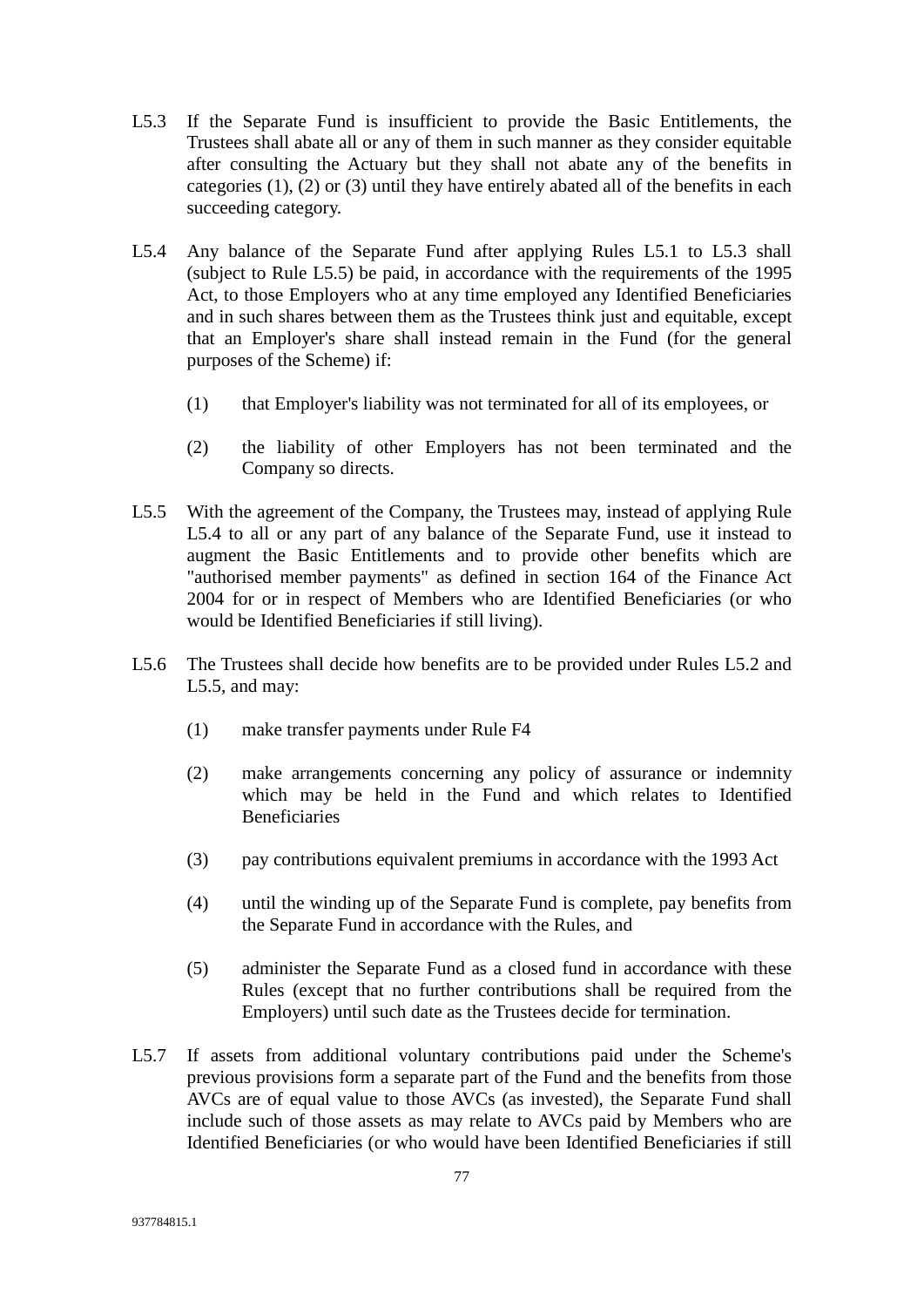L5.3 If the Separate Fund is insufficient to provide the Basic Entitlements, the Trustees shall abate all or any of them in such manner as they consider equitable after consulting the Actuary but they shall not abate any of the benefits in categories (1), (2) or (3) until they have entirely abated all of the benefits in each succeeding category.

L5.4 Any balance of the Separate Fund after applying Rules L5.1 to L5.3 shall (subject to Rule L5.5) be paid, in accordance with the requirements of the 1995 Act, to those Employers who at any time employed any Identified Beneficiaries and in such shares between them as the Trustees think just and equitable, except that an Employer's share shall instead remain in the Fund (for the general purposes of the Scheme) if:

(1) that Employer's liability was not terminated for all of its employees, or

(2) the liability of other Employers has not been terminated and the Company so directs.

L5.5 With the agreement of the Company, the Trustees may, instead of applying Rule L5.4 to all or any part of any balance of the Separate Fund, use it instead to augment the Basic Entitlements and to provide other benefits which are "authorised member payments" as defined in section 164 of the Finance Act 2004 for or in respect of Members who are Identified Beneficiaries (or who would be Identified Beneficiaries if still living).

L5.6 The Trustees shall decide how benefits are to be provided under Rules L5.2 and L5.5, and may:

(1) make transfer payments under Rule F4

(2) make arrangements concerning any policy of assurance or indemnity which may be held in the Fund and which relates to Identified Beneficiaries

(3) pay contributions equivalent premiums in accordance with the 1993 Act

(4) until the winding up of the Separate Fund is complete, pay benefits from the Separate Fund in accordance with the Rules, and

(5) administer the Separate Fund as a closed fund in accordance with these Rules (except that no further contributions shall be required from the Employers) until such date as the Trustees decide for termination.

L5.7 If assets from additional voluntary contributions paid under the Scheme's previous provisions form a separate part of the Fund and the benefits from those AVCs are of equal value to those AVCs (as invested), the Separate Fund shall include such of those assets as may relate to AVCs paid by Members who are Identified Beneficiaries (or who would have been Identified Beneficiaries if still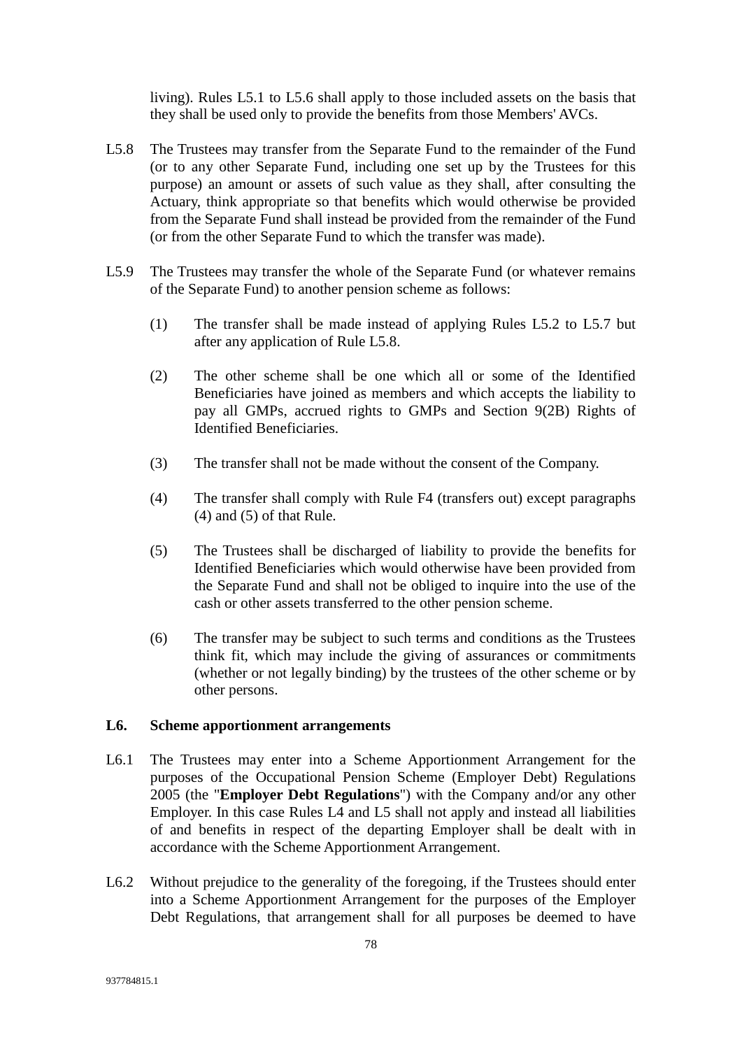living). Rules L5.1 to L5.6 shall apply to those included assets on the basis that they shall be used only to provide the benefits from those Members' AVCs.

L5.8 The Trustees may transfer from the Separate Fund to the remainder of the Fund (or to any other Separate Fund, including one set up by the Trustees for this purpose) an amount or assets of such value as they shall, after consulting the Actuary, think appropriate so that benefits which would otherwise be provided from the Separate Fund shall instead be provided from the remainder of the Fund (or from the other Separate Fund to which the transfer was made).

L5.9 The Trustees may transfer the whole of the Separate Fund (or whatever remains of the Separate Fund) to another pension scheme as follows:

(1) The transfer shall be made instead of applying Rules L5.2 to L5.7 but after any application of Rule L5.8.

(2) The other scheme shall be one which all or some of the Identified Beneficiaries have joined as members and which accepts the liability to pay all GMPs, accrued rights to GMPs and Section 9(2B) Rights of Identified Beneficiaries.

(3) The transfer shall not be made without the consent of the Company.

(4) The transfer shall comply with Rule F4 (transfers out) except paragraphs (4) and (5) of that Rule.

(5) The Trustees shall be discharged of liability to provide the benefits for Identified Beneficiaries which would otherwise have been provided from the Separate Fund and shall not be obliged to inquire into the use of the cash or other assets transferred to the other pension scheme.

(6) The transfer may be subject to such terms and conditions as the Trustees think fit, which may include the giving of assurances or commitments (whether or not legally binding) by the trustees of the other scheme or by other persons.

**L6. Scheme apportionment arrangements**

L6.1 The Trustees may enter into a Scheme Apportionment Arrangement for the purposes of the Occupational Pension Scheme (Employer Debt) Regulations 2005 (the "**Employer Debt Regulations**") with the Company and/or any other Employer. In this case Rules L4 and L5 shall not apply and instead all liabilities of and benefits in respect of the departing Employer shall be dealt with in accordance with the Scheme Apportionment Arrangement.

L6.2 Without prejudice to the generality of the foregoing, if the Trustees should enter into a Scheme Apportionment Arrangement for the purposes of the Employer Debt Regulations, that arrangement shall for all purposes be deemed to have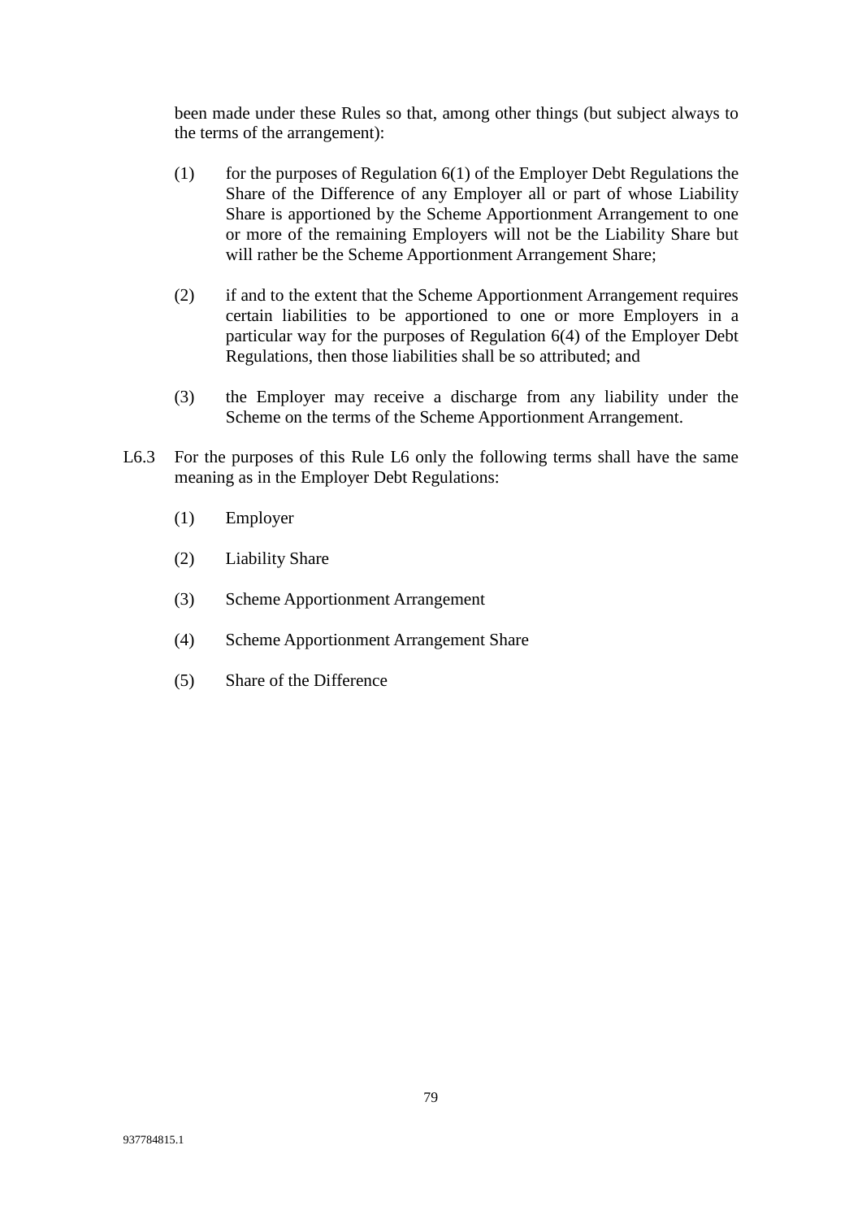been made under these Rules so that, among other things (but subject always to the terms of the arrangement):

(1) for the purposes of Regulation 6(1) of the Employer Debt Regulations the Share of the Difference of any Employer all or part of whose Liability Share is apportioned by the Scheme Apportionment Arrangement to one or more of the remaining Employers will not be the Liability Share but will rather be the Scheme Apportionment Arrangement Share;

(2) if and to the extent that the Scheme Apportionment Arrangement requires certain liabilities to be apportioned to one or more Employers in a particular way for the purposes of Regulation 6(4) of the Employer Debt Regulations, then those liabilities shall be so attributed; and

(3) the Employer may receive a discharge from any liability under the Scheme on the terms of the Scheme Apportionment Arrangement.

L6.3 For the purposes of this Rule L6 only the following terms shall have the same meaning as in the Employer Debt Regulations:

(1) Employer

(2) Liability Share

(3) Scheme Apportionment Arrangement

(4) Scheme Apportionment Arrangement Share

(5) Share of the Difference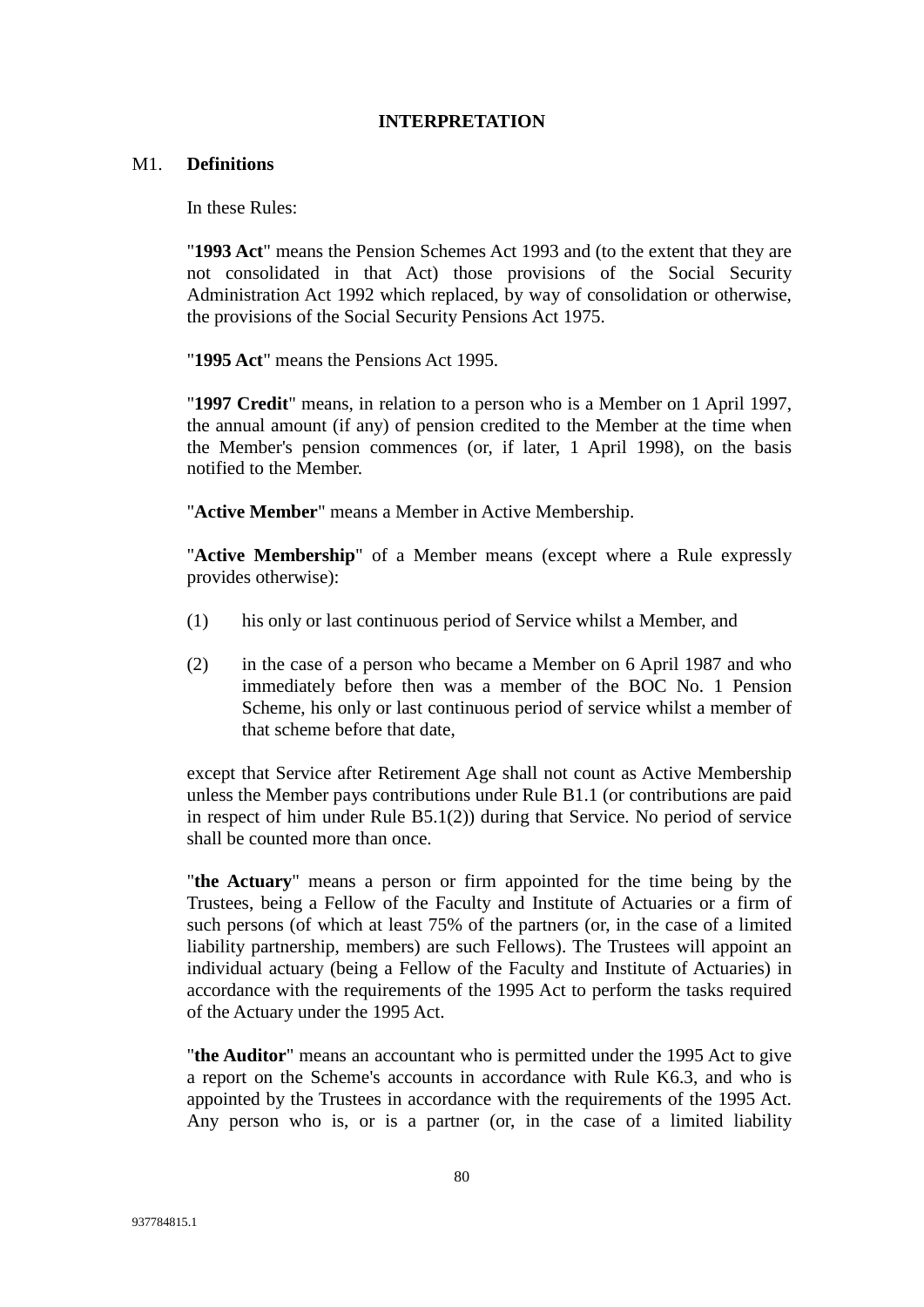# INTERPRETATION

## M1. Definitions

In these Rules:

"**1993 Act**" means the Pension Schemes Act 1993 and (to the extent that they are not consolidated in that Act) those provisions of the Social Security Administration Act 1992 which replaced, by way of consolidation or otherwise, the provisions of the Social Security Pensions Act 1975.

"**1995 Act**" means the Pensions Act 1995.

"**1997 Credit**" means, in relation to a person who is a Member on 1 April 1997, the annual amount (if any) of pension credited to the Member at the time when the Member's pension commences (or, if later, 1 April 1998), on the basis notified to the Member.

"**Active Member**" means a Member in Active Membership.

"**Active Membership**" of a Member means (except where a Rule expressly provides otherwise):

(1) his only or last continuous period of Service whilst a Member, and

(2) in the case of a person who became a Member on 6 April 1987 and who immediately before then was a member of the BOC No. 1 Pension Scheme, his only or last continuous period of service whilst a member of that scheme before that date,

except that Service after Retirement Age shall not count as Active Membership unless the Member pays contributions under Rule B1.1 (or contributions are paid in respect of him under Rule B5.1(2)) during that Service. No period of service shall be counted more than once.

"**the Actuary**" means a person or firm appointed for the time being by the Trustees, being a Fellow of the Faculty and Institute of Actuaries or a firm of such persons (of which at least 75% of the partners (or, in the case of a limited liability partnership, members) are such Fellows). The Trustees will appoint an individual actuary (being a Fellow of the Faculty and Institute of Actuaries) in accordance with the requirements of the 1995 Act to perform the tasks required of the Actuary under the 1995 Act.

"**the Auditor**" means an accountant who is permitted under the 1995 Act to give a report on the Scheme's accounts in accordance with Rule K6.3, and who is appointed by the Trustees in accordance with the requirements of the 1995 Act. Any person who is, or is a partner (or, in the case of a limited liability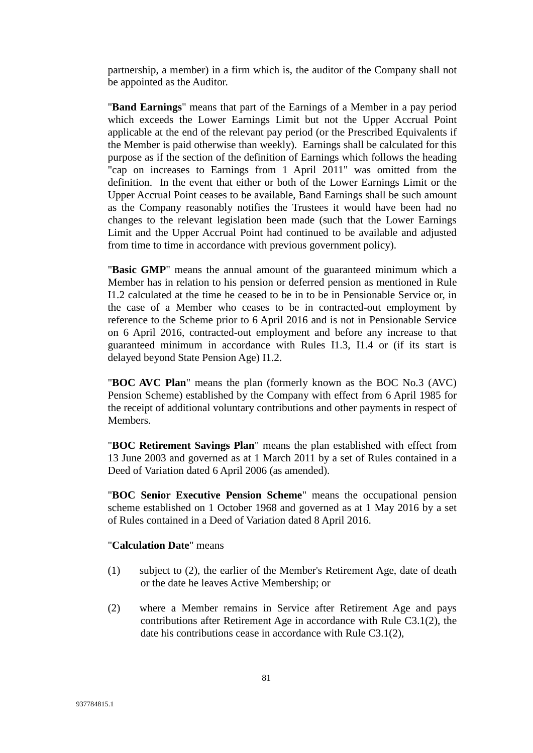partnership, a member) in a firm which is, the auditor of the Company shall not be appointed as the Auditor.

"**Band Earnings**" means that part of the Earnings of a Member in a pay period which exceeds the Lower Earnings Limit but not the Upper Accrual Point applicable at the end of the relevant pay period (or the Prescribed Equivalents if the Member is paid otherwise than weekly). Earnings shall be calculated for this purpose as if the section of the definition of Earnings which follows the heading "cap on increases to Earnings from 1 April 2011" was omitted from the definition. In the event that either or both of the Lower Earnings Limit or the Upper Accrual Point ceases to be available, Band Earnings shall be such amount as the Company reasonably notifies the Trustees it would have been had no changes to the relevant legislation been made (such that the Lower Earnings Limit and the Upper Accrual Point had continued to be available and adjusted from time to time in accordance with previous government policy).

"**Basic GMP**" means the annual amount of the guaranteed minimum which a Member has in relation to his pension or deferred pension as mentioned in Rule I1.2 calculated at the time he ceased to be in to be in Pensionable Service or, in the case of a Member who ceases to be in contracted-out employment by reference to the Scheme prior to 6 April 2016 and is not in Pensionable Service on 6 April 2016, contracted-out employment and before any increase to that guaranteed minimum in accordance with Rules I1.3, I1.4 or (if its start is delayed beyond State Pension Age) I1.2.

"**BOC AVC Plan**" means the plan (formerly known as the BOC No.3 (AVC) Pension Scheme) established by the Company with effect from 6 April 1985 for the receipt of additional voluntary contributions and other payments in respect of Members.

"**BOC Retirement Savings Plan**" means the plan established with effect from 13 June 2003 and governed as at 1 March 2011 by a set of Rules contained in a Deed of Variation dated 6 April 2006 (as amended).

"**BOC Senior Executive Pension Scheme**" means the occupational pension scheme established on 1 October 1968 and governed as at 1 May 2016 by a set of Rules contained in a Deed of Variation dated 8 April 2016.

"**Calculation Date**" means

(1) subject to (2), the earlier of the Member's Retirement Age, date of death or the date he leaves Active Membership; or

(2) where a Member remains in Service after Retirement Age and pays contributions after Retirement Age in accordance with Rule C3.1(2), the date his contributions cease in accordance with Rule C3.1(2),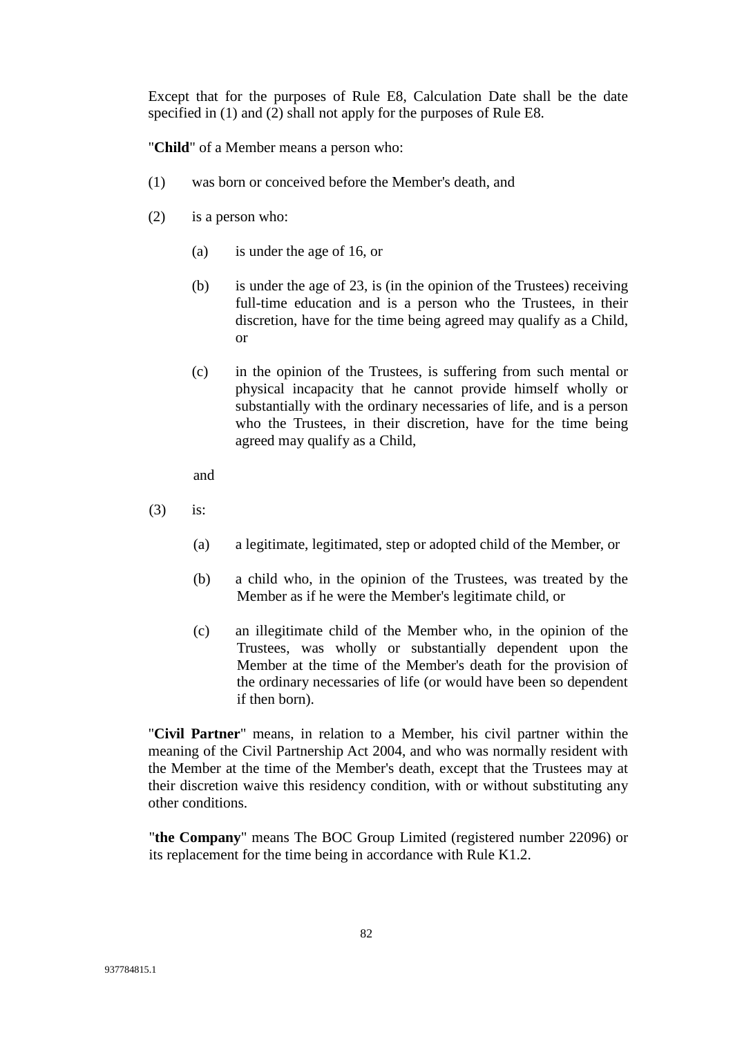Except that for the purposes of Rule E8, Calculation Date shall be the date specified in (1) and (2) shall not apply for the purposes of Rule E8.

"**Child**" of a Member means a person who:

(1) was born or conceived before the Member's death, and

(2) is a person who:

   (a) is under the age of 16, or

   (b) is under the age of 23, is (in the opinion of the Trustees) receiving full-time education and is a person who the Trustees, in their discretion, have for the time being agreed may qualify as a Child, or

   (c) in the opinion of the Trustees, is suffering from such mental or physical incapacity that he cannot provide himself wholly or substantially with the ordinary necessaries of life, and is a person who the Trustees, in their discretion, have for the time being agreed may qualify as a Child,

   and

(3) is:

   (a) a legitimate, legitimated, step or adopted child of the Member, or

   (b) a child who, in the opinion of the Trustees, was treated by the Member as if he were the Member's legitimate child, or

   (c) an illegitimate child of the Member who, in the opinion of the Trustees, was wholly or substantially dependent upon the Member at the time of the Member's death for the provision of the ordinary necessaries of life (or would have been so dependent if then born).

"**Civil Partner**" means, in relation to a Member, his civil partner within the meaning of the Civil Partnership Act 2004, and who was normally resident with the Member at the time of the Member's death, except that the Trustees may at their discretion waive this residency condition, with or without substituting any other conditions.

"**the Company**" means The BOC Group Limited (registered number 22096) or its replacement for the time being in accordance with Rule K1.2.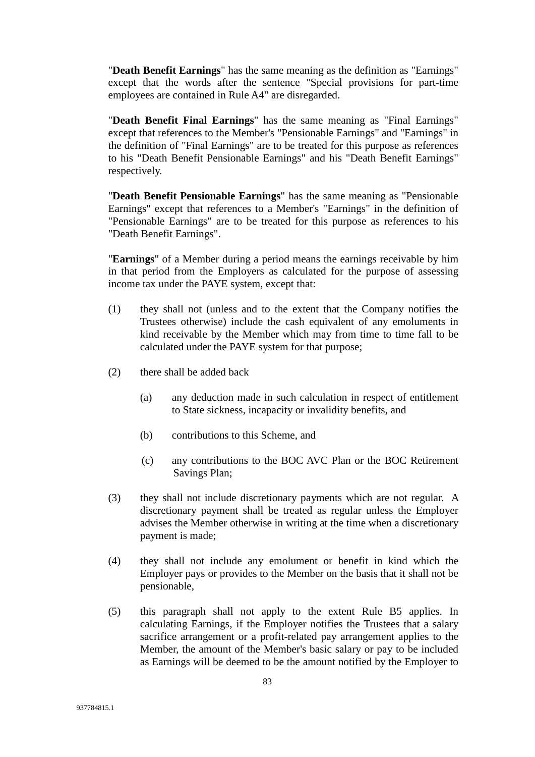"**Death Benefit Earnings**" has the same meaning as the definition as "Earnings" except that the words after the sentence "Special provisions for part-time employees are contained in Rule A4" are disregarded.

"**Death Benefit Final Earnings**" has the same meaning as "Final Earnings" except that references to the Member's "Pensionable Earnings" and "Earnings" in the definition of "Final Earnings" are to be treated for this purpose as references to his "Death Benefit Pensionable Earnings" and his "Death Benefit Earnings" respectively.

"**Death Benefit Pensionable Earnings**" has the same meaning as "Pensionable Earnings" except that references to a Member's "Earnings" in the definition of "Pensionable Earnings" are to be treated for this purpose as references to his "Death Benefit Earnings".

"**Earnings**" of a Member during a period means the earnings receivable by him in that period from the Employers as calculated for the purpose of assessing income tax under the PAYE system, except that:

(1) they shall not (unless and to the extent that the Company notifies the Trustees otherwise) include the cash equivalent of any emoluments in kind receivable by the Member which may from time to time fall to be calculated under the PAYE system for that purpose;

(2) there shall be added back

  (a) any deduction made in such calculation in respect of entitlement to State sickness, incapacity or invalidity benefits, and

  (b) contributions to this Scheme, and

  (c) any contributions to the BOC AVC Plan or the BOC Retirement Savings Plan;

(3) they shall not include discretionary payments which are not regular. A discretionary payment shall be treated as regular unless the Employer advises the Member otherwise in writing at the time when a discretionary payment is made;

(4) they shall not include any emolument or benefit in kind which the Employer pays or provides to the Member on the basis that it shall not be pensionable,

(5) this paragraph shall not apply to the extent Rule B5 applies. In calculating Earnings, if the Employer notifies the Trustees that a salary sacrifice arrangement or a profit-related pay arrangement applies to the Member, the amount of the Member's basic salary or pay to be included as Earnings will be deemed to be the amount notified by the Employer to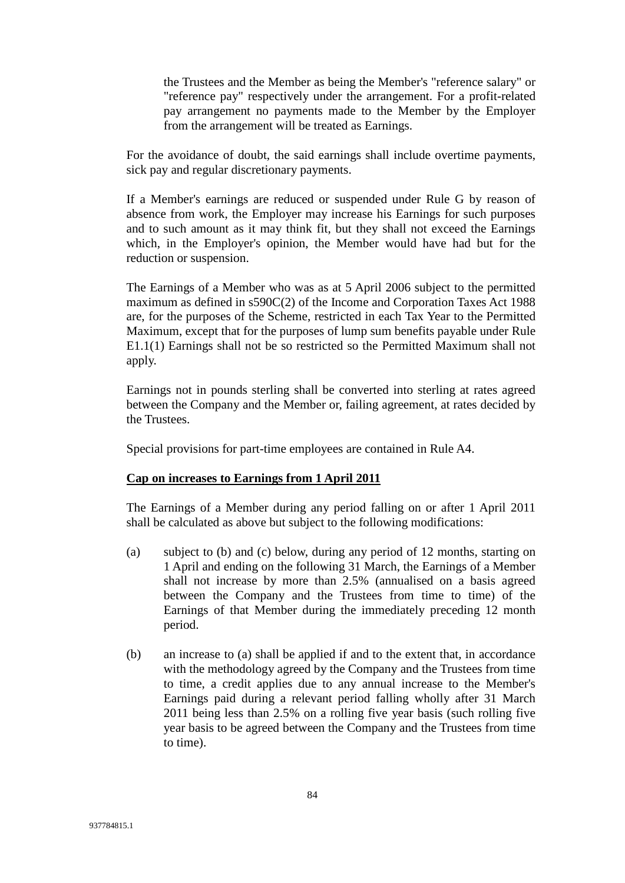the Trustees and the Member as being the Member's "reference salary" or "reference pay" respectively under the arrangement. For a profit-related pay arrangement no payments made to the Member by the Employer from the arrangement will be treated as Earnings.

For the avoidance of doubt, the said earnings shall include overtime payments, sick pay and regular discretionary payments.

If a Member's earnings are reduced or suspended under Rule G by reason of absence from work, the Employer may increase his Earnings for such purposes and to such amount as it may think fit, but they shall not exceed the Earnings which, in the Employer's opinion, the Member would have had but for the reduction or suspension.

The Earnings of a Member who was as at 5 April 2006 subject to the permitted maximum as defined in s590C(2) of the Income and Corporation Taxes Act 1988 are, for the purposes of the Scheme, restricted in each Tax Year to the Permitted Maximum, except that for the purposes of lump sum benefits payable under Rule E1.1(1) Earnings shall not be so restricted so the Permitted Maximum shall not apply.

Earnings not in pounds sterling shall be converted into sterling at rates agreed between the Company and the Member or, failing agreement, at rates decided by the Trustees.

Special provisions for part-time employees are contained in Rule A4.

**Cap on increases to Earnings from 1 April 2011**

The Earnings of a Member during any period falling on or after 1 April 2011 shall be calculated as above but subject to the following modifications:

(a) subject to (b) and (c) below, during any period of 12 months, starting on 1 April and ending on the following 31 March, the Earnings of a Member shall not increase by more than 2.5% (annualised on a basis agreed between the Company and the Trustees from time to time) of the Earnings of that Member during the immediately preceding 12 month period.

(b) an increase to (a) shall be applied if and to the extent that, in accordance with the methodology agreed by the Company and the Trustees from time to time, a credit applies due to any annual increase to the Member's Earnings paid during a relevant period falling wholly after 31 March 2011 being less than 2.5% on a rolling five year basis (such rolling five year basis to be agreed between the Company and the Trustees from time to time).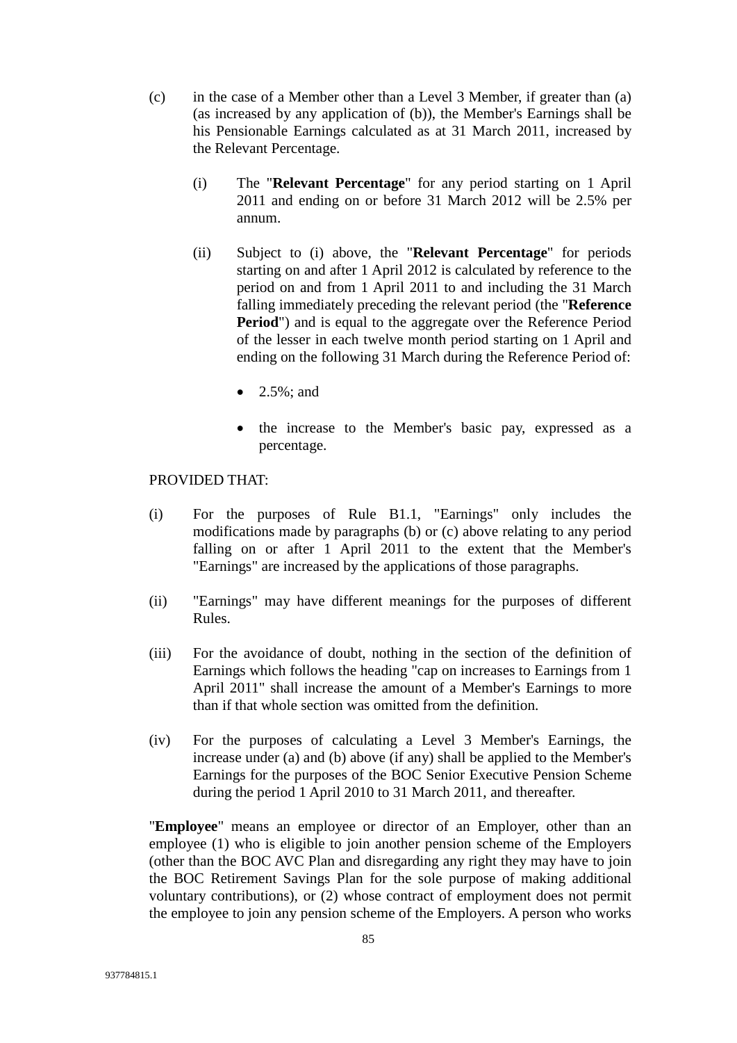(c) in the case of a Member other than a Level 3 Member, if greater than (a) (as increased by any application of (b)), the Member's Earnings shall be his Pensionable Earnings calculated as at 31 March 2011, increased by the Relevant Percentage.

  (i) The "**Relevant Percentage**" for any period starting on 1 April 2011 and ending on or before 31 March 2012 will be 2.5% per annum.

  (ii) Subject to (i) above, the "**Relevant Percentage**" for periods starting on and after 1 April 2012 is calculated by reference to the period on and from 1 April 2011 to and including the 31 March falling immediately preceding the relevant period (the "**Reference Period**") and is equal to the aggregate over the Reference Period of the lesser in each twelve month period starting on 1 April and ending on the following 31 March during the Reference Period of:

  - 2.5%; and
  - the increase to the Member's basic pay, expressed as a percentage.

PROVIDED THAT:

(i) For the purposes of Rule B1.1, "Earnings" only includes the modifications made by paragraphs (b) or (c) above relating to any period falling on or after 1 April 2011 to the extent that the Member's "Earnings" are increased by the applications of those paragraphs.

(ii) "Earnings" may have different meanings for the purposes of different Rules.

(iii) For the avoidance of doubt, nothing in the section of the definition of Earnings which follows the heading "cap on increases to Earnings from 1 April 2011" shall increase the amount of a Member's Earnings to more than if that whole section was omitted from the definition.

(iv) For the purposes of calculating a Level 3 Member's Earnings, the increase under (a) and (b) above (if any) shall be applied to the Member's Earnings for the purposes of the BOC Senior Executive Pension Scheme during the period 1 April 2010 to 31 March 2011, and thereafter.

"**Employee**" means an employee or director of an Employer, other than an employee (1) who is eligible to join another pension scheme of the Employers (other than the BOC AVC Plan and disregarding any right they may have to join the BOC Retirement Savings Plan for the sole purpose of making additional voluntary contributions), or (2) whose contract of employment does not permit the employee to join any pension scheme of the Employers. A person who works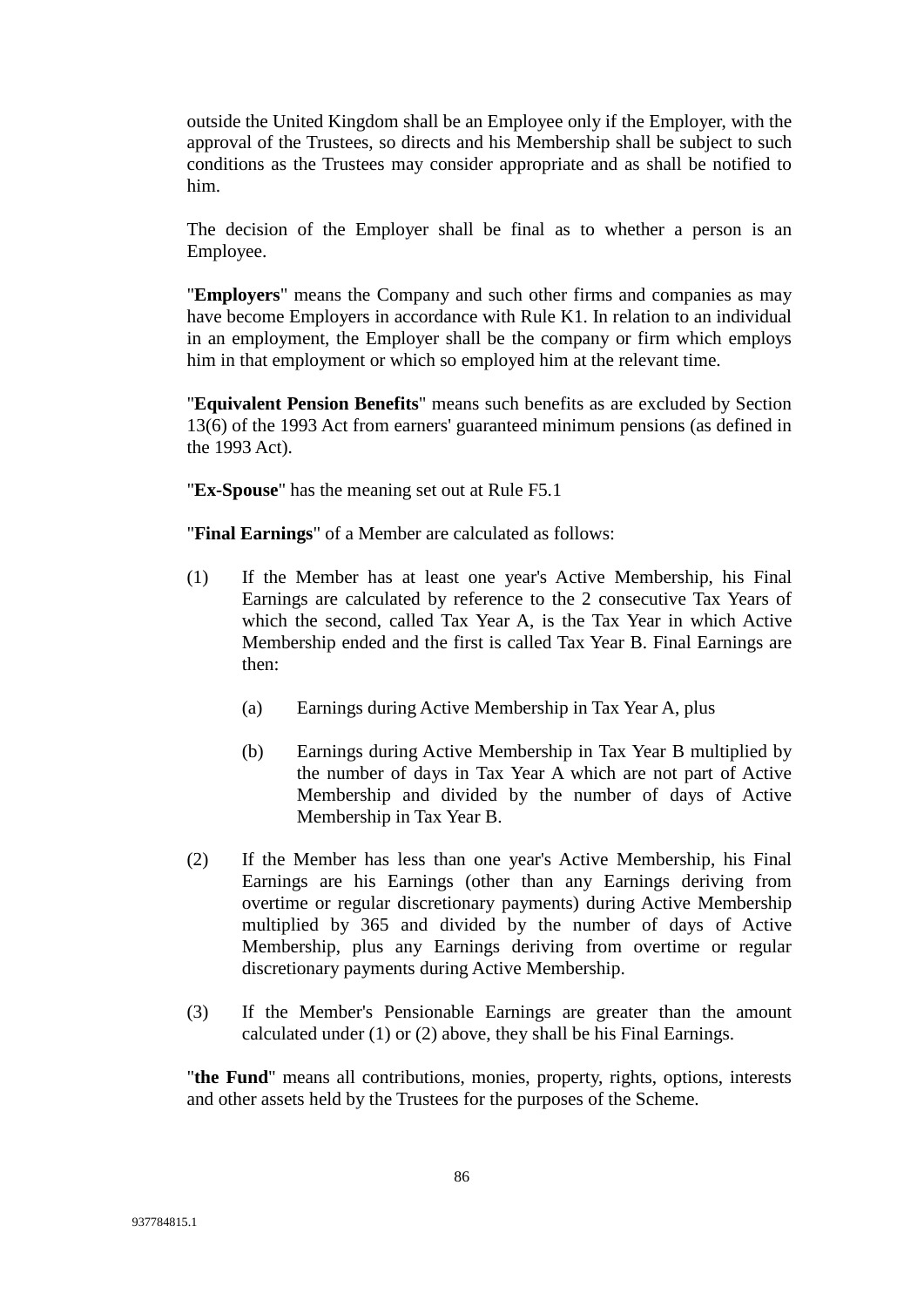outside the United Kingdom shall be an Employee only if the Employer, with the approval of the Trustees, so directs and his Membership shall be subject to such conditions as the Trustees may consider appropriate and as shall be notified to him.

The decision of the Employer shall be final as to whether a person is an Employee.

"**Employers**" means the Company and such other firms and companies as may have become Employers in accordance with Rule K1. In relation to an individual in an employment, the Employer shall be the company or firm which employs him in that employment or which so employed him at the relevant time.

"**Equivalent Pension Benefits**" means such benefits as are excluded by Section 13(6) of the 1993 Act from earners' guaranteed minimum pensions (as defined in the 1993 Act).

"**Ex-Spouse**" has the meaning set out at Rule F5.1

"**Final Earnings**" of a Member are calculated as follows:

(1) If the Member has at least one year's Active Membership, his Final Earnings are calculated by reference to the 2 consecutive Tax Years of which the second, called Tax Year A, is the Tax Year in which Active Membership ended and the first is called Tax Year B. Final Earnings are then:

  (a) Earnings during Active Membership in Tax Year A, plus

  (b) Earnings during Active Membership in Tax Year B multiplied by the number of days in Tax Year A which are not part of Active Membership and divided by the number of days of Active Membership in Tax Year B.

(2) If the Member has less than one year's Active Membership, his Final Earnings are his Earnings (other than any Earnings deriving from overtime or regular discretionary payments) during Active Membership multiplied by 365 and divided by the number of days of Active Membership, plus any Earnings deriving from overtime or regular discretionary payments during Active Membership.

(3) If the Member's Pensionable Earnings are greater than the amount calculated under (1) or (2) above, they shall be his Final Earnings.

"**the Fund**" means all contributions, monies, property, rights, options, interests and other assets held by the Trustees for the purposes of the Scheme.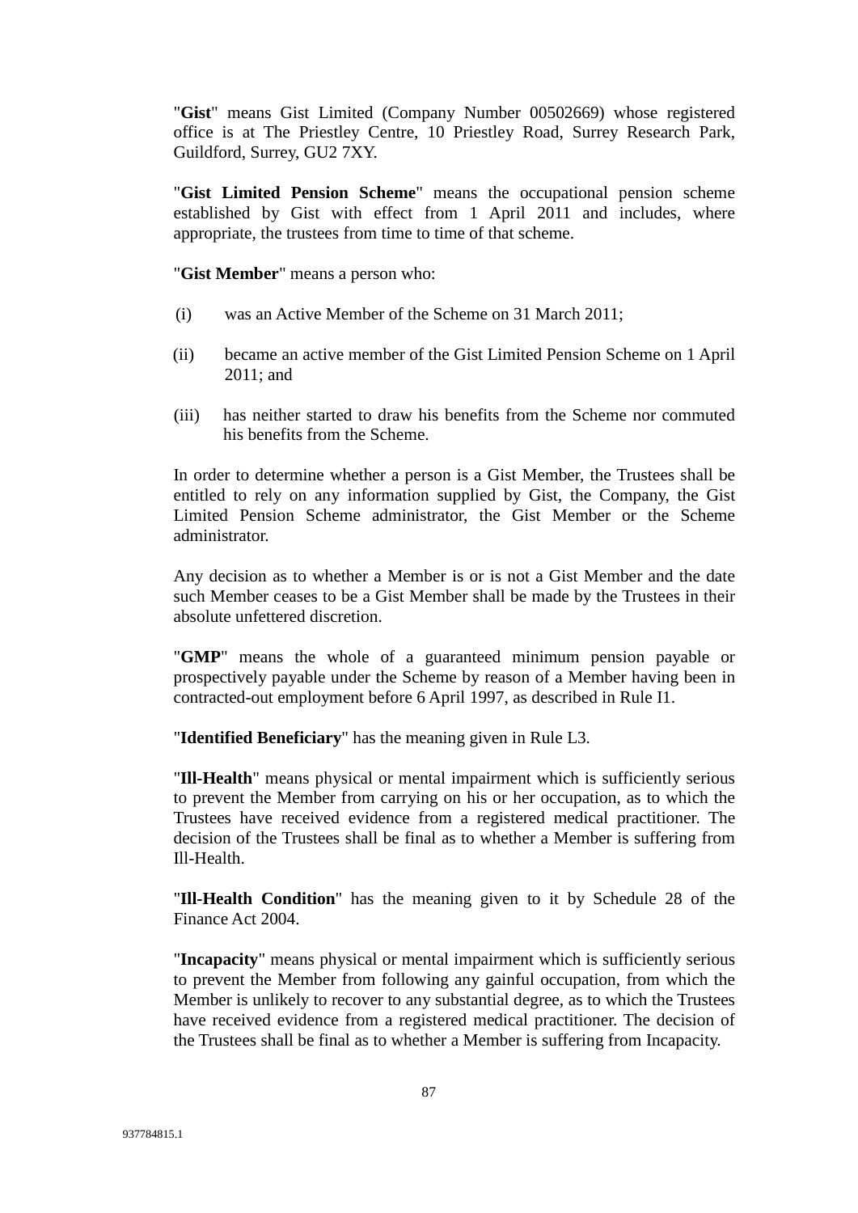"**Gist**" means Gist Limited (Company Number 00502669) whose registered office is at The Priestley Centre, 10 Priestley Road, Surrey Research Park, Guildford, Surrey, GU2 7XY.

"**Gist Limited Pension Scheme**" means the occupational pension scheme established by Gist with effect from 1 April 2011 and includes, where appropriate, the trustees from time to time of that scheme.

"**Gist Member**" means a person who:

(i) was an Active Member of the Scheme on 31 March 2011;

(ii) became an active member of the Gist Limited Pension Scheme on 1 April 2011; and

(iii) has neither started to draw his benefits from the Scheme nor commuted his benefits from the Scheme.

In order to determine whether a person is a Gist Member, the Trustees shall be entitled to rely on any information supplied by Gist, the Company, the Gist Limited Pension Scheme administrator, the Gist Member or the Scheme administrator.

Any decision as to whether a Member is or is not a Gist Member and the date such Member ceases to be a Gist Member shall be made by the Trustees in their absolute unfettered discretion.

"**GMP**" means the whole of a guaranteed minimum pension payable or prospectively payable under the Scheme by reason of a Member having been in contracted-out employment before 6 April 1997, as described in Rule I1.

"**Identified Beneficiary**" has the meaning given in Rule L3.

"**Ill-Health**" means physical or mental impairment which is sufficiently serious to prevent the Member from carrying on his or her occupation, as to which the Trustees have received evidence from a registered medical practitioner. The decision of the Trustees shall be final as to whether a Member is suffering from Ill-Health.

"**Ill-Health Condition**" has the meaning given to it by Schedule 28 of the Finance Act 2004.

"**Incapacity**" means physical or mental impairment which is sufficiently serious to prevent the Member from following any gainful occupation, from which the Member is unlikely to recover to any substantial degree, as to which the Trustees have received evidence from a registered medical practitioner. The decision of the Trustees shall be final as to whether a Member is suffering from Incapacity.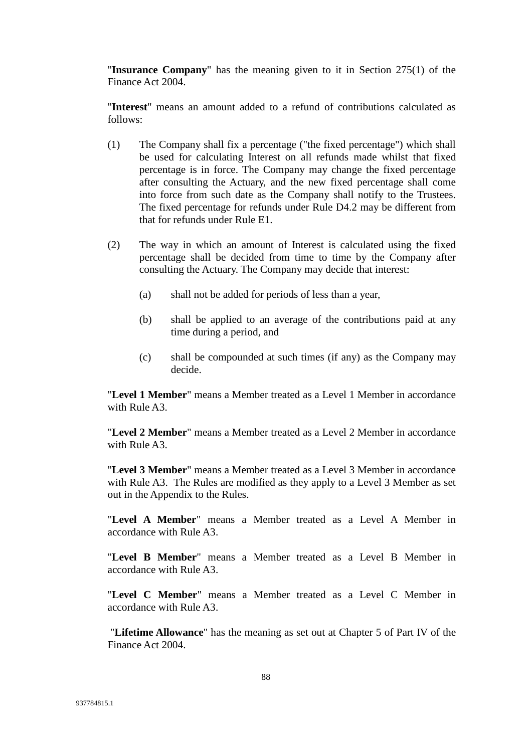"**Insurance Company**" has the meaning given to it in Section 275(1) of the Finance Act 2004.

"**Interest**" means an amount added to a refund of contributions calculated as follows:

(1) The Company shall fix a percentage ("the fixed percentage") which shall be used for calculating Interest on all refunds made whilst that fixed percentage is in force. The Company may change the fixed percentage after consulting the Actuary, and the new fixed percentage shall come into force from such date as the Company shall notify to the Trustees. The fixed percentage for refunds under Rule D4.2 may be different from that for refunds under Rule E1.

(2) The way in which an amount of Interest is calculated using the fixed percentage shall be decided from time to time by the Company after consulting the Actuary. The Company may decide that interest:

   (a) shall not be added for periods of less than a year,

   (b) shall be applied to an average of the contributions paid at any time during a period, and

   (c) shall be compounded at such times (if any) as the Company may decide.

"**Level 1 Member**" means a Member treated as a Level 1 Member in accordance with Rule A3.

"**Level 2 Member**" means a Member treated as a Level 2 Member in accordance with Rule A3.

"**Level 3 Member**" means a Member treated as a Level 3 Member in accordance with Rule A3. The Rules are modified as they apply to a Level 3 Member as set out in the Appendix to the Rules.

"**Level A Member**" means a Member treated as a Level A Member in accordance with Rule A3.

"**Level B Member**" means a Member treated as a Level B Member in accordance with Rule A3.

"**Level C Member**" means a Member treated as a Level C Member in accordance with Rule A3.

"**Lifetime Allowance**" has the meaning as set out at Chapter 5 of Part IV of the Finance Act 2004.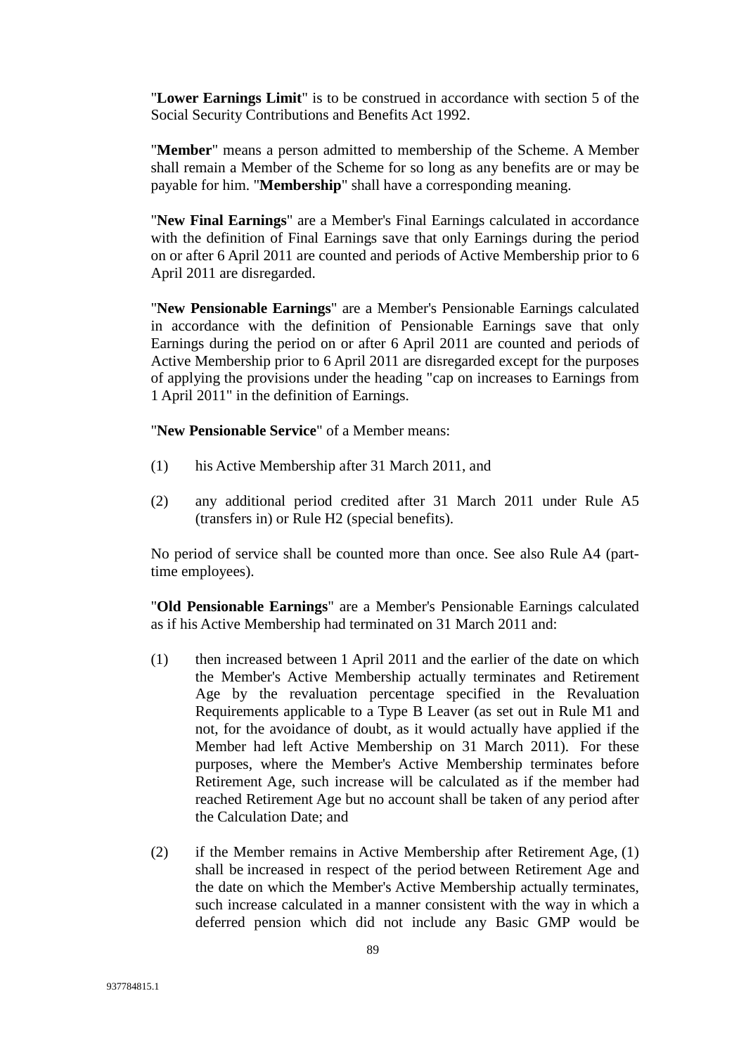"**Lower Earnings Limit**" is to be construed in accordance with section 5 of the Social Security Contributions and Benefits Act 1992.

"**Member**" means a person admitted to membership of the Scheme. A Member shall remain a Member of the Scheme for so long as any benefits are or may be payable for him. "**Membership**" shall have a corresponding meaning.

"**New Final Earnings**" are a Member's Final Earnings calculated in accordance with the definition of Final Earnings save that only Earnings during the period on or after 6 April 2011 are counted and periods of Active Membership prior to 6 April 2011 are disregarded.

"**New Pensionable Earnings**" are a Member's Pensionable Earnings calculated in accordance with the definition of Pensionable Earnings save that only Earnings during the period on or after 6 April 2011 are counted and periods of Active Membership prior to 6 April 2011 are disregarded except for the purposes of applying the provisions under the heading "cap on increases to Earnings from 1 April 2011" in the definition of Earnings.

"**New Pensionable Service**" of a Member means:

(1) his Active Membership after 31 March 2011, and

(2) any additional period credited after 31 March 2011 under Rule A5 (transfers in) or Rule H2 (special benefits).

No period of service shall be counted more than once. See also Rule A4 (part-time employees).

"**Old Pensionable Earnings**" are a Member's Pensionable Earnings calculated as if his Active Membership had terminated on 31 March 2011 and:

(1) then increased between 1 April 2011 and the earlier of the date on which the Member's Active Membership actually terminates and Retirement Age by the revaluation percentage specified in the Revaluation Requirements applicable to a Type B Leaver (as set out in Rule M1 and not, for the avoidance of doubt, as it would actually have applied if the Member had left Active Membership on 31 March 2011). For these purposes, where the Member's Active Membership terminates before Retirement Age, such increase will be calculated as if the member had reached Retirement Age but no account shall be taken of any period after the Calculation Date; and

(2) if the Member remains in Active Membership after Retirement Age, (1) shall be increased in respect of the period between Retirement Age and the date on which the Member's Active Membership actually terminates, such increase calculated in a manner consistent with the way in which a deferred pension which did not include any Basic GMP would be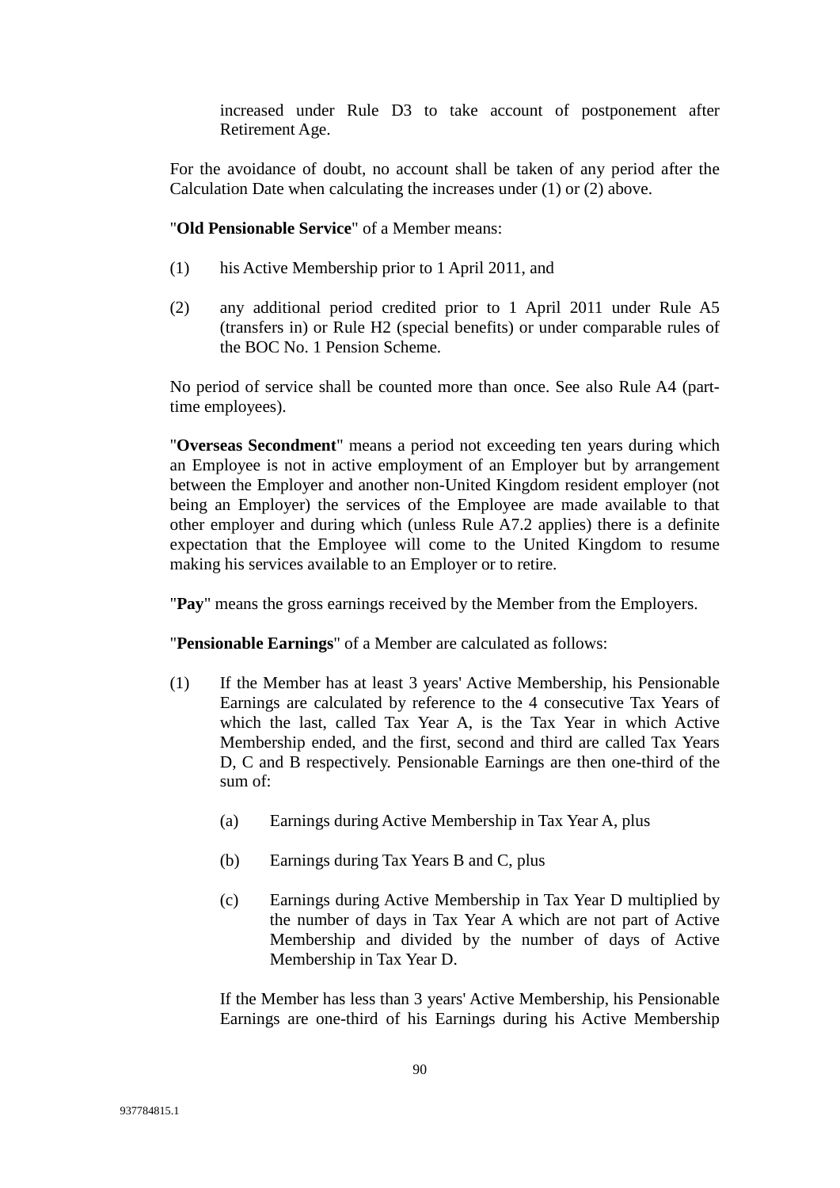increased under Rule D3 to take account of postponement after Retirement Age.

For the avoidance of doubt, no account shall be taken of any period after the Calculation Date when calculating the increases under (1) or (2) above.

"**Old Pensionable Service**" of a Member means:

(1) his Active Membership prior to 1 April 2011, and

(2) any additional period credited prior to 1 April 2011 under Rule A5 (transfers in) or Rule H2 (special benefits) or under comparable rules of the BOC No. 1 Pension Scheme.

No period of service shall be counted more than once. See also Rule A4 (part-time employees).

"**Overseas Secondment**" means a period not exceeding ten years during which an Employee is not in active employment of an Employer but by arrangement between the Employer and another non-United Kingdom resident employer (not being an Employer) the services of the Employee are made available to that other employer and during which (unless Rule A7.2 applies) there is a definite expectation that the Employee will come to the United Kingdom to resume making his services available to an Employer or to retire.

"**Pay**" means the gross earnings received by the Member from the Employers.

"**Pensionable Earnings**" of a Member are calculated as follows:

(1) If the Member has at least 3 years' Active Membership, his Pensionable Earnings are calculated by reference to the 4 consecutive Tax Years of which the last, called Tax Year A, is the Tax Year in which Active Membership ended, and the first, second and third are called Tax Years D, C and B respectively. Pensionable Earnings are then one-third of the sum of:

   (a) Earnings during Active Membership in Tax Year A, plus

   (b) Earnings during Tax Years B and C, plus

   (c) Earnings during Active Membership in Tax Year D multiplied by the number of days in Tax Year A which are not part of Active Membership and divided by the number of days of Active Membership in Tax Year D.

   If the Member has less than 3 years' Active Membership, his Pensionable Earnings are one-third of his Earnings during his Active Membership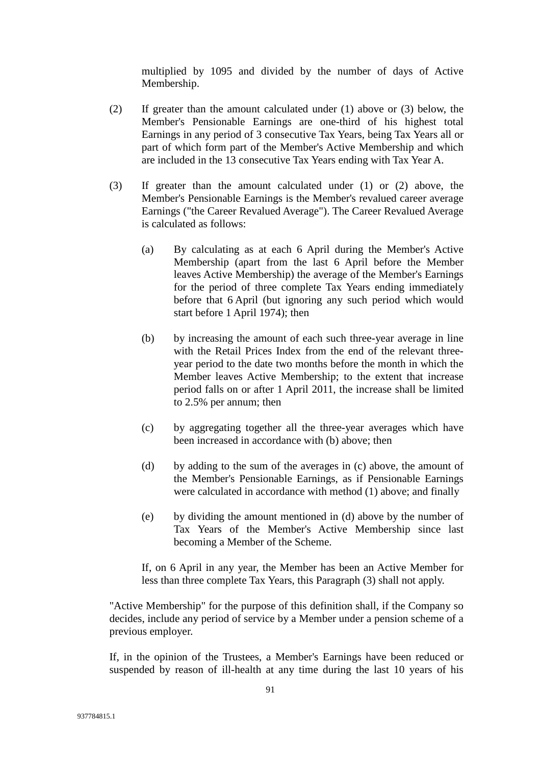multiplied by 1095 and divided by the number of days of Active Membership.

(2) If greater than the amount calculated under (1) above or (3) below, the Member's Pensionable Earnings are one-third of his highest total Earnings in any period of 3 consecutive Tax Years, being Tax Years all or part of which form part of the Member's Active Membership and which are included in the 13 consecutive Tax Years ending with Tax Year A.

(3) If greater than the amount calculated under (1) or (2) above, the Member's Pensionable Earnings is the Member's revalued career average Earnings ("the Career Revalued Average"). The Career Revalued Average is calculated as follows:

(a) By calculating as at each 6 April during the Member's Active Membership (apart from the last 6 April before the Member leaves Active Membership) the average of the Member's Earnings for the period of three complete Tax Years ending immediately before that 6 April (but ignoring any such period which would start before 1 April 1974); then

(b) by increasing the amount of each such three-year average in line with the Retail Prices Index from the end of the relevant three-year period to the date two months before the month in which the Member leaves Active Membership; to the extent that increase period falls on or after 1 April 2011, the increase shall be limited to 2.5% per annum; then

(c) by aggregating together all the three-year averages which have been increased in accordance with (b) above; then

(d) by adding to the sum of the averages in (c) above, the amount of the Member's Pensionable Earnings, as if Pensionable Earnings were calculated in accordance with method (1) above; and finally

(e) by dividing the amount mentioned in (d) above by the number of Tax Years of the Member's Active Membership since last becoming a Member of the Scheme.

If, on 6 April in any year, the Member has been an Active Member for less than three complete Tax Years, this Paragraph (3) shall not apply.

"Active Membership" for the purpose of this definition shall, if the Company so decides, include any period of service by a Member under a pension scheme of a previous employer.

If, in the opinion of the Trustees, a Member's Earnings have been reduced or suspended by reason of ill-health at any time during the last 10 years of his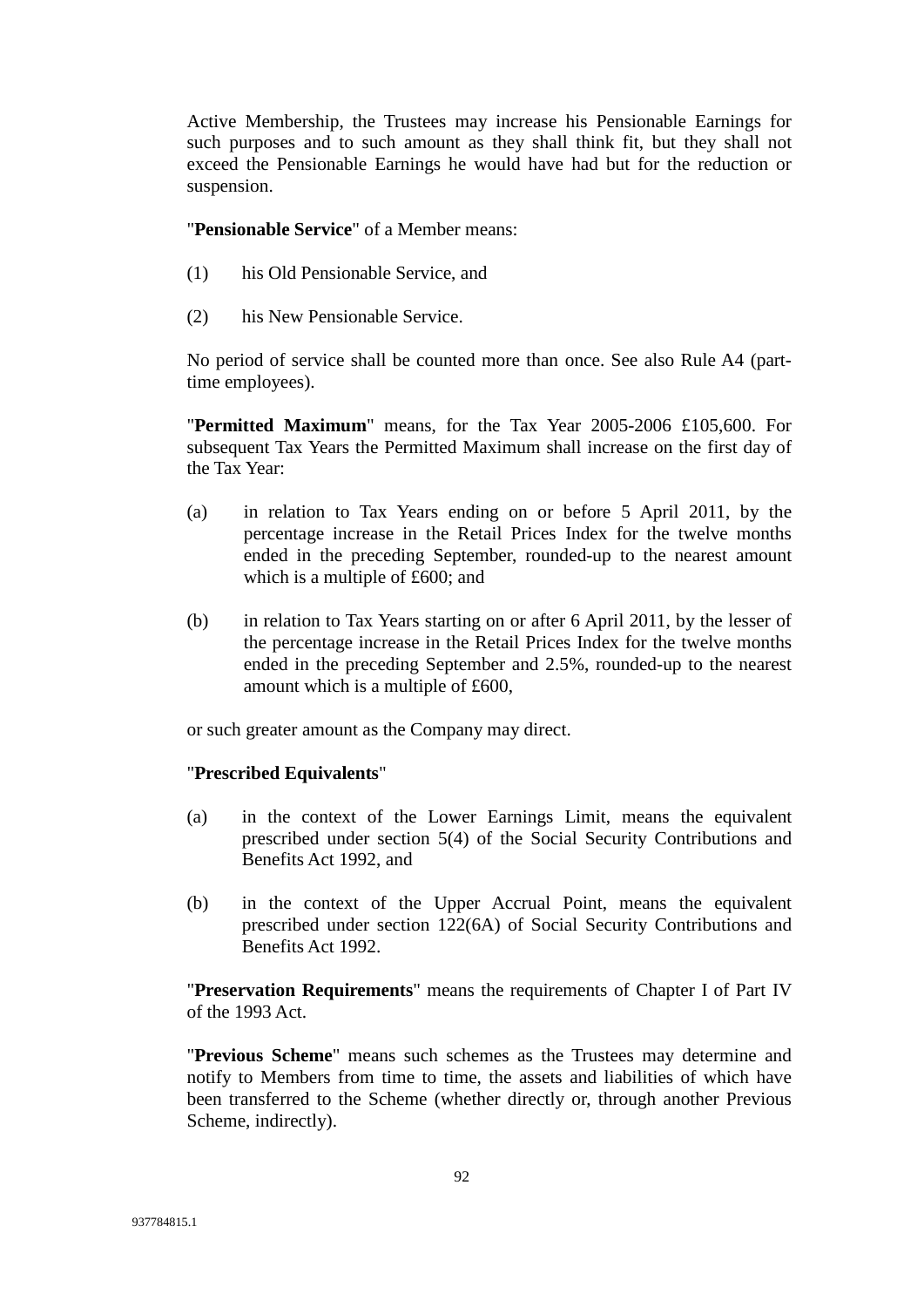Active Membership, the Trustees may increase his Pensionable Earnings for such purposes and to such amount as they shall think fit, but they shall not exceed the Pensionable Earnings he would have had but for the reduction or suspension.

"**Pensionable Service**" of a Member means:

(1) his Old Pensionable Service, and

(2) his New Pensionable Service.

No period of service shall be counted more than once. See also Rule A4 (part-time employees).

"**Permitted Maximum**" means, for the Tax Year 2005-2006 £105,600. For subsequent Tax Years the Permitted Maximum shall increase on the first day of the Tax Year:

(a) in relation to Tax Years ending on or before 5 April 2011, by the percentage increase in the Retail Prices Index for the twelve months ended in the preceding September, rounded-up to the nearest amount which is a multiple of £600; and

(b) in relation to Tax Years starting on or after 6 April 2011, by the lesser of the percentage increase in the Retail Prices Index for the twelve months ended in the preceding September and 2.5%, rounded-up to the nearest amount which is a multiple of £600,

or such greater amount as the Company may direct.

"**Prescribed Equivalents**"

(a) in the context of the Lower Earnings Limit, means the equivalent prescribed under section 5(4) of the Social Security Contributions and Benefits Act 1992, and

(b) in the context of the Upper Accrual Point, means the equivalent prescribed under section 122(6A) of Social Security Contributions and Benefits Act 1992.

"**Preservation Requirements**" means the requirements of Chapter I of Part IV of the 1993 Act.

"**Previous Scheme**" means such schemes as the Trustees may determine and notify to Members from time to time, the assets and liabilities of which have been transferred to the Scheme (whether directly or, through another Previous Scheme, indirectly).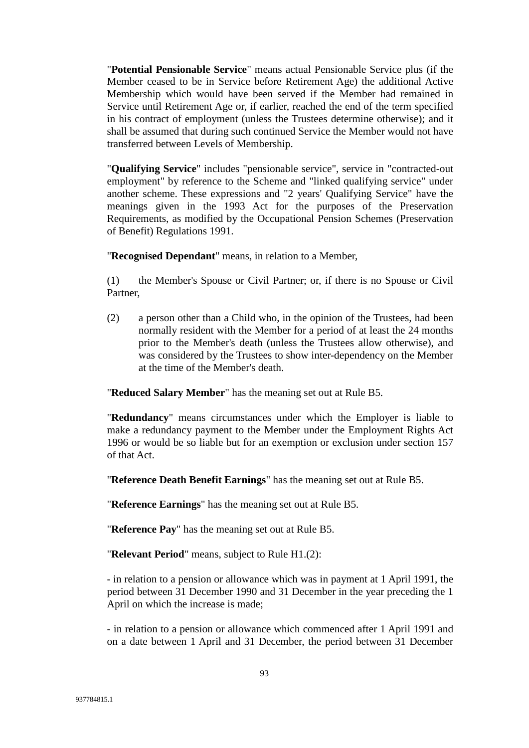"**Potential Pensionable Service**" means actual Pensionable Service plus (if the Member ceased to be in Service before Retirement Age) the additional Active Membership which would have been served if the Member had remained in Service until Retirement Age or, if earlier, reached the end of the term specified in his contract of employment (unless the Trustees determine otherwise); and it shall be assumed that during such continued Service the Member would not have transferred between Levels of Membership.

"**Qualifying Service**" includes "pensionable service", service in "contracted-out employment" by reference to the Scheme and "linked qualifying service" under another scheme. These expressions and "2 years' Qualifying Service" have the meanings given in the 1993 Act for the purposes of the Preservation Requirements, as modified by the Occupational Pension Schemes (Preservation of Benefit) Regulations 1991.

"**Recognised Dependant**" means, in relation to a Member,

(1) the Member's Spouse or Civil Partner; or, if there is no Spouse or Civil Partner,

(2) a person other than a Child who, in the opinion of the Trustees, had been normally resident with the Member for a period of at least the 24 months prior to the Member's death (unless the Trustees allow otherwise), and was considered by the Trustees to show inter-dependency on the Member at the time of the Member's death.

"**Reduced Salary Member**" has the meaning set out at Rule B5.

"**Redundancy**" means circumstances under which the Employer is liable to make a redundancy payment to the Member under the Employment Rights Act 1996 or would be so liable but for an exemption or exclusion under section 157 of that Act.

"**Reference Death Benefit Earnings**" has the meaning set out at Rule B5.

"**Reference Earnings**" has the meaning set out at Rule B5.

"**Reference Pay**" has the meaning set out at Rule B5.

"**Relevant Period**" means, subject to Rule H1.(2):

- in relation to a pension or allowance which was in payment at 1 April 1991, the period between 31 December 1990 and 31 December in the year preceding the 1 April on which the increase is made;

- in relation to a pension or allowance which commenced after 1 April 1991 and on a date between 1 April and 31 December, the period between 31 December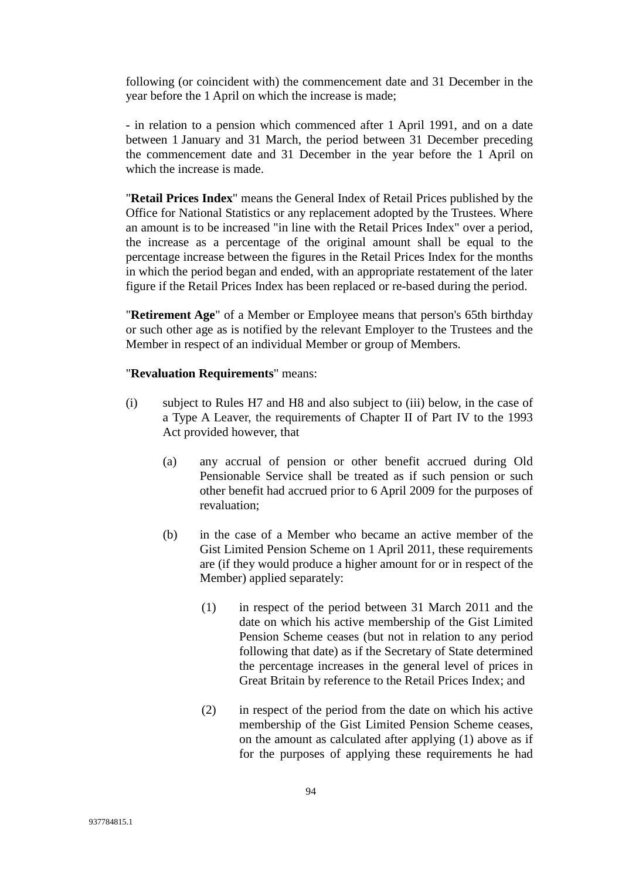following (or coincident with) the commencement date and 31 December in the year before the 1 April on which the increase is made;

- in relation to a pension which commenced after 1 April 1991, and on a date between 1 January and 31 March, the period between 31 December preceding the commencement date and 31 December in the year before the 1 April on which the increase is made.

"**Retail Prices Index**" means the General Index of Retail Prices published by the Office for National Statistics or any replacement adopted by the Trustees. Where an amount is to be increased "in line with the Retail Prices Index" over a period, the increase as a percentage of the original amount shall be equal to the percentage increase between the figures in the Retail Prices Index for the months in which the period began and ended, with an appropriate restatement of the later figure if the Retail Prices Index has been replaced or re-based during the period.

"**Retirement Age**" of a Member or Employee means that person's 65th birthday or such other age as is notified by the relevant Employer to the Trustees and the Member in respect of an individual Member or group of Members.

"**Revaluation Requirements**" means:

(i) subject to Rules H7 and H8 and also subject to (iii) below, in the case of a Type A Leaver, the requirements of Chapter II of Part IV to the 1993 Act provided however, that

 (a) any accrual of pension or other benefit accrued during Old Pensionable Service shall be treated as if such pension or such other benefit had accrued prior to 6 April 2009 for the purposes of revaluation;

 (b) in the case of a Member who became an active member of the Gist Limited Pension Scheme on 1 April 2011, these requirements are (if they would produce a higher amount for or in respect of the Member) applied separately:

  (1) in respect of the period between 31 March 2011 and the date on which his active membership of the Gist Limited Pension Scheme ceases (but not in relation to any period following that date) as if the Secretary of State determined the percentage increases in the general level of prices in Great Britain by reference to the Retail Prices Index; and

  (2) in respect of the period from the date on which his active membership of the Gist Limited Pension Scheme ceases, on the amount as calculated after applying (1) above as if for the purposes of applying these requirements he had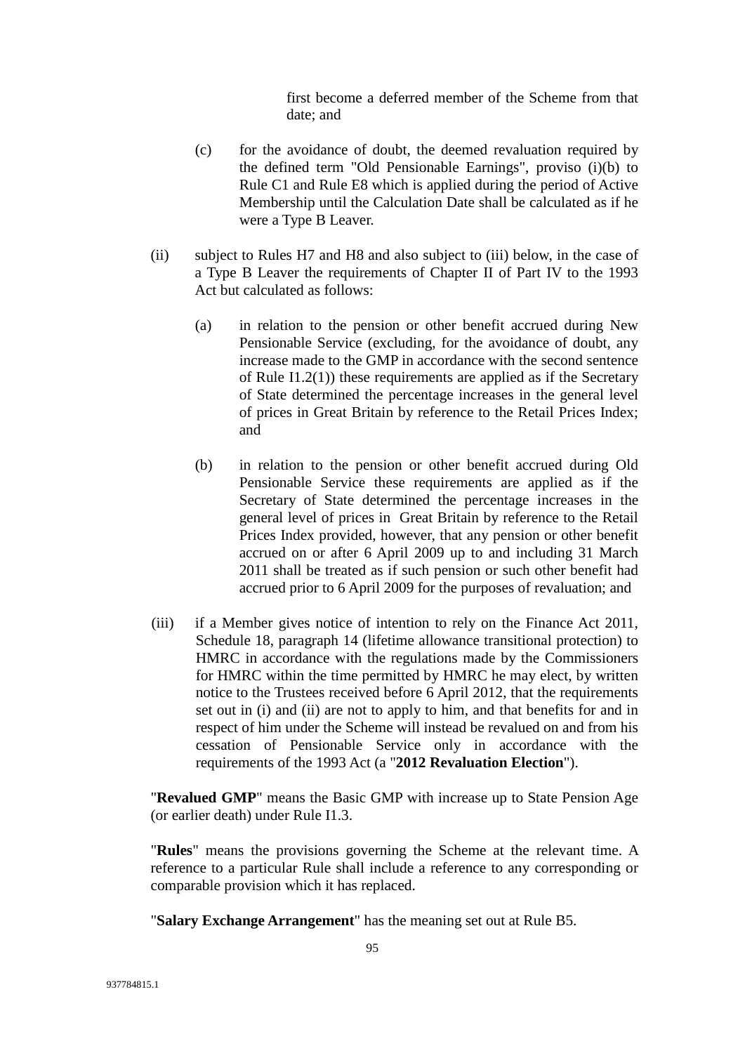first become a deferred member of the Scheme from that date; and

(c) for the avoidance of doubt, the deemed revaluation required by the defined term "Old Pensionable Earnings", proviso (i)(b) to Rule C1 and Rule E8 which is applied during the period of Active Membership until the Calculation Date shall be calculated as if he were a Type B Leaver.

(ii) subject to Rules H7 and H8 and also subject to (iii) below, in the case of a Type B Leaver the requirements of Chapter II of Part IV to the 1993 Act but calculated as follows:

(a) in relation to the pension or other benefit accrued during New Pensionable Service (excluding, for the avoidance of doubt, any increase made to the GMP in accordance with the second sentence of Rule I1.2(1)) these requirements are applied as if the Secretary of State determined the percentage increases in the general level of prices in Great Britain by reference to the Retail Prices Index; and

(b) in relation to the pension or other benefit accrued during Old Pensionable Service these requirements are applied as if the Secretary of State determined the percentage increases in the general level of prices in Great Britain by reference to the Retail Prices Index provided, however, that any pension or other benefit accrued on or after 6 April 2009 up to and including 31 March 2011 shall be treated as if such pension or such other benefit had accrued prior to 6 April 2009 for the purposes of revaluation; and

(iii) if a Member gives notice of intention to rely on the Finance Act 2011, Schedule 18, paragraph 14 (lifetime allowance transitional protection) to HMRC in accordance with the regulations made by the Commissioners for HMRC within the time permitted by HMRC he may elect, by written notice to the Trustees received before 6 April 2012, that the requirements set out in (i) and (ii) are not to apply to him, and that benefits for and in respect of him under the Scheme will instead be revalued on and from his cessation of Pensionable Service only in accordance with the requirements of the 1993 Act (a "**2012 Revaluation Election**").

"**Revalued GMP**" means the Basic GMP with increase up to State Pension Age (or earlier death) under Rule I1.3.

"**Rules**" means the provisions governing the Scheme at the relevant time. A reference to a particular Rule shall include a reference to any corresponding or comparable provision which it has replaced.

"**Salary Exchange Arrangement**" has the meaning set out at Rule B5.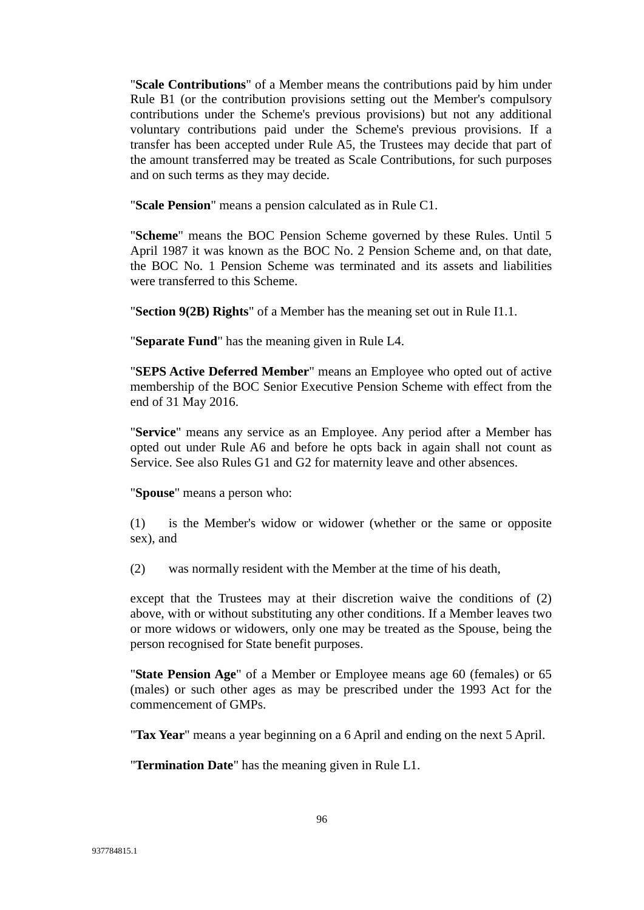"**Scale Contributions**" of a Member means the contributions paid by him under Rule B1 (or the contribution provisions setting out the Member's compulsory contributions under the Scheme's previous provisions) but not any additional voluntary contributions paid under the Scheme's previous provisions. If a transfer has been accepted under Rule A5, the Trustees may decide that part of the amount transferred may be treated as Scale Contributions, for such purposes and on such terms as they may decide.

"**Scale Pension**" means a pension calculated as in Rule C1.

"**Scheme**" means the BOC Pension Scheme governed by these Rules. Until 5 April 1987 it was known as the BOC No. 2 Pension Scheme and, on that date, the BOC No. 1 Pension Scheme was terminated and its assets and liabilities were transferred to this Scheme.

"**Section 9(2B) Rights**" of a Member has the meaning set out in Rule I1.1.

"**Separate Fund**" has the meaning given in Rule L4.

"**SEPS Active Deferred Member**" means an Employee who opted out of active membership of the BOC Senior Executive Pension Scheme with effect from the end of 31 May 2016.

"**Service**" means any service as an Employee. Any period after a Member has opted out under Rule A6 and before he opts back in again shall not count as Service. See also Rules G1 and G2 for maternity leave and other absences.

"**Spouse**" means a person who:

(1) is the Member's widow or widower (whether or the same or opposite sex), and

(2) was normally resident with the Member at the time of his death,

except that the Trustees may at their discretion waive the conditions of (2) above, with or without substituting any other conditions. If a Member leaves two or more widows or widowers, only one may be treated as the Spouse, being the person recognised for State benefit purposes.

"**State Pension Age**" of a Member or Employee means age 60 (females) or 65 (males) or such other ages as may be prescribed under the 1993 Act for the commencement of GMPs.

"**Tax Year**" means a year beginning on a 6 April and ending on the next 5 April.

"**Termination Date**" has the meaning given in Rule L1.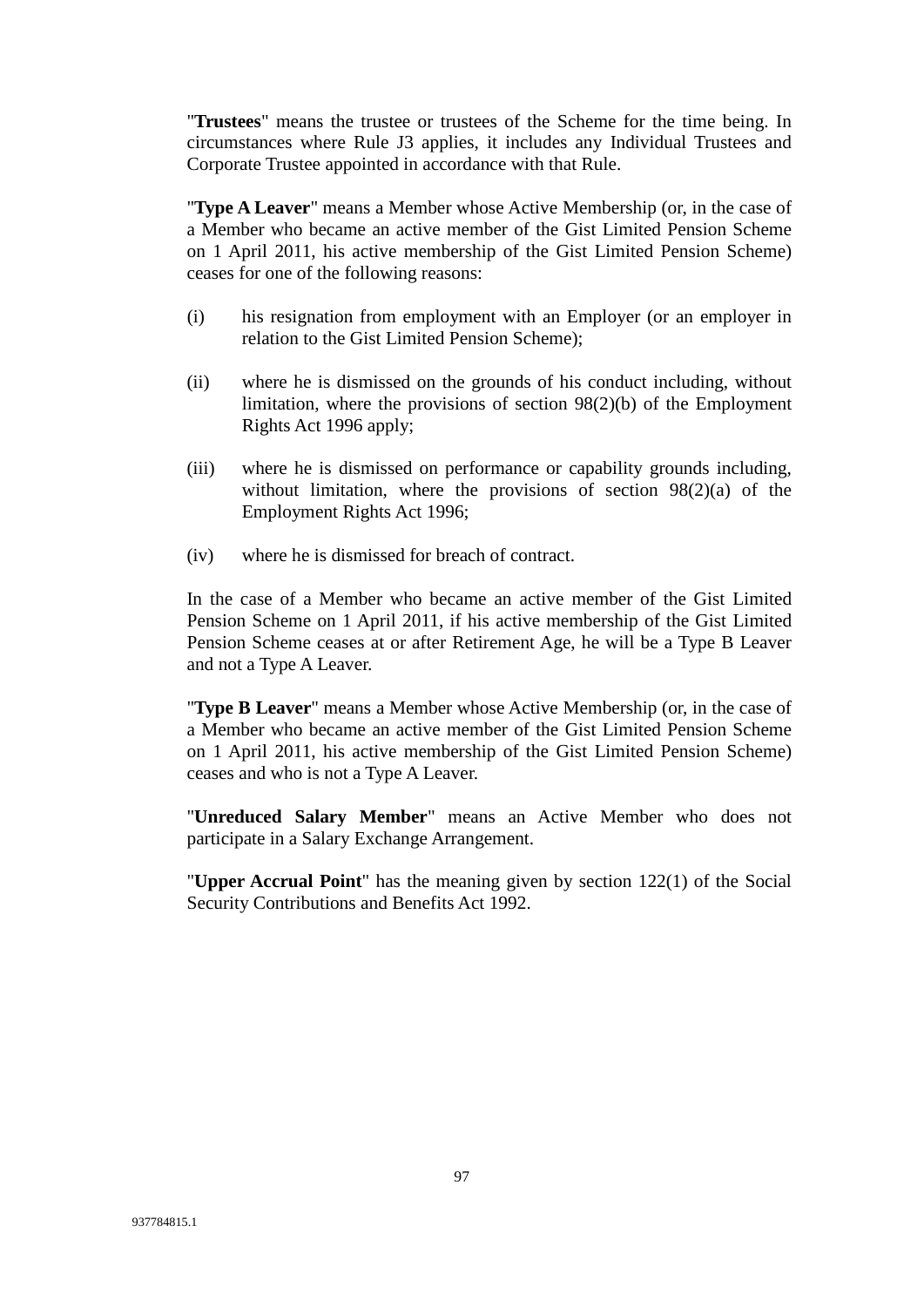"**Trustees**" means the trustee or trustees of the Scheme for the time being. In circumstances where Rule J3 applies, it includes any Individual Trustees and Corporate Trustee appointed in accordance with that Rule.

"**Type A Leaver**" means a Member whose Active Membership (or, in the case of a Member who became an active member of the Gist Limited Pension Scheme on 1 April 2011, his active membership of the Gist Limited Pension Scheme) ceases for one of the following reasons:

(i) his resignation from employment with an Employer (or an employer in relation to the Gist Limited Pension Scheme);

(ii) where he is dismissed on the grounds of his conduct including, without limitation, where the provisions of section 98(2)(b) of the Employment Rights Act 1996 apply;

(iii) where he is dismissed on performance or capability grounds including, without limitation, where the provisions of section 98(2)(a) of the Employment Rights Act 1996;

(iv) where he is dismissed for breach of contract.

In the case of a Member who became an active member of the Gist Limited Pension Scheme on 1 April 2011, if his active membership of the Gist Limited Pension Scheme ceases at or after Retirement Age, he will be a Type B Leaver and not a Type A Leaver.

"**Type B Leaver**" means a Member whose Active Membership (or, in the case of a Member who became an active member of the Gist Limited Pension Scheme on 1 April 2011, his active membership of the Gist Limited Pension Scheme) ceases and who is not a Type A Leaver.

"**Unreduced Salary Member**" means an Active Member who does not participate in a Salary Exchange Arrangement.

"**Upper Accrual Point**" has the meaning given by section 122(1) of the Social Security Contributions and Benefits Act 1992.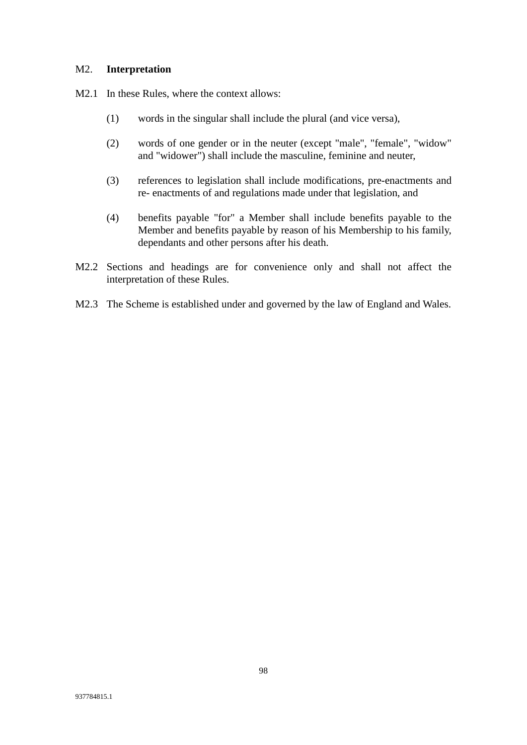## M2. **Interpretation**

M2.1 In these Rules, where the context allows:

(1) words in the singular shall include the plural (and vice versa),

(2) words of one gender or in the neuter (except "male", "female", "widow" and "widower") shall include the masculine, feminine and neuter,

(3) references to legislation shall include modifications, pre-enactments and re- enactments of and regulations made under that legislation, and

(4) benefits payable "for" a Member shall include benefits payable to the Member and benefits payable by reason of his Membership to his family, dependants and other persons after his death.

M2.2 Sections and headings are for convenience only and shall not affect the interpretation of these Rules.

M2.3 The Scheme is established under and governed by the law of England and Wales.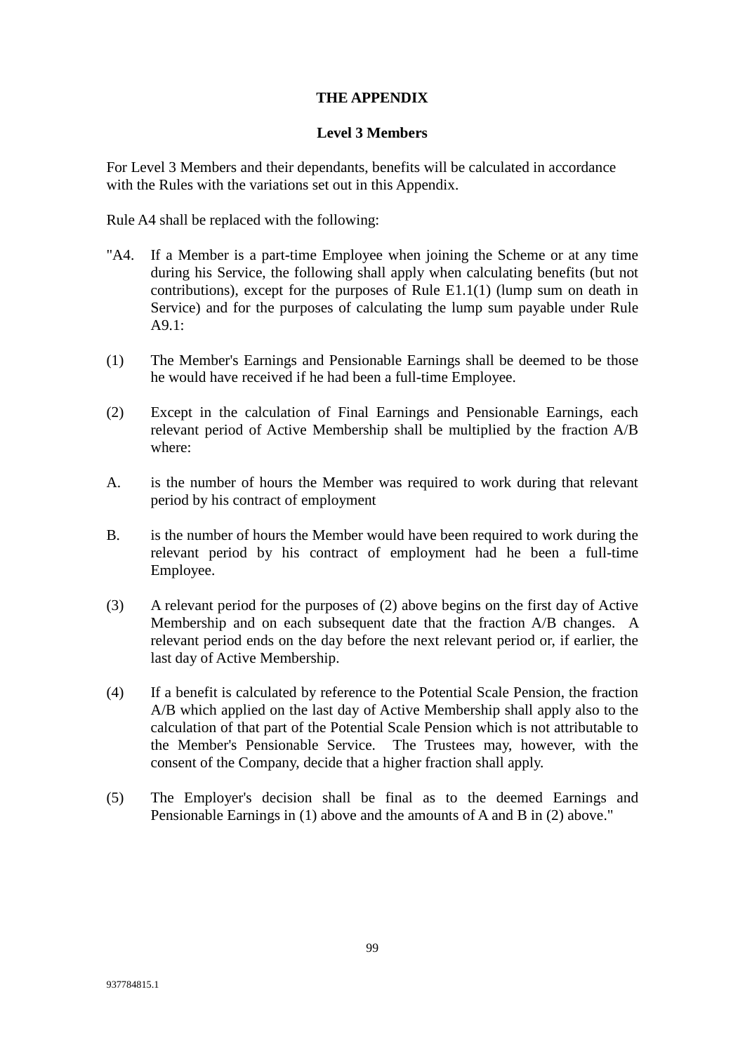# THE APPENDIX

## Level 3 Members

For Level 3 Members and their dependants, benefits will be calculated in accordance with the Rules with the variations set out in this Appendix.

Rule A4 shall be replaced with the following:

"A4. If a Member is a part-time Employee when joining the Scheme or at any time during his Service, the following shall apply when calculating benefits (but not contributions), except for the purposes of Rule E1.1(1) (lump sum on death in Service) and for the purposes of calculating the lump sum payable under Rule A9.1:

(1) The Member's Earnings and Pensionable Earnings shall be deemed to be those he would have received if he had been a full-time Employee.

(2) Except in the calculation of Final Earnings and Pensionable Earnings, each relevant period of Active Membership shall be multiplied by the fraction A/B where:

A. is the number of hours the Member was required to work during that relevant period by his contract of employment

B. is the number of hours the Member would have been required to work during the relevant period by his contract of employment had he been a full-time Employee.

(3) A relevant period for the purposes of (2) above begins on the first day of Active Membership and on each subsequent date that the fraction A/B changes. A relevant period ends on the day before the next relevant period or, if earlier, the last day of Active Membership.

(4) If a benefit is calculated by reference to the Potential Scale Pension, the fraction A/B which applied on the last day of Active Membership shall apply also to the calculation of that part of the Potential Scale Pension which is not attributable to the Member's Pensionable Service. The Trustees may, however, with the consent of the Company, decide that a higher fraction shall apply.

(5) The Employer's decision shall be final as to the deemed Earnings and Pensionable Earnings in (1) above and the amounts of A and B in (2) above."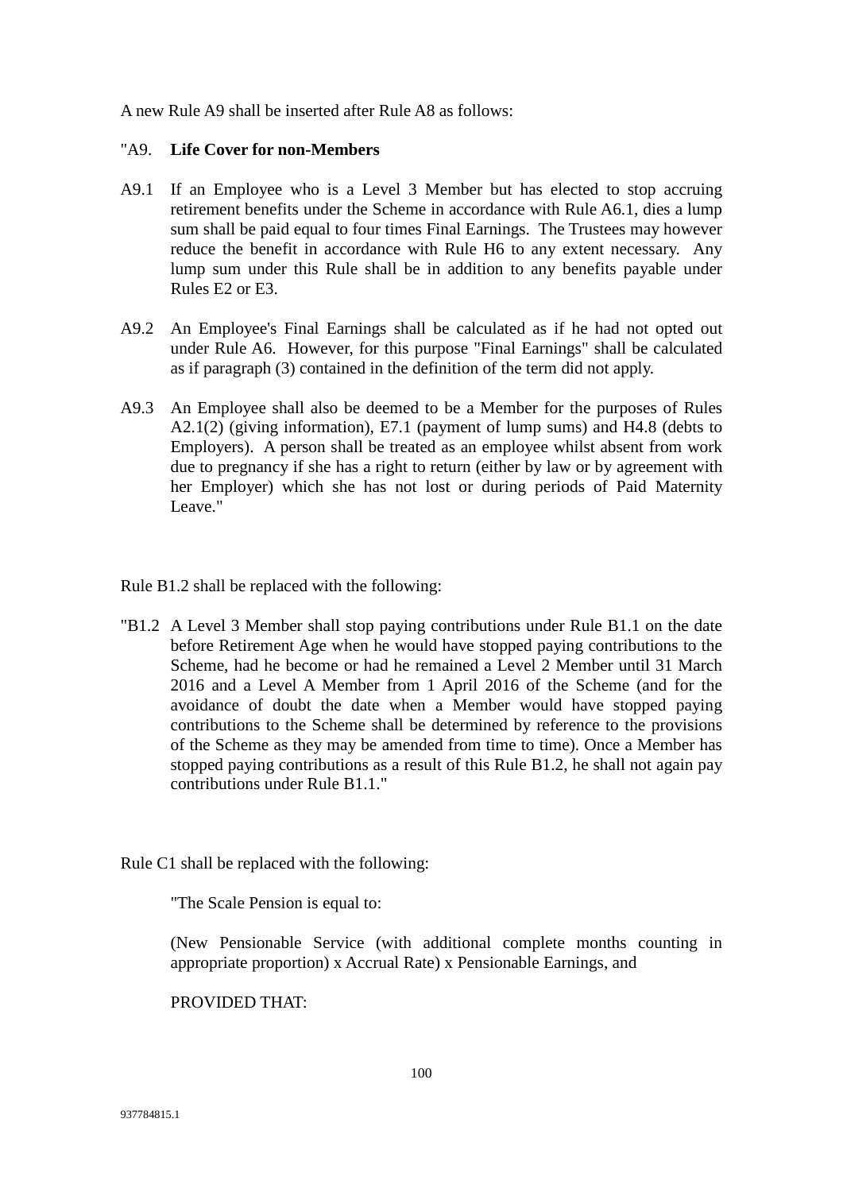A new Rule A9 shall be inserted after Rule A8 as follows:

"A9. **Life Cover for non-Members**

A9.1 If an Employee who is a Level 3 Member but has elected to stop accruing retirement benefits under the Scheme in accordance with Rule A6.1, dies a lump sum shall be paid equal to four times Final Earnings. The Trustees may however reduce the benefit in accordance with Rule H6 to any extent necessary. Any lump sum under this Rule shall be in addition to any benefits payable under Rules E2 or E3.

A9.2 An Employee's Final Earnings shall be calculated as if he had not opted out under Rule A6. However, for this purpose "Final Earnings" shall be calculated as if paragraph (3) contained in the definition of the term did not apply.

A9.3 An Employee shall also be deemed to be a Member for the purposes of Rules A2.1(2) (giving information), E7.1 (payment of lump sums) and H4.8 (debts to Employers). A person shall be treated as an employee whilst absent from work due to pregnancy if she has a right to return (either by law or by agreement with her Employer) which she has not lost or during periods of Paid Maternity Leave."

Rule B1.2 shall be replaced with the following:

"B1.2 A Level 3 Member shall stop paying contributions under Rule B1.1 on the date before Retirement Age when he would have stopped paying contributions to the Scheme, had he become or had he remained a Level 2 Member until 31 March 2016 and a Level A Member from 1 April 2016 of the Scheme (and for the avoidance of doubt the date when a Member would have stopped paying contributions to the Scheme shall be determined by reference to the provisions of the Scheme as they may be amended from time to time). Once a Member has stopped paying contributions as a result of this Rule B1.2, he shall not again pay contributions under Rule B1.1."

Rule C1 shall be replaced with the following:

"The Scale Pension is equal to:

(New Pensionable Service (with additional complete months counting in appropriate proportion) x Accrual Rate) x Pensionable Earnings, and

PROVIDED THAT: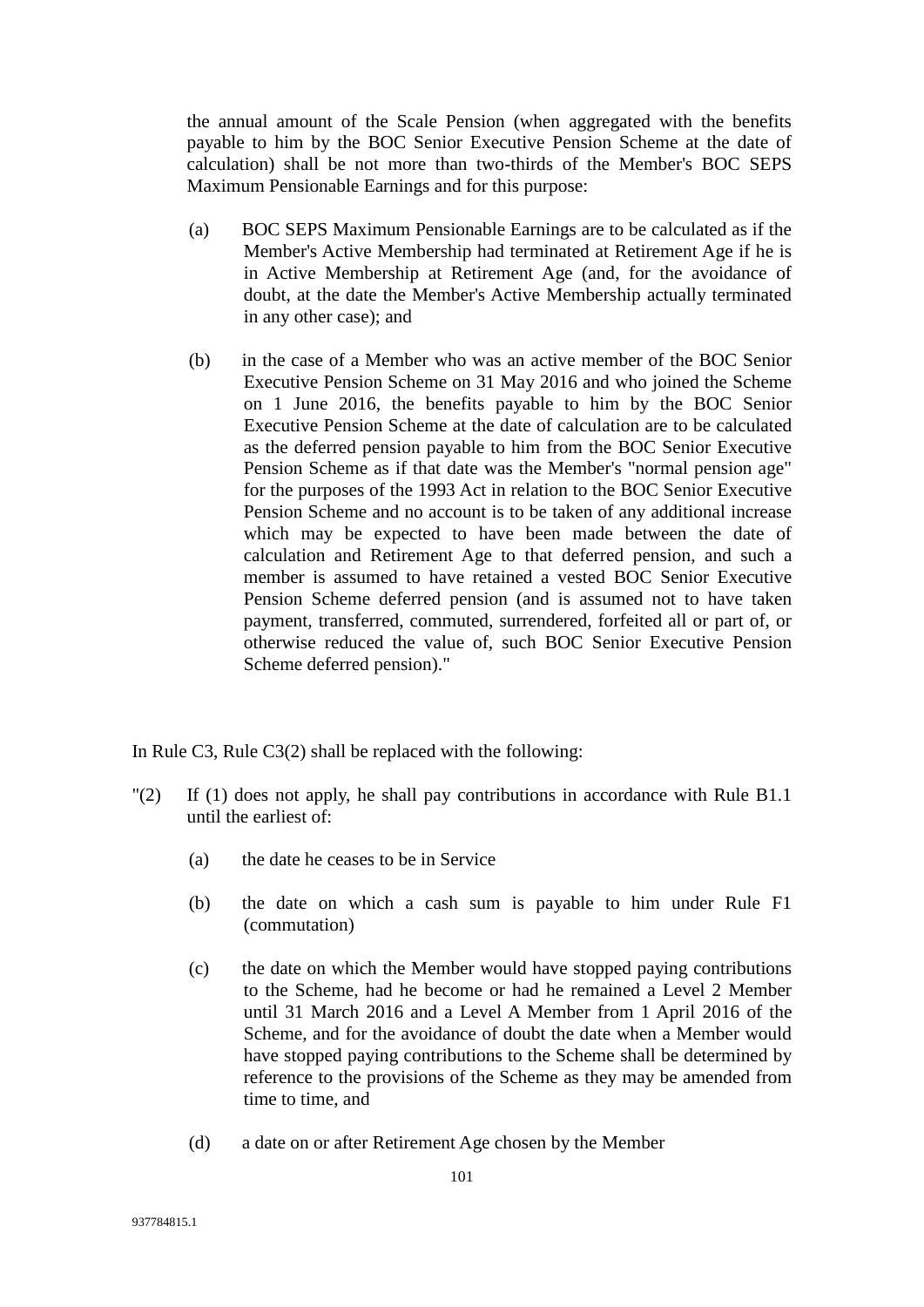the annual amount of the Scale Pension (when aggregated with the benefits payable to him by the BOC Senior Executive Pension Scheme at the date of calculation) shall be not more than two-thirds of the Member's BOC SEPS Maximum Pensionable Earnings and for this purpose:

(a) BOC SEPS Maximum Pensionable Earnings are to be calculated as if the Member's Active Membership had terminated at Retirement Age if he is in Active Membership at Retirement Age (and, for the avoidance of doubt, at the date the Member's Active Membership actually terminated in any other case); and

(b) in the case of a Member who was an active member of the BOC Senior Executive Pension Scheme on 31 May 2016 and who joined the Scheme on 1 June 2016, the benefits payable to him by the BOC Senior Executive Pension Scheme at the date of calculation are to be calculated as the deferred pension payable to him from the BOC Senior Executive Pension Scheme as if that date was the Member's "normal pension age" for the purposes of the 1993 Act in relation to the BOC Senior Executive Pension Scheme and no account is to be taken of any additional increase which may be expected to have been made between the date of calculation and Retirement Age to that deferred pension, and such a member is assumed to have retained a vested BOC Senior Executive Pension Scheme deferred pension (and is assumed not to have taken payment, transferred, commuted, surrendered, forfeited all or part of, or otherwise reduced the value of, such BOC Senior Executive Pension Scheme deferred pension)."

In Rule C3, Rule C3(2) shall be replaced with the following:

"(2) If (1) does not apply, he shall pay contributions in accordance with Rule B1.1 until the earliest of:

(a) the date he ceases to be in Service

(b) the date on which a cash sum is payable to him under Rule F1 (commutation)

(c) the date on which the Member would have stopped paying contributions to the Scheme, had he become or had he remained a Level 2 Member until 31 March 2016 and a Level A Member from 1 April 2016 of the Scheme, and for the avoidance of doubt the date when a Member would have stopped paying contributions to the Scheme shall be determined by reference to the provisions of the Scheme as they may be amended from time to time, and

(d) a date on or after Retirement Age chosen by the Member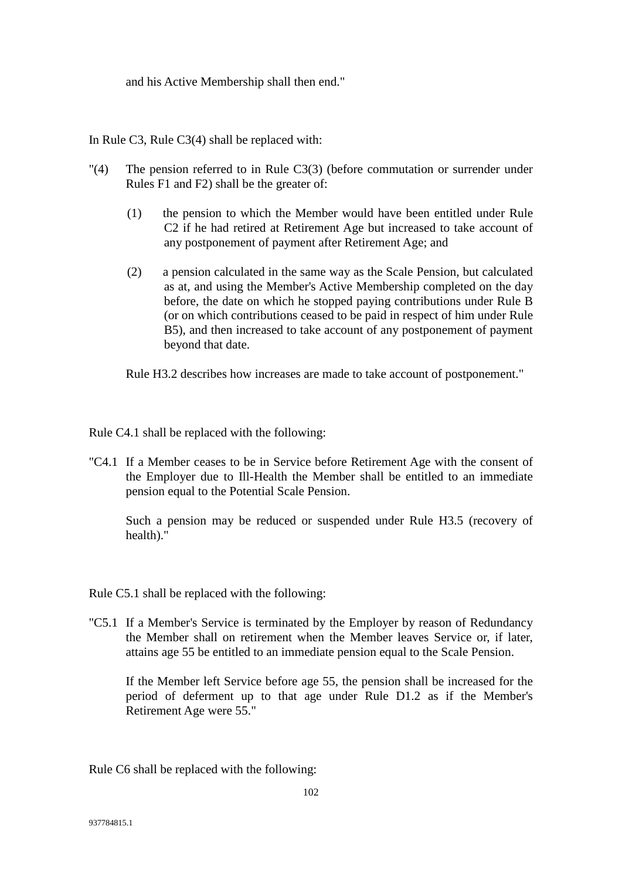and his Active Membership shall then end."

In Rule C3, Rule C3(4) shall be replaced with:

"(4) The pension referred to in Rule C3(3) (before commutation or surrender under Rules F1 and F2) shall be the greater of:

(1) the pension to which the Member would have been entitled under Rule C2 if he had retired at Retirement Age but increased to take account of any postponement of payment after Retirement Age; and

(2) a pension calculated in the same way as the Scale Pension, but calculated as at, and using the Member's Active Membership completed on the day before, the date on which he stopped paying contributions under Rule B (or on which contributions ceased to be paid in respect of him under Rule B5), and then increased to take account of any postponement of payment beyond that date.

Rule H3.2 describes how increases are made to take account of postponement."

Rule C4.1 shall be replaced with the following:

"C4.1 If a Member ceases to be in Service before Retirement Age with the consent of the Employer due to Ill-Health the Member shall be entitled to an immediate pension equal to the Potential Scale Pension.

Such a pension may be reduced or suspended under Rule H3.5 (recovery of health)."

Rule C5.1 shall be replaced with the following:

"C5.1 If a Member's Service is terminated by the Employer by reason of Redundancy the Member shall on retirement when the Member leaves Service or, if later, attains age 55 be entitled to an immediate pension equal to the Scale Pension.

If the Member left Service before age 55, the pension shall be increased for the period of deferment up to that age under Rule D1.2 as if the Member's Retirement Age were 55."

Rule C6 shall be replaced with the following: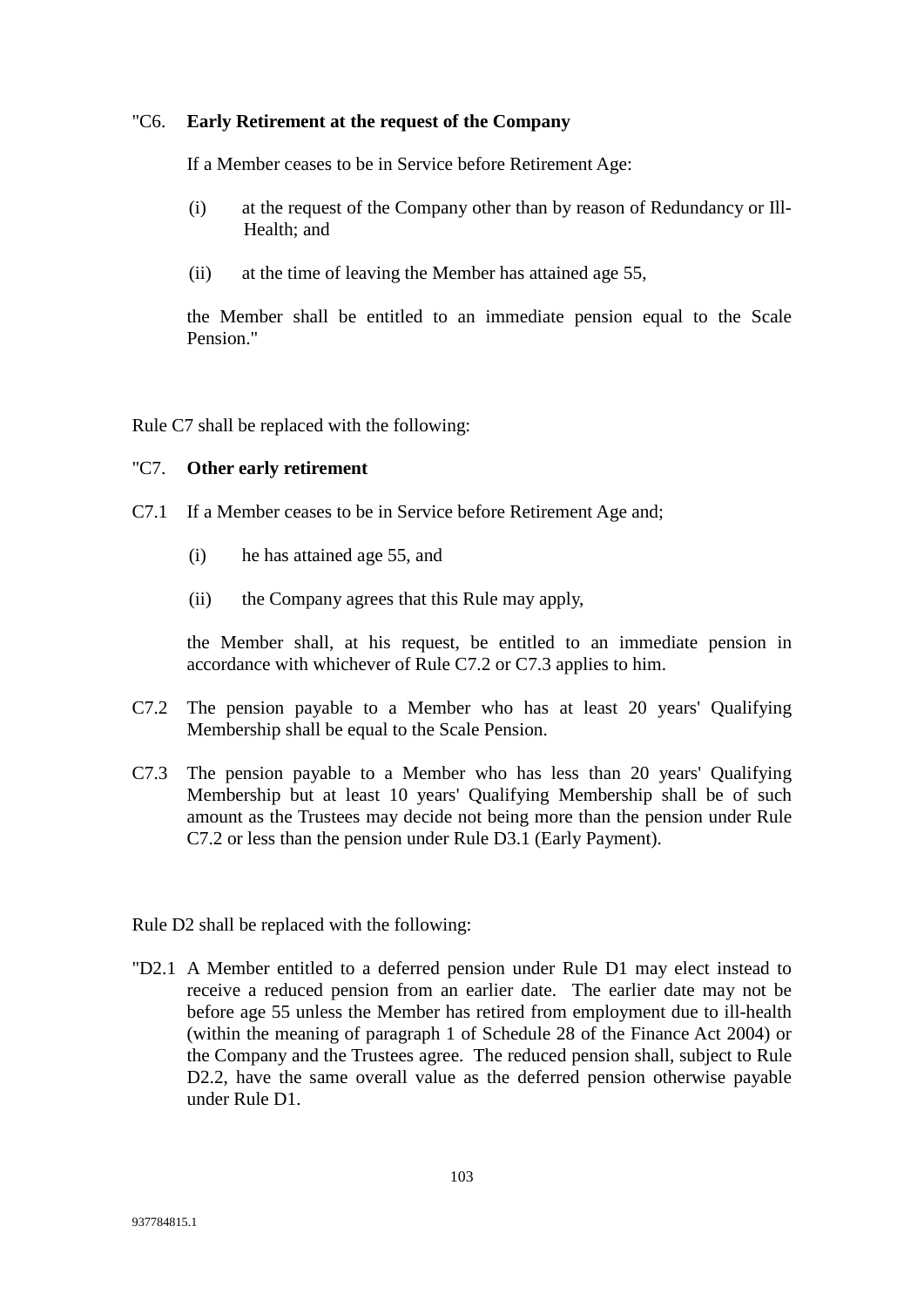"C6. **Early Retirement at the request of the Company**

If a Member ceases to be in Service before Retirement Age:

(i) at the request of the Company other than by reason of Redundancy or Ill-Health; and

(ii) at the time of leaving the Member has attained age 55,

the Member shall be entitled to an immediate pension equal to the Scale Pension."

Rule C7 shall be replaced with the following:

"C7. **Other early retirement**

C7.1 If a Member ceases to be in Service before Retirement Age and;

(i) he has attained age 55, and

(ii) the Company agrees that this Rule may apply,

the Member shall, at his request, be entitled to an immediate pension in accordance with whichever of Rule C7.2 or C7.3 applies to him.

C7.2 The pension payable to a Member who has at least 20 years' Qualifying Membership shall be equal to the Scale Pension.

C7.3 The pension payable to a Member who has less than 20 years' Qualifying Membership but at least 10 years' Qualifying Membership shall be of such amount as the Trustees may decide not being more than the pension under Rule C7.2 or less than the pension under Rule D3.1 (Early Payment).

Rule D2 shall be replaced with the following:

"D2.1 A Member entitled to a deferred pension under Rule D1 may elect instead to receive a reduced pension from an earlier date. The earlier date may not be before age 55 unless the Member has retired from employment due to ill-health (within the meaning of paragraph 1 of Schedule 28 of the Finance Act 2004) or the Company and the Trustees agree. The reduced pension shall, subject to Rule D2.2, have the same overall value as the deferred pension otherwise payable under Rule D1.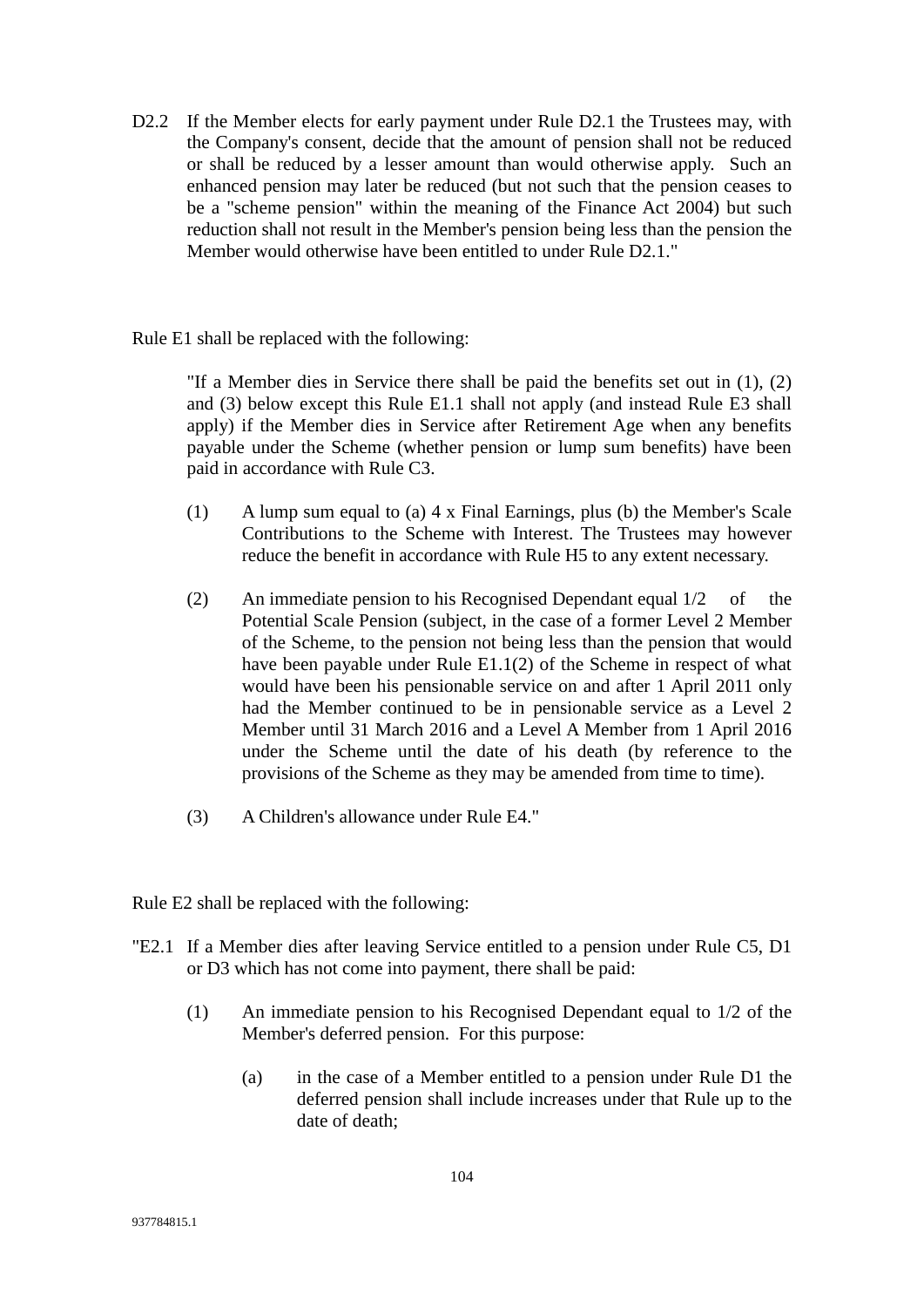D2.2 If the Member elects for early payment under Rule D2.1 the Trustees may, with the Company's consent, decide that the amount of pension shall not be reduced or shall be reduced by a lesser amount than would otherwise apply. Such an enhanced pension may later be reduced (but not such that the pension ceases to be a "scheme pension" within the meaning of the Finance Act 2004) but such reduction shall not result in the Member's pension being less than the pension the Member would otherwise have been entitled to under Rule D2.1."

Rule E1 shall be replaced with the following:

> "If a Member dies in Service there shall be paid the benefits set out in (1), (2) and (3) below except this Rule E1.1 shall not apply (and instead Rule E3 shall apply) if the Member dies in Service after Retirement Age when any benefits payable under the Scheme (whether pension or lump sum benefits) have been paid in accordance with Rule C3.
>
> (1) A lump sum equal to (a) 4 x Final Earnings, plus (b) the Member's Scale Contributions to the Scheme with Interest. The Trustees may however reduce the benefit in accordance with Rule H5 to any extent necessary.
>
> (2) An immediate pension to his Recognised Dependant equal 1/2 of the Potential Scale Pension (subject, in the case of a former Level 2 Member of the Scheme, to the pension not being less than the pension that would have been payable under Rule E1.1(2) of the Scheme in respect of what would have been his pensionable service on and after 1 April 2011 only had the Member continued to be in pensionable service as a Level 2 Member until 31 March 2016 and a Level A Member from 1 April 2016 under the Scheme until the date of his death (by reference to the provisions of the Scheme as they may be amended from time to time).
>
> (3) A Children's allowance under Rule E4."

Rule E2 shall be replaced with the following:

"E2.1 If a Member dies after leaving Service entitled to a pension under Rule C5, D1 or D3 which has not come into payment, there shall be paid:

> (1) An immediate pension to his Recognised Dependant equal to 1/2 of the Member's deferred pension. For this purpose:
>
> > (a) in the case of a Member entitled to a pension under Rule D1 the deferred pension shall include increases under that Rule up to the date of death;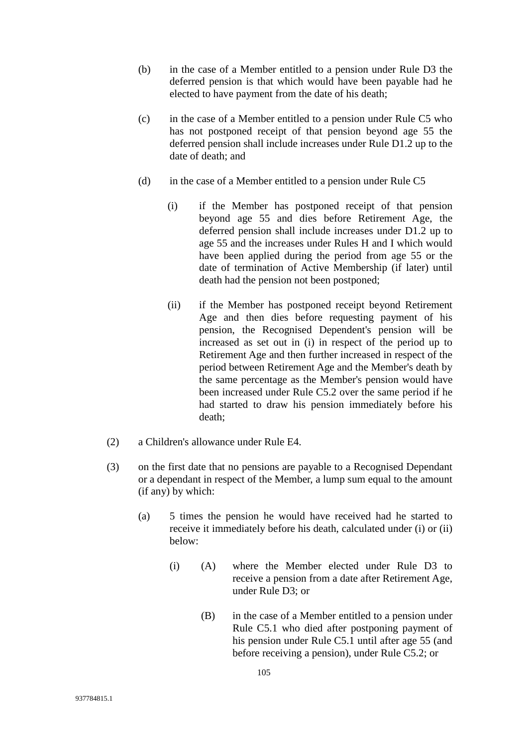(b) in the case of a Member entitled to a pension under Rule D3 the deferred pension is that which would have been payable had he elected to have payment from the date of his death;

(c) in the case of a Member entitled to a pension under Rule C5 who has not postponed receipt of that pension beyond age 55 the deferred pension shall include increases under Rule D1.2 up to the date of death; and

(d) in the case of a Member entitled to a pension under Rule C5

   (i) if the Member has postponed receipt of that pension beyond age 55 and dies before Retirement Age, the deferred pension shall include increases under D1.2 up to age 55 and the increases under Rules H and I which would have been applied during the period from age 55 or the date of termination of Active Membership (if later) until death had the pension not been postponed;

   (ii) if the Member has postponed receipt beyond Retirement Age and then dies before requesting payment of his pension, the Recognised Dependent's pension will be increased as set out in (i) in respect of the period up to Retirement Age and then further increased in respect of the period between Retirement Age and the Member's death by the same percentage as the Member's pension would have been increased under Rule C5.2 over the same period if he had started to draw his pension immediately before his death;

(2) a Children's allowance under Rule E4.

(3) on the first date that no pensions are payable to a Recognised Dependant or a dependant in respect of the Member, a lump sum equal to the amount (if any) by which:

   (a) 5 times the pension he would have received had he started to receive it immediately before his death, calculated under (i) or (ii) below:

      (i) (A) where the Member elected under Rule D3 to receive a pension from a date after Retirement Age, under Rule D3; or

         (B) in the case of a Member entitled to a pension under Rule C5.1 who died after postponing payment of his pension under Rule C5.1 until after age 55 (and before receiving a pension), under Rule C5.2; or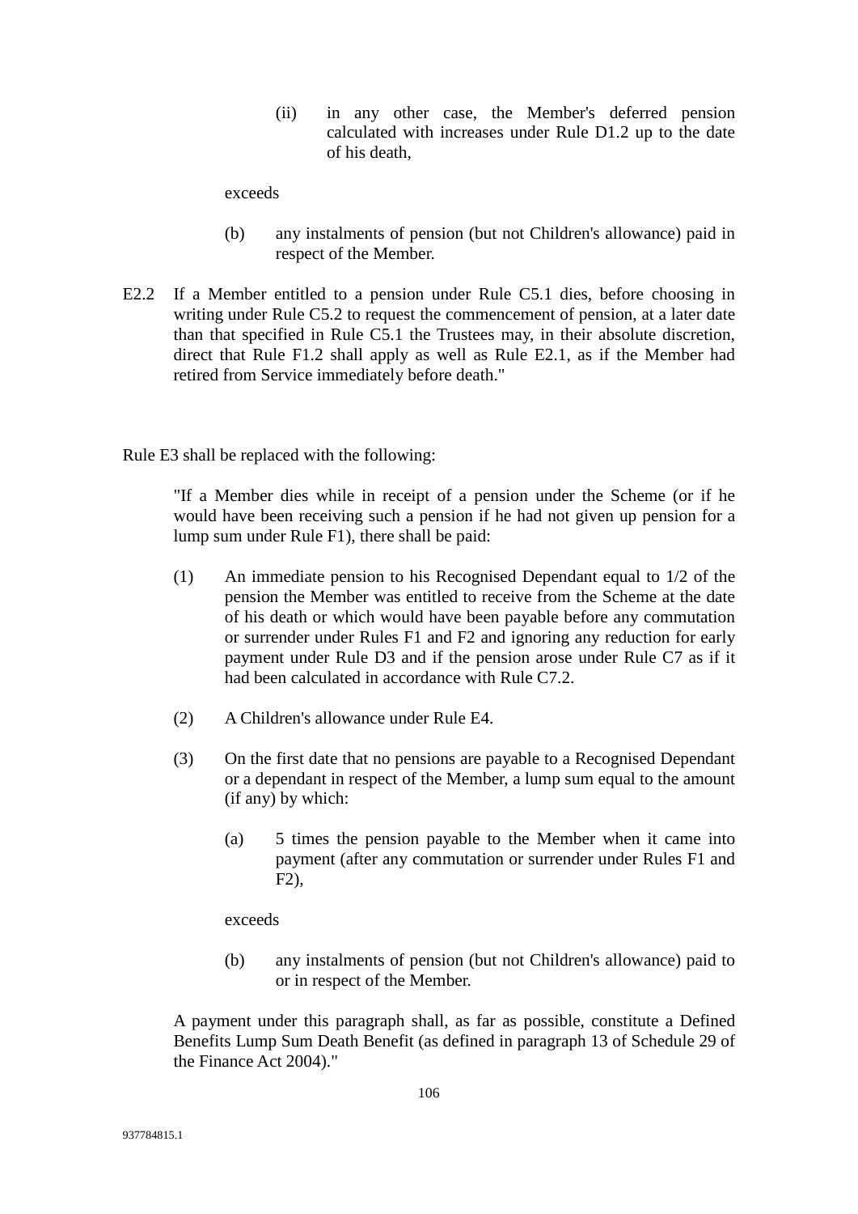(ii) in any other case, the Member's deferred pension calculated with increases under Rule D1.2 up to the date of his death,

exceeds

(b) any instalments of pension (but not Children's allowance) paid in respect of the Member.

E2.2 If a Member entitled to a pension under Rule C5.1 dies, before choosing in writing under Rule C5.2 to request the commencement of pension, at a later date than that specified in Rule C5.1 the Trustees may, in their absolute discretion, direct that Rule F1.2 shall apply as well as Rule E2.1, as if the Member had retired from Service immediately before death."

Rule E3 shall be replaced with the following:

"If a Member dies while in receipt of a pension under the Scheme (or if he would have been receiving such a pension if he had not given up pension for a lump sum under Rule F1), there shall be paid:

(1) An immediate pension to his Recognised Dependant equal to 1/2 of the pension the Member was entitled to receive from the Scheme at the date of his death or which would have been payable before any commutation or surrender under Rules F1 and F2 and ignoring any reduction for early payment under Rule D3 and if the pension arose under Rule C7 as if it had been calculated in accordance with Rule C7.2.

(2) A Children's allowance under Rule E4.

(3) On the first date that no pensions are payable to a Recognised Dependant or a dependant in respect of the Member, a lump sum equal to the amount (if any) by which:

(a) 5 times the pension payable to the Member when it came into payment (after any commutation or surrender under Rules F1 and F2),

exceeds

(b) any instalments of pension (but not Children's allowance) paid to or in respect of the Member.

A payment under this paragraph shall, as far as possible, constitute a Defined Benefits Lump Sum Death Benefit (as defined in paragraph 13 of Schedule 29 of the Finance Act 2004)."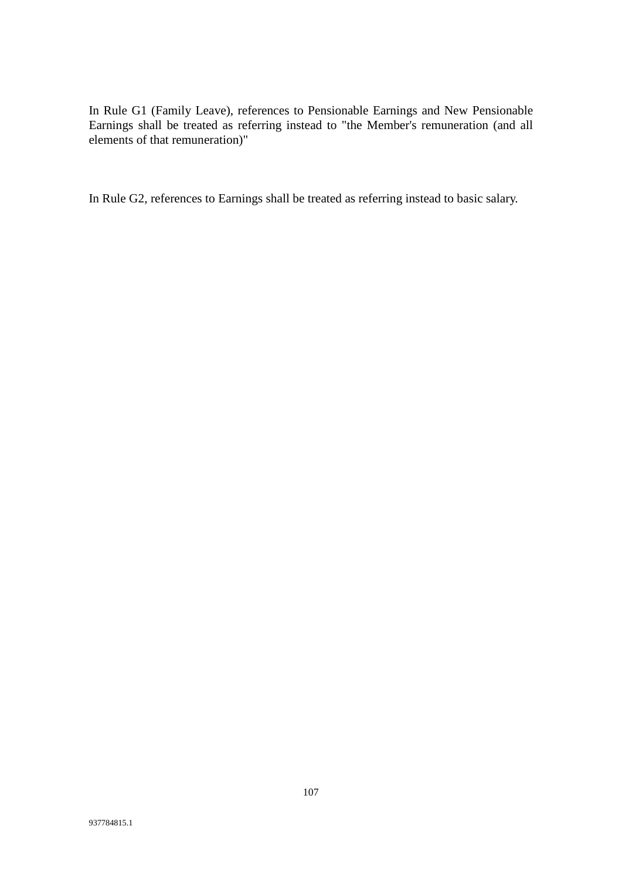In Rule G1 (Family Leave), references to Pensionable Earnings and New Pensionable Earnings shall be treated as referring instead to "the Member's remuneration (and all elements of that remuneration)"

In Rule G2, references to Earnings shall be treated as referring instead to basic salary.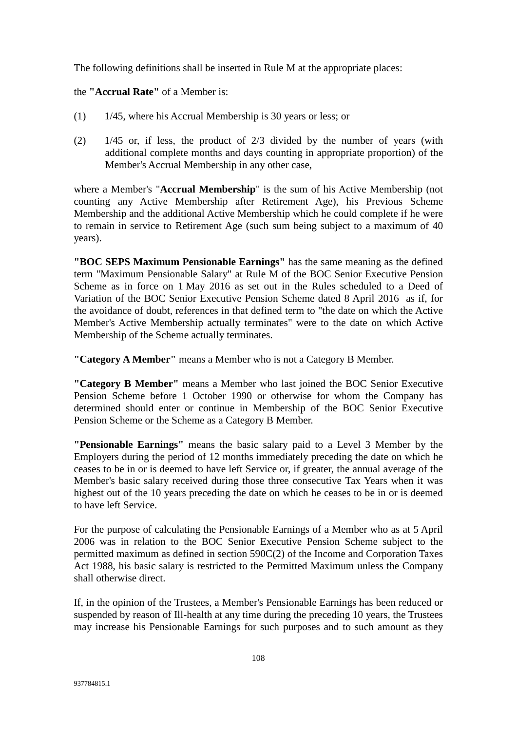The following definitions shall be inserted in Rule M at the appropriate places:

the **"Accrual Rate"** of a Member is:

(1) 1/45, where his Accrual Membership is 30 years or less; or

(2) 1/45 or, if less, the product of 2/3 divided by the number of years (with additional complete months and days counting in appropriate proportion) of the Member's Accrual Membership in any other case,

where a Member's "**Accrual Membership**" is the sum of his Active Membership (not counting any Active Membership after Retirement Age), his Previous Scheme Membership and the additional Active Membership which he could complete if he were to remain in service to Retirement Age (such sum being subject to a maximum of 40 years).

**"BOC SEPS Maximum Pensionable Earnings"** has the same meaning as the defined term "Maximum Pensionable Salary" at Rule M of the BOC Senior Executive Pension Scheme as in force on 1 May 2016 as set out in the Rules scheduled to a Deed of Variation of the BOC Senior Executive Pension Scheme dated 8 April 2016 as if, for the avoidance of doubt, references in that defined term to "the date on which the Active Member's Active Membership actually terminates" were to the date on which Active Membership of the Scheme actually terminates.

**"Category A Member"** means a Member who is not a Category B Member.

**"Category B Member"** means a Member who last joined the BOC Senior Executive Pension Scheme before 1 October 1990 or otherwise for whom the Company has determined should enter or continue in Membership of the BOC Senior Executive Pension Scheme or the Scheme as a Category B Member.

**"Pensionable Earnings"** means the basic salary paid to a Level 3 Member by the Employers during the period of 12 months immediately preceding the date on which he ceases to be in or is deemed to have left Service or, if greater, the annual average of the Member's basic salary received during those three consecutive Tax Years when it was highest out of the 10 years preceding the date on which he ceases to be in or is deemed to have left Service.

For the purpose of calculating the Pensionable Earnings of a Member who as at 5 April 2006 was in relation to the BOC Senior Executive Pension Scheme subject to the permitted maximum as defined in section 590C(2) of the Income and Corporation Taxes Act 1988, his basic salary is restricted to the Permitted Maximum unless the Company shall otherwise direct.

If, in the opinion of the Trustees, a Member's Pensionable Earnings has been reduced or suspended by reason of Ill-health at any time during the preceding 10 years, the Trustees may increase his Pensionable Earnings for such purposes and to such amount as they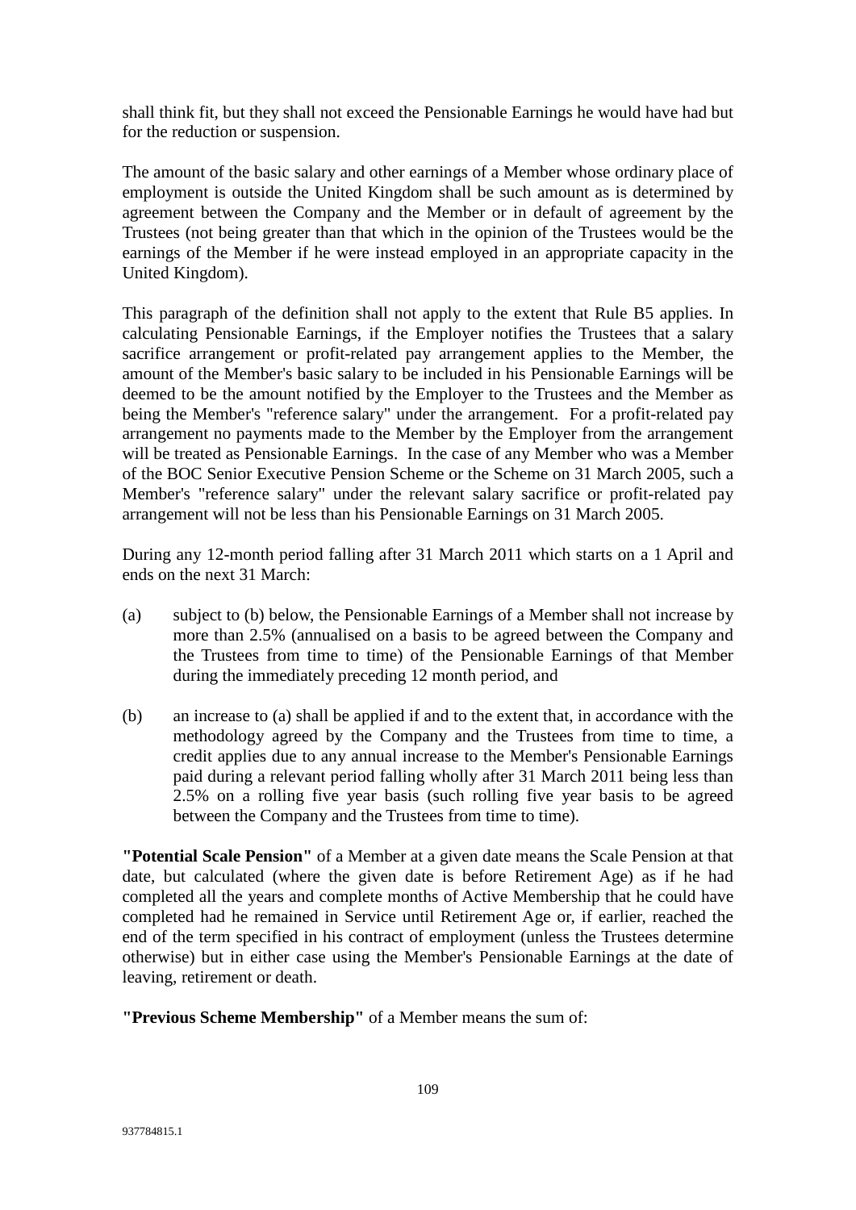shall think fit, but they shall not exceed the Pensionable Earnings he would have had but for the reduction or suspension.

The amount of the basic salary and other earnings of a Member whose ordinary place of employment is outside the United Kingdom shall be such amount as is determined by agreement between the Company and the Member or in default of agreement by the Trustees (not being greater than that which in the opinion of the Trustees would be the earnings of the Member if he were instead employed in an appropriate capacity in the United Kingdom).

This paragraph of the definition shall not apply to the extent that Rule B5 applies. In calculating Pensionable Earnings, if the Employer notifies the Trustees that a salary sacrifice arrangement or profit-related pay arrangement applies to the Member, the amount of the Member's basic salary to be included in his Pensionable Earnings will be deemed to be the amount notified by the Employer to the Trustees and the Member as being the Member's "reference salary" under the arrangement. For a profit-related pay arrangement no payments made to the Member by the Employer from the arrangement will be treated as Pensionable Earnings. In the case of any Member who was a Member of the BOC Senior Executive Pension Scheme or the Scheme on 31 March 2005, such a Member's "reference salary" under the relevant salary sacrifice or profit-related pay arrangement will not be less than his Pensionable Earnings on 31 March 2005.

During any 12-month period falling after 31 March 2011 which starts on a 1 April and ends on the next 31 March:

(a) subject to (b) below, the Pensionable Earnings of a Member shall not increase by more than 2.5% (annualised on a basis to be agreed between the Company and the Trustees from time to time) of the Pensionable Earnings of that Member during the immediately preceding 12 month period, and

(b) an increase to (a) shall be applied if and to the extent that, in accordance with the methodology agreed by the Company and the Trustees from time to time, a credit applies due to any annual increase to the Member's Pensionable Earnings paid during a relevant period falling wholly after 31 March 2011 being less than 2.5% on a rolling five year basis (such rolling five year basis to be agreed between the Company and the Trustees from time to time).

**"Potential Scale Pension"** of a Member at a given date means the Scale Pension at that date, but calculated (where the given date is before Retirement Age) as if he had completed all the years and complete months of Active Membership that he could have completed had he remained in Service until Retirement Age or, if earlier, reached the end of the term specified in his contract of employment (unless the Trustees determine otherwise) but in either case using the Member's Pensionable Earnings at the date of leaving, retirement or death.

**"Previous Scheme Membership"** of a Member means the sum of: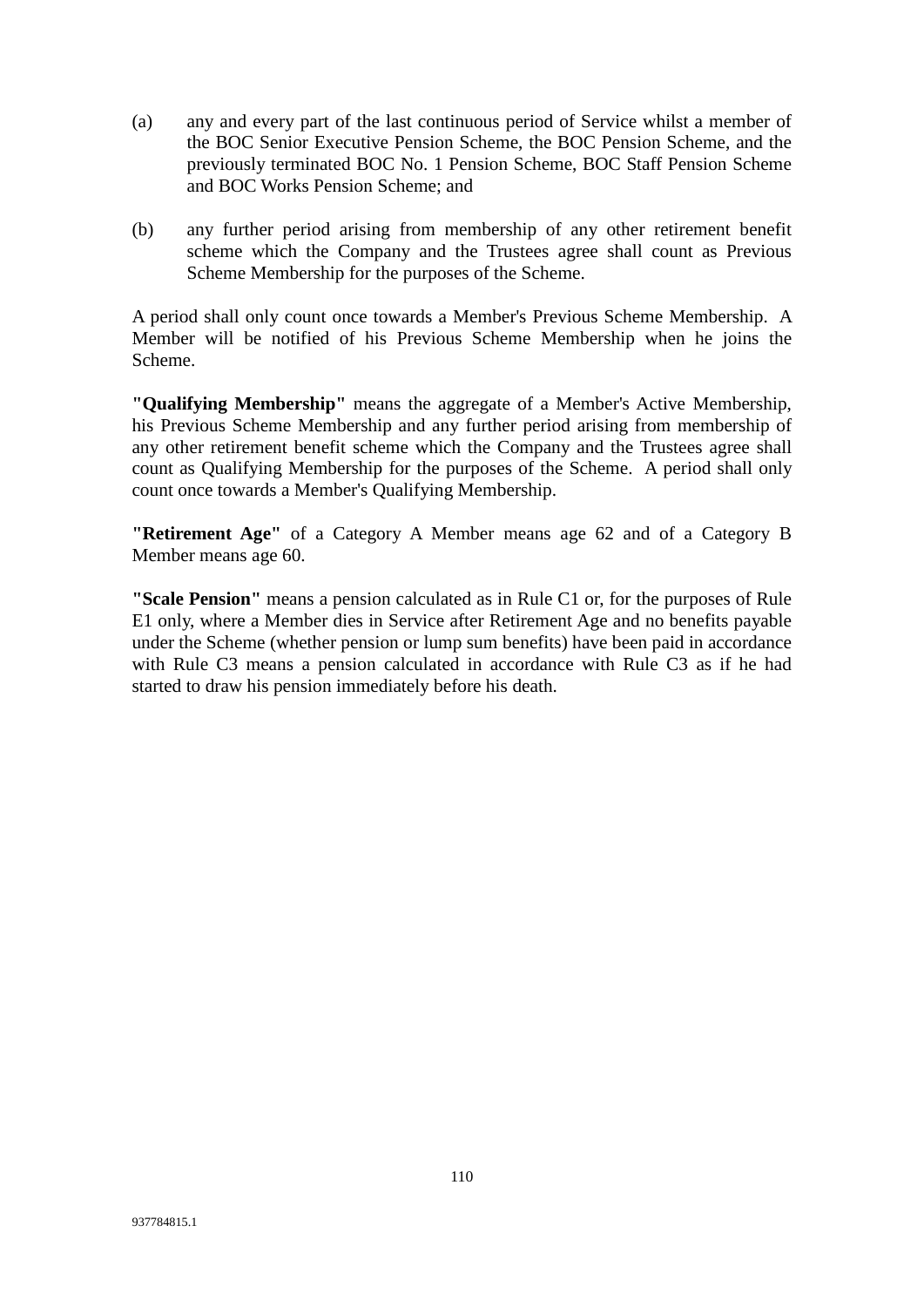(a) any and every part of the last continuous period of Service whilst a member of the BOC Senior Executive Pension Scheme, the BOC Pension Scheme, and the previously terminated BOC No. 1 Pension Scheme, BOC Staff Pension Scheme and BOC Works Pension Scheme; and

(b) any further period arising from membership of any other retirement benefit scheme which the Company and the Trustees agree shall count as Previous Scheme Membership for the purposes of the Scheme.

A period shall only count once towards a Member's Previous Scheme Membership. A Member will be notified of his Previous Scheme Membership when he joins the Scheme.

**"Qualifying Membership"** means the aggregate of a Member's Active Membership, his Previous Scheme Membership and any further period arising from membership of any other retirement benefit scheme which the Company and the Trustees agree shall count as Qualifying Membership for the purposes of the Scheme. A period shall only count once towards a Member's Qualifying Membership.

**"Retirement Age"** of a Category A Member means age 62 and of a Category B Member means age 60.

**"Scale Pension"** means a pension calculated as in Rule C1 or, for the purposes of Rule E1 only, where a Member dies in Service after Retirement Age and no benefits payable under the Scheme (whether pension or lump sum benefits) have been paid in accordance with Rule C3 means a pension calculated in accordance with Rule C3 as if he had started to draw his pension immediately before his death.